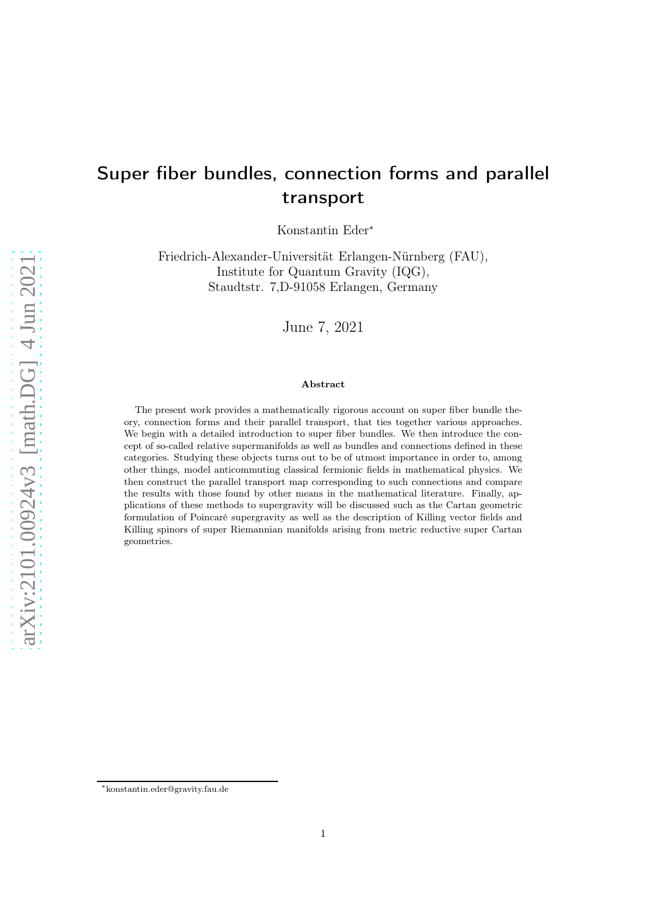# Super fiber bundles, connection forms and parallel transport

Konstantin Eder*

Friedrich-Alexander-Universität Erlangen-Nürnberg (FAU),
Institute for Quantum Gravity (IQG),
Staudtstr. 7,D-91058 Erlangen, Germany

June 7, 2021

**Abstract**

The present work provides a mathematically rigorous account on super fiber bundle theory, connection forms and their parallel transport, that ties together various approaches. We begin with a detailed introduction to super fiber bundles. We then introduce the concept of so-called relative supermanifolds as well as bundles and connections defined in these categories. Studying these objects turns out to be of utmost importance in order to, among other things, model anticommuting classical fermionic fields in mathematical physics. We then construct the parallel transport map corresponding to such connections and compare the results with those found by other means in the mathematical literature. Finally, applications of these methods to supergravity will be discussed such as the Cartan geometric formulation of Poincaré supergravity as well as the description of Killing vector fields and Killing spinors of super Riemannian manifolds arising from metric reductive super Cartan geometries.

*konstantin.eder@gravity.fau.de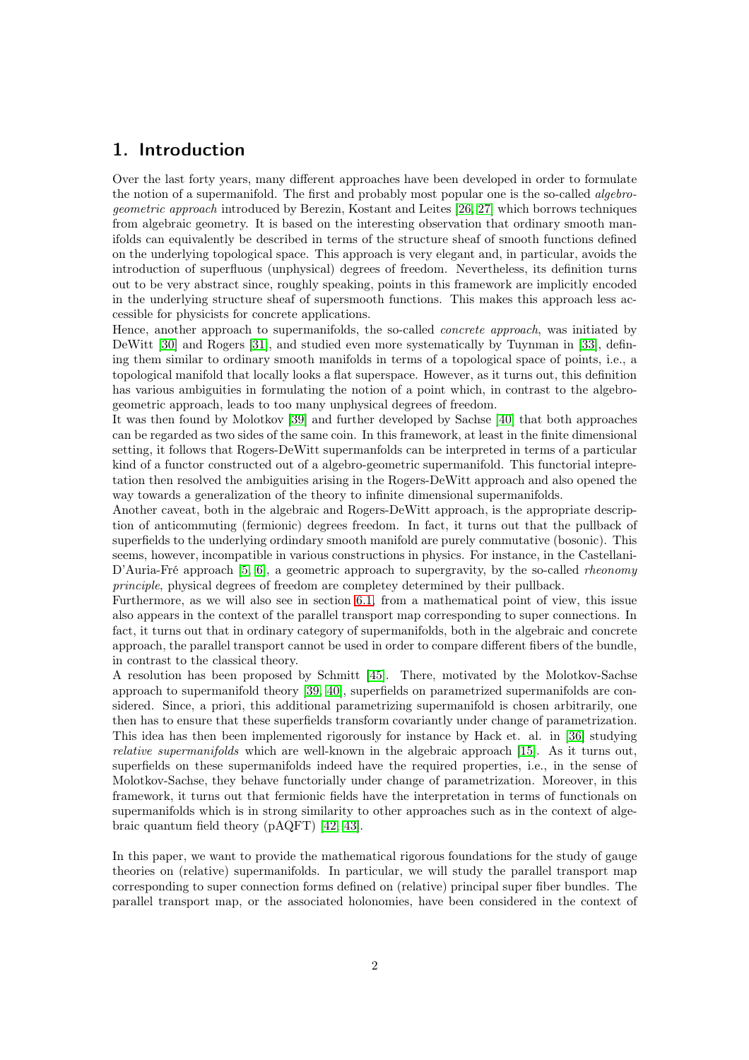# 1. Introduction

Over the last forty years, many different approaches have been developed in order to formulate the notion of a supermanifold. The first and probably most popular one is the so-called *algebro-geometric approach* introduced by Berezin, Kostant and Leites [26, 27] which borrows techniques from algebraic geometry. It is based on the interesting observation that ordinary smooth manifolds can equivalently be described in terms of the structure sheaf of smooth functions defined on the underlying topological space. This approach is very elegant and, in particular, avoids the introduction of superfluous (unphysical) degrees of freedom. Nevertheless, its definition turns out to be very abstract since, roughly speaking, points in this framework are implicitly encoded in the underlying structure sheaf of supersmooth functions. This makes this approach less accessible for physicists for concrete applications.

Hence, another approach to supermanifolds, the so-called *concrete approach*, was initiated by DeWitt [30] and Rogers [31], and studied even more systematically by Tuynman in [33], defining them similar to ordinary smooth manifolds in terms of a topological space of points, i.e., a topological manifold that locally looks a flat superspace. However, as it turns out, this definition has various ambiguities in formulating the notion of a point which, in contrast to the algebro-geometric approach, leads to too many unphysical degrees of freedom.

It was then found by Molotkov [39] and further developed by Sachse [40] that both approaches can be regarded as two sides of the same coin. In this framework, at least in the finite dimensional setting, it follows that Rogers-DeWitt supermanifolds can be interpreted in terms of a particular kind of a functor constructed out of a algebro-geometric supermanifold. This functorial intepretation then resolved the ambiguities arising in the Rogers-DeWitt approach and also opened the way towards a generalization of the theory to infinite dimensional supermanifolds.

Another caveat, both in the algebraic and Rogers-DeWitt approach, is the appropriate description of anticommuting (fermionic) degrees freedom. In fact, it turns out that the pullback of superfields to the underlying ordindary smooth manifold are purely commutative (bosonic). This seems, however, incompatible in various constructions in physics. For instance, in the Castellani-D'Auria-Fré approach [5, 6], a geometric approach to supergravity, by the so-called *rheonomy principle*, physical degrees of freedom are completey determined by their pullback.

Furthermore, as we will also see in section 6.1, from a mathematical point of view, this issue also appears in the context of the parallel transport map corresponding to super connections. In fact, it turns out that in ordinary category of supermanifolds, both in the algebraic and concrete approach, the parallel transport cannot be used in order to compare different fibers of the bundle, in contrast to the classical theory.

A resolution has been proposed by Schmitt [45]. There, motivated by the Molotkov-Sachse approach to supermanifold theory [39, 40], superfields on parametrized supermanifolds are considered. Since, a priori, this additional parametrizing supermanifold is chosen arbitrarily, one then has to ensure that these superfields transform covariantly under change of parametrization. This idea has then been implemented rigorously for instance by Hack et. al. in [36] studying *relative supermanifolds* which are well-known in the algebraic approach [15]. As it turns out, superfields on these supermanifolds indeed have the required properties, i.e., in the sense of Molotkov-Sachse, they behave functorially under change of parametrization. Moreover, in this framework, it turns out that fermionic fields have the interpretation in terms of functionals on supermanifolds which is in strong similarity to other approaches such as in the context of algebraic quantum field theory (pAQFT) [42, 43].

In this paper, we want to provide the mathematical rigorous foundations for the study of gauge theories on (relative) supermanifolds. In particular, we will study the parallel transport map corresponding to super connection forms defined on (relative) principal super fiber bundles. The parallel transport map, or the associated holonomies, have been considered in the context of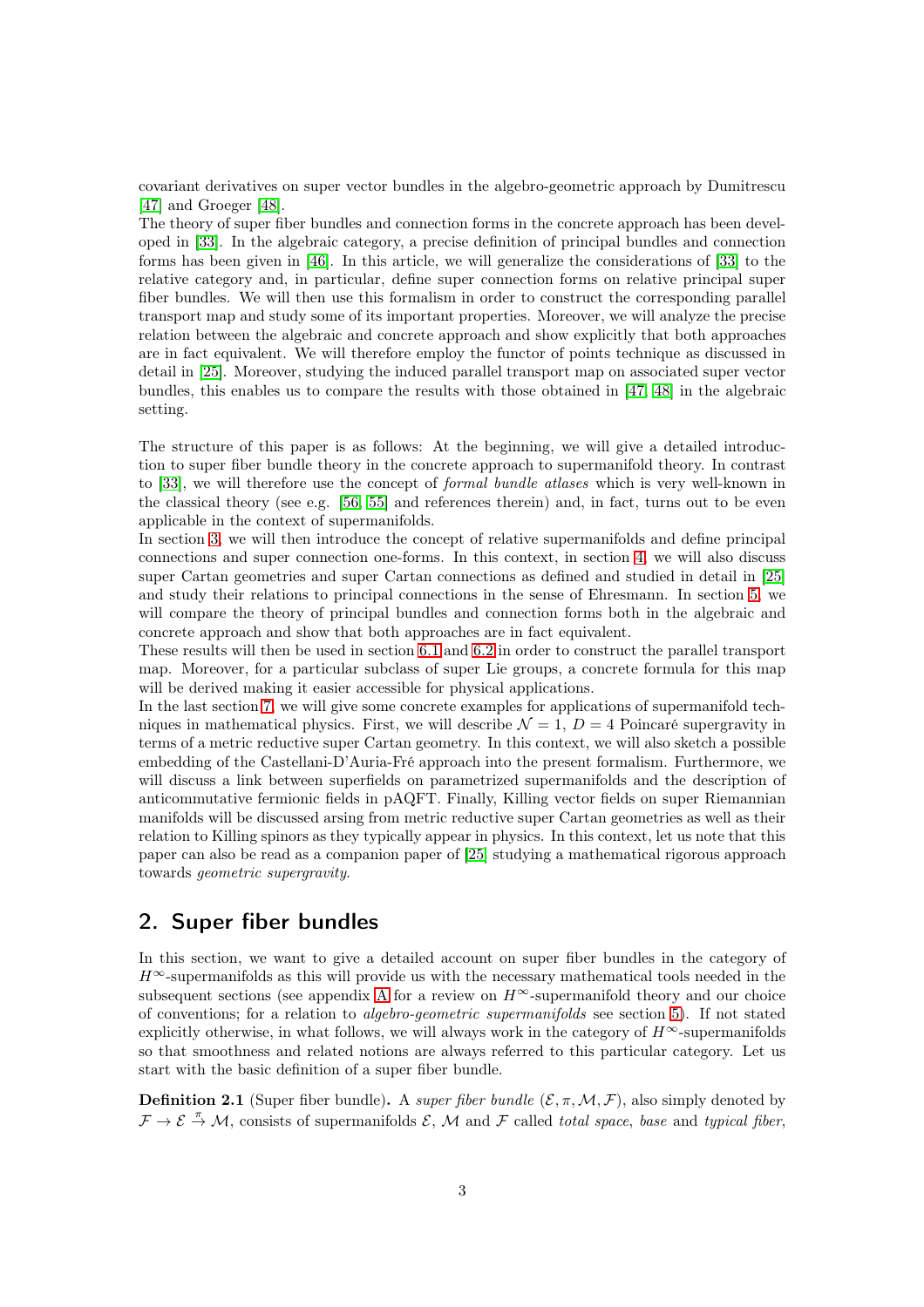covariant derivatives on super vector bundles in the algebro-geometric approach by Dumitrescu [47] and Groeger [48].
The theory of super fiber bundles and connection forms in the concrete approach has been developed in [33]. In the algebraic category, a precise definition of principal bundles and connection forms has been given in [46]. In this article, we will generalize the considerations of [33] to the relative category and, in particular, define super connection forms on relative principal super fiber bundles. We will then use this formalism in order to construct the corresponding parallel transport map and study some of its important properties. Moreover, we will analyze the precise relation between the algebraic and concrete approach and show explicitly that both approaches are in fact equivalent. We will therefore employ the functor of points technique as discussed in detail in [25]. Moreover, studying the induced parallel transport map on associated super vector bundles, this enables us to compare the results with those obtained in [47, 48] in the algebraic setting.

The structure of this paper is as follows: At the beginning, we will give a detailed introduction to super fiber bundle theory in the concrete approach to supermanifold theory. In contrast to [33], we will therefore use the concept of *formal bundle atlases* which is very well-known in the classical theory (see e.g. [56, 55] and references therein) and, in fact, turns out to be even applicable in the context of supermanifolds.
In section 3, we will then introduce the concept of relative supermanifolds and define principal connections and super connection one-forms. In this context, in section 4, we will also discuss super Cartan geometries and super Cartan connections as defined and studied in detail in [25] and study their relations to principal connections in the sense of Ehresmann. In section 5, we will compare the theory of principal bundles and connection forms both in the algebraic and concrete approach and show that both approaches are in fact equivalent.
These results will then be used in section 6.1 and 6.2 in order to construct the parallel transport map. Moreover, for a particular subclass of super Lie groups, a concrete formula for this map will be derived making it easier accessible for physical applications.
In the last section 7, we will give some concrete examples for applications of supermanifold techniques in mathematical physics. First, we will describe $\mathcal{N}=1$, $D=4$ Poincaré supergravity in terms of a metric reductive super Cartan geometry. In this context, we will also sketch a possible embedding of the Castellani-D'Auria-Fré approach into the present formalism. Furthermore, we will discuss a link between superfields on parametrized supermanifolds and the description of anticommutative fermionic fields in pAQFT. Finally, Killing vector fields on super Riemannian manifolds will be discussed arsing from metric reductive super Cartan geometries as well as their relation to Killing spinors as they typically appear in physics. In this context, let us note that this paper can also be read as a companion paper of [25] studying a mathematical rigorous approach towards *geometric supergravity*.

## 2. Super fiber bundles

In this section, we want to give a detailed account on super fiber bundles in the category of $H^\infty$-supermanifolds as this will provide us with the necessary mathematical tools needed in the subsequent sections (see appendix A for a review on $H^\infty$-supermanifold theory and our choice of conventions; for a relation to *algebro-geometric supermanifolds* see section 5). If not stated explicitly otherwise, in what follows, we will always work in the category of $H^\infty$-supermanifolds so that smoothness and related notions are always referred to this particular category. Let us start with the basic definition of a super fiber bundle.

**Definition 2.1** (Super fiber bundle)**.** A *super fiber bundle* $(\mathcal{E},\pi,\mathcal{M},\mathcal{F})$, also simply denoted by $\mathcal{F}\to\mathcal{E}\xrightarrow{\pi}\mathcal{M}$, consists of supermanifolds $\mathcal{E}$, $\mathcal{M}$ and $\mathcal{F}$ called *total space*, *base* and *typical fiber*,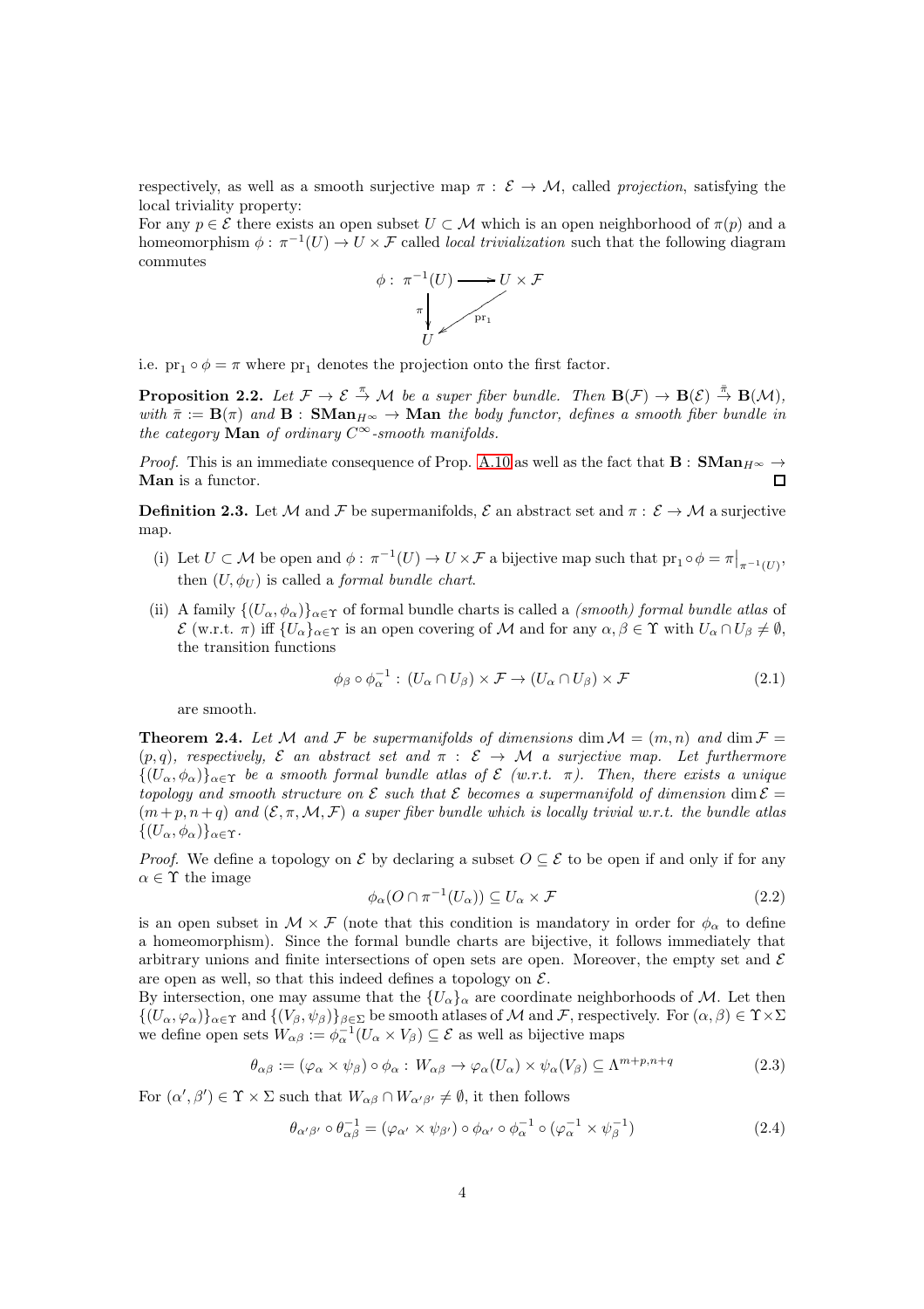respectively, as well as a smooth surjective map $\pi : \mathcal{E} \to \mathcal{M}$, called *projection*, satisfying the local triviality property:
For any $p \in \mathcal{E}$ there exists an open subset $U \subset \mathcal{M}$ which is an open neighborhood of $\pi(p)$ and a homeomorphism $\phi : \pi^{-1}(U) \to U \times \mathcal{F}$ called *local trivialization* such that the following diagram commutes

$$\begin{array}{ccc} \phi: \pi^{-1}(U) & \longrightarrow & U \times \mathcal{F} \\ \pi \downarrow & \swarrow \mathrm{pr}_1 & \\ U & & \end{array}$$

i.e. $\mathrm{pr}_1 \circ \phi = \pi$ where $\mathrm{pr}_1$ denotes the projection onto the first factor.

**Proposition 2.2.** *Let $\mathcal{F} \to \mathcal{E} \xrightarrow{\pi} \mathcal{M}$ be a super fiber bundle. Then $\mathbf{B}(\mathcal{F}) \to \mathbf{B}(\mathcal{E}) \xrightarrow{\bar{\pi}} \mathbf{B}(\mathcal{M})$, with $\bar{\pi} := \mathbf{B}(\pi)$ and $\mathbf{B} : \mathbf{SMan}_{H^\infty} \to \mathbf{Man}$ the body functor, defines a smooth fiber bundle in the category $\mathbf{Man}$ of ordinary $C^\infty$-smooth manifolds.*

*Proof.* This is an immediate consequence of Prop. A.10 as well as the fact that $\mathbf{B} : \mathbf{SMan}_{H^\infty} \to \mathbf{Man}$ is a functor. □

**Definition 2.3.** Let $\mathcal{M}$ and $\mathcal{F}$ be supermanifolds, $\mathcal{E}$ an abstract set and $\pi : \mathcal{E} \to \mathcal{M}$ a surjective map.

(i) Let $U \subset \mathcal{M}$ be open and $\phi : \pi^{-1}(U) \to U \times \mathcal{F}$ a bijective map such that $\mathrm{pr}_1 \circ \phi = \pi\big|_{\pi^{-1}(U)}$, then $(U, \phi_U)$ is called a *formal bundle chart*.

(ii) A family $\{(U_\alpha, \phi_\alpha)\}_{\alpha \in \Upsilon}$ of formal bundle charts is called a *(smooth) formal bundle atlas* of $\mathcal{E}$ (w.r.t. $\pi$) iff $\{U_\alpha\}_{\alpha \in \Upsilon}$ is an open covering of $\mathcal{M}$ and for any $\alpha, \beta \in \Upsilon$ with $U_\alpha \cap U_\beta \neq \emptyset$, the transition functions

$$\phi_\beta \circ \phi_\alpha^{-1} : (U_\alpha \cap U_\beta) \times \mathcal{F} \to (U_\alpha \cap U_\beta) \times \mathcal{F} \tag{2.1}$$

are smooth.

**Theorem 2.4.** *Let $\mathcal{M}$ and $\mathcal{F}$ be supermanifolds of dimensions $\dim \mathcal{M} = (m, n)$ and $\dim \mathcal{F} = (p, q)$, respectively, $\mathcal{E}$ an abstract set and $\pi : \mathcal{E} \to \mathcal{M}$ a surjective map. Let furthermore $\{(U_\alpha, \phi_\alpha)\}_{\alpha \in \Upsilon}$ be a smooth formal bundle atlas of $\mathcal{E}$ (w.r.t. $\pi$). Then, there exists a unique topology and smooth structure on $\mathcal{E}$ such that $\mathcal{E}$ becomes a supermanifold of dimension $\dim \mathcal{E} = (m+p, n+q)$ and $(\mathcal{E}, \pi, \mathcal{M}, \mathcal{F})$ a super fiber bundle which is locally trivial w.r.t. the bundle atlas $\{(U_\alpha, \phi_\alpha)\}_{\alpha \in \Upsilon}$.*

*Proof.* We define a topology on $\mathcal{E}$ by declaring a subset $O \subseteq \mathcal{E}$ to be open if and only if for any $\alpha \in \Upsilon$ the image

$$\phi_\alpha(O \cap \pi^{-1}(U_\alpha)) \subseteq U_\alpha \times \mathcal{F} \tag{2.2}$$

is an open subset in $\mathcal{M} \times \mathcal{F}$ (note that this condition is mandatory in order for $\phi_\alpha$ to define a homeomorphism). Since the formal bundle charts are bijective, it follows immediately that arbitrary unions and finite intersections of open sets are open. Moreover, the empty set and $\mathcal{E}$ are open as well, so that this indeed defines a topology on $\mathcal{E}$.
By intersection, one may assume that the $\{U_\alpha\}_\alpha$ are coordinate neighborhoods of $\mathcal{M}$. Let then $\{(U_\alpha, \varphi_\alpha)\}_{\alpha \in \Upsilon}$ and $\{(V_\beta, \psi_\beta)\}_{\beta \in \Sigma}$ be smooth atlases of $\mathcal{M}$ and $\mathcal{F}$, respectively. For $(\alpha, \beta) \in \Upsilon \times \Sigma$ we define open sets $W_{\alpha\beta} := \phi_\alpha^{-1}(U_\alpha \times V_\beta) \subseteq \mathcal{E}$ as well as bijective maps

$$\theta_{\alpha\beta} := (\varphi_\alpha \times \psi_\beta) \circ \phi_\alpha : W_{\alpha\beta} \to \varphi_\alpha(U_\alpha) \times \psi_\alpha(V_\beta) \subseteq \Lambda^{m+p, n+q} \tag{2.3}$$

For $(\alpha', \beta') \in \Upsilon \times \Sigma$ such that $W_{\alpha\beta} \cap W_{\alpha'\beta'} \neq \emptyset$, it then follows

$$\theta_{\alpha'\beta'} \circ \theta_{\alpha\beta}^{-1} = (\varphi_{\alpha'} \times \psi_{\beta'}) \circ \phi_{\alpha'} \circ \phi_\alpha^{-1} \circ (\varphi_\alpha^{-1} \times \psi_\beta^{-1}) \tag{2.4}$$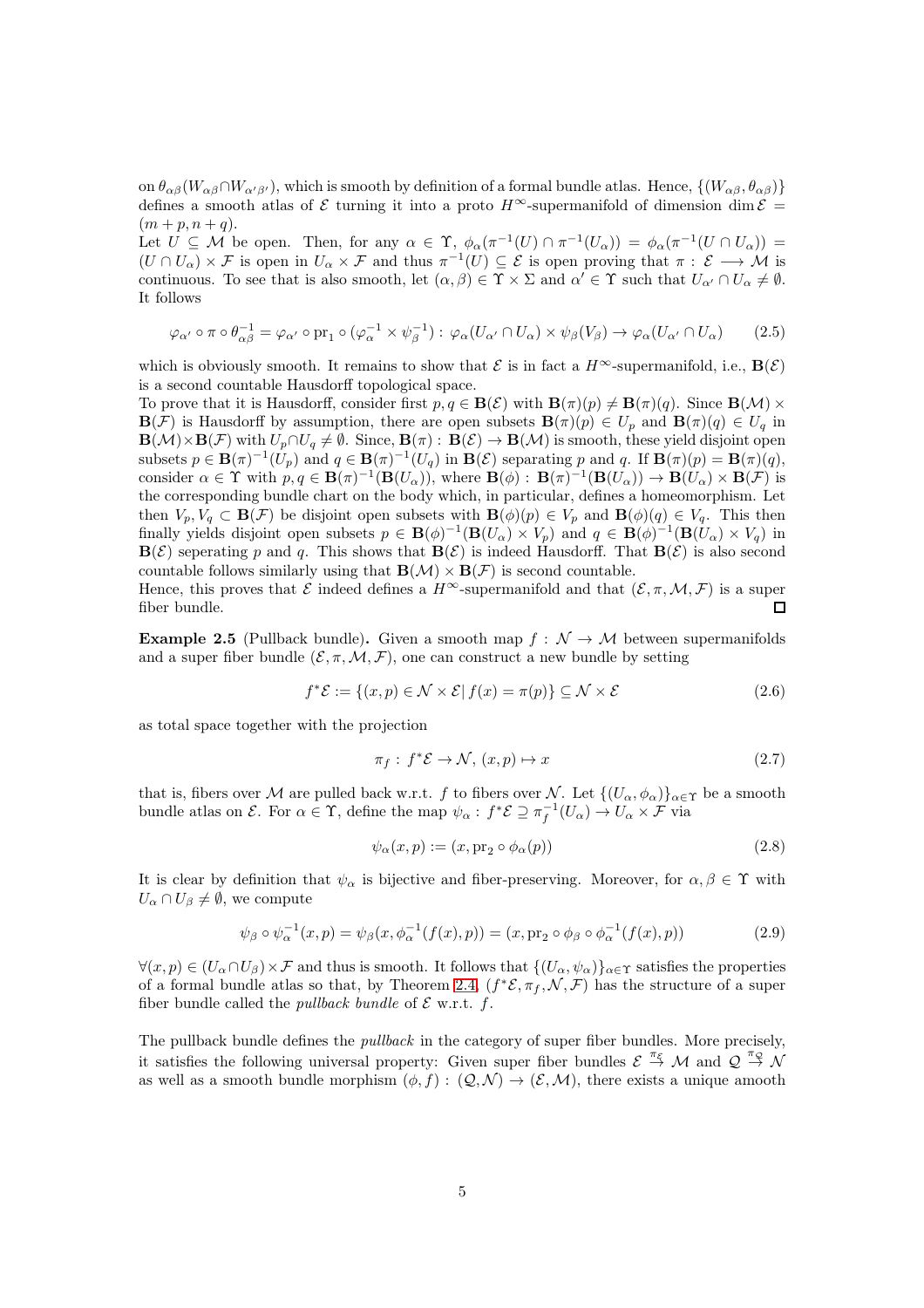on $\theta_{\alpha\beta}(W_{\alpha\beta}\cap W_{\alpha'\beta'})$, which is smooth by definition of a formal bundle atlas. Hence, $\{(W_{\alpha\beta},\theta_{\alpha\beta})\}$ defines a smooth atlas of $\mathcal{E}$ turning it into a proto $H^\infty$-supermanifold of dimension $\dim\mathcal{E}=(m+p,n+q)$.
Let $U\subseteq\mathcal{M}$ be open. Then, for any $\alpha\in\Upsilon$, $\phi_\alpha(\pi^{-1}(U)\cap\pi^{-1}(U_\alpha))=\phi_\alpha(\pi^{-1}(U\cap U_\alpha))=(U\cap U_\alpha)\times\mathcal{F}$ is open in $U_\alpha\times\mathcal{F}$ and thus $\pi^{-1}(U)\subseteq\mathcal{E}$ is open proving that $\pi:\,\mathcal{E}\longrightarrow\mathcal{M}$ is continuous. To see that is also smooth, let $(\alpha,\beta)\in\Upsilon\times\Sigma$ and $\alpha'\in\Upsilon$ such that $U_{\alpha'}\cap U_\alpha\neq\emptyset$. It follows

$$\varphi_{\alpha'}\circ\pi\circ\theta_{\alpha\beta}^{-1}=\varphi_{\alpha'}\circ\mathrm{pr}_1\circ(\varphi_\alpha^{-1}\times\psi_\beta^{-1}):\,\varphi_\alpha(U_{\alpha'}\cap U_\alpha)\times\psi_\beta(V_\beta)\to\varphi_\alpha(U_{\alpha'}\cap U_\alpha)\tag{2.5}$$

which is obviously smooth. It remains to show that $\mathcal{E}$ is in fact a $H^\infty$-supermanifold, i.e., $\mathbf{B}(\mathcal{E})$ is a second countable Hausdorff topological space.
To prove that it is Hausdorff, consider first $p,q\in\mathbf{B}(\mathcal{E})$ with $\mathbf{B}(\pi)(p)\neq\mathbf{B}(\pi)(q)$. Since $\mathbf{B}(\mathcal{M})\times\mathbf{B}(\mathcal{F})$ is Hausdorff by assumption, there are open subsets $\mathbf{B}(\pi)(p)\in U_p$ and $\mathbf{B}(\pi)(q)\in U_q$ in $\mathbf{B}(\mathcal{M})\times\mathbf{B}(\mathcal{F})$ with $U_p\cap U_q\neq\emptyset$. Since, $\mathbf{B}(\pi):\,\mathbf{B}(\mathcal{E})\to\mathbf{B}(\mathcal{M})$ is smooth, these yield disjoint open subsets $p\in\mathbf{B}(\pi)^{-1}(U_p)$ and $q\in\mathbf{B}(\pi)^{-1}(U_q)$ in $\mathbf{B}(\mathcal{E})$ separating $p$ and $q$. If $\mathbf{B}(\pi)(p)=\mathbf{B}(\pi)(q)$, consider $\alpha\in\Upsilon$ with $p,q\in\mathbf{B}(\pi)^{-1}(\mathbf{B}(U_\alpha))$, where $\mathbf{B}(\phi):\,\mathbf{B}(\pi)^{-1}(\mathbf{B}(U_\alpha))\to\mathbf{B}(U_\alpha)\times\mathbf{B}(\mathcal{F})$ is the corresponding bundle chart on the body which, in particular, defines a homeomorphism. Let then $V_p,V_q\subset\mathbf{B}(\mathcal{F})$ be disjoint open subsets with $\mathbf{B}(\phi)(p)\in V_p$ and $\mathbf{B}(\phi)(q)\in V_q$. This then finally yields disjoint open subsets $p\in\mathbf{B}(\phi)^{-1}(\mathbf{B}(U_\alpha)\times V_p)$ and $q\in\mathbf{B}(\phi)^{-1}(\mathbf{B}(U_\alpha)\times V_q)$ in $\mathbf{B}(\mathcal{E})$ seperating $p$ and $q$. This shows that $\mathbf{B}(\mathcal{E})$ is indeed Hausdorff. That $\mathbf{B}(\mathcal{E})$ is also second countable follows similarly using that $\mathbf{B}(\mathcal{M})\times\mathbf{B}(\mathcal{F})$ is second countable.
Hence, this proves that $\mathcal{E}$ indeed defines a $H^\infty$-supermanifold and that $(\mathcal{E},\pi,\mathcal{M},\mathcal{F})$ is a super fiber bundle. □

**Example 2.5** (Pullback bundle)**.** Given a smooth map $f:\mathcal{N}\to\mathcal{M}$ between supermanifolds and a super fiber bundle $(\mathcal{E},\pi,\mathcal{M},\mathcal{F})$, one can construct a new bundle by setting

$$f^*\mathcal{E}:=\{(x,p)\in\mathcal{N}\times\mathcal{E}|\,f(x)=\pi(p)\}\subseteq\mathcal{N}\times\mathcal{E}\tag{2.6}$$

as total space together with the projection

$$\pi_f:\,f^*\mathcal{E}\to\mathcal{N},\,(x,p)\mapsto x\tag{2.7}$$

that is, fibers over $\mathcal{M}$ are pulled back w.r.t. $f$ to fibers over $\mathcal{N}$. Let $\{(U_\alpha,\phi_\alpha)\}_{\alpha\in\Upsilon}$ be a smooth bundle atlas on $\mathcal{E}$. For $\alpha\in\Upsilon$, define the map $\psi_\alpha:\,f^*\mathcal{E}\supseteq\pi_f^{-1}(U_\alpha)\to U_\alpha\times\mathcal{F}$ via

$$\psi_\alpha(x,p):=(x,\mathrm{pr}_2\circ\phi_\alpha(p))\tag{2.8}$$

It is clear by definition that $\psi_\alpha$ is bijective and fiber-preserving. Moreover, for $\alpha,\beta\in\Upsilon$ with $U_\alpha\cap U_\beta\neq\emptyset$, we compute

$$\psi_\beta\circ\psi_\alpha^{-1}(x,p)=\psi_\beta(x,\phi_\alpha^{-1}(f(x),p))=(x,\mathrm{pr}_2\circ\phi_\beta\circ\phi_\alpha^{-1}(f(x),p))\tag{2.9}$$

$\forall(x,p)\in(U_\alpha\cap U_\beta)\times\mathcal{F}$ and thus is smooth. It follows that $\{(U_\alpha,\psi_\alpha)\}_{\alpha\in\Upsilon}$ satisfies the properties of a formal bundle atlas so that, by Theorem 2.4, $(f^*\mathcal{E},\pi_f,\mathcal{N},\mathcal{F})$ has the structure of a super fiber bundle called the *pullback bundle* of $\mathcal{E}$ w.r.t. $f$.

The pullback bundle defines the *pullback* in the category of super fiber bundles. More precisely, it satisfies the following universal property: Given super fiber bundles $\mathcal{E}\stackrel{\pi_\mathcal{E}}{\to}\mathcal{M}$ and $\mathcal{Q}\stackrel{\pi_\mathcal{Q}}{\to}\mathcal{N}$ as well as a smooth bundle morphism $(\phi,f):\,(\mathcal{Q},\mathcal{N})\to(\mathcal{E},\mathcal{M})$, there exists a unique amooth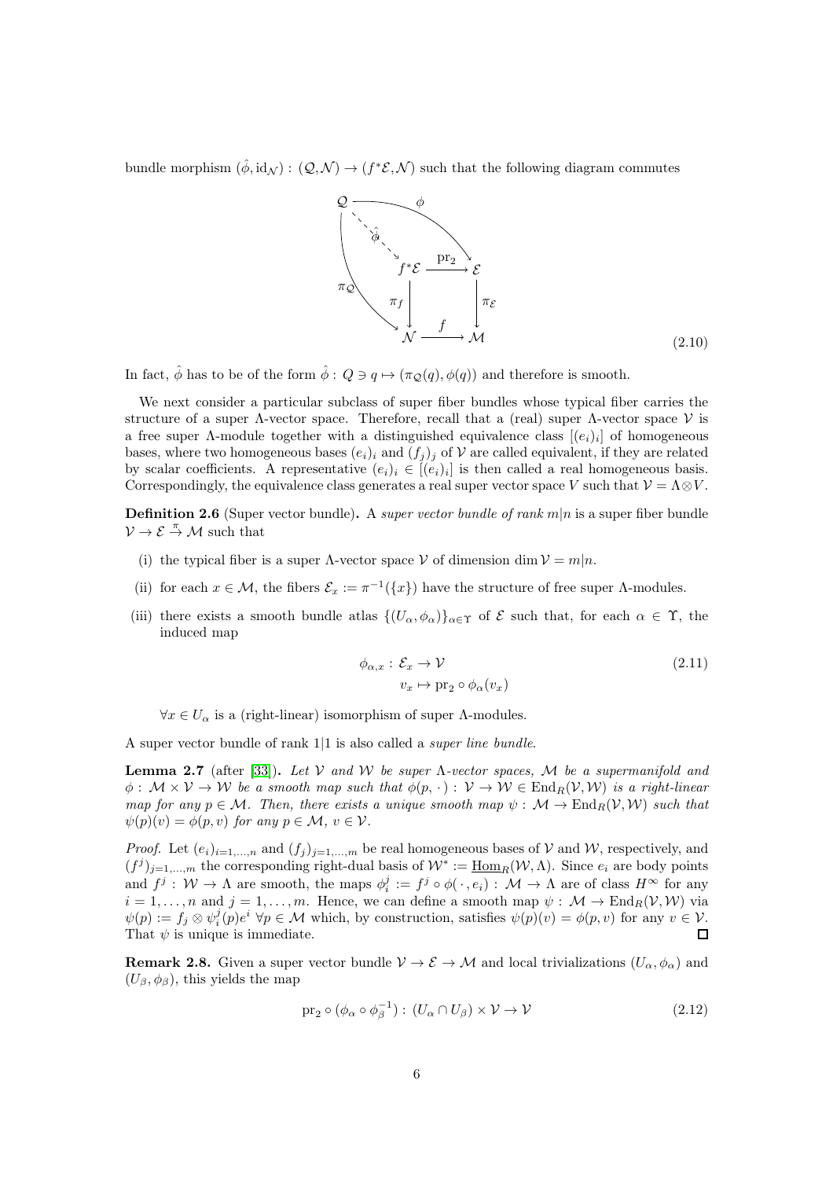bundle morphism $(\hat{\phi}, \mathrm{id}_{\mathcal{N}}) : (\mathcal{Q}, \mathcal{N}) \to (f^*\mathcal{E}, \mathcal{N})$ such that the following diagram commutes

$$
\begin{array}{ccccc}
\mathcal{Q} & & \overset{\phi}{\longrightarrow} & & \mathcal{E} \\
& \overset{\hat{\phi}}{\searrow} & & & \\
& & f^*\mathcal{E} & \xrightarrow{\mathrm{pr}_2} & \mathcal{E} \\
& {\scriptstyle \pi_{\mathcal{Q}}} & \downarrow {\scriptstyle \pi_f} & & \downarrow {\scriptstyle \pi_{\mathcal{E}}} \\
& & \mathcal{N} & \xrightarrow{f} & \mathcal{M}
\end{array}
\tag{2.10}
$$

In fact, $\hat{\phi}$ has to be of the form $\hat{\phi} : Q \ni q \mapsto (\pi_{\mathcal{Q}}(q), \phi(q))$ and therefore is smooth.

We next consider a particular subclass of super fiber bundles whose typical fiber carries the structure of a super $\Lambda$-vector space. Therefore, recall that a (real) super $\Lambda$-vector space $\mathcal{V}$ is a free super $\Lambda$-module together with a distinguished equivalence class $[(e_i)_i]$ of homogeneous bases, where two homogeneous bases $(e_i)_i$ and $(f_j)_j$ of $\mathcal{V}$ are called equivalent, if they are related by scalar coefficients. A representative $(e_i)_i \in [(e_i)_i]$ is then called a real homogeneous basis. Correspondingly, the equivalence class generates a real super vector space $V$ such that $\mathcal{V} = \Lambda \otimes V$.

**Definition 2.6** (Super vector bundle)**.** *A super vector bundle of rank $m|n$ is a super fiber bundle $\mathcal{V} \to \mathcal{E} \xrightarrow{\pi} \mathcal{M}$ such that*

(i) the typical fiber is a super $\Lambda$-vector space $\mathcal{V}$ of dimension $\dim \mathcal{V} = m|n$.

(ii) for each $x \in \mathcal{M}$, the fibers $\mathcal{E}_x := \pi^{-1}(\{x\})$ have the structure of free super $\Lambda$-modules.

(iii) there exists a smooth bundle atlas $\{(U_\alpha, \phi_\alpha)\}_{\alpha \in \Upsilon}$ of $\mathcal{E}$ such that, for each $\alpha \in \Upsilon$, the induced map

$$
\begin{aligned}
\phi_{\alpha,x} : \mathcal{E}_x &\to \mathcal{V} \\
v_x &\mapsto \mathrm{pr}_2 \circ \phi_\alpha(v_x)
\end{aligned}
\tag{2.11}
$$

$\forall x \in U_\alpha$ is a (right-linear) isomorphism of super $\Lambda$-modules.

A super vector bundle of rank $1|1$ is also called a *super line bundle*.

**Lemma 2.7** (after [33])**.** *Let $\mathcal{V}$ and $\mathcal{W}$ be super $\Lambda$-vector spaces, $\mathcal{M}$ be a supermanifold and $\phi : \mathcal{M} \times \mathcal{V} \to \mathcal{W}$ be a smooth map such that $\phi(p, \cdot) : \mathcal{V} \to \mathcal{W} \in \mathrm{End}_R(\mathcal{V}, \mathcal{W})$ is a right-linear map for any $p \in \mathcal{M}$. Then, there exists a unique smooth map $\psi : \mathcal{M} \to \mathrm{End}_R(\mathcal{V}, \mathcal{W})$ such that $\psi(p)(v) = \phi(p, v)$ for any $p \in \mathcal{M}$, $v \in \mathcal{V}$.*

*Proof.* Let $(e_i)_{i=1,\ldots,n}$ and $(f_j)_{j=1,\ldots,m}$ be real homogeneous bases of $\mathcal{V}$ and $\mathcal{W}$, respectively, and $(f^j)_{j=1,\ldots,m}$ the corresponding right-dual basis of $\mathcal{W}^* := \underline{\mathrm{Hom}}_R(\mathcal{W}, \Lambda)$. Since $e_i$ are body points and $f^j : \mathcal{W} \to \Lambda$ are smooth, the maps $\phi_i^j := f^j \circ \phi(\cdot, e_i) : \mathcal{M} \to \Lambda$ are of class $H^\infty$ for any $i = 1, \ldots, n$ and $j = 1, \ldots, m$. Hence, we can define a smooth map $\psi : \mathcal{M} \to \mathrm{End}_R(\mathcal{V}, \mathcal{W})$ via $\psi(p) := f_j \otimes \psi_i^j(p) e^i \; \forall p \in \mathcal{M}$ which, by construction, satisfies $\psi(p)(v) = \phi(p, v)$ for any $v \in \mathcal{V}$. That $\psi$ is unique is immediate. $\square$

**Remark 2.8.** Given a super vector bundle $\mathcal{V} \to \mathcal{E} \to \mathcal{M}$ and local trivializations $(U_\alpha, \phi_\alpha)$ and $(U_\beta, \phi_\beta)$, this yields the map

$$
\mathrm{pr}_2 \circ (\phi_\alpha \circ \phi_\beta^{-1}) : (U_\alpha \cap U_\beta) \times \mathcal{V} \to \mathcal{V}
\tag{2.12}
$$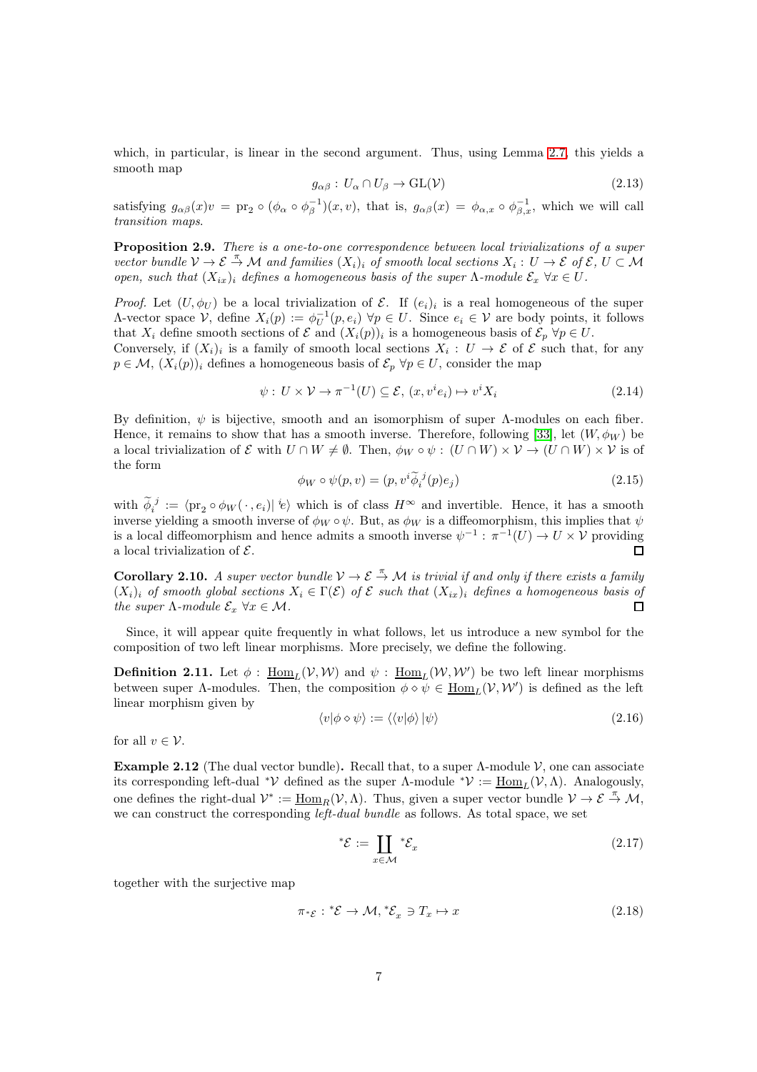which, in particular, is linear in the second argument. Thus, using Lemma 2.7, this yields a smooth map

$$g_{\alpha\beta} : U_\alpha \cap U_\beta \to \mathrm{GL}(\mathcal{V}) \tag{2.13}$$

satisfying $g_{\alpha\beta}(x)v = \mathrm{pr}_2 \circ (\phi_\alpha \circ \phi_\beta^{-1})(x, v)$, that is, $g_{\alpha\beta}(x) = \phi_{\alpha,x} \circ \phi_{\beta,x}^{-1}$, which we will call *transition maps*.

**Proposition 2.9.** *There is a one-to-one correspondence between local trivializations of a super vector bundle $\mathcal{V} \to \mathcal{E} \xrightarrow{\pi} \mathcal{M}$ and families $(X_i)_i$ of smooth local sections $X_i : U \to \mathcal{E}$ of $\mathcal{E}$, $U \subset \mathcal{M}$ open, such that $(X_{ix})_i$ defines a homogeneous basis of the super $\Lambda$-module $\mathcal{E}_x$ $\forall x \in U$.*

*Proof.* Let $(U, \phi_U)$ be a local trivialization of $\mathcal{E}$. If $(e_i)_i$ is a real homogeneous of the super $\Lambda$-vector space $\mathcal{V}$, define $X_i(p) := \phi_U^{-1}(p, e_i)$ $\forall p \in U$. Since $e_i \in \mathcal{V}$ are body points, it follows that $X_i$ define smooth sections of $\mathcal{E}$ and $(X_i(p))_i$ is a homogeneous basis of $\mathcal{E}_p$ $\forall p \in U$.
Conversely, if $(X_i)_i$ is a family of smooth local sections $X_i : U \to \mathcal{E}$ of $\mathcal{E}$ such that, for any $p \in \mathcal{M}$, $(X_i(p))_i$ defines a homogeneous basis of $\mathcal{E}_p$ $\forall p \in U$, consider the map

$$\psi : U \times \mathcal{V} \to \pi^{-1}(U) \subseteq \mathcal{E},\ (x, v^i e_i) \mapsto v^i X_i \tag{2.14}$$

By definition, $\psi$ is bijective, smooth and an isomorphism of super $\Lambda$-modules on each fiber. Hence, it remains to show that has a smooth inverse. Therefore, following [33], let $(W, \phi_W)$ be a local trivialization of $\mathcal{E}$ with $U \cap W \neq \emptyset$. Then, $\phi_W \circ \psi : (U \cap W) \times \mathcal{V} \to (U \cap W) \times \mathcal{V}$ is of the form

$$\phi_W \circ \psi(p, v) = (p, v^i \widetilde{\phi}_i{}^j(p) e_j) \tag{2.15}$$

with $\widetilde{\phi}_i{}^j := \langle \mathrm{pr}_2 \circ \phi_W(\,\cdot\,, e_i) |\, {}^j\!e \rangle$ which is of class $H^\infty$ and invertible. Hence, it has a smooth inverse yielding a smooth inverse of $\phi_W \circ \psi$. But, as $\phi_W$ is a diffeomorphism, this implies that $\psi$ is a local diffeomorphism and hence admits a smooth inverse $\psi^{-1} : \pi^{-1}(U) \to U \times \mathcal{V}$ providing a local trivialization of $\mathcal{E}$. $\square$

**Corollary 2.10.** *A super vector bundle $\mathcal{V} \to \mathcal{E} \xrightarrow{\pi} \mathcal{M}$ is trivial if and only if there exists a family $(X_i)_i$ of smooth global sections $X_i \in \Gamma(\mathcal{E})$ of $\mathcal{E}$ such that $(X_{ix})_i$ defines a homogeneous basis of the super $\Lambda$-module $\mathcal{E}_x$ $\forall x \in \mathcal{M}$.* $\square$

Since, it will appear quite frequently in what follows, let us introduce a new symbol for the composition of two left linear morphisms. More precisely, we define the following.

**Definition 2.11.** Let $\phi : \underline{\mathrm{Hom}}_L(\mathcal{V}, \mathcal{W})$ and $\psi : \underline{\mathrm{Hom}}_L(\mathcal{W}, \mathcal{W}')$ be two left linear morphisms between super $\Lambda$-modules. Then, the composition $\phi \diamond \psi \in \underline{\mathrm{Hom}}_L(\mathcal{V}, \mathcal{W}')$ is defined as the left linear morphism given by

$$\langle v | \phi \diamond \psi \rangle := \langle \langle v | \phi \rangle | \psi \rangle \tag{2.16}$$

for all $v \in \mathcal{V}$.

**Example 2.12** (The dual vector bundle)**.** Recall that, to a super $\Lambda$-module $\mathcal{V}$, one can associate its corresponding left-dual ${}^*\mathcal{V}$ defined as the super $\Lambda$-module ${}^*\mathcal{V} := \underline{\mathrm{Hom}}_L(\mathcal{V}, \Lambda)$. Analogously, one defines the right-dual $\mathcal{V}^* := \underline{\mathrm{Hom}}_R(\mathcal{V}, \Lambda)$. Thus, given a super vector bundle $\mathcal{V} \to \mathcal{E} \xrightarrow{\pi} \mathcal{M}$, we can construct the corresponding *left-dual bundle* as follows. As total space, we set

$${}^*\mathcal{E} := \coprod_{x \in \mathcal{M}} {}^*\mathcal{E}_x \tag{2.17}$$

together with the surjective map

$$\pi_{{}^*\mathcal{E}} : {}^*\mathcal{E} \to \mathcal{M},\ {}^*\mathcal{E}_x \ni T_x \mapsto x \tag{2.18}$$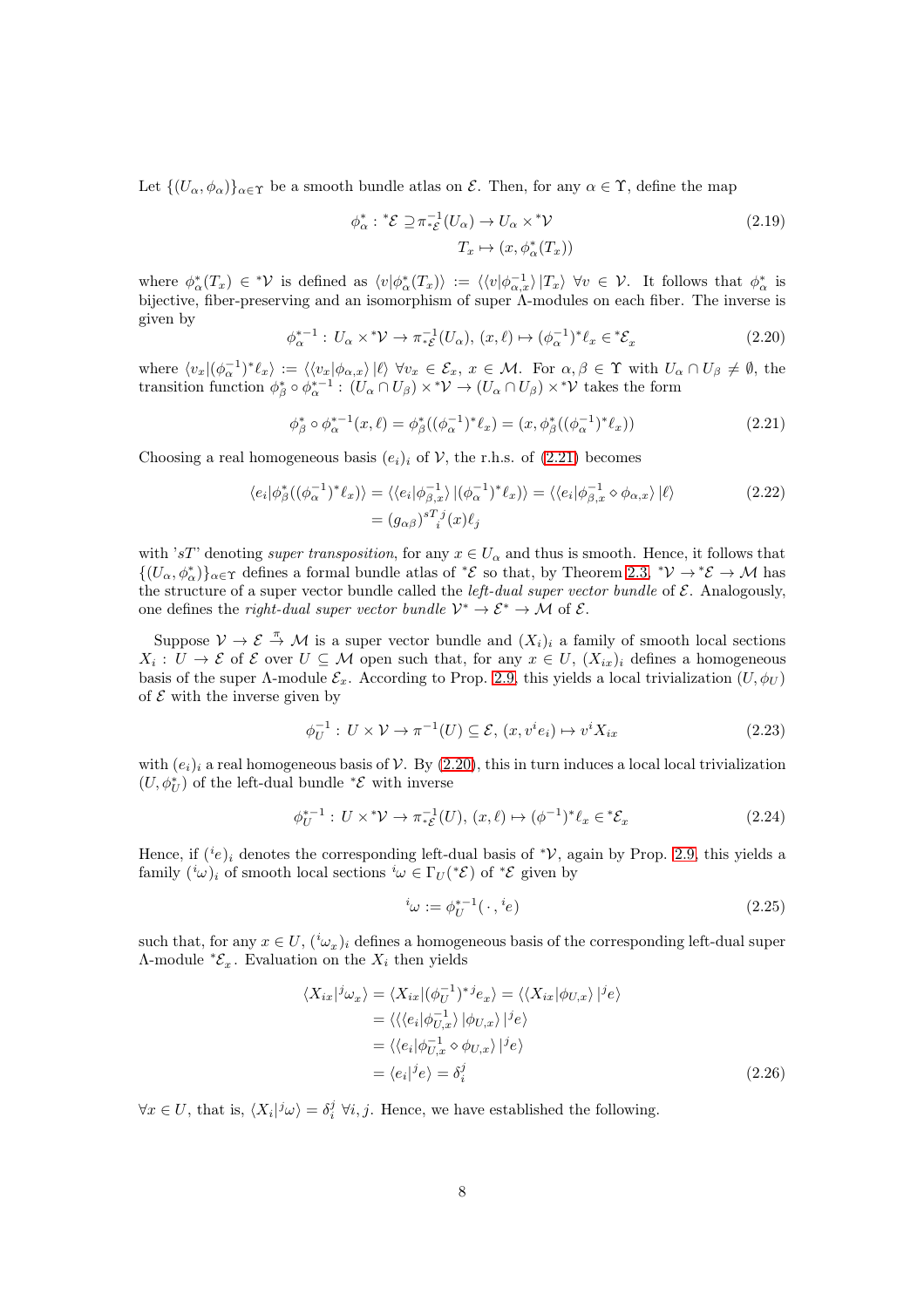Let $\{(U_\alpha,\phi_\alpha)\}_{\alpha\in\Upsilon}$ be a smooth bundle atlas on $\mathcal{E}$. Then, for any $\alpha\in\Upsilon$, define the map

$$
\begin{aligned}
\phi^*_\alpha:{}^*\mathcal{E}\supseteq\pi^{-1}_{{}^*\mathcal{E}}(U_\alpha)&\rightarrow U_\alpha\times{}^*\mathcal{V}\\
T_x&\mapsto(x,\phi^*_\alpha(T_x))
\end{aligned}
\tag{2.19}
$$

where $\phi^*_\alpha(T_x)\in{}^*\mathcal{V}$ is defined as $\langle v|\phi^*_\alpha(T_x)\rangle:=\langle\langle v|\phi^{-1}_{\alpha,x}\rangle\,|T_x\rangle$ $\forall v\in\mathcal{V}$. It follows that $\phi^*_\alpha$ is bijective, fiber-preserving and an isomorphism of super $\Lambda$-modules on each fiber. The inverse is given by

$$
\phi^{*-1}_\alpha:U_\alpha\times{}^*\mathcal{V}\rightarrow\pi^{-1}_{{}^*\mathcal{E}}(U_\alpha),\,(x,\ell)\mapsto(\phi^{-1}_\alpha)^*\ell_x\in{}^*\mathcal{E}_x
\tag{2.20}
$$

where $\langle v_x|(\phi^{-1}_\alpha)^*\ell_x\rangle:=\langle\langle v_x|\phi_{\alpha,x}\rangle\,|\ell\rangle$ $\forall v_x\in\mathcal{E}_x,\,x\in\mathcal{M}$. For $\alpha,\beta\in\Upsilon$ with $U_\alpha\cap U_\beta\neq\emptyset$, the transition function $\phi^*_\beta\circ\phi^{*-1}_\alpha:(U_\alpha\cap U_\beta)\times{}^*\mathcal{V}\rightarrow(U_\alpha\cap U_\beta)\times{}^*\mathcal{V}$ takes the form

$$
\phi^*_\beta\circ\phi^{*-1}_\alpha(x,\ell)=\phi^*_\beta((\phi^{-1}_\alpha)^*\ell_x)=(x,\phi^*_\beta((\phi^{-1}_\alpha)^*\ell_x))
\tag{2.21}
$$

Choosing a real homogeneous basis $(e_i)_i$ of $\mathcal{V}$, the r.h.s. of (2.21) becomes

$$
\begin{aligned}
\langle e_i|\phi^*_\beta((\phi^{-1}_\alpha)^*\ell_x)\rangle&=\langle\langle e_i|\phi^{-1}_{\beta,x}\rangle\,|(\phi^{-1}_\alpha)^*\ell_x)\rangle=\langle\langle e_i|\phi^{-1}_{\beta,x}\diamond\phi_{\alpha,x}\rangle\,|\ell\rangle\\
&=(g_{\alpha\beta})^{sT}{}_i{}^j(x)\ell_j
\end{aligned}
\tag{2.22}
$$

with '$sT$' denoting *super transposition*, for any $x\in U_\alpha$ and thus is smooth. Hence, it follows that $\{(U_\alpha,\phi^*_\alpha)\}_{\alpha\in\Upsilon}$ defines a formal bundle atlas of ${}^*\mathcal{E}$ so that, by Theorem 2.3, ${}^*\mathcal{V}\rightarrow{}^*\mathcal{E}\rightarrow\mathcal{M}$ has the structure of a super vector bundle called the *left-dual super vector bundle* of $\mathcal{E}$. Analogously, one defines the *right-dual super vector bundle* $\mathcal{V}^*\rightarrow\mathcal{E}^*\rightarrow\mathcal{M}$ of $\mathcal{E}$.

Suppose $\mathcal{V}\rightarrow\mathcal{E}\xrightarrow{\pi}\mathcal{M}$ is a super vector bundle and $(X_i)_i$ a family of smooth local sections $X_i:U\rightarrow\mathcal{E}$ of $\mathcal{E}$ over $U\subseteq\mathcal{M}$ open such that, for any $x\in U$, $(X_{ix})_i$ defines a homogeneous basis of the super $\Lambda$-module $\mathcal{E}_x$. According to Prop. 2.9, this yields a local trivialization $(U,\phi_U)$ of $\mathcal{E}$ with the inverse given by

$$
\phi^{-1}_U:U\times\mathcal{V}\rightarrow\pi^{-1}(U)\subseteq\mathcal{E},\,(x,v^ie_i)\mapsto v^iX_{ix}
\tag{2.23}
$$

with $(e_i)_i$ a real homogeneous basis of $\mathcal{V}$. By (2.20), this in turn induces a local local trivialization $(U,\phi^*_U)$ of the left-dual bundle ${}^*\mathcal{E}$ with inverse

$$
\phi^{*-1}_U:U\times{}^*\mathcal{V}\rightarrow\pi^{-1}_{{}^*\mathcal{E}}(U),\,(x,\ell)\mapsto(\phi^{-1})^*\ell_x\in{}^*\mathcal{E}_x
\tag{2.24}
$$

Hence, if $({}^ie)_i$ denotes the corresponding left-dual basis of ${}^*\mathcal{V}$, again by Prop. 2.9, this yields a family $({}^i\omega)_i$ of smooth local sections ${}^i\omega\in\Gamma_U({}^*\mathcal{E})$ of ${}^*\mathcal{E}$ given by

$$
{}^i\omega:=\phi^{*-1}_U(\,\cdot\,,{}^ie)
\tag{2.25}
$$

such that, for any $x\in U$, $({}^i\omega_x)_i$ defines a homogeneous basis of the corresponding left-dual super $\Lambda$-module ${}^*\mathcal{E}_x$. Evaluation on the $X_i$ then yields

$$
\begin{aligned}
\langle X_{ix}|{}^j\omega_x\rangle&=\langle X_{ix}|(\phi^{-1}_U)^{*j}e_x\rangle=\langle\langle X_{ix}|\phi_{U,x}\rangle\,|{}^je\rangle\\
&=\langle\langle\langle e_i|\phi^{-1}_{U,x}\rangle\,|\phi_{U,x}\rangle\,|{}^je\rangle\\
&=\langle\langle e_i|\phi^{-1}_{U,x}\diamond\phi_{U,x}\rangle\,|{}^je\rangle\\
&=\langle e_i|{}^je\rangle=\delta^j_i
\end{aligned}
\tag{2.26}
$$

$\forall x\in U$, that is, $\langle X_i|{}^j\omega\rangle=\delta^j_i$ $\forall i,j$. Hence, we have established the following.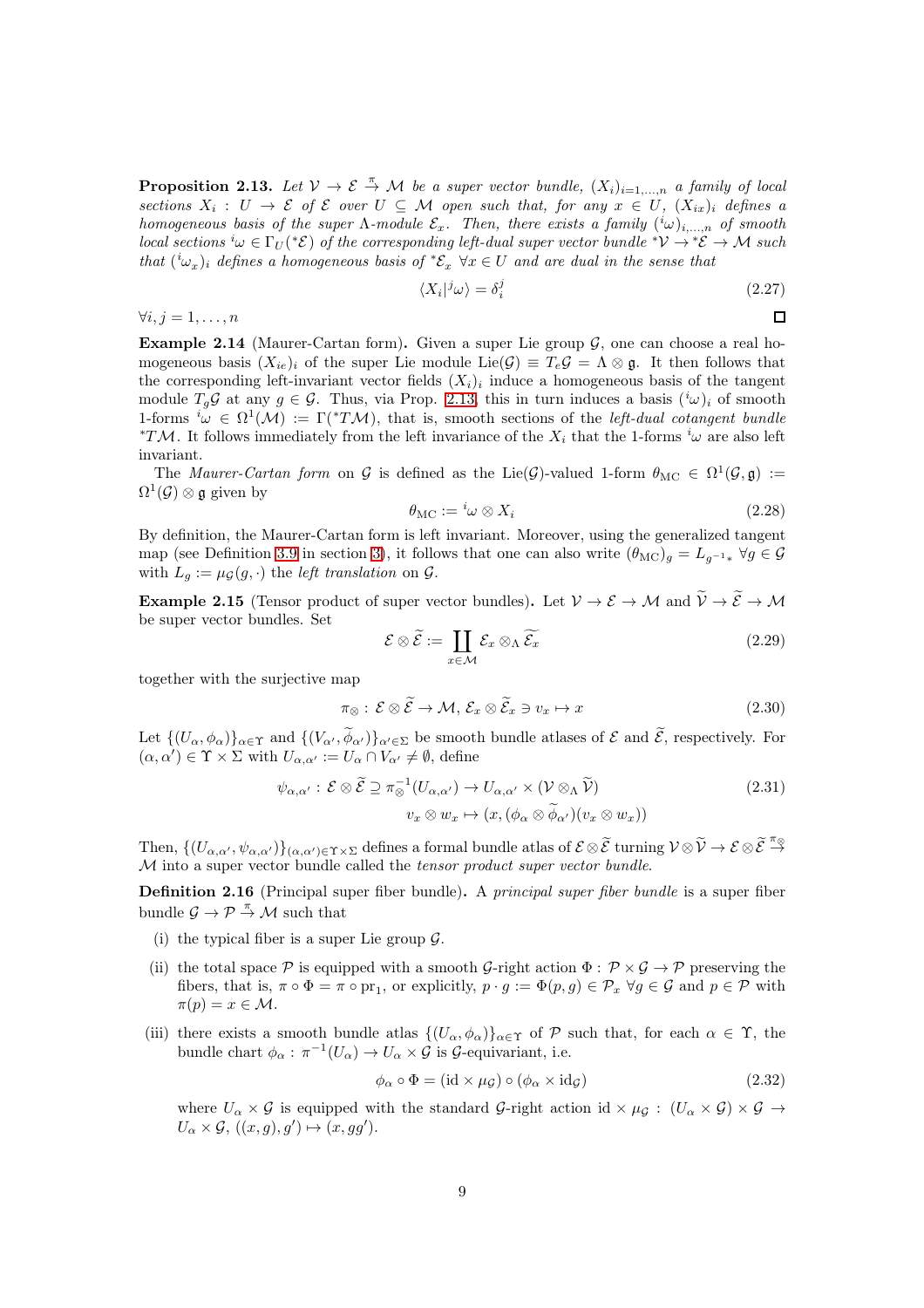**Proposition 2.13.** *Let $\mathcal{V} \to \mathcal{E} \stackrel{\pi}{\to} \mathcal{M}$ be a super vector bundle, $(X_i)_{i=1,\ldots,n}$ a family of local sections $X_i : U \to \mathcal{E}$ of $\mathcal{E}$ over $U \subseteq \mathcal{M}$ open such that, for any $x \in U$, $(X_{ix})_i$ defines a homogeneous basis of the super $\Lambda$-module $\mathcal{E}_x$. Then, there exists a family $({}^i\omega)_{i,\ldots,n}$ of smooth local sections ${}^i\omega \in \Gamma_U({}^*\mathcal{E})$ of the corresponding left-dual super vector bundle ${}^*\mathcal{V} \to {}^*\mathcal{E} \to \mathcal{M}$ such that $({}^i\omega_x)_i$ defines a homogeneous basis of ${}^*\mathcal{E}_x$ $\forall x \in U$ and are dual in the sense that*

$$\langle X_i | {}^j\omega\rangle = \delta_i^j \tag{2.27}$$

$\forall i, j = 1, \ldots, n$ □

**Example 2.14** (Maurer-Cartan form)**.** Given a super Lie group $\mathcal{G}$, one can choose a real homogeneous basis $(X_{ie})_i$ of the super Lie module $\mathrm{Lie}(\mathcal{G}) \equiv T_e\mathcal{G} = \Lambda \otimes \mathfrak{g}$. It then follows that the corresponding left-invariant vector fields $(X_i)_i$ induce a homogeneous basis of the tangent module $T_g\mathcal{G}$ at any $g \in \mathcal{G}$. Thus, via Prop. 2.13, this in turn induces a basis $({}^i\omega)_i$ of smooth 1-forms ${}^i\omega \in \Omega^1(\mathcal{M}) := \Gamma({}^*T\mathcal{M})$, that is, smooth sections of the *left-dual cotangent bundle* ${}^*T\mathcal{M}$. It follows immediately from the left invariance of the $X_i$ that the 1-forms ${}^i\omega$ are also left invariant.

The *Maurer-Cartan form* on $\mathcal{G}$ is defined as the $\mathrm{Lie}(\mathcal{G})$-valued 1-form $\theta_{\mathrm{MC}} \in \Omega^1(\mathcal{G}, \mathfrak{g}) := \Omega^1(\mathcal{G}) \otimes \mathfrak{g}$ given by

$$\theta_{\mathrm{MC}} := {}^i\omega \otimes X_i \tag{2.28}$$

By definition, the Maurer-Cartan form is left invariant. Moreover, using the generalized tangent map (see Definition 3.9 in section 3), it follows that one can also write $(\theta_{\mathrm{MC}})_g = L_{g^{-1}*}$ $\forall g \in \mathcal{G}$ with $L_g := \mu_{\mathcal{G}}(g, \cdot)$ the *left translation* on $\mathcal{G}$.

**Example 2.15** (Tensor product of super vector bundles)**.** Let $\mathcal{V} \to \mathcal{E} \to \mathcal{M}$ and $\widetilde{\mathcal{V}} \to \widetilde{\mathcal{E}} \to \mathcal{M}$ be super vector bundles. Set

$$\mathcal{E} \otimes \widetilde{\mathcal{E}} := \coprod_{x \in \mathcal{M}} \mathcal{E}_x \otimes_\Lambda \widetilde{\mathcal{E}_x} \tag{2.29}$$

together with the surjective map

$$\pi_\otimes : \mathcal{E} \otimes \widetilde{\mathcal{E}} \to \mathcal{M}, \, \mathcal{E}_x \otimes \widetilde{\mathcal{E}}_x \ni v_x \mapsto x \tag{2.30}$$

Let $\{(U_\alpha, \phi_\alpha)\}_{\alpha \in \Upsilon}$ and $\{(V_{\alpha'}, \widetilde{\phi}_{\alpha'})\}_{\alpha' \in \Sigma}$ be smooth bundle atlases of $\mathcal{E}$ and $\widetilde{\mathcal{E}}$, respectively. For $(\alpha, \alpha') \in \Upsilon \times \Sigma$ with $U_{\alpha,\alpha'} := U_\alpha \cap V_{\alpha'} \neq \emptyset$, define

$$\begin{aligned}\psi_{\alpha,\alpha'} : \mathcal{E} \otimes \widetilde{\mathcal{E}} \supseteq \pi_\otimes^{-1}(U_{\alpha,\alpha'}) &\to U_{\alpha,\alpha'} \times (\mathcal{V} \otimes_\Lambda \widetilde{\mathcal{V}}) \\ v_x \otimes w_x &\mapsto (x, (\phi_\alpha \otimes \widetilde{\phi}_{\alpha'})(v_x \otimes w_x))\end{aligned} \tag{2.31}$$

Then, $\{(U_{\alpha,\alpha'}, \psi_{\alpha,\alpha'})\}_{(\alpha,\alpha') \in \Upsilon \times \Sigma}$ defines a formal bundle atlas of $\mathcal{E} \otimes \widetilde{\mathcal{E}}$ turning $\mathcal{V} \otimes \widetilde{\mathcal{V}} \to \mathcal{E} \otimes \widetilde{\mathcal{E}} \stackrel{\pi_\otimes}{\to} \mathcal{M}$ into a super vector bundle called the *tensor product super vector bundle*.

**Definition 2.16** (Principal super fiber bundle)**.** A *principal super fiber bundle* is a super fiber bundle $\mathcal{G} \to \mathcal{P} \stackrel{\pi}{\to} \mathcal{M}$ such that

(i) the typical fiber is a super Lie group $\mathcal{G}$.

(ii) the total space $\mathcal{P}$ is equipped with a smooth $\mathcal{G}$-right action $\Phi : \mathcal{P} \times \mathcal{G} \to \mathcal{P}$ preserving the fibers, that is, $\pi \circ \Phi = \pi \circ \mathrm{pr}_1$, or explicitly, $p \cdot g := \Phi(p, g) \in \mathcal{P}_x$ $\forall g \in \mathcal{G}$ and $p \in \mathcal{P}$ with $\pi(p) = x \in \mathcal{M}$.

(iii) there exists a smooth bundle atlas $\{(U_\alpha, \phi_\alpha)\}_{\alpha \in \Upsilon}$ of $\mathcal{P}$ such that, for each $\alpha \in \Upsilon$, the bundle chart $\phi_\alpha : \pi^{-1}(U_\alpha) \to U_\alpha \times \mathcal{G}$ is $\mathcal{G}$-equivariant, i.e.

$$\phi_\alpha \circ \Phi = (\mathrm{id} \times \mu_{\mathcal{G}}) \circ (\phi_\alpha \times \mathrm{id}_{\mathcal{G}}) \tag{2.32}$$

where $U_\alpha \times \mathcal{G}$ is equipped with the standard $\mathcal{G}$-right action $\mathrm{id} \times \mu_{\mathcal{G}} : (U_\alpha \times \mathcal{G}) \times \mathcal{G} \to U_\alpha \times \mathcal{G}$, $((x, g), g') \mapsto (x, gg')$.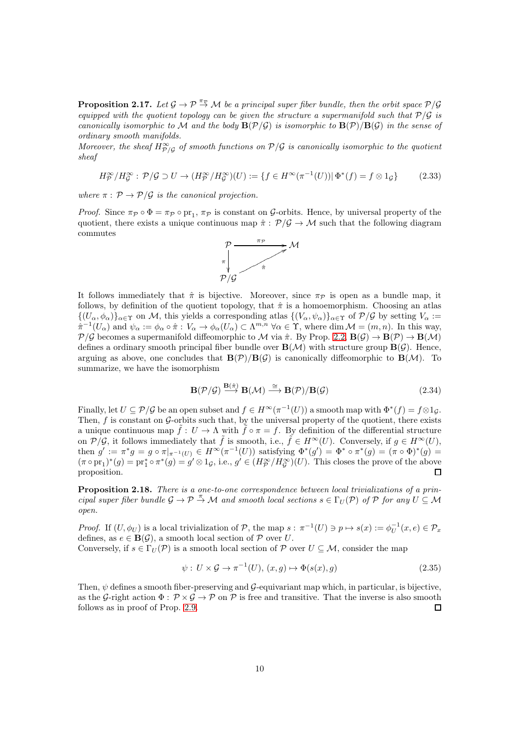**Proposition 2.17.** *Let $\mathcal{G} \to \mathcal{P} \stackrel{\pi_\mathcal{P}}{\to} \mathcal{M}$ be a principal super fiber bundle, then the orbit space $\mathcal{P}/\mathcal{G}$ equipped with the quotient topology can be given the structure a supermanifold such that $\mathcal{P}/\mathcal{G}$ is canonically isomorphic to $\mathcal{M}$ and the body $\mathbf{B}(\mathcal{P}/\mathcal{G})$ is isomorphic to $\mathbf{B}(\mathcal{P})/\mathbf{B}(\mathcal{G})$ in the sense of ordinary smooth manifolds.*
*Moreover, the sheaf $H^\infty_{\mathcal{P}/\mathcal{G}}$ of smooth functions on $\mathcal{P}/\mathcal{G}$ is canonically isomorphic to the quotient sheaf*

$$H^\infty_\mathcal{P}/H^\infty_\mathcal{G}:\, \mathcal{P}/\mathcal{G} \supset U \to (H^\infty_\mathcal{P}/H^\infty_\mathcal{G})(U) := \{f \in H^\infty(\pi^{-1}(U))|\, \Phi^*(f) = f \otimes 1_\mathcal{G}\} \tag{2.33}$$

*where $\pi:\, \mathcal{P} \to \mathcal{P}/\mathcal{G}$ is the canonical projection.*

*Proof.* Since $\pi_\mathcal{P} \circ \Phi = \pi_\mathcal{P} \circ \mathrm{pr}_1$, $\pi_\mathcal{P}$ is constant on $\mathcal{G}$-orbits. Hence, by universal property of the quotient, there exists a unique continuous map $\hat{\pi}:\, \mathcal{P}/\mathcal{G} \to \mathcal{M}$ such that the following diagram commutes

$$\begin{array}{ccc} \mathcal{P} & \xrightarrow{\pi_\mathcal{P}} & \mathcal{M} \\ {\scriptstyle\pi}\downarrow & \nearrow_{\hat{\pi}} & \\ \mathcal{P}/\mathcal{G} & & \end{array}$$

It follows immediately that $\hat{\pi}$ is bijective. Moreover, since $\pi_\mathcal{P}$ is open as a bundle map, it follows, by definition of the quotient topology, that $\hat{\pi}$ is a homoemorphism. Choosing an atlas $\{(U_\alpha, \phi_\alpha)\}_{\alpha\in\Upsilon}$ on $\mathcal{M}$, this yields a corresponding atlas $\{(V_\alpha, \psi_\alpha)\}_{\alpha\in\Upsilon}$ of $\mathcal{P}/\mathcal{G}$ by setting $V_\alpha := \hat{\pi}^{-1}(U_\alpha)$ and $\psi_\alpha := \phi_\alpha \circ \hat{\pi}:\, V_\alpha \to \phi_\alpha(U_\alpha) \subset \Lambda^{m,n}$ $\forall \alpha \in \Upsilon$, where $\dim \mathcal{M} = (m,n)$. In this way, $\mathcal{P}/\mathcal{G}$ becomes a supermanifold diffeomorphic to $\mathcal{M}$ via $\hat{\pi}$. By Prop. 2.2, $\mathbf{B}(\mathcal{G}) \to \mathbf{B}(\mathcal{P}) \to \mathbf{B}(\mathcal{M})$ defines a ordinary smooth principal fiber bundle over $\mathbf{B}(\mathcal{M})$ with structure group $\mathbf{B}(\mathcal{G})$. Hence, arguing as above, one concludes that $\mathbf{B}(\mathcal{P})/\mathbf{B}(\mathcal{G})$ is canonically diffeomorphic to $\mathbf{B}(\mathcal{M})$. To summarize, we have the isomorphism

$$\mathbf{B}(\mathcal{P}/\mathcal{G}) \xrightarrow{\mathbf{B}(\hat{\pi})} \mathbf{B}(\mathcal{M}) \xrightarrow{\cong} \mathbf{B}(\mathcal{P})/\mathbf{B}(\mathcal{G}) \tag{2.34}$$

Finally, let $U \subseteq \mathcal{P}/\mathcal{G}$ be an open subset and $f \in H^\infty(\pi^{-1}(U))$ a smooth map with $\Phi^*(f) = f \otimes 1_\mathcal{G}$. Then, $f$ is constant on $\mathcal{G}$-orbits such that, by the universal property of the quotient, there exists a unique continuous map $\tilde{f}:\, U \to \Lambda$ with $\tilde{f} \circ \pi = f$. By definition of the differential structure on $\mathcal{P}/\mathcal{G}$, it follows immediately that $\tilde{f}$ is smooth, i.e., $\tilde{f} \in H^\infty(U)$. Conversely, if $g \in H^\infty(U)$, then $g' := \pi^* g = g \circ \pi|_{\pi^{-1}(U)} \in H^\infty(\pi^{-1}(U))$ satisfying $\Phi^*(g') = \Phi^* \circ \pi^*(g) = (\pi \circ \Phi)^*(g) = (\pi \circ \mathrm{pr}_1)^*(g) = \mathrm{pr}_1^* \circ \pi^*(g) = g' \otimes 1_\mathcal{G}$, i.e., $g' \in (H^\infty_\mathcal{P}/H^\infty_\mathcal{G})(U)$. This closes the prove of the above proposition. $\square$

**Proposition 2.18.** *There is a one-to-one correspondence between local trivializations of a principal super fiber bundle $\mathcal{G} \to \mathcal{P} \stackrel{\pi}{\to} \mathcal{M}$ and smooth local sections $s \in \Gamma_U(\mathcal{P})$ of $\mathcal{P}$ for any $U \subseteq \mathcal{M}$ open.*

*Proof.* If $(U, \phi_U)$ is a local trivialization of $\mathcal{P}$, the map $s:\, \pi^{-1}(U) \ni p \mapsto s(x) := \phi_U^{-1}(x, e) \in \mathcal{P}_x$ defines, as $e \in \mathbf{B}(\mathcal{G})$, a smooth local section of $\mathcal{P}$ over $U$.
Conversely, if $s \in \Gamma_U(\mathcal{P})$ is a smooth local section of $\mathcal{P}$ over $U \subseteq \mathcal{M}$, consider the map

$$\psi:\, U \times \mathcal{G} \to \pi^{-1}(U),\, (x, g) \mapsto \Phi(s(x), g) \tag{2.35}$$

Then, $\psi$ defines a smooth fiber-preserving and $\mathcal{G}$-equivariant map which, in particular, is bijective, as the $\mathcal{G}$-right action $\Phi:\, \mathcal{P} \times \mathcal{G} \to \mathcal{P}$ on $\mathcal{P}$ is free and transitive. That the inverse is also smooth follows as in proof of Prop. 2.9. $\square$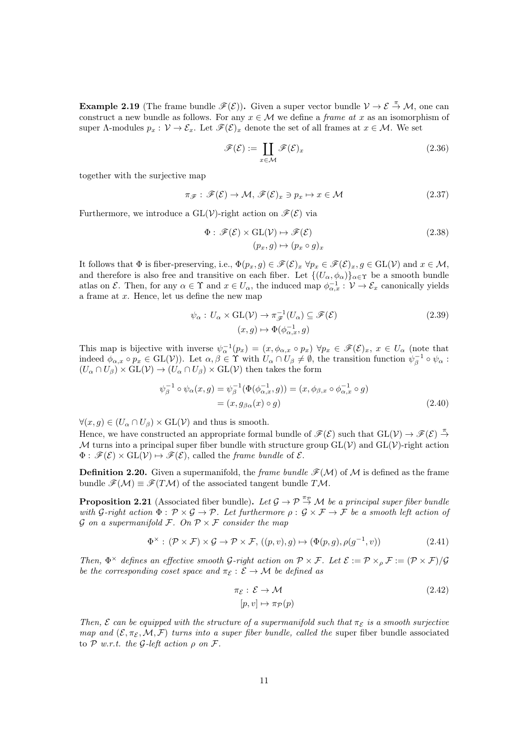**Example 2.19** (The frame bundle $\mathscr{F}(\mathcal{E})$)**.** Given a super vector bundle $\mathcal{V} \to \mathcal{E} \xrightarrow{\pi} \mathcal{M}$, one can construct a new bundle as follows. For any $x \in \mathcal{M}$ we define a *frame at* $x$ as an isomorphism of super $\Lambda$-modules $p_x : \mathcal{V} \to \mathcal{E}_x$. Let $\mathscr{F}(\mathcal{E})_x$ denote the set of all frames at $x \in \mathcal{M}$. We set

$$\mathscr{F}(\mathcal{E}) := \coprod_{x \in \mathcal{M}} \mathscr{F}(\mathcal{E})_x \tag{2.36}$$

together with the surjective map

$$\pi_{\mathscr{F}} : \mathscr{F}(\mathcal{E}) \to \mathcal{M},\ \mathscr{F}(\mathcal{E})_x \ni p_x \mapsto x \in \mathcal{M} \tag{2.37}$$

Furthermore, we introduce a $\mathrm{GL}(\mathcal{V})$-right action on $\mathscr{F}(\mathcal{E})$ via

$$\begin{aligned}\Phi : \mathscr{F}(\mathcal{E}) \times \mathrm{GL}(\mathcal{V}) &\mapsto \mathscr{F}(\mathcal{E}) \\ (p_x, g) &\mapsto (p_x \circ g)_x\end{aligned} \tag{2.38}$$

It follows that $\Phi$ is fiber-preserving, i.e., $\Phi(p_x, g) \in \mathscr{F}(\mathcal{E})_x\ \forall p_x \in \mathscr{F}(\mathcal{E})_x, g \in \mathrm{GL}(\mathcal{V})$ and $x \in \mathcal{M}$, and therefore is also free and transitive on each fiber. Let $\{(U_\alpha, \phi_\alpha)\}_{\alpha \in \Upsilon}$ be a smooth bundle atlas on $\mathcal{E}$. Then, for any $\alpha \in \Upsilon$ and $x \in U_\alpha$, the induced map $\phi_{\alpha,x}^{-1} : \mathcal{V} \to \mathcal{E}_x$ canonically yields a frame at $x$. Hence, let us define the new map

$$\begin{aligned}\psi_\alpha : U_\alpha \times \mathrm{GL}(\mathcal{V}) &\to \pi_{\mathscr{F}}^{-1}(U_\alpha) \subseteq \mathscr{F}(\mathcal{E}) \\ (x, g) &\mapsto \Phi(\phi_{\alpha,x}^{-1}, g)\end{aligned} \tag{2.39}$$

This map is bijective with inverse $\psi_\alpha^{-1}(p_x) = (x, \phi_{\alpha,x} \circ p_x)\ \forall p_x \in \mathscr{F}(\mathcal{E})_x,\ x \in U_\alpha$ (note that indeed $\phi_{\alpha,x} \circ p_x \in \mathrm{GL}(\mathcal{V})$). Let $\alpha, \beta \in \Upsilon$ with $U_\alpha \cap U_\beta \neq \emptyset$, the transition function $\psi_\beta^{-1} \circ \psi_\alpha : (U_\alpha \cap U_\beta) \times \mathrm{GL}(\mathcal{V}) \to (U_\alpha \cap U_\beta) \times \mathrm{GL}(\mathcal{V})$ then takes the form

$$\begin{aligned}\psi_\beta^{-1} \circ \psi_\alpha(x, g) = \psi_\beta^{-1}(\Phi(\phi_{\alpha,x}^{-1}, g)) &= (x, \phi_{\beta,x} \circ \phi_{\alpha,x}^{-1} \circ g) \\ &= (x, g_{\beta\alpha}(x) \circ g)\end{aligned} \tag{2.40}$$

$\forall (x, g) \in (U_\alpha \cap U_\beta) \times \mathrm{GL}(\mathcal{V})$ and thus is smooth.
Hence, we have constructed an appropriate formal bundle of $\mathscr{F}(\mathcal{E})$ such that $\mathrm{GL}(\mathcal{V}) \to \mathscr{F}(\mathcal{E}) \xrightarrow{\pi} \mathcal{M}$ turns into a principal super fiber bundle with structure group $\mathrm{GL}(\mathcal{V})$ and $\mathrm{GL}(\mathcal{V})$-right action $\Phi : \mathscr{F}(\mathcal{E}) \times \mathrm{GL}(\mathcal{V}) \mapsto \mathscr{F}(\mathcal{E})$, called the *frame bundle* of $\mathcal{E}$.

**Definition 2.20.** Given a supermanifold, the *frame bundle* $\mathscr{F}(\mathcal{M})$ of $\mathcal{M}$ is defined as the frame bundle $\mathscr{F}(\mathcal{M}) \equiv \mathscr{F}(T\mathcal{M})$ of the associated tangent bundle $T\mathcal{M}$.

**Proposition 2.21** (Associated fiber bundle)**.** *Let $\mathcal{G} \to \mathcal{P} \xrightarrow{\pi_{\mathcal{P}}} \mathcal{M}$ be a principal super fiber bundle with $\mathcal{G}$-right action $\Phi : \mathcal{P} \times \mathcal{G} \to \mathcal{P}$. Let furthermore $\rho : \mathcal{G} \times \mathcal{F} \to \mathcal{F}$ be a smooth left action of $\mathcal{G}$ on a supermanifold $\mathcal{F}$. On $\mathcal{P} \times \mathcal{F}$ consider the map*

$$\Phi^\times : (\mathcal{P} \times \mathcal{F}) \times \mathcal{G} \to \mathcal{P} \times \mathcal{F},\ ((p, v), g) \mapsto (\Phi(p, g), \rho(g^{-1}, v)) \tag{2.41}$$

*Then, $\Phi^\times$ defines an effective smooth $\mathcal{G}$-right action on $\mathcal{P} \times \mathcal{F}$. Let $\mathcal{E} := \mathcal{P} \times_\rho \mathcal{F} := (\mathcal{P} \times \mathcal{F})/\mathcal{G}$ be the corresponding coset space and $\pi_{\mathcal{E}} : \mathcal{E} \to \mathcal{M}$ be defined as*

$$\begin{aligned}\pi_{\mathcal{E}} : \mathcal{E} &\to \mathcal{M} \\ [p, v] &\mapsto \pi_{\mathcal{P}}(p)\end{aligned} \tag{2.42}$$

*Then, $\mathcal{E}$ can be equipped with the structure of a supermanifold such that $\pi_{\mathcal{E}}$ is a smooth surjective map and $(\mathcal{E}, \pi_{\mathcal{E}}, \mathcal{M}, \mathcal{F})$ turns into a super fiber bundle, called the* super fiber bundle associated *to $\mathcal{P}$ w.r.t. the $\mathcal{G}$-left action $\rho$ on $\mathcal{F}$.*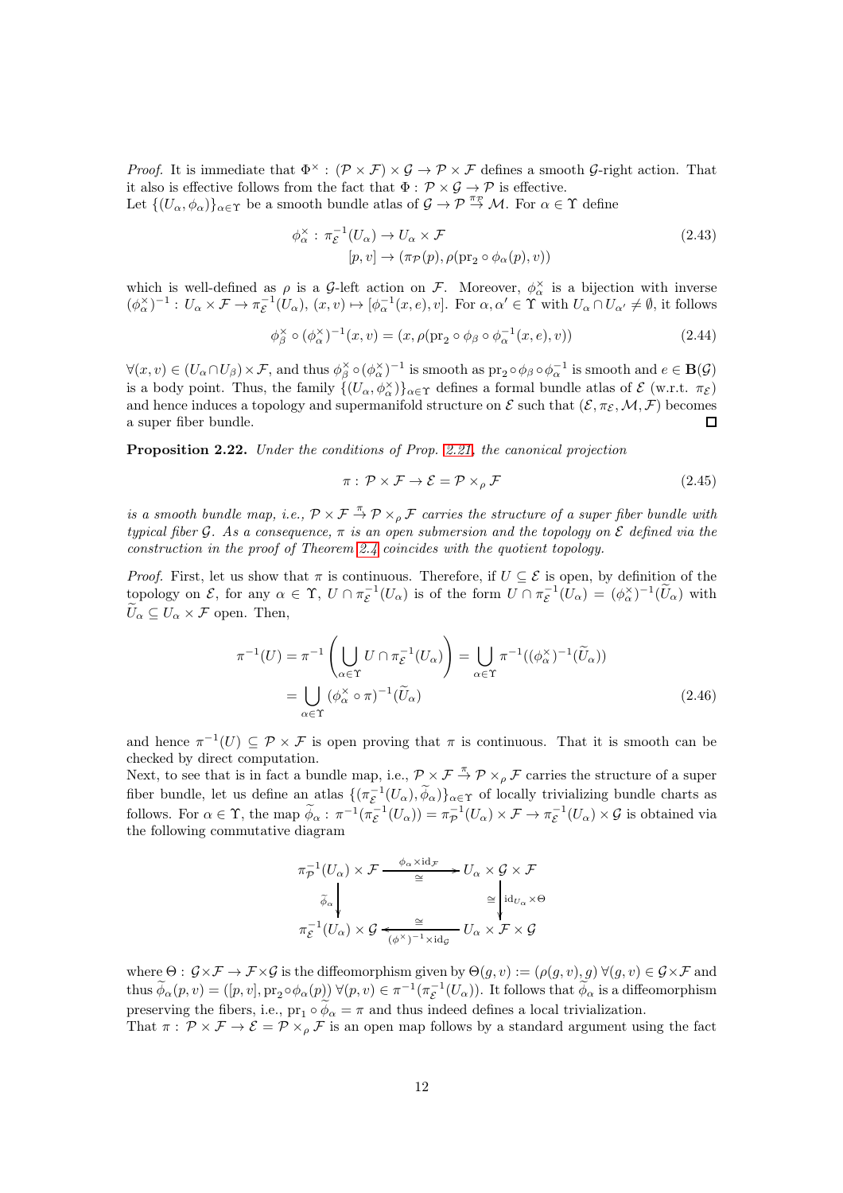*Proof.* It is immediate that $\Phi^\times : (\mathcal{P}\times\mathcal{F})\times\mathcal{G}\to\mathcal{P}\times\mathcal{F}$ defines a smooth $\mathcal{G}$-right action. That it also is effective follows from the fact that $\Phi : \mathcal{P}\times\mathcal{G}\to\mathcal{P}$ is effective.
Let $\{(U_\alpha,\phi_\alpha)\}_{\alpha\in\Upsilon}$ be a smooth bundle atlas of $\mathcal{G}\to\mathcal{P}\stackrel{\pi_{\mathcal{P}}}{\to}\mathcal{M}$. For $\alpha\in\Upsilon$ define

$$
\begin{aligned}
\phi_\alpha^\times : \pi_{\mathcal{E}}^{-1}(U_\alpha) &\to U_\alpha\times\mathcal{F} \\
[p,v] &\to (\pi_{\mathcal{P}}(p),\rho(\mathrm{pr}_2\circ\phi_\alpha(p),v))
\end{aligned}
\tag{2.43}
$$

which is well-defined as $\rho$ is a $\mathcal{G}$-left action on $\mathcal{F}$. Moreover, $\phi_\alpha^\times$ is a bijection with inverse $(\phi_\alpha^\times)^{-1} : U_\alpha\times\mathcal{F}\to\pi_{\mathcal{E}}^{-1}(U_\alpha)$, $(x,v)\mapsto[\phi_\alpha^{-1}(x,e),v]$. For $\alpha,\alpha'\in\Upsilon$ with $U_\alpha\cap U_{\alpha'}\neq\emptyset$, it follows

$$
\phi_\beta^\times\circ(\phi_\alpha^\times)^{-1}(x,v)=(x,\rho(\mathrm{pr}_2\circ\phi_\beta\circ\phi_\alpha^{-1}(x,e),v))
\tag{2.44}
$$

$\forall (x,v)\in(U_\alpha\cap U_\beta)\times\mathcal{F}$, and thus $\phi_\beta^\times\circ(\phi_\alpha^\times)^{-1}$ is smooth as $\mathrm{pr}_2\circ\phi_\beta\circ\phi_\alpha^{-1}$ is smooth and $e\in\mathbf{B}(\mathcal{G})$ is a body point. Thus, the family $\{(U_\alpha,\phi_\alpha^\times)\}_{\alpha\in\Upsilon}$ defines a formal bundle atlas of $\mathcal{E}$ (w.r.t. $\pi_{\mathcal{E}}$) and hence induces a topology and supermanifold structure on $\mathcal{E}$ such that $(\mathcal{E},\pi_{\mathcal{E}},\mathcal{M},\mathcal{F})$ becomes a super fiber bundle. ◻

**Proposition 2.22.** *Under the conditions of Prop. 2.21, the canonical projection*

$$
\pi : \mathcal{P}\times\mathcal{F}\to\mathcal{E}=\mathcal{P}\times_\rho\mathcal{F}
\tag{2.45}
$$

*is a smooth bundle map, i.e., $\mathcal{P}\times\mathcal{F}\stackrel{\pi}{\to}\mathcal{P}\times_\rho\mathcal{F}$ carries the structure of a super fiber bundle with typical fiber $\mathcal{G}$. As a consequence, $\pi$ is an open submersion and the topology on $\mathcal{E}$ defined via the construction in the proof of Theorem 2.4 coincides with the quotient topology.*

*Proof.* First, let us show that $\pi$ is continuous. Therefore, if $U\subseteq\mathcal{E}$ is open, by definition of the topology on $\mathcal{E}$, for any $\alpha\in\Upsilon$, $U\cap\pi_{\mathcal{E}}^{-1}(U_\alpha)$ is of the form $U\cap\pi_{\mathcal{E}}^{-1}(U_\alpha)=(\phi_\alpha^\times)^{-1}(\widetilde{U}_\alpha)$ with $\widetilde{U}_\alpha\subseteq U_\alpha\times\mathcal{F}$ open. Then,

$$
\begin{aligned}
\pi^{-1}(U)=\pi^{-1}\left(\bigcup_{\alpha\in\Upsilon}U\cap\pi_{\mathcal{E}}^{-1}(U_\alpha)\right)&=\bigcup_{\alpha\in\Upsilon}\pi^{-1}((\phi_\alpha^\times)^{-1}(\widetilde{U}_\alpha))\\
&=\bigcup_{\alpha\in\Upsilon}(\phi_\alpha^\times\circ\pi)^{-1}(\widetilde{U}_\alpha)
\end{aligned}
\tag{2.46}
$$

and hence $\pi^{-1}(U)\subseteq\mathcal{P}\times\mathcal{F}$ is open proving that $\pi$ is continuous. That it is smooth can be checked by direct computation.
Next, to see that is in fact a bundle map, i.e., $\mathcal{P}\times\mathcal{F}\stackrel{\pi}{\to}\mathcal{P}\times_\rho\mathcal{F}$ carries the structure of a super fiber bundle, let us define an atlas $\{(\pi_{\mathcal{E}}^{-1}(U_\alpha),\widetilde{\phi}_\alpha)\}_{\alpha\in\Upsilon}$ of locally trivializing bundle charts as follows. For $\alpha\in\Upsilon$, the map $\widetilde{\phi}_\alpha : \pi^{-1}(\pi_{\mathcal{E}}^{-1}(U_\alpha))=\pi_{\mathcal{P}}^{-1}(U_\alpha)\times\mathcal{F}\to\pi_{\mathcal{E}}^{-1}(U_\alpha)\times\mathcal{G}$ is obtained via the following commutative diagram

$$
\begin{array}{ccc}
\pi_{\mathcal{P}}^{-1}(U_\alpha)\times\mathcal{F} & \xrightarrow[\cong]{\phi_\alpha\times\mathrm{id}_{\mathcal{F}}} & U_\alpha\times\mathcal{G}\times\mathcal{F}\\
{\scriptstyle\widetilde{\phi}_\alpha}\downarrow & & \downarrow{\scriptstyle \cong\ \mathrm{id}_{U_\alpha}\times\Theta}\\
\pi_{\mathcal{E}}^{-1}(U_\alpha)\times\mathcal{G} & \xleftarrow[(\phi^\times)^{-1}\times\mathrm{id}_{\mathcal{G}}]{\cong} & U_\alpha\times\mathcal{F}\times\mathcal{G}
\end{array}
$$

where $\Theta : \mathcal{G}\times\mathcal{F}\to\mathcal{F}\times\mathcal{G}$ is the diffeomorphism given by $\Theta(g,v):=(\rho(g,v),g)$ $\forall(g,v)\in\mathcal{G}\times\mathcal{F}$ and thus $\widetilde{\phi}_\alpha(p,v)=([p,v],\mathrm{pr}_2\circ\phi_\alpha(p))$ $\forall(p,v)\in\pi^{-1}(\pi_{\mathcal{E}}^{-1}(U_\alpha))$. It follows that $\widetilde{\phi}_\alpha$ is a diffeomorphism preserving the fibers, i.e., $\mathrm{pr}_1\circ\widetilde{\phi}_\alpha=\pi$ and thus indeed defines a local trivialization.
That $\pi : \mathcal{P}\times\mathcal{F}\to\mathcal{E}=\mathcal{P}\times_\rho\mathcal{F}$ is an open map follows by a standard argument using the fact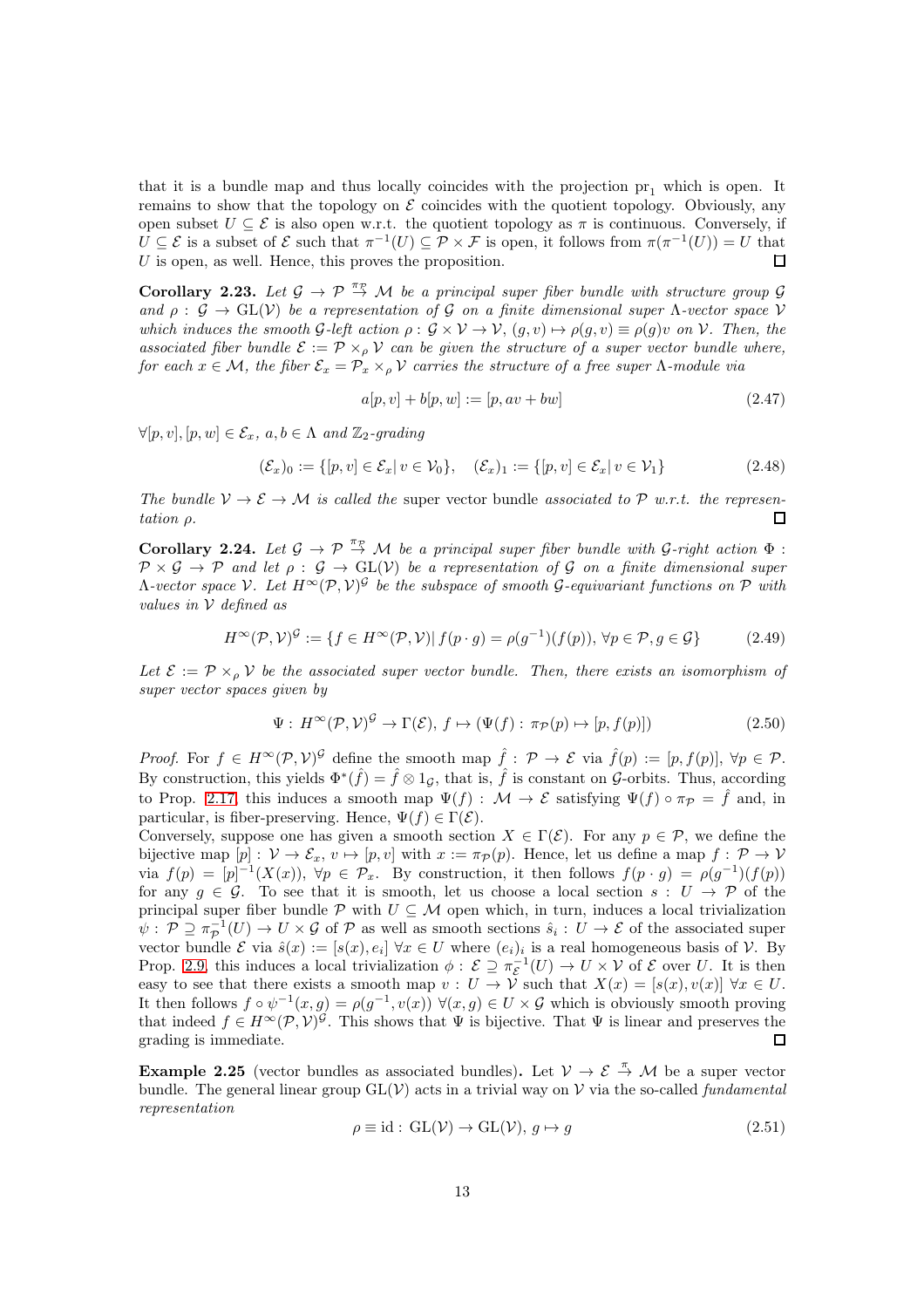that it is a bundle map and thus locally coincides with the projection $\mathrm{pr}_1$ which is open. It remains to show that the topology on $\mathcal{E}$ coincides with the quotient topology. Obviously, any open subset $U \subseteq \mathcal{E}$ is also open w.r.t. the quotient topology as $\pi$ is continuous. Conversely, if $U \subseteq \mathcal{E}$ is a subset of $\mathcal{E}$ such that $\pi^{-1}(U) \subseteq \mathcal{P} \times \mathcal{F}$ is open, it follows from $\pi(\pi^{-1}(U)) = U$ that $U$ is open, as well. Hence, this proves the proposition. □

**Corollary 2.23.** *Let $\mathcal{G} \to \mathcal{P} \stackrel{\pi_{\mathcal{P}}}{\to} \mathcal{M}$ be a principal super fiber bundle with structure group $\mathcal{G}$ and $\rho : \mathcal{G} \to \mathrm{GL}(\mathcal{V})$ be a representation of $\mathcal{G}$ on a finite dimensional super $\Lambda$-vector space $\mathcal{V}$ which induces the smooth $\mathcal{G}$-left action $\rho : \mathcal{G} \times \mathcal{V} \to \mathcal{V}$, $(g, v) \mapsto \rho(g, v) \equiv \rho(g)v$ on $\mathcal{V}$. Then, the associated fiber bundle $\mathcal{E} := \mathcal{P} \times_{\rho} \mathcal{V}$ can be given the structure of a super vector bundle where, for each $x \in \mathcal{M}$, the fiber $\mathcal{E}_x = \mathcal{P}_x \times_{\rho} \mathcal{V}$ carries the structure of a free super $\Lambda$-module via*

$$a[p, v] + b[p, w] := [p, av + bw] \tag{2.47}$$

*$\forall [p, v], [p, w] \in \mathcal{E}_x$, $a, b \in \Lambda$ and $\mathbb{Z}_2$-grading*

$$(\mathcal{E}_x)_0 := \{[p, v] \in \mathcal{E}_x |\, v \in \mathcal{V}_0\}, \quad (\mathcal{E}_x)_1 := \{[p, v] \in \mathcal{E}_x |\, v \in \mathcal{V}_1\} \tag{2.48}$$

*The bundle $\mathcal{V} \to \mathcal{E} \to \mathcal{M}$ is called the* super vector bundle *associated to $\mathcal{P}$ w.r.t. the representation $\rho$.* □

**Corollary 2.24.** *Let $\mathcal{G} \to \mathcal{P} \stackrel{\pi_{\mathcal{P}}}{\to} \mathcal{M}$ be a principal super fiber bundle with $\mathcal{G}$-right action $\Phi : \mathcal{P} \times \mathcal{G} \to \mathcal{P}$ and let $\rho : \mathcal{G} \to \mathrm{GL}(\mathcal{V})$ be a representation of $\mathcal{G}$ on a finite dimensional super $\Lambda$-vector space $\mathcal{V}$. Let $H^\infty(\mathcal{P}, \mathcal{V})^{\mathcal{G}}$ be the subspace of smooth $\mathcal{G}$-equivariant functions on $\mathcal{P}$ with values in $\mathcal{V}$ defined as*

$$H^\infty(\mathcal{P}, \mathcal{V})^{\mathcal{G}} := \{f \in H^\infty(\mathcal{P}, \mathcal{V}) |\, f(p \cdot g) = \rho(g^{-1})(f(p)),\, \forall p \in \mathcal{P}, g \in \mathcal{G}\} \tag{2.49}$$

*Let $\mathcal{E} := \mathcal{P} \times_{\rho} \mathcal{V}$ be the associated super vector bundle. Then, there exists an isomorphism of super vector spaces given by*

$$\Psi :\, H^\infty(\mathcal{P}, \mathcal{V})^{\mathcal{G}} \to \Gamma(\mathcal{E}),\, f \mapsto (\Psi(f) :\, \pi_{\mathcal{P}}(p) \mapsto [p, f(p)]) \tag{2.50}$$

*Proof.* For $f \in H^\infty(\mathcal{P}, \mathcal{V})^{\mathcal{G}}$ define the smooth map $\hat{f} : \mathcal{P} \to \mathcal{E}$ via $\hat{f}(p) := [p, f(p)]$, $\forall p \in \mathcal{P}$. By construction, this yields $\Phi^*(\hat{f}) = \hat{f} \otimes 1_{\mathcal{G}}$, that is, $\hat{f}$ is constant on $\mathcal{G}$-orbits. Thus, according to Prop. 2.17, this induces a smooth map $\Psi(f) : \mathcal{M} \to \mathcal{E}$ satisfying $\Psi(f) \circ \pi_{\mathcal{P}} = \hat{f}$ and, in particular, is fiber-preserving. Hence, $\Psi(f) \in \Gamma(\mathcal{E})$.

Conversely, suppose one has given a smooth section $X \in \Gamma(\mathcal{E})$. For any $p \in \mathcal{P}$, we define the bijective map $[p] : \mathcal{V} \to \mathcal{E}_x$, $v \mapsto [p, v]$ with $x := \pi_{\mathcal{P}}(p)$. Hence, let us define a map $f : \mathcal{P} \to \mathcal{V}$ via $f(p) = [p]^{-1}(X(x))$, $\forall p \in \mathcal{P}_x$. By construction, it then follows $f(p \cdot g) = \rho(g^{-1})(f(p))$ for any $g \in \mathcal{G}$. To see that it is smooth, let us choose a local section $s : U \to \mathcal{P}$ of the principal super fiber bundle $\mathcal{P}$ with $U \subseteq \mathcal{M}$ open which, in turn, induces a local trivialization $\psi : \mathcal{P} \supseteq \pi_{\mathcal{P}}^{-1}(U) \to U \times \mathcal{G}$ of $\mathcal{P}$ as well as smooth sections $\hat{s}_i : U \to \mathcal{E}$ of the associated super vector bundle $\mathcal{E}$ via $\hat{s}(x) := [s(x), e_i]$ $\forall x \in U$ where $(e_i)_i$ is a real homogeneous basis of $\mathcal{V}$. By Prop. 2.9, this induces a local trivialization $\phi : \mathcal{E} \supseteq \pi_{\mathcal{E}}^{-1}(U) \to U \times \mathcal{V}$ of $\mathcal{E}$ over $U$. It is then easy to see that there exists a smooth map $v : U \to \mathcal{V}$ such that $X(x) = [s(x), v(x)]$ $\forall x \in U$. It then follows $f \circ \psi^{-1}(x, g) = \rho(g^{-1}, v(x))$ $\forall (x, g) \in U \times \mathcal{G}$ which is obviously smooth proving that indeed $f \in H^\infty(\mathcal{P}, \mathcal{V})^{\mathcal{G}}$. This shows that $\Psi$ is bijective. That $\Psi$ is linear and preserves the grading is immediate. □

**Example 2.25** (vector bundles as associated bundles)**.** Let $\mathcal{V} \to \mathcal{E} \stackrel{\pi}{\to} \mathcal{M}$ be a super vector bundle. The general linear group $\mathrm{GL}(\mathcal{V})$ acts in a trivial way on $\mathcal{V}$ via the so-called *fundamental representation*

$$\rho \equiv \mathrm{id} :\, \mathrm{GL}(\mathcal{V}) \to \mathrm{GL}(\mathcal{V}),\, g \mapsto g \tag{2.51}$$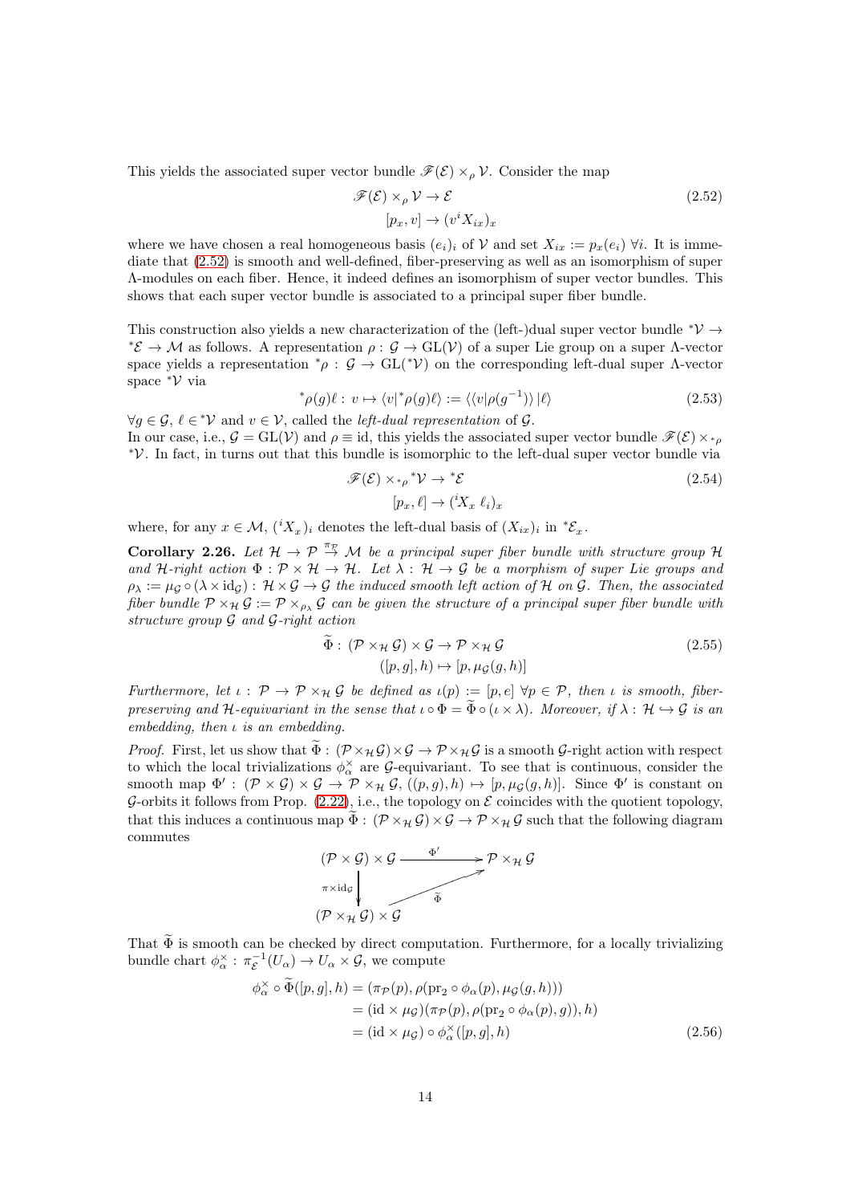This yields the associated super vector bundle $\mathscr{F}(\mathcal{E}) \times_\rho \mathcal{V}$. Consider the map

$$
\begin{aligned}
\mathscr{F}(\mathcal{E}) \times_\rho \mathcal{V} &\to \mathcal{E} \\
[p_x, v] &\to (v^i X_{ix})_x
\end{aligned}
\tag{2.52}
$$

where we have chosen a real homogeneous basis $(e_i)_i$ of $\mathcal{V}$ and set $X_{ix} := p_x(e_i)$ $\forall i$. It is immediate that (2.52) is smooth and well-defined, fiber-preserving as well as an isomorphism of super $\Lambda$-modules on each fiber. Hence, it indeed defines an isomorphism of super vector bundles. This shows that each super vector bundle is associated to a principal super fiber bundle.

This construction also yields a new characterization of the (left-)dual super vector bundle ${}^*\mathcal{V} \to {}^*\mathcal{E} \to \mathcal{M}$ as follows. A representation $\rho : \mathcal{G} \to \mathrm{GL}(\mathcal{V})$ of a super Lie group on a super $\Lambda$-vector space yields a representation ${}^*\rho : \mathcal{G} \to \mathrm{GL}({}^*\mathcal{V})$ on the corresponding left-dual super $\Lambda$-vector space ${}^*\mathcal{V}$ via

$$
{}^*\rho(g)\ell : v \mapsto \langle v|{}^*\rho(g)\ell\rangle := \langle\langle v|\rho(g^{-1})\rangle\,|\ell\rangle
\tag{2.53}
$$

$\forall g \in \mathcal{G}$, $\ell \in {}^*\mathcal{V}$ and $v \in \mathcal{V}$, called the *left-dual representation* of $\mathcal{G}$.
In our case, i.e., $\mathcal{G} = \mathrm{GL}(\mathcal{V})$ and $\rho \equiv \mathrm{id}$, this yields the associated super vector bundle $\mathscr{F}(\mathcal{E}) \times_{{}^*\rho} {}^*\mathcal{V}$. In fact, in turns out that this bundle is isomorphic to the left-dual super vector bundle via

$$
\begin{aligned}
\mathscr{F}(\mathcal{E}) \times_{{}^*\rho} {}^*\mathcal{V} &\to {}^*\mathcal{E} \\
[p_x, \ell] &\to ({}^iX_x\ \ell_i)_x
\end{aligned}
\tag{2.54}
$$

where, for any $x \in \mathcal{M}$, $({}^iX_x)_i$ denotes the left-dual basis of $(X_{ix})_i$ in ${}^*\mathcal{E}_x$.

**Corollary 2.26.** *Let $\mathcal{H} \to \mathcal{P} \stackrel{\pi_{\mathcal{P}}}{\to} \mathcal{M}$ be a principal super fiber bundle with structure group $\mathcal{H}$ and $\mathcal{H}$-right action $\Phi : \mathcal{P} \times \mathcal{H} \to \mathcal{H}$. Let $\lambda : \mathcal{H} \to \mathcal{G}$ be a morphism of super Lie groups and $\rho_\lambda := \mu_{\mathcal{G}} \circ (\lambda \times \mathrm{id}_{\mathcal{G}}) : \mathcal{H} \times \mathcal{G} \to \mathcal{G}$ the induced smooth left action of $\mathcal{H}$ on $\mathcal{G}$. Then, the associated fiber bundle $\mathcal{P} \times_{\mathcal{H}} \mathcal{G} := \mathcal{P} \times_{\rho_\lambda} \mathcal{G}$ can be given the structure of a principal super fiber bundle with structure group $\mathcal{G}$ and $\mathcal{G}$-right action*

$$
\begin{aligned}
\widetilde{\Phi} : (\mathcal{P} \times_{\mathcal{H}} \mathcal{G}) \times \mathcal{G} &\to \mathcal{P} \times_{\mathcal{H}} \mathcal{G} \\
([p, g], h) &\mapsto [p, \mu_{\mathcal{G}}(g, h)]
\end{aligned}
\tag{2.55}
$$

*Furthermore, let $\iota : \mathcal{P} \to \mathcal{P} \times_{\mathcal{H}} \mathcal{G}$ be defined as $\iota(p) := [p, e]$ $\forall p \in \mathcal{P}$, then $\iota$ is smooth, fiber-preserving and $\mathcal{H}$-equivariant in the sense that $\iota \circ \Phi = \widetilde{\Phi} \circ (\iota \times \lambda)$. Moreover, if $\lambda : \mathcal{H} \hookrightarrow \mathcal{G}$ is an embedding, then $\iota$ is an embedding.*

*Proof.* First, let us show that $\widetilde{\Phi} : (\mathcal{P} \times_{\mathcal{H}} \mathcal{G}) \times \mathcal{G} \to \mathcal{P} \times_{\mathcal{H}} \mathcal{G}$ is a smooth $\mathcal{G}$-right action with respect to which the local trivializations $\phi_\alpha^\times$ are $\mathcal{G}$-equivariant. To see that is continuous, consider the smooth map $\Phi' : (\mathcal{P} \times \mathcal{G}) \times \mathcal{G} \to \mathcal{P} \times_{\mathcal{H}} \mathcal{G}$, $((p, g), h) \mapsto [p, \mu_{\mathcal{G}}(g, h)]$. Since $\Phi'$ is constant on $\mathcal{G}$-orbits it follows from Prop. (2.22), i.e., the topology on $\mathcal{E}$ coincides with the quotient topology, that this induces a continuous map $\widetilde{\Phi} : (\mathcal{P} \times_{\mathcal{H}} \mathcal{G}) \times \mathcal{G} \to \mathcal{P} \times_{\mathcal{H}} \mathcal{G}$ such that the following diagram commutes

$$
\begin{array}{ccc}
(\mathcal{P} \times \mathcal{G}) \times \mathcal{G} & \xrightarrow{\ \Phi'\ } & \mathcal{P} \times_{\mathcal{H}} \mathcal{G} \\
\big\downarrow{\scriptstyle \pi \times \mathrm{id}_{\mathcal{G}}} & \nearrow{\scriptstyle \widetilde{\Phi}} & \\
(\mathcal{P} \times_{\mathcal{H}} \mathcal{G}) \times \mathcal{G} & &
\end{array}
$$

That $\widetilde{\Phi}$ is smooth can be checked by direct computation. Furthermore, for a locally trivializing bundle chart $\phi_\alpha^\times : \pi_{\mathcal{E}}^{-1}(U_\alpha) \to U_\alpha \times \mathcal{G}$, we compute

$$
\begin{aligned}
\phi_\alpha^\times \circ \widetilde{\Phi}([p, g], h) &= (\pi_{\mathcal{P}}(p), \rho(\mathrm{pr}_2 \circ \phi_\alpha(p), \mu_{\mathcal{G}}(g, h))) \\
&= (\mathrm{id} \times \mu_{\mathcal{G}})(\pi_{\mathcal{P}}(p), \rho(\mathrm{pr}_2 \circ \phi_\alpha(p), g)), h) \\
&= (\mathrm{id} \times \mu_{\mathcal{G}}) \circ \phi_\alpha^\times([p, g], h)
\end{aligned}
\tag{2.56}
$$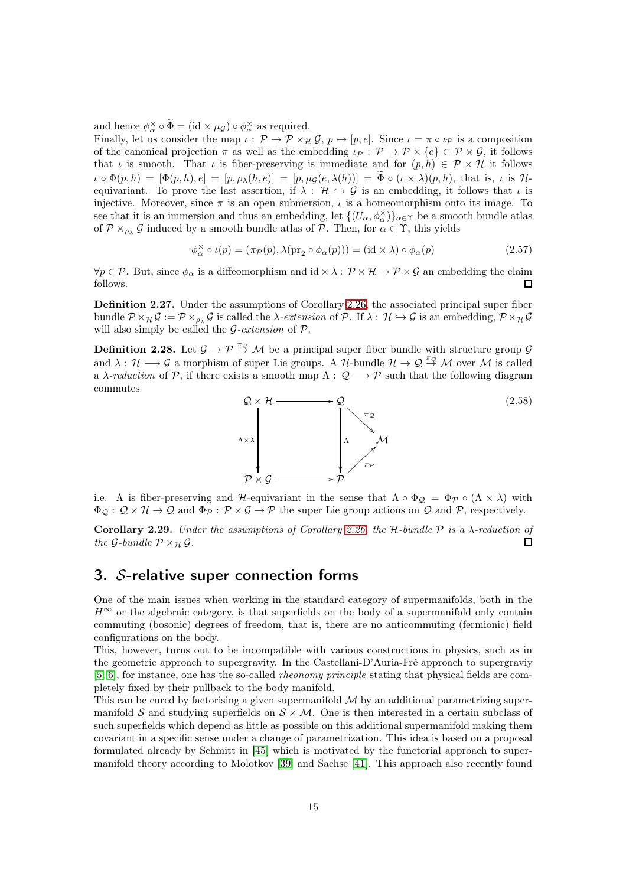and hence $\phi_\alpha^\times \circ \widetilde{\Phi} = (\mathrm{id} \times \mu_\mathcal{G}) \circ \phi_\alpha^\times$ as required.
Finally, let us consider the map $\iota: \mathcal{P} \to \mathcal{P} \times_\mathcal{H} \mathcal{G}$, $p \mapsto [p, e]$. Since $\iota = \pi \circ \iota_\mathcal{P}$ is a composition of the canonical projection $\pi$ as well as the embedding $\iota_\mathcal{P}: \mathcal{P} \to \mathcal{P} \times \{e\} \subset \mathcal{P} \times \mathcal{G}$, it follows that $\iota$ is smooth. That $\iota$ is fiber-preserving is immediate and for $(p, h) \in \mathcal{P} \times \mathcal{H}$ it follows $\iota \circ \Phi(p, h) = [\Phi(p, h), e] = [p, \rho_\lambda(h, e)] = [p, \mu_\mathcal{G}(e, \lambda(h))] = \widetilde{\Phi} \circ (\iota \times \lambda)(p, h)$, that is, $\iota$ is $\mathcal{H}$-equivariant. To prove the last assertion, if $\lambda: \mathcal{H} \hookrightarrow \mathcal{G}$ is an embedding, it follows that $\iota$ is injective. Moreover, since $\pi$ is an open submersion, $\iota$ is a homeomorphism onto its image. To see that it is an immersion and thus an embedding, let $\{(U_\alpha, \phi_\alpha^\times)\}_{\alpha \in \Upsilon}$ be a smooth bundle atlas of $\mathcal{P} \times_{\rho_\lambda} \mathcal{G}$ induced by a smooth bundle atlas of $\mathcal{P}$. Then, for $\alpha \in \Upsilon$, this yields

$$\phi_\alpha^\times \circ \iota(p) = (\pi_\mathcal{P}(p), \lambda(\mathrm{pr}_2 \circ \phi_\alpha(p))) = (\mathrm{id} \times \lambda) \circ \phi_\alpha(p) \tag{2.57}$$

$\forall p \in \mathcal{P}$. But, since $\phi_\alpha$ is a diffeomorphism and $\mathrm{id} \times \lambda: \mathcal{P} \times \mathcal{H} \to \mathcal{P} \times \mathcal{G}$ an embedding the claim follows. □

**Definition 2.27.** Under the assumptions of Corollary 2.26, the associated principal super fiber bundle $\mathcal{P} \times_\mathcal{H} \mathcal{G} := \mathcal{P} \times_{\rho_\lambda} \mathcal{G}$ is called the $\lambda$-*extension* of $\mathcal{P}$. If $\lambda: \mathcal{H} \hookrightarrow \mathcal{G}$ is an embedding, $\mathcal{P} \times_\mathcal{H} \mathcal{G}$ will also simply be called the $\mathcal{G}$-*extension* of $\mathcal{P}$.

**Definition 2.28.** Let $\mathcal{G} \to \mathcal{P} \stackrel{\pi_\mathcal{P}}{\to} \mathcal{M}$ be a principal super fiber bundle with structure group $\mathcal{G}$ and $\lambda: \mathcal{H} \longrightarrow \mathcal{G}$ a morphism of super Lie groups. A $\mathcal{H}$-bundle $\mathcal{H} \to \mathcal{Q} \stackrel{\pi_\mathcal{Q}}{\to} \mathcal{M}$ over $\mathcal{M}$ is called a $\lambda$-*reduction* of $\mathcal{P}$, if there exists a smooth map $\Lambda: \mathcal{Q} \longrightarrow \mathcal{P}$ such that the following diagram commutes

$$\begin{array}{ccccc} \mathcal{Q} \times \mathcal{H} & \longrightarrow & \mathcal{Q} & & \\ \downarrow{\scriptstyle \Lambda \times \lambda} & & \downarrow{\scriptstyle \Lambda} & \searrow^{\pi_\mathcal{Q}} & \\ & & & & \mathcal{M} \\ & & & \nearrow_{\pi_\mathcal{P}} & \\ \mathcal{P} \times \mathcal{G} & \longrightarrow & \mathcal{P} & & \end{array} \tag{2.58}$$

i.e. $\Lambda$ is fiber-preserving and $\mathcal{H}$-equivariant in the sense that $\Lambda \circ \Phi_\mathcal{Q} = \Phi_\mathcal{P} \circ (\Lambda \times \lambda)$ with $\Phi_\mathcal{Q}: \mathcal{Q} \times \mathcal{H} \to \mathcal{Q}$ and $\Phi_\mathcal{P}: \mathcal{P} \times \mathcal{G} \to \mathcal{P}$ the super Lie group actions on $\mathcal{Q}$ and $\mathcal{P}$, respectively.

**Corollary 2.29.** *Under the assumptions of Corollary 2.26, the $\mathcal{H}$-bundle $\mathcal{P}$ is a $\lambda$-reduction of the $\mathcal{G}$-bundle $\mathcal{P} \times_\mathcal{H} \mathcal{G}$.* □

## 3. $\mathcal{S}$-relative super connection forms

One of the main issues when working in the standard category of supermanifolds, both in the $H^\infty$ or the algebraic category, is that superfields on the body of a supermanifold only contain commuting (bosonic) degrees of freedom, that is, there are no anticommuting (fermionic) field configurations on the body.
This, however, turns out to be incompatible with various constructions in physics, such as in the geometric approach to supergravity. In the Castellani-D'Auria-Fré approach to supergraviy [5, 6], for instance, one has the so-called *rheonomy principle* stating that physical fields are completely fixed by their pullback to the body manifold.
This can be cured by factorising a given supermanifold $\mathcal{M}$ by an additional parametrizing supermanifold $\mathcal{S}$ and studying superfields on $\mathcal{S} \times \mathcal{M}$. One is then interested in a certain subclass of such superfields which depend as little as possible on this additional supermanifold making them covariant in a specific sense under a change of parametrization. This idea is based on a proposal formulated already by Schmitt in [45] which is motivated by the functorial approach to supermanifold theory according to Molotkov [39] and Sachse [41]. This approach also recently found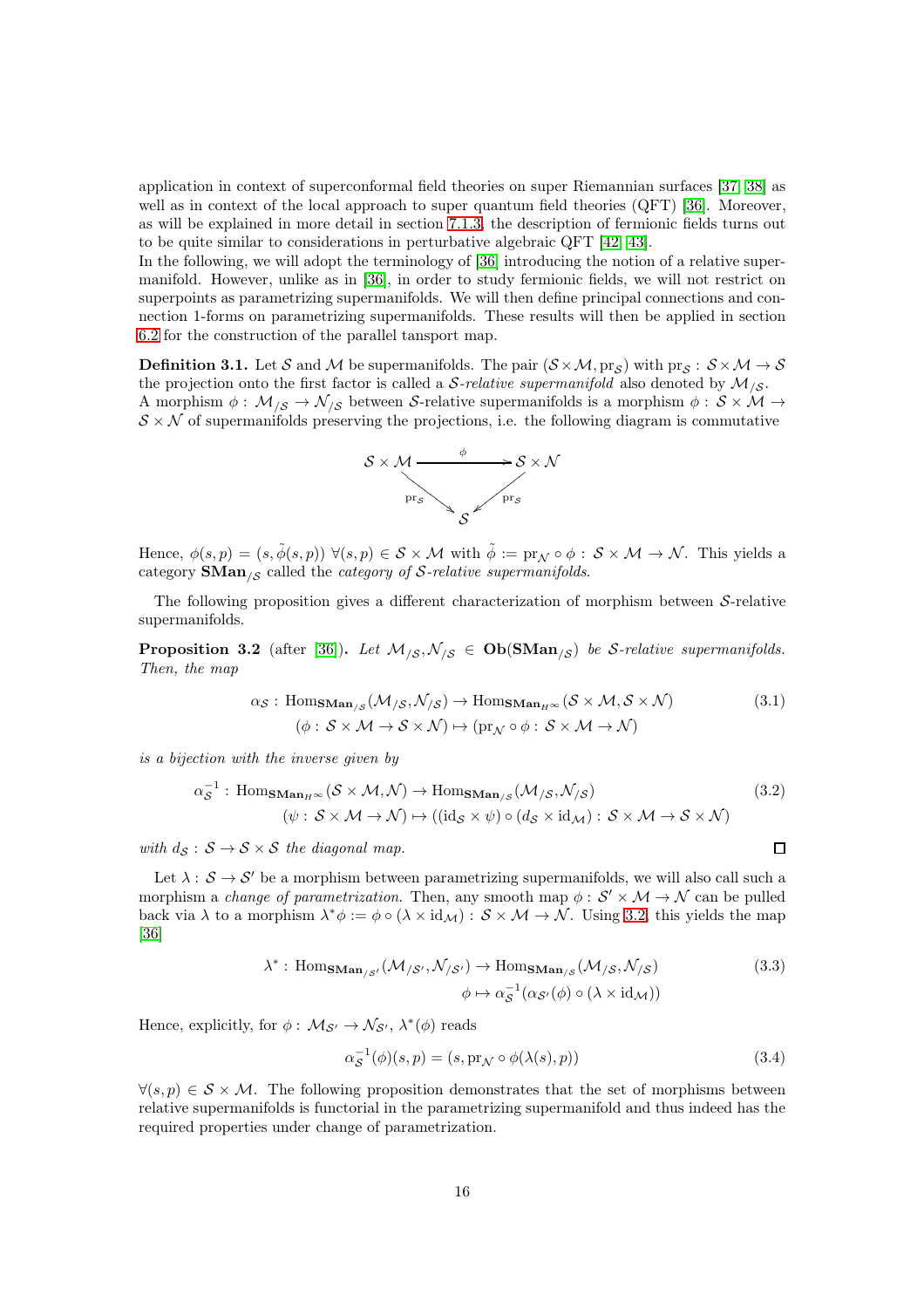application in context of superconformal field theories on super Riemannian surfaces [37, 38] as well as in context of the local approach to super quantum field theories (QFT) [36]. Moreover, as will be explained in more detail in section 7.1.3, the description of fermionic fields turns out to be quite similar to considerations in perturbative algebraic QFT [42, 43].
In the following, we will adopt the terminology of [36] introducing the notion of a relative supermanifold. However, unlike as in [36], in order to study fermionic fields, we will not restrict on superpoints as parametrizing supermanifolds. We will then define principal connections and connection 1-forms on parametrizing supermanifolds. These results will then be applied in section 6.2 for the construction of the parallel transport map.

**Definition 3.1.** Let $\mathcal{S}$ and $\mathcal{M}$ be supermanifolds. The pair $(\mathcal{S}\times\mathcal{M},\mathrm{pr}_{\mathcal{S}})$ with $\mathrm{pr}_{\mathcal{S}}:\mathcal{S}\times\mathcal{M}\to\mathcal{S}$ the projection onto the first factor is called a *$\mathcal{S}$-relative supermanifold* also denoted by $\mathcal{M}_{/\mathcal{S}}$.
A morphism $\phi:\mathcal{M}_{/\mathcal{S}}\to\mathcal{N}_{/\mathcal{S}}$ between $\mathcal{S}$-relative supermanifolds is a morphism $\phi:\mathcal{S}\times\mathcal{M}\to\mathcal{S}\times\mathcal{N}$ of supermanifolds preserving the projections, i.e. the following diagram is commutative

$$\begin{array}{ccc} \mathcal{S}\times\mathcal{M} & \xrightarrow{\phi} & \mathcal{S}\times\mathcal{N} \\ & {\scriptstyle \mathrm{pr}_{\mathcal{S}}}\searrow \quad \swarrow{\scriptstyle \mathrm{pr}_{\mathcal{S}}} & \\ & \mathcal{S} & \end{array}$$

Hence, $\phi(s,p)=(s,\tilde{\phi}(s,p))\ \forall(s,p)\in\mathcal{S}\times\mathcal{M}$ with $\tilde{\phi}:=\mathrm{pr}_{\mathcal{N}}\circ\phi:\mathcal{S}\times\mathcal{M}\to\mathcal{N}$. This yields a category $\mathbf{SMan}_{/\mathcal{S}}$ called the *category of $\mathcal{S}$-relative supermanifolds*.

The following proposition gives a different characterization of morphism between $\mathcal{S}$-relative supermanifolds.

**Proposition 3.2** (after [36])**.** *Let $\mathcal{M}_{/\mathcal{S}},\mathcal{N}_{/\mathcal{S}}\in\mathbf{Ob}(\mathbf{SMan}_{/\mathcal{S}})$ be $\mathcal{S}$-relative supermanifolds. Then, the map*

$$\begin{aligned}\alpha_{\mathcal{S}}:\mathrm{Hom}_{\mathbf{SMan}_{/\mathcal{S}}}(\mathcal{M}_{/\mathcal{S}},\mathcal{N}_{/\mathcal{S}})&\to\mathrm{Hom}_{\mathbf{SMan}_{H^\infty}}(\mathcal{S}\times\mathcal{M},\mathcal{S}\times\mathcal{N})\\ (\phi:\mathcal{S}\times\mathcal{M}\to\mathcal{S}\times\mathcal{N})&\mapsto(\mathrm{pr}_{\mathcal{N}}\circ\phi:\mathcal{S}\times\mathcal{M}\to\mathcal{N})\end{aligned}\tag{3.1}$$

*is a bijection with the inverse given by*

$$\begin{aligned}\alpha_{\mathcal{S}}^{-1}:\mathrm{Hom}_{\mathbf{SMan}_{H^\infty}}(\mathcal{S}\times\mathcal{M},\mathcal{N})&\to\mathrm{Hom}_{\mathbf{SMan}_{/\mathcal{S}}}(\mathcal{M}_{/\mathcal{S}},\mathcal{N}_{/\mathcal{S}})\\ (\psi:\mathcal{S}\times\mathcal{M}\to\mathcal{N})&\mapsto((\mathrm{id}_{\mathcal{S}}\times\psi)\circ(d_{\mathcal{S}}\times\mathrm{id}_{\mathcal{M}}):\mathcal{S}\times\mathcal{M}\to\mathcal{S}\times\mathcal{N})\end{aligned}\tag{3.2}$$

*with $d_{\mathcal{S}}:\mathcal{S}\to\mathcal{S}\times\mathcal{S}$ the diagonal map.* □

Let $\lambda:\mathcal{S}\to\mathcal{S}'$ be a morphism between parametrizing supermanifolds, we will also call such a morphism a *change of parametrization*. Then, any smooth map $\phi:\mathcal{S}'\times\mathcal{M}\to\mathcal{N}$ can be pulled back via $\lambda$ to a morphism $\lambda^*\phi:=\phi\circ(\lambda\times\mathrm{id}_{\mathcal{M}}):\mathcal{S}\times\mathcal{M}\to\mathcal{N}$. Using 3.2, this yields the map [36]

$$\begin{aligned}\lambda^*:\mathrm{Hom}_{\mathbf{SMan}_{/\mathcal{S}'}}(\mathcal{M}_{/\mathcal{S}'},\mathcal{N}_{/\mathcal{S}'})&\to\mathrm{Hom}_{\mathbf{SMan}_{/\mathcal{S}}}(\mathcal{M}_{/\mathcal{S}},\mathcal{N}_{/\mathcal{S}})\\ \phi&\mapsto\alpha_{\mathcal{S}}^{-1}(\alpha_{\mathcal{S}'}(\phi)\circ(\lambda\times\mathrm{id}_{\mathcal{M}}))\end{aligned}\tag{3.3}$$

Hence, explicitly, for $\phi:\mathcal{M}_{\mathcal{S}'}\to\mathcal{N}_{\mathcal{S}'}$, $\lambda^*(\phi)$ reads

$$\alpha_{\mathcal{S}}^{-1}(\phi)(s,p)=(s,\mathrm{pr}_{\mathcal{N}}\circ\phi(\lambda(s),p))\tag{3.4}$$

$\forall(s,p)\in\mathcal{S}\times\mathcal{M}$. The following proposition demonstrates that the set of morphisms between relative supermanifolds is functorial in the parametrizing supermanifold and thus indeed has the required properties under change of parametrization.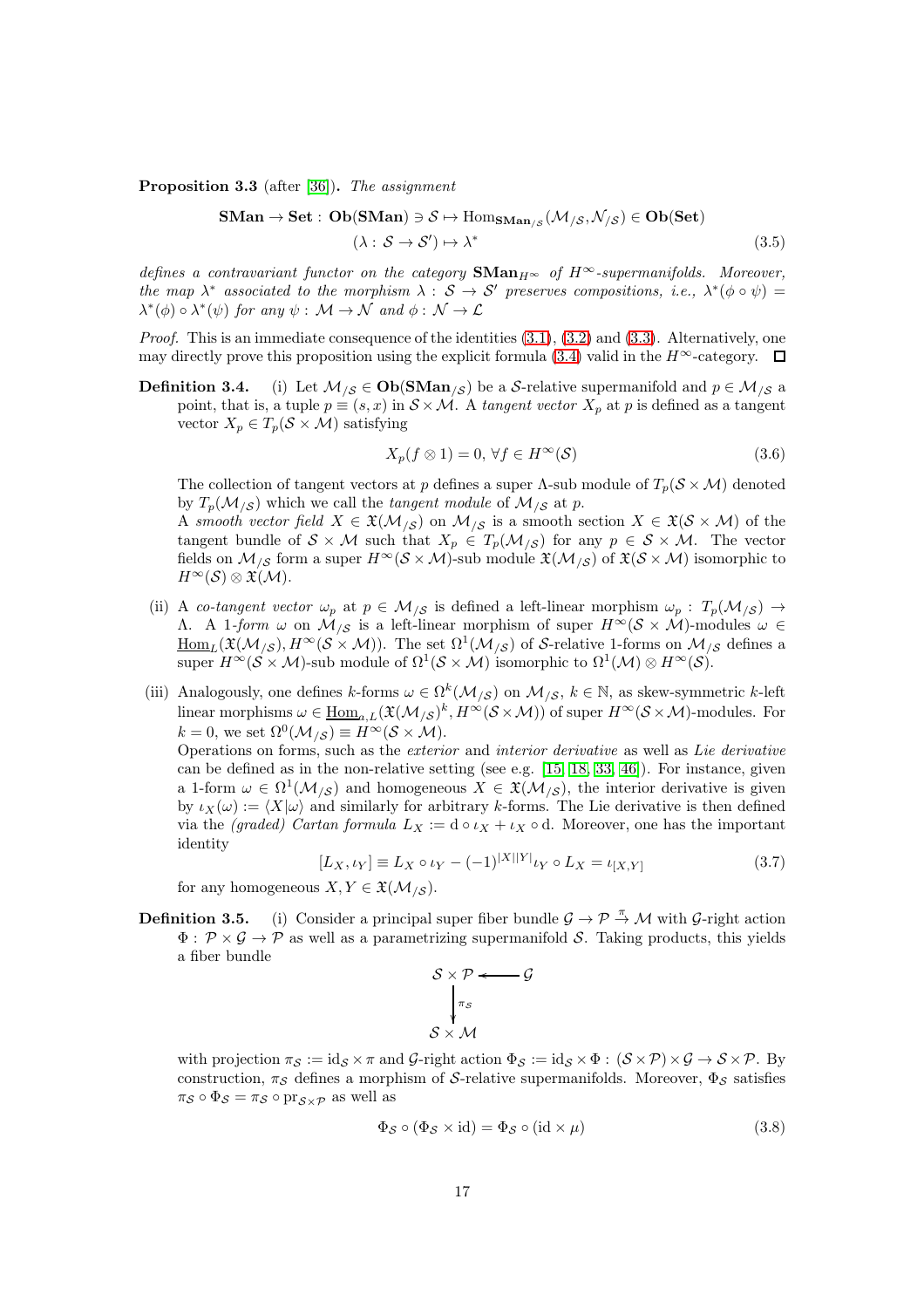**Proposition 3.3** (after [36])**.** *The assignment*

$$\mathbf{SMan} \to \mathbf{Set} : \mathbf{Ob}(\mathbf{SMan}) \ni \mathcal{S} \mapsto \mathrm{Hom}_{\mathbf{SMan}_{/\mathcal{S}}}(\mathcal{M}_{/\mathcal{S}}, \mathcal{N}_{/\mathcal{S}}) \in \mathbf{Ob}(\mathbf{Set})$$
$$(\lambda : \mathcal{S} \to \mathcal{S}') \mapsto \lambda^* \tag{3.5}$$

*defines a contravariant functor on the category $\mathbf{SMan}_{H^\infty}$ of $H^\infty$-supermanifolds. Moreover, the map $\lambda^*$ associated to the morphism $\lambda : \mathcal{S} \to \mathcal{S}'$ preserves compositions, i.e., $\lambda^*(\phi \circ \psi) = \lambda^*(\phi) \circ \lambda^*(\psi)$ for any $\psi : \mathcal{M} \to \mathcal{N}$ and $\phi : \mathcal{N} \to \mathcal{L}$*

*Proof.* This is an immediate consequence of the identities (3.1), (3.2) and (3.3). Alternatively, one may directly prove this proposition using the explicit formula (3.4) valid in the $H^\infty$-category. $\square$

**Definition 3.4.** (i) Let $\mathcal{M}_{/\mathcal{S}} \in \mathbf{Ob}(\mathbf{SMan}_{/\mathcal{S}})$ be a $\mathcal{S}$-relative supermanifold and $p \in \mathcal{M}_{/\mathcal{S}}$ a point, that is, a tuple $p \equiv (s, x)$ in $\mathcal{S} \times \mathcal{M}$. A *tangent vector* $X_p$ at $p$ is defined as a tangent vector $X_p \in T_p(\mathcal{S} \times \mathcal{M})$ satisfying

$$X_p(f \otimes 1) = 0, \ \forall f \in H^\infty(\mathcal{S}) \tag{3.6}$$

The collection of tangent vectors at $p$ defines a super $\Lambda$-sub module of $T_p(\mathcal{S} \times \mathcal{M})$ denoted by $T_p(\mathcal{M}_{/\mathcal{S}})$ which we call the *tangent module* of $\mathcal{M}_{/\mathcal{S}}$ at $p$.

A *smooth vector field* $X \in \mathfrak{X}(\mathcal{M}_{/\mathcal{S}})$ on $\mathcal{M}_{/\mathcal{S}}$ is a smooth section $X \in \mathfrak{X}(\mathcal{S} \times \mathcal{M})$ of the tangent bundle of $\mathcal{S} \times \mathcal{M}$ such that $X_p \in T_p(\mathcal{M}_{/\mathcal{S}})$ for any $p \in \mathcal{S} \times \mathcal{M}$. The vector fields on $\mathcal{M}_{/\mathcal{S}}$ form a super $H^\infty(\mathcal{S} \times \mathcal{M})$-sub module $\mathfrak{X}(\mathcal{M}_{/\mathcal{S}})$ of $\mathfrak{X}(\mathcal{S} \times \mathcal{M})$ isomorphic to $H^\infty(\mathcal{S}) \otimes \mathfrak{X}(\mathcal{M})$.

(ii) A *co-tangent vector* $\omega_p$ at $p \in \mathcal{M}_{/\mathcal{S}}$ is defined a left-linear morphism $\omega_p : T_p(\mathcal{M}_{/\mathcal{S}}) \to \Lambda$. A *1-form* $\omega$ on $\mathcal{M}_{/\mathcal{S}}$ is a left-linear morphism of super $H^\infty(\mathcal{S} \times \mathcal{M})$-modules $\omega \in \underline{\mathrm{Hom}}_L(\mathfrak{X}(\mathcal{M}_{/\mathcal{S}}), H^\infty(\mathcal{S} \times \mathcal{M}))$. The set $\Omega^1(\mathcal{M}_{/\mathcal{S}})$ of $\mathcal{S}$-relative 1-forms on $\mathcal{M}_{/\mathcal{S}}$ defines a super $H^\infty(\mathcal{S} \times \mathcal{M})$-sub module of $\Omega^1(\mathcal{S} \times \mathcal{M})$ isomorphic to $\Omega^1(\mathcal{M}) \otimes H^\infty(\mathcal{S})$.

(iii) Analogously, one defines $k$-forms $\omega \in \Omega^k(\mathcal{M}_{/\mathcal{S}})$ on $\mathcal{M}_{/\mathcal{S}}$, $k \in \mathbb{N}$, as skew-symmetric $k$-left linear morphisms $\omega \in \underline{\mathrm{Hom}}_{a,L}(\mathfrak{X}(\mathcal{M}_{/\mathcal{S}})^k, H^\infty(\mathcal{S} \times \mathcal{M}))$ of super $H^\infty(\mathcal{S} \times \mathcal{M})$-modules. For $k = 0$, we set $\Omega^0(\mathcal{M}_{/\mathcal{S}}) \equiv H^\infty(\mathcal{S} \times \mathcal{M})$.

Operations on forms, such as the *exterior* and *interior derivative* as well as *Lie derivative* can be defined as in the non-relative setting (see e.g. [15, 18, 33, 46]). For instance, given a 1-form $\omega \in \Omega^1(\mathcal{M}_{/\mathcal{S}})$ and homogeneous $X \in \mathfrak{X}(\mathcal{M}_{/\mathcal{S}})$, the interior derivative is given by $\iota_X(\omega) := \langle X | \omega \rangle$ and similarly for arbitrary $k$-forms. The Lie derivative is then defined via the *(graded) Cartan formula* $L_X := \mathrm{d} \circ \iota_X + \iota_X \circ \mathrm{d}$. Moreover, one has the important identity

$$[L_X, \iota_Y] \equiv L_X \circ \iota_Y - (-1)^{|X||Y|} \iota_Y \circ L_X = \iota_{[X,Y]} \tag{3.7}$$

for any homogeneous $X, Y \in \mathfrak{X}(\mathcal{M}_{/\mathcal{S}})$.

**Definition 3.5.** (i) Consider a principal super fiber bundle $\mathcal{G} \to \mathcal{P} \xrightarrow{\pi} \mathcal{M}$ with $\mathcal{G}$-right action $\Phi : \mathcal{P} \times \mathcal{G} \to \mathcal{P}$ as well as a parametrizing supermanifold $\mathcal{S}$. Taking products, this yields a fiber bundle

$$\begin{array}{ccc} \mathcal{S} \times \mathcal{P} & \longleftarrow & \mathcal{G} \\ \Big\downarrow{\scriptstyle \pi_{\mathcal{S}}} & & \\ \mathcal{S} \times \mathcal{M} & & \end{array}$$

with projection $\pi_{\mathcal{S}} := \mathrm{id}_{\mathcal{S}} \times \pi$ and $\mathcal{G}$-right action $\Phi_{\mathcal{S}} := \mathrm{id}_{\mathcal{S}} \times \Phi : (\mathcal{S} \times \mathcal{P}) \times \mathcal{G} \to \mathcal{S} \times \mathcal{P}$. By construction, $\pi_{\mathcal{S}}$ defines a morphism of $\mathcal{S}$-relative supermanifolds. Moreover, $\Phi_{\mathcal{S}}$ satisfies $\pi_{\mathcal{S}} \circ \Phi_{\mathcal{S}} = \pi_{\mathcal{S}} \circ \mathrm{pr}_{\mathcal{S} \times \mathcal{P}}$ as well as

$$\Phi_{\mathcal{S}} \circ (\Phi_{\mathcal{S}} \times \mathrm{id}) = \Phi_{\mathcal{S}} \circ (\mathrm{id} \times \mu) \tag{3.8}$$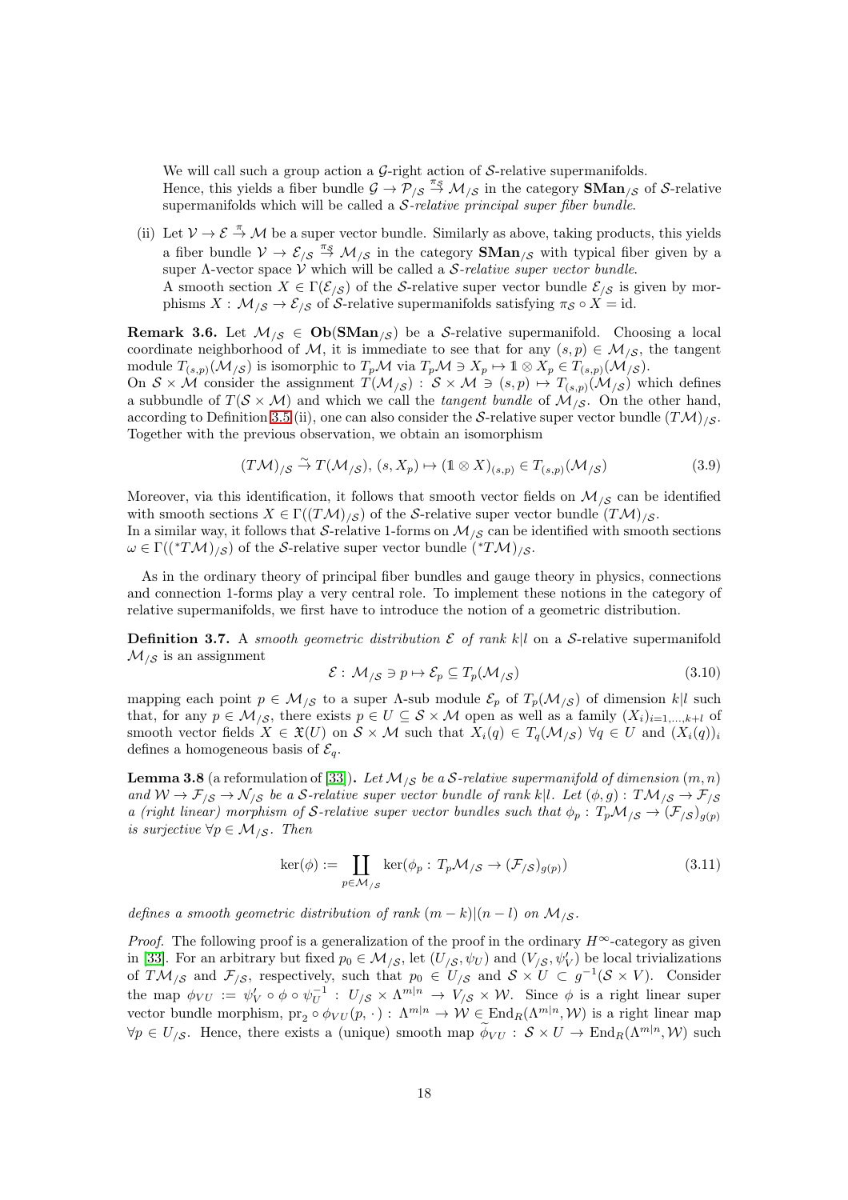We will call such a group action a $\mathcal{G}$-right action of $\mathcal{S}$-relative supermanifolds.
Hence, this yields a fiber bundle $\mathcal{G} \to \mathcal{P}_{/\mathcal{S}} \stackrel{\pi_{\mathcal{S}}}{\to} \mathcal{M}_{/\mathcal{S}}$ in the category $\mathbf{SMan}_{/\mathcal{S}}$ of $\mathcal{S}$-relative supermanifolds which will be called a *$\mathcal{S}$-relative principal super fiber bundle*.

(ii) Let $\mathcal{V} \to \mathcal{E} \stackrel{\pi}{\to} \mathcal{M}$ be a super vector bundle. Similarly as above, taking products, this yields a fiber bundle $\mathcal{V} \to \mathcal{E}_{/\mathcal{S}} \stackrel{\pi_{\mathcal{S}}}{\to} \mathcal{M}_{/\mathcal{S}}$ in the category $\mathbf{SMan}_{/\mathcal{S}}$ with typical fiber given by a super $\Lambda$-vector space $\mathcal{V}$ which will be called a *$\mathcal{S}$-relative super vector bundle*.
A smooth section $X \in \Gamma(\mathcal{E}_{/\mathcal{S}})$ of the $\mathcal{S}$-relative super vector bundle $\mathcal{E}_{/\mathcal{S}}$ is given by morphisms $X : \mathcal{M}_{/\mathcal{S}} \to \mathcal{E}_{/\mathcal{S}}$ of $\mathcal{S}$-relative supermanifolds satisfying $\pi_{\mathcal{S}} \circ X = \mathrm{id}$.

**Remark 3.6.** Let $\mathcal{M}_{/\mathcal{S}} \in \mathbf{Ob}(\mathbf{SMan}_{/\mathcal{S}})$ be a $\mathcal{S}$-relative supermanifold. Choosing a local coordinate neighborhood of $\mathcal{M}$, it is immediate to see that for any $(s,p) \in \mathcal{M}_{/\mathcal{S}}$, the tangent module $T_{(s,p)}(\mathcal{M}_{/\mathcal{S}})$ is isomorphic to $T_p\mathcal{M}$ via $T_p\mathcal{M} \ni X_p \mapsto \mathbb{1} \otimes X_p \in T_{(s,p)}(\mathcal{M}_{/\mathcal{S}})$.
On $\mathcal{S} \times \mathcal{M}$ consider the assignment $T(\mathcal{M}_{/\mathcal{S}}) : \mathcal{S} \times \mathcal{M} \ni (s,p) \mapsto T_{(s,p)}(\mathcal{M}_{/\mathcal{S}})$ which defines a subbundle of $T(\mathcal{S} \times \mathcal{M})$ and which we call the *tangent bundle* of $\mathcal{M}_{/\mathcal{S}}$. On the other hand, according to Definition 3.5 (ii), one can also consider the $\mathcal{S}$-relative super vector bundle $(T\mathcal{M})_{/\mathcal{S}}$. Together with the previous observation, we obtain an isomorphism

$$(T\mathcal{M})_{/\mathcal{S}} \stackrel{\sim}{\to} T(\mathcal{M}_{/\mathcal{S}}),\, (s, X_p) \mapsto (\mathbb{1} \otimes X)_{(s,p)} \in T_{(s,p)}(\mathcal{M}_{/\mathcal{S}}) \tag{3.9}$$

Moreover, via this identification, it follows that smooth vector fields on $\mathcal{M}_{/\mathcal{S}}$ can be identified with smooth sections $X \in \Gamma((T\mathcal{M})_{/\mathcal{S}})$ of the $\mathcal{S}$-relative super vector bundle $(T\mathcal{M})_{/\mathcal{S}}$.
In a similar way, it follows that $\mathcal{S}$-relative 1-forms on $\mathcal{M}_{/\mathcal{S}}$ can be identified with smooth sections $\omega \in \Gamma(({}^*T\mathcal{M})_{/\mathcal{S}})$ of the $\mathcal{S}$-relative super vector bundle $({}^*T\mathcal{M})_{/\mathcal{S}}$.

As in the ordinary theory of principal fiber bundles and gauge theory in physics, connections and connection 1-forms play a very central role. To implement these notions in the category of relative supermanifolds, we first have to introduce the notion of a geometric distribution.

**Definition 3.7.** A *smooth geometric distribution $\mathcal{E}$ of rank $k|l$* on a $\mathcal{S}$-relative supermanifold $\mathcal{M}_{/\mathcal{S}}$ is an assignment

$$\mathcal{E} : \mathcal{M}_{/\mathcal{S}} \ni p \mapsto \mathcal{E}_p \subseteq T_p(\mathcal{M}_{/\mathcal{S}}) \tag{3.10}$$

mapping each point $p \in \mathcal{M}_{/\mathcal{S}}$ to a super $\Lambda$-sub module $\mathcal{E}_p$ of $T_p(\mathcal{M}_{/\mathcal{S}})$ of dimension $k|l$ such that, for any $p \in \mathcal{M}_{/\mathcal{S}}$, there exists $p \in U \subseteq \mathcal{S} \times \mathcal{M}$ open as well as a family $(X_i)_{i=1,\ldots,k+l}$ of smooth vector fields $X \in \mathfrak{X}(U)$ on $\mathcal{S} \times \mathcal{M}$ such that $X_i(q) \in T_q(\mathcal{M}_{/\mathcal{S}})$ $\forall q \in U$ and $(X_i(q))_i$ defines a homogeneous basis of $\mathcal{E}_q$.

**Lemma 3.8** (a reformulation of [33])**.** *Let $\mathcal{M}_{/\mathcal{S}}$ be a $\mathcal{S}$-relative supermanifold of dimension $(m,n)$ and $\mathcal{W} \to \mathcal{F}_{/\mathcal{S}} \to \mathcal{N}_{/\mathcal{S}}$ be a $\mathcal{S}$-relative super vector bundle of rank $k|l$. Let $(\phi, g) : T\mathcal{M}_{/\mathcal{S}} \to \mathcal{F}_{/\mathcal{S}}$ a (right linear) morphism of $\mathcal{S}$-relative super vector bundles such that $\phi_p : T_p\mathcal{M}_{/\mathcal{S}} \to (\mathcal{F}_{/\mathcal{S}})_{g(p)}$ is surjective $\forall p \in \mathcal{M}_{/\mathcal{S}}$. Then*

$$\ker(\phi) := \coprod_{p \in \mathcal{M}_{/\mathcal{S}}} \ker(\phi_p : T_p\mathcal{M}_{/\mathcal{S}} \to (\mathcal{F}_{/\mathcal{S}})_{g(p)}) \tag{3.11}$$

*defines a smooth geometric distribution of rank $(m-k)|(n-l)$ on $\mathcal{M}_{/\mathcal{S}}$.*

*Proof.* The following proof is a generalization of the proof in the ordinary $H^\infty$-category as given in [33]. For an arbitrary but fixed $p_0 \in \mathcal{M}_{/\mathcal{S}}$, let $(U_{/\mathcal{S}}, \psi_U)$ and $(V_{/\mathcal{S}}, \psi'_V)$ be local trivializations of $T\mathcal{M}_{/\mathcal{S}}$ and $\mathcal{F}_{/\mathcal{S}}$, respectively, such that $p_0 \in U_{/\mathcal{S}}$ and $\mathcal{S} \times U \subset g^{-1}(\mathcal{S} \times V)$. Consider the map $\phi_{VU} := \psi'_V \circ \phi \circ \psi_U^{-1} : U_{/\mathcal{S}} \times \Lambda^{m|n} \to V_{/\mathcal{S}} \times \mathcal{W}$. Since $\phi$ is a right linear super vector bundle morphism, $\mathrm{pr}_2 \circ \phi_{VU}(p, \cdot) : \Lambda^{m|n} \to \mathcal{W} \in \mathrm{End}_R(\Lambda^{m|n}, \mathcal{W})$ is a right linear map $\forall p \in U_{/\mathcal{S}}$. Hence, there exists a (unique) smooth map $\widetilde{\phi}_{VU} : \mathcal{S} \times U \to \mathrm{End}_R(\Lambda^{m|n}, \mathcal{W})$ such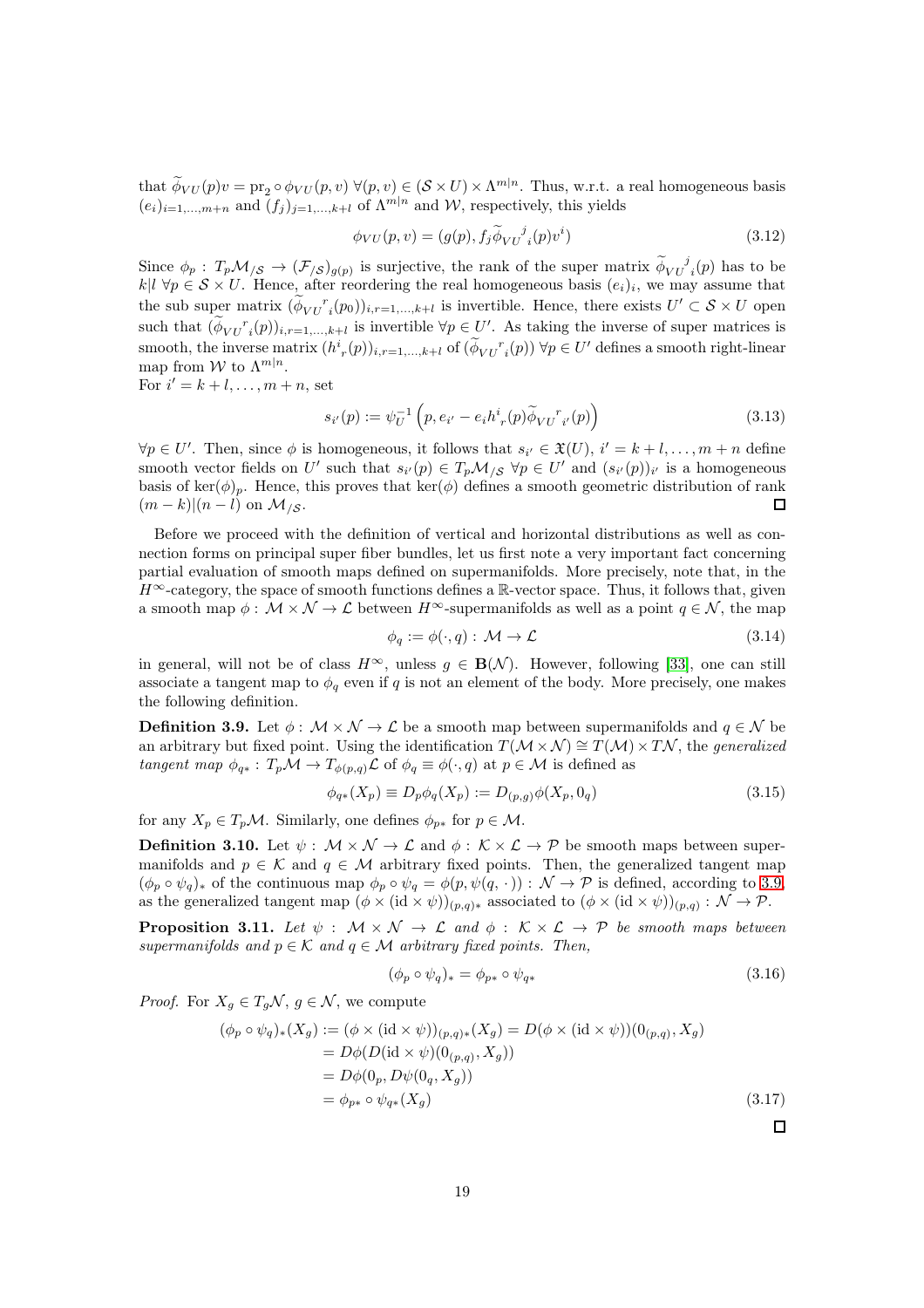that $\widetilde{\phi}_{VU}(p)v = \mathrm{pr}_2 \circ \phi_{VU}(p,v)$ $\forall (p,v) \in (\mathcal{S}\times U)\times\Lambda^{m|n}$. Thus, w.r.t. a real homogeneous basis $(e_i)_{i=1,\ldots,m+n}$ and $(f_j)_{j=1,\ldots,k+l}$ of $\Lambda^{m|n}$ and $\mathcal{W}$, respectively, this yields

$$\phi_{VU}(p,v) = (g(p), f_j \widetilde{\phi}_{VU}{}^j{}_i(p)v^i) \tag{3.12}$$

Since $\phi_p : T_p\mathcal{M}_{/\mathcal{S}} \to (\mathcal{F}_{/\mathcal{S}})_{g(p)}$ is surjective, the rank of the super matrix $\widetilde{\phi}_{VU}{}^j{}_i(p)$ has to be $k|l$ $\forall p \in \mathcal{S}\times U$. Hence, after reordering the real homogeneous basis $(e_i)_i$, we may assume that the sub super matrix $(\widetilde{\phi}_{VU}{}^r{}_i(p_0))_{i,r=1,\ldots,k+l}$ is invertible. Hence, there exists $U' \subset \mathcal{S}\times U$ open such that $(\widetilde{\phi}_{VU}{}^r{}_i(p))_{i,r=1,\ldots,k+l}$ is invertible $\forall p \in U'$. As taking the inverse of super matrices is smooth, the inverse matrix $(h^i{}_r(p))_{i,r=1,\ldots,k+l}$ of $(\widetilde{\phi}_{VU}{}^r{}_i(p))$ $\forall p \in U'$ defines a smooth right-linear map from $\mathcal{W}$ to $\Lambda^{m|n}$.
For $i' = k+l,\ldots,m+n$, set

$$s_{i'}(p) := \psi_U^{-1}\left(p, e_{i'} - e_i h^i{}_r(p)\widetilde{\phi}_{VU}{}^r{}_{i'}(p)\right) \tag{3.13}$$

$\forall p \in U'$. Then, since $\phi$ is homogeneous, it follows that $s_{i'} \in \mathfrak{X}(U)$, $i' = k+l,\ldots,m+n$ define smooth vector fields on $U'$ such that $s_{i'}(p) \in T_p\mathcal{M}_{/\mathcal{S}}$ $\forall p \in U'$ and $(s_{i'}(p))_{i'}$ is a homogeneous basis of $\ker(\phi)_p$. Hence, this proves that $\ker(\phi)$ defines a smooth geometric distribution of rank $(m-k)|(n-l)$ on $\mathcal{M}_{/\mathcal{S}}$. $\square$

Before we proceed with the definition of vertical and horizontal distributions as well as connection forms on principal super fiber bundles, let us first note a very important fact concerning partial evaluation of smooth maps defined on supermanifolds. More precisely, note that, in the $H^\infty$-category, the space of smooth functions defines a $\mathbb{R}$-vector space. Thus, it follows that, given a smooth map $\phi : \mathcal{M}\times\mathcal{N} \to \mathcal{L}$ between $H^\infty$-supermanifolds as well as a point $q \in \mathcal{N}$, the map

$$\phi_q := \phi(\cdot, q) : \mathcal{M} \to \mathcal{L} \tag{3.14}$$

in general, will not be of class $H^\infty$, unless $g \in \mathbf{B}(\mathcal{N})$. However, following [33], one can still associate a tangent map to $\phi_q$ even if $q$ is not an element of the body. More precisely, one makes the following definition.

**Definition 3.9.** Let $\phi : \mathcal{M}\times\mathcal{N} \to \mathcal{L}$ be a smooth map between supermanifolds and $q \in \mathcal{N}$ be an arbitrary but fixed point. Using the identification $T(\mathcal{M}\times\mathcal{N}) \cong T(\mathcal{M})\times T\mathcal{N}$, the *generalized tangent map* $\phi_{q*} : T_p\mathcal{M} \to T_{\phi(p,q)}\mathcal{L}$ of $\phi_q \equiv \phi(\cdot, q)$ at $p \in \mathcal{M}$ is defined as

$$\phi_{q*}(X_p) \equiv D_p\phi_q(X_p) := D_{(p,g)}\phi(X_p, 0_q) \tag{3.15}$$

for any $X_p \in T_p\mathcal{M}$. Similarly, one defines $\phi_{p*}$ for $p \in \mathcal{M}$.

**Definition 3.10.** Let $\psi : \mathcal{M}\times\mathcal{N} \to \mathcal{L}$ and $\phi : \mathcal{K}\times\mathcal{L} \to \mathcal{P}$ be smooth maps between supermanifolds and $p \in \mathcal{K}$ and $q \in \mathcal{M}$ arbitrary fixed points. Then, the generalized tangent map $(\phi_p \circ \psi_q)_*$ of the continuous map $\phi_p \circ \psi_q = \phi(p, \psi(q,\cdot)) : \mathcal{N} \to \mathcal{P}$ is defined, according to 3.9, as the generalized tangent map $(\phi \times (\mathrm{id}\times\psi))_{(p,q)*}$ associated to $(\phi \times (\mathrm{id}\times\psi))_{(p,q)} : \mathcal{N} \to \mathcal{P}$.

**Proposition 3.11.** *Let $\psi : \mathcal{M}\times\mathcal{N} \to \mathcal{L}$ and $\phi : \mathcal{K}\times\mathcal{L} \to \mathcal{P}$ be smooth maps between supermanifolds and $p \in \mathcal{K}$ and $q \in \mathcal{M}$ arbitrary fixed points. Then,*

$$(\phi_p \circ \psi_q)_* = \phi_{p*} \circ \psi_{q*} \tag{3.16}$$

*Proof.* For $X_g \in T_g\mathcal{N}$, $g \in \mathcal{N}$, we compute

$$\begin{aligned}
(\phi_p \circ \psi_q)_*(X_g) &:= (\phi \times (\mathrm{id}\times\psi))_{(p,q)*}(X_g) = D(\phi \times (\mathrm{id}\times\psi))(0_{(p,q)}, X_g) \\
&= D\phi(D(\mathrm{id}\times\psi)(0_{(p,q)}, X_g)) \\
&= D\phi(0_p, D\psi(0_q, X_g)) \\
&= \phi_{p*} \circ \psi_{q*}(X_g)
\end{aligned} \tag{3.17}$$

$\square$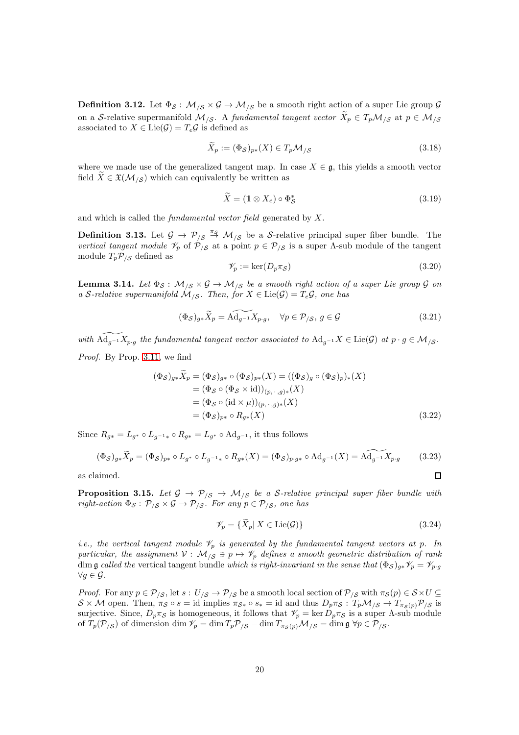**Definition 3.12.** Let $\Phi_{\mathcal{S}} : \mathcal{M}_{/\mathcal{S}} \times \mathcal{G} \to \mathcal{M}_{/\mathcal{S}}$ be a smooth right action of a super Lie group $\mathcal{G}$ on a $\mathcal{S}$-relative supermanifold $\mathcal{M}_{/\mathcal{S}}$. A *fundamental tangent vector* $\widetilde{X}_p \in T_p\mathcal{M}_{/\mathcal{S}}$ at $p \in \mathcal{M}_{/\mathcal{S}}$ associated to $X \in \mathrm{Lie}(\mathcal{G}) = T_e\mathcal{G}$ is defined as

$$\widetilde{X}_p := (\Phi_{\mathcal{S}})_{p*}(X) \in T_p\mathcal{M}_{/\mathcal{S}} \tag{3.18}$$

where we made use of the generalized tangent map. In case $X \in \mathfrak{g}$, this yields a smooth vector field $\widetilde{X} \in \mathfrak{X}(\mathcal{M}_{/\mathcal{S}})$ which can equivalently be written as

$$\widetilde{X} = (\mathbb{1} \otimes X_e) \circ \Phi_{\mathcal{S}}^* \tag{3.19}$$

and which is called the *fundamental vector field* generated by $X$.

**Definition 3.13.** Let $\mathcal{G} \to \mathcal{P}_{/\mathcal{S}} \overset{\pi_{\mathcal{S}}}{\to} \mathcal{M}_{/\mathcal{S}}$ be a $\mathcal{S}$-relative principal super fiber bundle. The *vertical tangent module* $\mathscr{V}_p$ of $\mathcal{P}_{/\mathcal{S}}$ at a point $p \in \mathcal{P}_{/\mathcal{S}}$ is a super $\Lambda$-sub module of the tangent module $T_p\mathcal{P}_{/\mathcal{S}}$ defined as

$$\mathscr{V}_p := \ker(D_p\pi_{\mathcal{S}}) \tag{3.20}$$

**Lemma 3.14.** *Let $\Phi_{\mathcal{S}} : \mathcal{M}_{/\mathcal{S}} \times \mathcal{G} \to \mathcal{M}_{/\mathcal{S}}$ be a smooth right action of a super Lie group $\mathcal{G}$ on a $\mathcal{S}$-relative supermanifold $\mathcal{M}_{/\mathcal{S}}$. Then, for $X \in \mathrm{Lie}(\mathcal{G}) = T_e\mathcal{G}$, one has*

$$(\Phi_{\mathcal{S}})_{g*}\widetilde{X}_p = \widetilde{\mathrm{Ad}_{g^{-1}}X}_{p\cdot g}, \quad \forall p \in \mathcal{P}_{/\mathcal{S}},\, g \in \mathcal{G} \tag{3.21}$$

*with $\widetilde{\mathrm{Ad}_{g^{-1}}X}_{p\cdot g}$ the fundamental tangent vector associated to $\mathrm{Ad}_{g^{-1}}X \in \mathrm{Lie}(\mathcal{G})$ at $p \cdot g \in \mathcal{M}_{/\mathcal{S}}$.*

*Proof.* By Prop. 3.11, we find

$$\begin{aligned}
(\Phi_{\mathcal{S}})_{g*}\widetilde{X}_p &= (\Phi_{\mathcal{S}})_{g*} \circ (\Phi_{\mathcal{S}})_{p*}(X) = ((\Phi_{\mathcal{S}})_g \circ (\Phi_{\mathcal{S}})_p)_*(X) \\
&= (\Phi_{\mathcal{S}} \circ (\Phi_{\mathcal{S}} \times \mathrm{id}))_{(p,\,\cdot\,,g)*}(X) \\
&= (\Phi_{\mathcal{S}} \circ (\mathrm{id} \times \mu))_{(p,\,\cdot\,,g)*}(X) \\
&= (\Phi_{\mathcal{S}})_{p*} \circ R_{g*}(X)
\end{aligned} \tag{3.22}$$

Since $R_{g*} = L_{g^*} \circ L_{g^{-1}*} \circ R_{g*} = L_{g^*} \circ \mathrm{Ad}_{g^{-1}}$, it thus follows

$$(\Phi_{\mathcal{S}})_{g*}\widetilde{X}_p = (\Phi_{\mathcal{S}})_{p*} \circ L_{g^*} \circ L_{g^{-1}*} \circ R_{g*}(X) = (\Phi_{\mathcal{S}})_{p\cdot g*} \circ \mathrm{Ad}_{g^{-1}}(X) = \widetilde{\mathrm{Ad}_{g^{-1}}X}_{p\cdot g} \tag{3.23}$$

as claimed. $\square$

**Proposition 3.15.** *Let $\mathcal{G} \to \mathcal{P}_{/\mathcal{S}} \to \mathcal{M}_{/\mathcal{S}}$ be a $\mathcal{S}$-relative principal super fiber bundle with right-action $\Phi_{\mathcal{S}} : \mathcal{P}_{/\mathcal{S}} \times \mathcal{G} \to \mathcal{P}_{/\mathcal{S}}$. For any $p \in \mathcal{P}_{/\mathcal{S}}$, one has*

$$\mathscr{V}_p = \{\widetilde{X}_p |\, X \in \mathrm{Lie}(\mathcal{G})\} \tag{3.24}$$

*i.e., the vertical tangent module $\mathscr{V}_p$ is generated by the fundamental tangent vectors at $p$. In particular, the assignment $\mathcal{V} : \mathcal{M}_{/\mathcal{S}} \ni p \mapsto \mathscr{V}_p$ defines a smooth geometric distribution of rank $\dim \mathfrak{g}$ called the* vertical tangent bundle *which is right-invariant in the sense that $(\Phi_{\mathcal{S}})_{g*}\mathscr{V}_p = \mathscr{V}_{p\cdot g}$ $\forall g \in \mathcal{G}$.*

*Proof.* For any $p \in \mathcal{P}_{/\mathcal{S}}$, let $s : U_{/\mathcal{S}} \to \mathcal{P}_{/\mathcal{S}}$ be a smooth local section of $\mathcal{P}_{/\mathcal{S}}$ with $\pi_{\mathcal{S}}(p) \in \mathcal{S} \times U \subseteq \mathcal{S} \times \mathcal{M}$ open. Then, $\pi_{\mathcal{S}} \circ s = \mathrm{id}$ implies $\pi_{\mathcal{S}*} \circ s_* = \mathrm{id}$ and thus $D_p\pi_{\mathcal{S}} : T_p\mathcal{M}_{/\mathcal{S}} \to T_{\pi_{\mathcal{S}}(p)}\mathcal{P}_{/\mathcal{S}}$ is surjective. Since, $D_p\pi_{\mathcal{S}}$ is homogeneous, it follows that $\mathscr{V}_p = \ker D_p\pi_{\mathcal{S}}$ is a super $\Lambda$-sub module of $T_p(\mathcal{P}_{/\mathcal{S}})$ of dimension $\dim \mathscr{V}_p = \dim T_p\mathcal{P}_{/\mathcal{S}} - \dim T_{\pi_{\mathcal{S}}(p)}\mathcal{M}_{/\mathcal{S}} = \dim \mathfrak{g}$ $\forall p \in \mathcal{P}_{/\mathcal{S}}$.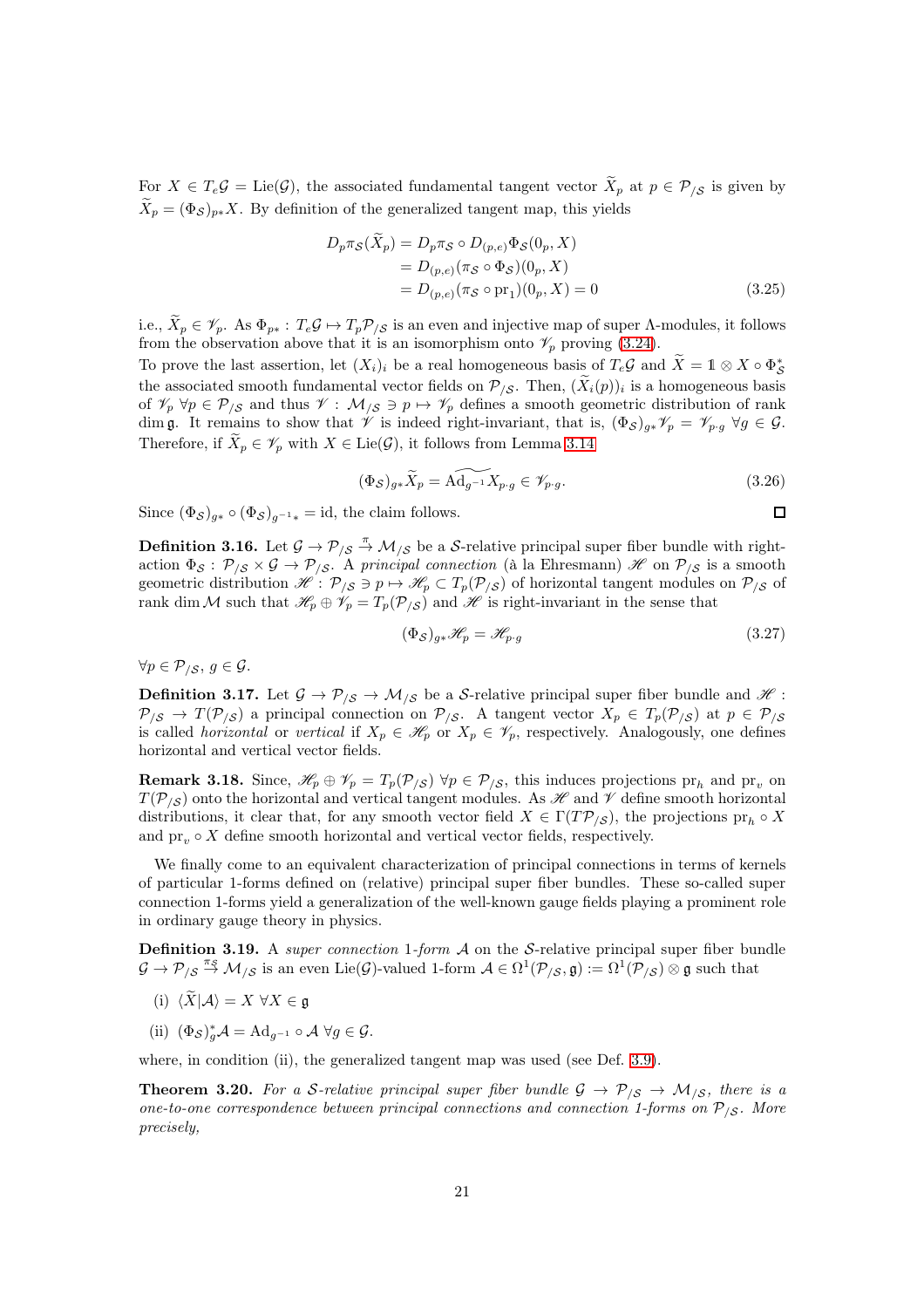For $X \in T_e\mathcal{G} = \mathrm{Lie}(\mathcal{G})$, the associated fundamental tangent vector $\widetilde{X}_p$ at $p \in \mathcal{P}_{/\mathcal{S}}$ is given by $\widetilde{X}_p = (\Phi_{\mathcal{S}})_{p*}X$. By definition of the generalized tangent map, this yields

$$
\begin{aligned}
D_p\pi_{\mathcal{S}}(\widetilde{X}_p) &= D_p\pi_{\mathcal{S}} \circ D_{(p,e)}\Phi_{\mathcal{S}}(0_p, X) \\
&= D_{(p,e)}(\pi_{\mathcal{S}} \circ \Phi_{\mathcal{S}})(0_p, X) \\
&= D_{(p,e)}(\pi_{\mathcal{S}} \circ \mathrm{pr}_1)(0_p, X) = 0
\end{aligned}
\tag{3.25}
$$

i.e., $\widetilde{X}_p \in \mathscr{V}_p$. As $\Phi_{p*} : T_e\mathcal{G} \mapsto T_p\mathcal{P}_{/\mathcal{S}}$ is an even and injective map of super $\Lambda$-modules, it follows from the observation above that it is an isomorphism onto $\mathscr{V}_p$ proving (3.24).
To prove the last assertion, let $(X_i)_i$ be a real homogeneous basis of $T_e\mathcal{G}$ and $\widetilde{X} = \mathbb{1} \otimes X \circ \Phi_{\mathcal{S}}^*$ the associated smooth fundamental vector fields on $\mathcal{P}_{/\mathcal{S}}$. Then, $(\widetilde{X}_i(p))_i$ is a homogeneous basis of $\mathscr{V}_p$ $\forall p \in \mathcal{P}_{/\mathcal{S}}$ and thus $\mathscr{V} : \mathcal{M}_{/\mathcal{S}} \ni p \mapsto \mathscr{V}_p$ defines a smooth geometric distribution of rank $\dim \mathfrak{g}$. It remains to show that $\mathscr{V}$ is indeed right-invariant, that is, $(\Phi_{\mathcal{S}})_{g*}\mathscr{V}_p = \mathscr{V}_{p\cdot g}$ $\forall g \in \mathcal{G}$. Therefore, if $\widetilde{X}_p \in \mathscr{V}_p$ with $X \in \mathrm{Lie}(\mathcal{G})$, it follows from Lemma 3.14

$$
(\Phi_{\mathcal{S}})_{g*}\widetilde{X}_p = \widetilde{\mathrm{Ad}_{g^{-1}}X}_{p\cdot g} \in \mathscr{V}_{p\cdot g}. \tag{3.26}
$$

Since $(\Phi_{\mathcal{S}})_{g*} \circ (\Phi_{\mathcal{S}})_{g^{-1}*} = \mathrm{id}$, the claim follows. □

**Definition 3.16.** Let $\mathcal{G} \to \mathcal{P}_{/\mathcal{S}} \stackrel{\pi}{\to} \mathcal{M}_{/\mathcal{S}}$ be a $\mathcal{S}$-relative principal super fiber bundle with right-action $\Phi_{\mathcal{S}} : \mathcal{P}_{/\mathcal{S}} \times \mathcal{G} \to \mathcal{P}_{/\mathcal{S}}$. A *principal connection* (à la Ehresmann) $\mathscr{H}$ on $\mathcal{P}_{/\mathcal{S}}$ is a smooth geometric distribution $\mathscr{H} : \mathcal{P}_{/\mathcal{S}} \ni p \mapsto \mathscr{H}_p \subset T_p(\mathcal{P}_{/\mathcal{S}})$ of horizontal tangent modules on $\mathcal{P}_{/\mathcal{S}}$ of rank $\dim \mathcal{M}$ such that $\mathscr{H}_p \oplus \mathscr{V}_p = T_p(\mathcal{P}_{/\mathcal{S}})$ and $\mathscr{H}$ is right-invariant in the sense that

$$
(\Phi_{\mathcal{S}})_{g*}\mathscr{H}_p = \mathscr{H}_{p\cdot g} \tag{3.27}
$$

$\forall p \in \mathcal{P}_{/\mathcal{S}}$, $g \in \mathcal{G}$.

**Definition 3.17.** Let $\mathcal{G} \to \mathcal{P}_{/\mathcal{S}} \to \mathcal{M}_{/\mathcal{S}}$ be a $\mathcal{S}$-relative principal super fiber bundle and $\mathscr{H} : \mathcal{P}_{/\mathcal{S}} \to T(\mathcal{P}_{/\mathcal{S}})$ a principal connection on $\mathcal{P}_{/\mathcal{S}}$. A tangent vector $X_p \in T_p(\mathcal{P}_{/\mathcal{S}})$ at $p \in \mathcal{P}_{/\mathcal{S}}$ is called *horizontal* or *vertical* if $X_p \in \mathscr{H}_p$ or $X_p \in \mathscr{V}_p$, respectively. Analogously, one defines horizontal and vertical vector fields.

**Remark 3.18.** Since, $\mathscr{H}_p \oplus \mathscr{V}_p = T_p(\mathcal{P}_{/\mathcal{S}})$ $\forall p \in \mathcal{P}_{/\mathcal{S}}$, this induces projections $\mathrm{pr}_h$ and $\mathrm{pr}_v$ on $T(\mathcal{P}_{/\mathcal{S}})$ onto the horizontal and vertical tangent modules. As $\mathscr{H}$ and $\mathscr{V}$ define smooth horizontal distributions, it clear that, for any smooth vector field $X \in \Gamma(T\mathcal{P}_{/\mathcal{S}})$, the projections $\mathrm{pr}_h \circ X$ and $\mathrm{pr}_v \circ X$ define smooth horizontal and vertical vector fields, respectively.

We finally come to an equivalent characterization of principal connections in terms of kernels of particular 1-forms defined on (relative) principal super fiber bundles. These so-called super connection 1-forms yield a generalization of the well-known gauge fields playing a prominent role in ordinary gauge theory in physics.

**Definition 3.19.** A *super connection 1-form* $\mathcal{A}$ on the $\mathcal{S}$-relative principal super fiber bundle $\mathcal{G} \to \mathcal{P}_{/\mathcal{S}} \stackrel{\pi_{\mathcal{S}}}{\to} \mathcal{M}_{/\mathcal{S}}$ is an even $\mathrm{Lie}(\mathcal{G})$-valued 1-form $\mathcal{A} \in \Omega^1(\mathcal{P}_{/\mathcal{S}}, \mathfrak{g}) := \Omega^1(\mathcal{P}_{/\mathcal{S}}) \otimes \mathfrak{g}$ such that

(i) $\langle \widetilde{X} | \mathcal{A} \rangle = X$ $\forall X \in \mathfrak{g}$

(ii) $(\Phi_{\mathcal{S}})^*_g\mathcal{A} = \mathrm{Ad}_{g^{-1}} \circ \mathcal{A}$ $\forall g \in \mathcal{G}$.

where, in condition (ii), the generalized tangent map was used (see Def. 3.9).

**Theorem 3.20.** *For a $\mathcal{S}$-relative principal super fiber bundle $\mathcal{G} \to \mathcal{P}_{/\mathcal{S}} \to \mathcal{M}_{/\mathcal{S}}$, there is a one-to-one correspondence between principal connections and connection 1-forms on $\mathcal{P}_{/\mathcal{S}}$. More precisely,*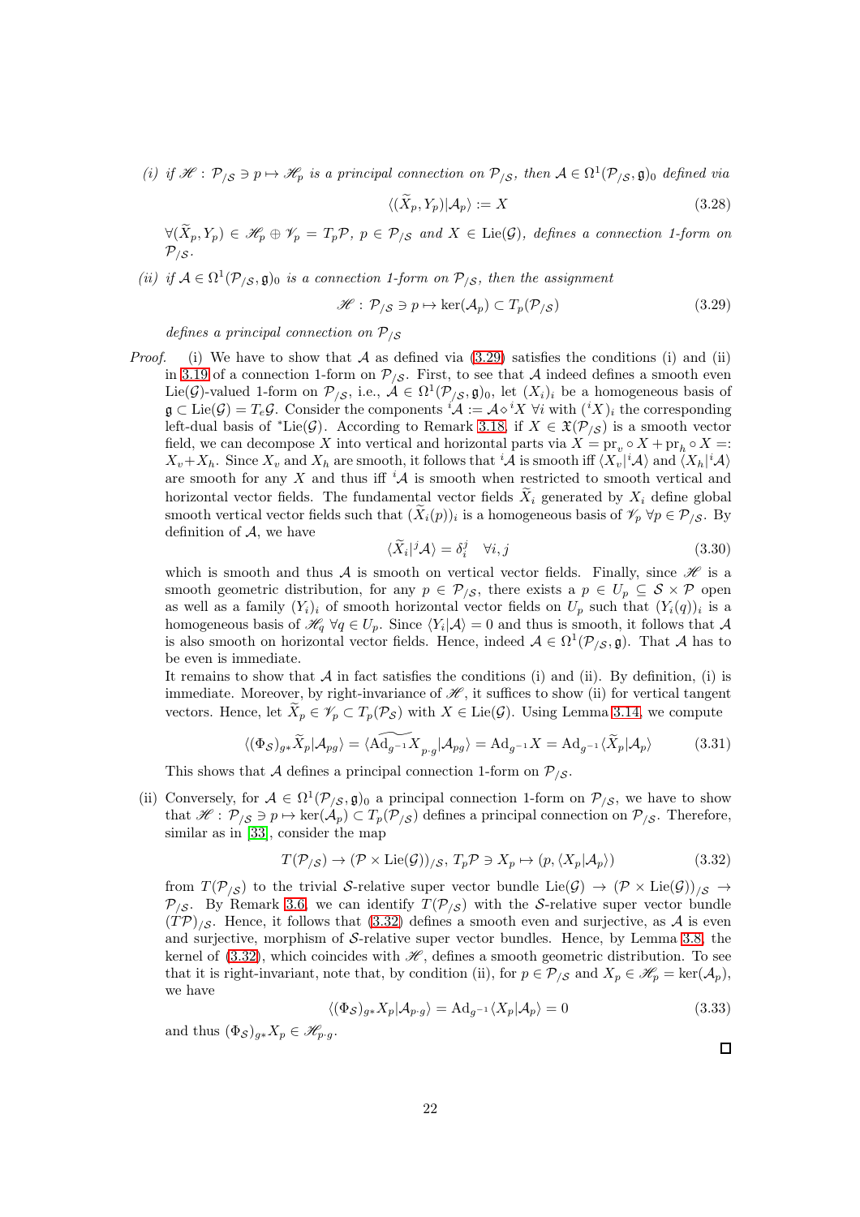*(i) if $\mathscr{H}: \mathcal{P}_{/\mathcal{S}} \ni p \mapsto \mathscr{H}_p$ is a principal connection on $\mathcal{P}_{/\mathcal{S}}$, then $\mathcal{A} \in \Omega^1(\mathcal{P}_{/\mathcal{S}}, \mathfrak{g})_0$ defined via*

$$\langle (\widetilde{X}_p, Y_p) | \mathcal{A}_p \rangle := X \tag{3.28}$$

*$\forall (\widetilde{X}_p, Y_p) \in \mathscr{H}_p \oplus \mathscr{V}_p = T_p\mathcal{P}$, $p \in \mathcal{P}_{/\mathcal{S}}$ and $X \in \mathrm{Lie}(\mathcal{G})$, defines a connection 1-form on $\mathcal{P}_{/\mathcal{S}}$.*

*(ii) if $\mathcal{A} \in \Omega^1(\mathcal{P}_{/\mathcal{S}}, \mathfrak{g})_0$ is a connection 1-form on $\mathcal{P}_{/\mathcal{S}}$, then the assignment*

$$\mathscr{H}: \mathcal{P}_{/\mathcal{S}} \ni p \mapsto \ker(\mathcal{A}_p) \subset T_p(\mathcal{P}_{/\mathcal{S}}) \tag{3.29}$$

*defines a principal connection on $\mathcal{P}_{/\mathcal{S}}$*

*Proof.* (i) We have to show that $\mathcal{A}$ as defined via (3.29) satisfies the conditions (i) and (ii) in 3.19 of a connection 1-form on $\mathcal{P}_{/\mathcal{S}}$. First, to see that $\mathcal{A}$ indeed defines a smooth even $\mathrm{Lie}(\mathcal{G})$-valued 1-form on $\mathcal{P}_{/\mathcal{S}}$, i.e., $\mathcal{A} \in \Omega^1(\mathcal{P}_{/\mathcal{S}}, \mathfrak{g})_0$, let $(X_i)_i$ be a homogeneous basis of $\mathfrak{g} \subset \mathrm{Lie}(\mathcal{G}) = T_e\mathcal{G}$. Consider the components ${}^i\mathcal{A} := \mathcal{A} \diamond {}^iX$ $\forall i$ with $({}^iX)_i$ the corresponding left-dual basis of ${}^*\mathrm{Lie}(\mathcal{G})$. According to Remark 3.18, if $X \in \mathfrak{X}(\mathcal{P}_{/\mathcal{S}})$ is a smooth vector field, we can decompose $X$ into vertical and horizontal parts via $X = \mathrm{pr}_v \circ X + \mathrm{pr}_h \circ X =: X_v + X_h$. Since $X_v$ and $X_h$ are smooth, it follows that ${}^i\mathcal{A}$ is smooth iff $\langle X_v | {}^i\mathcal{A} \rangle$ and $\langle X_h | {}^i\mathcal{A} \rangle$ are smooth for any $X$ and thus iff ${}^i\mathcal{A}$ is smooth when restricted to smooth vertical and horizontal vector fields. The fundamental vector fields $\widetilde{X}_i$ generated by $X_i$ define global smooth vertical vector fields such that $(\widetilde{X}_i(p))_i$ is a homogeneous basis of $\mathscr{V}_p$ $\forall p \in \mathcal{P}_{/\mathcal{S}}$. By definition of $\mathcal{A}$, we have

$$\langle \widetilde{X}_i | {}^j\mathcal{A} \rangle = \delta_i^j \quad \forall i, j \tag{3.30}$$

which is smooth and thus $\mathcal{A}$ is smooth on vertical vector fields. Finally, since $\mathscr{H}$ is a smooth geometric distribution, for any $p \in \mathcal{P}_{/\mathcal{S}}$, there exists a $p \in U_p \subseteq \mathcal{S} \times \mathcal{P}$ open as well as a family $(Y_i)_i$ of smooth horizontal vector fields on $U_p$ such that $(Y_i(q))_i$ is a homogeneous basis of $\mathscr{H}_q$ $\forall q \in U_p$. Since $\langle Y_i | \mathcal{A} \rangle = 0$ and thus is smooth, it follows that $\mathcal{A}$ is also smooth on horizontal vector fields. Hence, indeed $\mathcal{A} \in \Omega^1(\mathcal{P}_{/\mathcal{S}}, \mathfrak{g})$. That $\mathcal{A}$ has to be even is immediate.

It remains to show that $\mathcal{A}$ in fact satisfies the conditions (i) and (ii). By definition, (i) is immediate. Moreover, by right-invariance of $\mathscr{H}$, it suffices to show (ii) for vertical tangent vectors. Hence, let $\widetilde{X}_p \in \mathscr{V}_p \subset T_p(\mathcal{P}_{\mathcal{S}})$ with $X \in \mathrm{Lie}(\mathcal{G})$. Using Lemma 3.14, we compute

$$\langle (\Phi_{\mathcal{S}})_{g*} \widetilde{X}_p | \mathcal{A}_{pg} \rangle = \langle \widetilde{\mathrm{Ad}_{g^{-1}} X}_{p \cdot g} | \mathcal{A}_{pg} \rangle = \mathrm{Ad}_{g^{-1}} X = \mathrm{Ad}_{g^{-1}} \langle \widetilde{X}_p | \mathcal{A}_p \rangle \tag{3.31}$$

This shows that $\mathcal{A}$ defines a principal connection 1-form on $\mathcal{P}_{/\mathcal{S}}$.

(ii) Conversely, for $\mathcal{A} \in \Omega^1(\mathcal{P}_{/\mathcal{S}}, \mathfrak{g})_0$ a principal connection 1-form on $\mathcal{P}_{/\mathcal{S}}$, we have to show that $\mathscr{H}: \mathcal{P}_{/\mathcal{S}} \ni p \mapsto \ker(\mathcal{A}_p) \subset T_p(\mathcal{P}_{/\mathcal{S}})$ defines a principal connection on $\mathcal{P}_{/\mathcal{S}}$. Therefore, similar as in [33], consider the map

$$T(\mathcal{P}_{/\mathcal{S}}) \to (\mathcal{P} \times \mathrm{Lie}(\mathcal{G}))_{/\mathcal{S}},\, T_p\mathcal{P} \ni X_p \mapsto (p, \langle X_p | \mathcal{A}_p \rangle) \tag{3.32}$$

from $T(\mathcal{P}_{/\mathcal{S}})$ to the trivial $\mathcal{S}$-relative super vector bundle $\mathrm{Lie}(\mathcal{G}) \to (\mathcal{P} \times \mathrm{Lie}(\mathcal{G}))_{/\mathcal{S}} \to \mathcal{P}_{/\mathcal{S}}$. By Remark 3.6, we can identify $T(\mathcal{P}_{/\mathcal{S}})$ with the $\mathcal{S}$-relative super vector bundle $(T\mathcal{P})_{/\mathcal{S}}$. Hence, it follows that (3.32) defines a smooth even and surjective, as $\mathcal{A}$ is even and surjective, morphism of $\mathcal{S}$-relative super vector bundles. Hence, by Lemma 3.8, the kernel of (3.32), which coincides with $\mathscr{H}$, defines a smooth geometric distribution. To see that it is right-invariant, note that, by condition (ii), for $p \in \mathcal{P}_{/\mathcal{S}}$ and $X_p \in \mathscr{H}_p = \ker(\mathcal{A}_p)$, we have

$$\langle (\Phi_{\mathcal{S}})_{g*} X_p | \mathcal{A}_{p \cdot g} \rangle = \mathrm{Ad}_{g^{-1}} \langle X_p | \mathcal{A}_p \rangle = 0 \tag{3.33}$$

and thus $(\Phi_{\mathcal{S}})_{g*} X_p \in \mathscr{H}_{p \cdot g}$.

□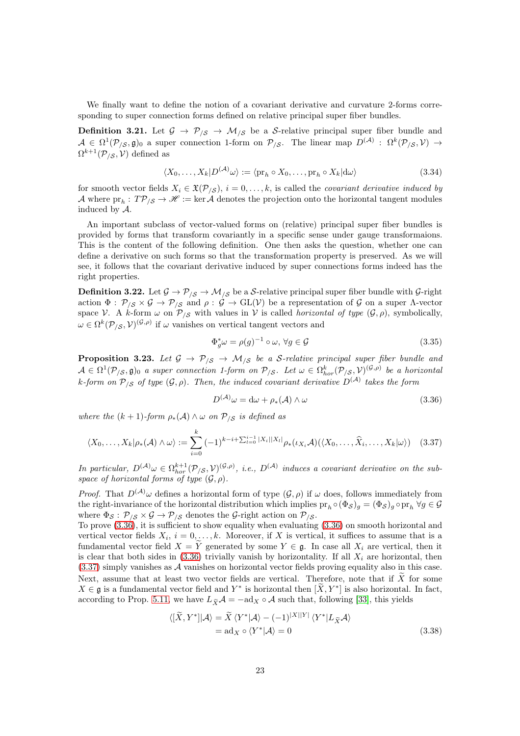We finally want to define the notion of a covariant derivative and curvature 2-forms corresponding to super connection forms defined on relative principal super fiber bundles.

**Definition 3.21.** Let $\mathcal{G} \to \mathcal{P}_{/\mathcal{S}} \to \mathcal{M}_{/\mathcal{S}}$ be a $\mathcal{S}$-relative principal super fiber bundle and $\mathcal{A} \in \Omega^1(\mathcal{P}_{/\mathcal{S}}, \mathfrak{g})_0$ a super connection 1-form on $\mathcal{P}_{/\mathcal{S}}$. The linear map $D^{(\mathcal{A})} : \Omega^k(\mathcal{P}_{/\mathcal{S}}, \mathcal{V}) \to \Omega^{k+1}(\mathcal{P}_{/\mathcal{S}}, \mathcal{V})$ defined as

$$\langle X_0, \ldots, X_k | D^{(\mathcal{A})}\omega \rangle := \langle \mathrm{pr}_h \circ X_0, \ldots, \mathrm{pr}_h \circ X_k | \mathrm{d}\omega \rangle \tag{3.34}$$

for smooth vector fields $X_i \in \mathfrak{X}(\mathcal{P}_{/\mathcal{S}})$, $i = 0, \ldots, k$, is called the *covariant derivative induced by* $\mathcal{A}$ where $\mathrm{pr}_h : T\mathcal{P}_{/\mathcal{S}} \to \mathscr{H} := \ker \mathcal{A}$ denotes the projection onto the horizontal tangent modules induced by $\mathcal{A}$.

An important subclass of vector-valued forms on (relative) principal super fiber bundles is provided by forms that transform covariantly in a specific sense under gauge transformaions. This is the content of the following definition. One then asks the question, whether one can define a derivative on such forms so that the transformation property is preserved. As we will see, it follows that the covariant derivative induced by super connections forms indeed has the right properties.

**Definition 3.22.** Let $\mathcal{G} \to \mathcal{P}_{/\mathcal{S}} \to \mathcal{M}_{/\mathcal{S}}$ be a $\mathcal{S}$-relative principal super fiber bundle with $\mathcal{G}$-right action $\Phi : \mathcal{P}_{/\mathcal{S}} \times \mathcal{G} \to \mathcal{P}_{/\mathcal{S}}$ and $\rho : \mathcal{G} \to \mathrm{GL}(\mathcal{V})$ be a representation of $\mathcal{G}$ on a super $\Lambda$-vector space $\mathcal{V}$. A $k$-form $\omega$ on $\mathcal{P}_{/\mathcal{S}}$ with values in $\mathcal{V}$ is called *horizontal of type* $(\mathcal{G}, \rho)$, symbolically, $\omega \in \Omega^k(\mathcal{P}_{/\mathcal{S}}, \mathcal{V})^{(\mathcal{G},\rho)}$ if $\omega$ vanishes on vertical tangent vectors and

$$\Phi_g^*\omega = \rho(g)^{-1} \circ \omega, \; \forall g \in \mathcal{G} \tag{3.35}$$

**Proposition 3.23.** *Let $\mathcal{G} \to \mathcal{P}_{/\mathcal{S}} \to \mathcal{M}_{/\mathcal{S}}$ be a $\mathcal{S}$-relative principal super fiber bundle and $\mathcal{A} \in \Omega^1(\mathcal{P}_{/\mathcal{S}}, \mathfrak{g})_0$ a super connection 1-form on $\mathcal{P}_{/\mathcal{S}}$. Let $\omega \in \Omega^k_{hor}(\mathcal{P}_{/\mathcal{S}}, \mathcal{V})^{(\mathcal{G},\rho)}$ be a horizontal $k$-form on $\mathcal{P}_{/\mathcal{S}}$ of type $(\mathcal{G}, \rho)$. Then, the induced covariant derivative $D^{(\mathcal{A})}$ takes the form*

$$D^{(\mathcal{A})}\omega = \mathrm{d}\omega + \rho_*(\mathcal{A}) \wedge \omega \tag{3.36}$$

*where the $(k+1)$-form $\rho_*(\mathcal{A}) \wedge \omega$ on $\mathcal{P}_{/\mathcal{S}}$ is defined as*

$$\langle X_0, \ldots, X_k | \rho_*(\mathcal{A}) \wedge \omega \rangle := \sum_{i=0}^{k} (-1)^{k-i+\sum_{l=0}^{i-1}|X_i||X_l|} \rho_*(\iota_{X_i}\mathcal{A})(\langle X_0, \ldots, \widehat{X}_i, \ldots, X_k | \omega \rangle) \tag{3.37}$$

*In particular, $D^{(\mathcal{A})}\omega \in \Omega^{k+1}_{hor}(\mathcal{P}_{/\mathcal{S}}, \mathcal{V})^{(\mathcal{G},\rho)}$, i.e., $D^{(\mathcal{A})}$ induces a covariant derivative on the subspace of horizontal forms of type $(\mathcal{G}, \rho)$.*

*Proof.* That $D^{(\mathcal{A})}\omega$ defines a horizontal form of type $(\mathcal{G}, \rho)$ if $\omega$ does, follows immediately from the right-invariance of the horizontal distribution which implies $\mathrm{pr}_h \circ (\Phi_{\mathcal{S}})_g = (\Phi_{\mathcal{S}})_g \circ \mathrm{pr}_h \; \forall g \in \mathcal{G}$ where $\Phi_{\mathcal{S}} : \mathcal{P}_{/\mathcal{S}} \times \mathcal{G} \to \mathcal{P}_{/\mathcal{S}}$ denotes the $\mathcal{G}$-right action on $\mathcal{P}_{/\mathcal{S}}$.
To prove (3.36), it is sufficient to show equality when evaluating (3.36) on smooth horizontal and vertical vector fields $X_i$, $i = 0, \ldots, k$. Moreover, if $X$ is vertical, it suffices to assume that is a fundamental vector field $X = \widetilde{Y}$ generated by some $Y \in \mathfrak{g}$. In case all $X_i$ are vertical, then it is clear that both sides in (3.36) trivially vanish by horizontality. If all $X_i$ are horizontal, then (3.37) simply vanishes as $\mathcal{A}$ vanishes on horizontal vector fields proving equality also in this case. Next, assume that at least two vector fields are vertical. Therefore, note that if $\widetilde{X}$ for some $X \in \mathfrak{g}$ is a fundamental vector field and $Y^*$ is horizontal then $[\widetilde{X}, Y^*]$ is also horizontal. In fact, according to Prop. 5.11, we have $L_{\widetilde{X}}\mathcal{A} = -\mathrm{ad}_X \circ \mathcal{A}$ such that, following [33], this yields

$$\begin{aligned} \langle [\widetilde{X}, Y^*] | \mathcal{A} \rangle &= \widetilde{X} \, \langle Y^* | \mathcal{A} \rangle - (-1)^{|X||Y|} \, \langle Y^* | L_{\widetilde{X}}\mathcal{A} \rangle \\ &= \mathrm{ad}_X \circ \langle Y^* | \mathcal{A} \rangle = 0 \end{aligned} \tag{3.38}$$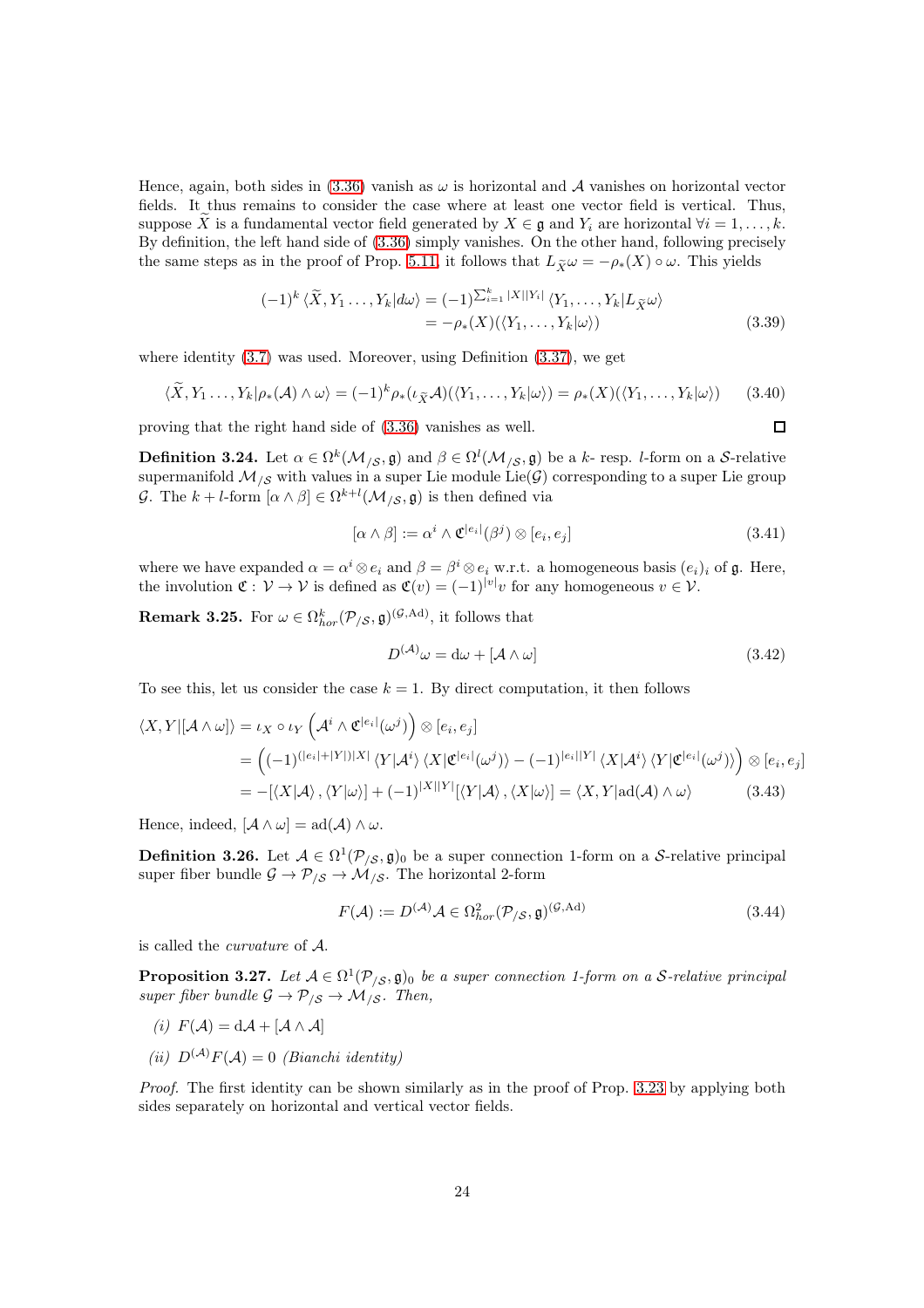Hence, again, both sides in (3.36) vanish as $\omega$ is horizontal and $\mathcal{A}$ vanishes on horizontal vector fields. It thus remains to consider the case where at least one vector field is vertical. Thus, suppose $\widetilde{X}$ is a fundamental vector field generated by $X\in\mathfrak{g}$ and $Y_i$ are horizontal $\forall i=1,\ldots,k$. By definition, the left hand side of (3.36) simply vanishes. On the other hand, following precisely the same steps as in the proof of Prop. 5.11, it follows that $L_{\widetilde{X}}\omega=-\rho_*(X)\circ\omega$. This yields

$$
\begin{aligned}
(-1)^k\langle\widetilde{X},Y_1\ldots,Y_k|d\omega\rangle&=(-1)^{\sum_{i=1}^k|X||Y_i|}\langle Y_1,\ldots,Y_k|L_{\widetilde{X}}\omega\rangle\\
&=-\rho_*(X)(\langle Y_1,\ldots,Y_k|\omega\rangle)
\end{aligned}
\tag{3.39}
$$

where identity (3.7) was used. Moreover, using Definition (3.37), we get

$$
\langle\widetilde{X},Y_1\ldots,Y_k|\rho_*(\mathcal{A})\wedge\omega\rangle=(-1)^k\rho_*(\iota_{\widetilde{X}}\mathcal{A})(\langle Y_1,\ldots,Y_k|\omega\rangle)=\rho_*(X)(\langle Y_1,\ldots,Y_k|\omega\rangle)\tag{3.40}
$$

proving that the right hand side of (3.36) vanishes as well. □

**Definition 3.24.** Let $\alpha\in\Omega^k(\mathcal{M}_{/\mathcal{S}},\mathfrak{g})$ and $\beta\in\Omega^l(\mathcal{M}_{/\mathcal{S}},\mathfrak{g})$ be a $k$- resp. $l$-form on a $\mathcal{S}$-relative supermanifold $\mathcal{M}_{/\mathcal{S}}$ with values in a super Lie module $\mathrm{Lie}(\mathcal{G})$ corresponding to a super Lie group $\mathcal{G}$. The $k+l$-form $[\alpha\wedge\beta]\in\Omega^{k+l}(\mathcal{M}_{/\mathcal{S}},\mathfrak{g})$ is then defined via

$$
[\alpha\wedge\beta]:=\alpha^i\wedge\mathfrak{C}^{|e_i|}(\beta^j)\otimes[e_i,e_j]\tag{3.41}
$$

where we have expanded $\alpha=\alpha^i\otimes e_i$ and $\beta=\beta^i\otimes e_i$ w.r.t. a homogeneous basis $(e_i)_i$ of $\mathfrak{g}$. Here, the involution $\mathfrak{C}:\mathcal{V}\to\mathcal{V}$ is defined as $\mathfrak{C}(v)=(-1)^{|v|}v$ for any homogeneous $v\in\mathcal{V}$.

**Remark 3.25.** For $\omega\in\Omega^k_{hor}(\mathcal{P}_{/\mathcal{S}},\mathfrak{g})^{(\mathcal{G},\mathrm{Ad})}$, it follows that

$$
D^{(\mathcal{A})}\omega=\mathrm{d}\omega+[\mathcal{A}\wedge\omega]\tag{3.42}
$$

To see this, let us consider the case $k=1$. By direct computation, it then follows

$$
\begin{aligned}
\langle X,Y|[\mathcal{A}\wedge\omega]\rangle&=\iota_X\circ\iota_Y\left(\mathcal{A}^i\wedge\mathfrak{C}^{|e_i|}(\omega^j)\right)\otimes[e_i,e_j]\\
&=\left((-1)^{(|e_i|+|Y|)|X|}\langle Y|\mathcal{A}^i\rangle\langle X|\mathfrak{C}^{|e_i|}(\omega^j)\rangle-(-1)^{|e_i||Y|}\langle X|\mathcal{A}^i\rangle\langle Y|\mathfrak{C}^{|e_i|}(\omega^j)\rangle\right)\otimes[e_i,e_j]\\
&=-[\langle X|\mathcal{A}\rangle,\langle Y|\omega\rangle]+(-1)^{|X||Y|}[\langle Y|\mathcal{A}\rangle,\langle X|\omega\rangle]=\langle X,Y|\mathrm{ad}(\mathcal{A})\wedge\omega\rangle
\end{aligned}
\tag{3.43}
$$

Hence, indeed, $[\mathcal{A}\wedge\omega]=\mathrm{ad}(\mathcal{A})\wedge\omega$.

**Definition 3.26.** Let $\mathcal{A}\in\Omega^1(\mathcal{P}_{/\mathcal{S}},\mathfrak{g})_0$ be a super connection 1-form on a $\mathcal{S}$-relative principal super fiber bundle $\mathcal{G}\to\mathcal{P}_{/\mathcal{S}}\to\mathcal{M}_{/\mathcal{S}}$. The horizontal 2-form

$$
F(\mathcal{A}):=D^{(\mathcal{A})}\mathcal{A}\in\Omega^2_{hor}(\mathcal{P}_{/\mathcal{S}},\mathfrak{g})^{(\mathcal{G},\mathrm{Ad})}\tag{3.44}
$$

is called the *curvature* of $\mathcal{A}$.

**Proposition 3.27.** *Let $\mathcal{A}\in\Omega^1(\mathcal{P}_{/\mathcal{S}},\mathfrak{g})_0$ be a super connection 1-form on a $\mathcal{S}$-relative principal super fiber bundle $\mathcal{G}\to\mathcal{P}_{/\mathcal{S}}\to\mathcal{M}_{/\mathcal{S}}$. Then,*

*(i) $F(\mathcal{A})=\mathrm{d}\mathcal{A}+[\mathcal{A}\wedge\mathcal{A}]$*

*(ii) $D^{(\mathcal{A})}F(\mathcal{A})=0$ (Bianchi identity)*

*Proof.* The first identity can be shown similarly as in the proof of Prop. 3.23 by applying both sides separately on horizontal and vertical vector fields.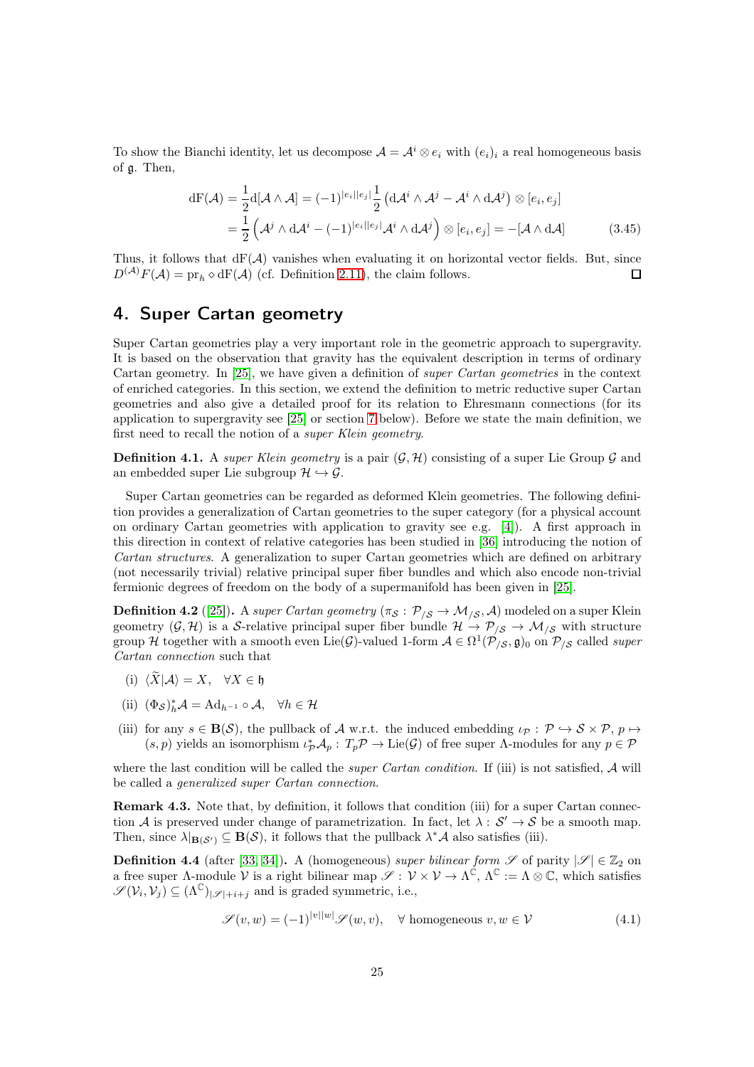To show the Bianchi identity, let us decompose $\mathcal{A} = \mathcal{A}^i \otimes e_i$ with $(e_i)_i$ a real homogeneous basis of $\mathfrak{g}$. Then,

$$
\begin{aligned}
\mathrm{d}\mathrm{F}(\mathcal{A}) &= \frac{1}{2}\mathrm{d}[\mathcal{A} \wedge \mathcal{A}] = (-1)^{|e_i||e_j|}\frac{1}{2}\left(\mathrm{d}\mathcal{A}^i \wedge \mathcal{A}^j - \mathcal{A}^i \wedge \mathrm{d}\mathcal{A}^j\right) \otimes [e_i, e_j] \\
&= \frac{1}{2}\left(\mathcal{A}^j \wedge \mathrm{d}\mathcal{A}^i - (-1)^{|e_i||e_j|}\mathcal{A}^i \wedge \mathrm{d}\mathcal{A}^j\right) \otimes [e_i, e_j] = -[\mathcal{A} \wedge \mathrm{d}\mathcal{A}]
\end{aligned} \tag{3.45}
$$

Thus, it follows that $\mathrm{dF}(\mathcal{A})$ vanishes when evaluating it on horizontal vector fields. But, since $D^{(\mathcal{A})}F(\mathcal{A}) = \mathrm{pr}_h \circ \mathrm{dF}(\mathcal{A})$ (cf. Definition 2.11), the claim follows. □

## 4. Super Cartan geometry

Super Cartan geometries play a very important role in the geometric approach to supergravity. It is based on the observation that gravity has the equivalent description in terms of ordinary Cartan geometry. In [25], we have given a definition of *super Cartan geometries* in the context of enriched categories. In this section, we extend the definition to metric reductive super Cartan geometries and also give a detailed proof for its relation to Ehresmann connections (for its application to supergravity see [25] or section 7 below). Before we state the main definition, we first need to recall the notion of a *super Klein geometry*.

**Definition 4.1.** A *super Klein geometry* is a pair $(\mathcal{G}, \mathcal{H})$ consisting of a super Lie Group $\mathcal{G}$ and an embedded super Lie subgroup $\mathcal{H} \hookrightarrow \mathcal{G}$.

Super Cartan geometries can be regarded as deformed Klein geometries. The following definition provides a generalization of Cartan geometries to the super category (for a physical account on ordinary Cartan geometries with application to gravity see e.g. [4]). A first approach in this direction in context of relative categories has been studied in [36] introducing the notion of *Cartan structures*. A generalization to super Cartan geometries which are defined on arbitrary (not necessarily trivial) relative principal super fiber bundles and which also encode non-trivial fermionic degrees of freedom on the body of a supermanifold has been given in [25].

**Definition 4.2** ([25])**.** A *super Cartan geometry* $(\pi_{\mathcal{S}} : \mathcal{P}_{/\mathcal{S}} \to \mathcal{M}_{/\mathcal{S}}, \mathcal{A})$ modeled on a super Klein geometry $(\mathcal{G}, \mathcal{H})$ is a $\mathcal{S}$-relative principal super fiber bundle $\mathcal{H} \to \mathcal{P}_{/\mathcal{S}} \to \mathcal{M}_{/\mathcal{S}}$ with structure group $\mathcal{H}$ together with a smooth even $\mathrm{Lie}(\mathcal{G})$-valued 1-form $\mathcal{A} \in \Omega^1(\mathcal{P}_{/\mathcal{S}}, \mathfrak{g})_0$ on $\mathcal{P}_{/\mathcal{S}}$ called *super Cartan connection* such that

(i) $\langle \widetilde{X} | \mathcal{A} \rangle = X, \quad \forall X \in \mathfrak{h}$

(ii) $(\Phi_{\mathcal{S}})_h^* \mathcal{A} = \mathrm{Ad}_{h^{-1}} \circ \mathcal{A}, \quad \forall h \in \mathcal{H}$

(iii) for any $s \in \mathbf{B}(\mathcal{S})$, the pullback of $\mathcal{A}$ w.r.t. the induced embedding $\iota_{\mathcal{P}} : \mathcal{P} \hookrightarrow \mathcal{S} \times \mathcal{P}$, $p \mapsto (s, p)$ yields an isomorphism $\iota_{\mathcal{P}}^* \mathcal{A}_p : T_p\mathcal{P} \to \mathrm{Lie}(\mathcal{G})$ of free super $\Lambda$-modules for any $p \in \mathcal{P}$

where the last condition will be called the *super Cartan condition*. If (iii) is not satisfied, $\mathcal{A}$ will be called a *generalized super Cartan connection*.

**Remark 4.3.** Note that, by definition, it follows that condition (iii) for a super Cartan connection $\mathcal{A}$ is preserved under change of parametrization. In fact, let $\lambda : \mathcal{S}' \to \mathcal{S}$ be a smooth map. Then, since $\lambda|_{\mathbf{B}(\mathcal{S}')} \subseteq \mathbf{B}(\mathcal{S})$, it follows that the pullback $\lambda^* \mathcal{A}$ also satisfies (iii).

**Definition 4.4** (after [33, 34])**.** A (homogeneous) *super bilinear form* $\mathscr{S}$ of parity $|\mathscr{S}| \in \mathbb{Z}_2$ on a free super $\Lambda$-module $\mathcal{V}$ is a right bilinear map $\mathscr{S} : \mathcal{V} \times \mathcal{V} \to \Lambda^{\mathbb{C}}$, $\Lambda^{\mathbb{C}} := \Lambda \otimes \mathbb{C}$, which satisfies $\mathscr{S}(\mathcal{V}_i, \mathcal{V}_j) \subseteq (\Lambda^{\mathbb{C}})_{|\mathscr{S}|+i+j}$ and is graded symmetric, i.e.,

$$
\mathscr{S}(v, w) = (-1)^{|v||w|}\mathscr{S}(w, v), \quad \forall \text{ homogeneous } v, w \in \mathcal{V} \tag{4.1}
$$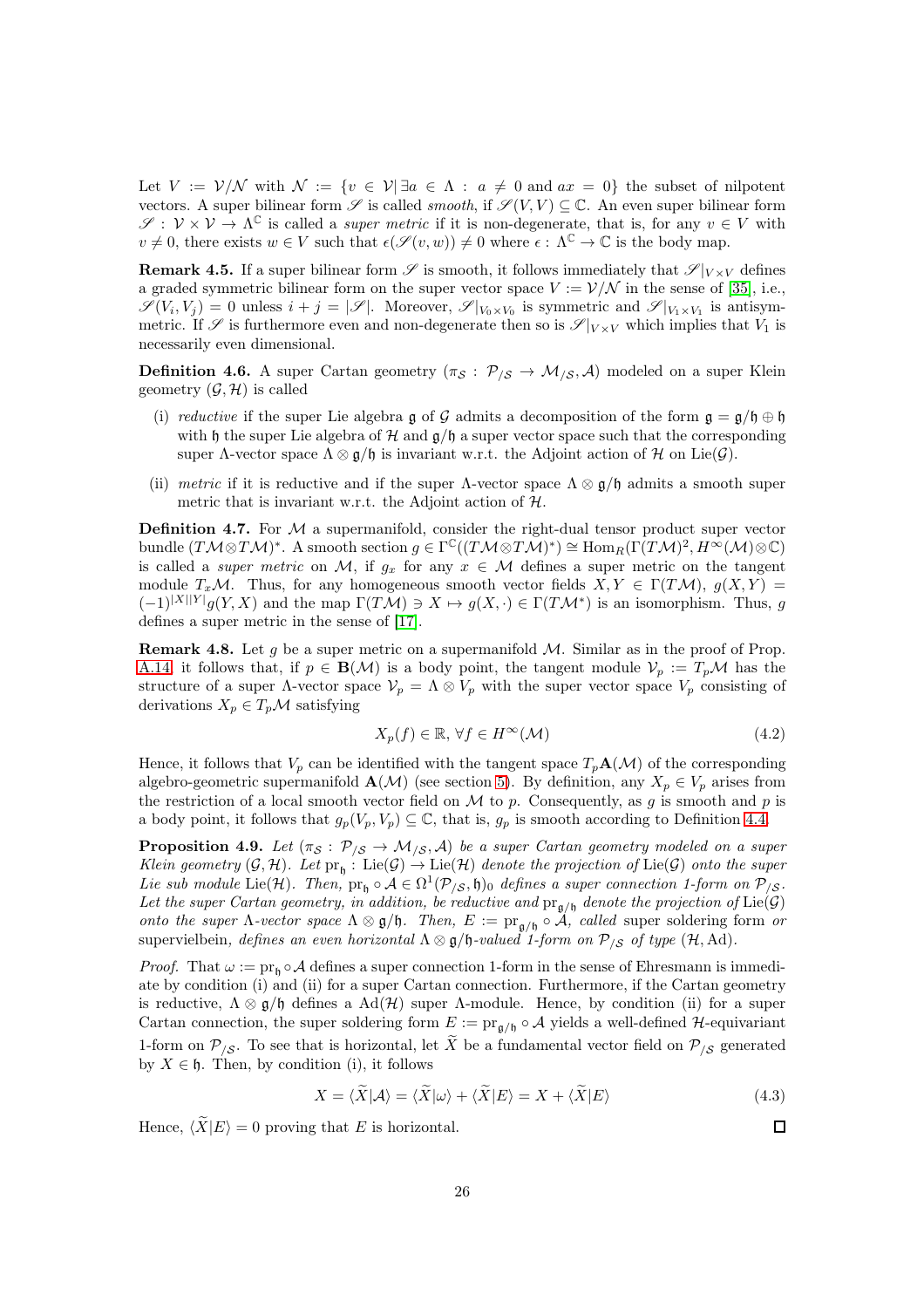Let $V := \mathcal{V}/\mathcal{N}$ with $\mathcal{N} := \{v \in \mathcal{V} | \exists a \in \Lambda : a \neq 0 \text{ and } ax = 0\}$ the subset of nilpotent vectors. A super bilinear form $\mathscr{S}$ is called *smooth*, if $\mathscr{S}(V,V) \subseteq \mathbb{C}$. An even super bilinear form $\mathscr{S} : \mathcal{V} \times \mathcal{V} \to \Lambda^{\mathbb{C}}$ is called a *super metric* if it is non-degenerate, that is, for any $v \in V$ with $v \neq 0$, there exists $w \in V$ such that $\epsilon(\mathscr{S}(v,w)) \neq 0$ where $\epsilon : \Lambda^{\mathbb{C}} \to \mathbb{C}$ is the body map.

**Remark 4.5.** If a super bilinear form $\mathscr{S}$ is smooth, it follows immediately that $\mathscr{S}|_{V\times V}$ defines a graded symmetric bilinear form on the super vector space $V := \mathcal{V}/\mathcal{N}$ in the sense of [35], i.e., $\mathscr{S}(V_i, V_j) = 0$ unless $i + j = |\mathscr{S}|$. Moreover, $\mathscr{S}|_{V_0\times V_0}$ is symmetric and $\mathscr{S}|_{V_1\times V_1}$ is antisymmetric. If $\mathscr{S}$ is furthermore even and non-degenerate then so is $\mathscr{S}|_{V\times V}$ which implies that $V_1$ is necessarily even dimensional.

**Definition 4.6.** A super Cartan geometry $(\pi_{\mathcal{S}} : \mathcal{P}_{/\mathcal{S}} \to \mathcal{M}_{/\mathcal{S}}, \mathcal{A})$ modeled on a super Klein geometry $(\mathcal{G}, \mathcal{H})$ is called

- (i) *reductive* if the super Lie algebra $\mathfrak{g}$ of $\mathcal{G}$ admits a decomposition of the form $\mathfrak{g} = \mathfrak{g}/\mathfrak{h} \oplus \mathfrak{h}$ with $\mathfrak{h}$ the super Lie algebra of $\mathcal{H}$ and $\mathfrak{g}/\mathfrak{h}$ a super vector space such that the corresponding super $\Lambda$-vector space $\Lambda \otimes \mathfrak{g}/\mathfrak{h}$ is invariant w.r.t. the Adjoint action of $\mathcal{H}$ on $\mathrm{Lie}(\mathcal{G})$.
- (ii) *metric* if it is reductive and if the super $\Lambda$-vector space $\Lambda \otimes \mathfrak{g}/\mathfrak{h}$ admits a smooth super metric that is invariant w.r.t. the Adjoint action of $\mathcal{H}$.

**Definition 4.7.** For $\mathcal{M}$ a supermanifold, consider the right-dual tensor product super vector bundle $(T\mathcal{M} \otimes T\mathcal{M})^*$. A smooth section $g \in \Gamma^{\mathbb{C}}((T\mathcal{M} \otimes T\mathcal{M})^*) \cong \mathrm{Hom}_R(\Gamma(T\mathcal{M})^2, H^\infty(\mathcal{M}) \otimes \mathbb{C})$ is called a *super metric* on $\mathcal{M}$, if $g_x$ for any $x \in \mathcal{M}$ defines a super metric on the tangent module $T_x\mathcal{M}$. Thus, for any homogeneous smooth vector fields $X, Y \in \Gamma(T\mathcal{M})$, $g(X,Y) = (-1)^{|X||Y|} g(Y,X)$ and the map $\Gamma(T\mathcal{M}) \ni X \mapsto g(X,\cdot) \in \Gamma(T\mathcal{M}^*)$ is an isomorphism. Thus, $g$ defines a super metric in the sense of [17].

**Remark 4.8.** Let $g$ be a super metric on a supermanifold $\mathcal{M}$. Similar as in the proof of Prop. A.14, it follows that, if $p \in \mathbf{B}(\mathcal{M})$ is a body point, the tangent module $\mathcal{V}_p := T_p\mathcal{M}$ has the structure of a super $\Lambda$-vector space $\mathcal{V}_p = \Lambda \otimes V_p$ with the super vector space $V_p$ consisting of derivations $X_p \in T_p\mathcal{M}$ satisfying

$$X_p(f) \in \mathbb{R},\ \forall f \in H^\infty(\mathcal{M}) \tag{4.2}$$

Hence, it follows that $V_p$ can be identified with the tangent space $T_p\mathbf{A}(\mathcal{M})$ of the corresponding algebro-geometric supermanifold $\mathbf{A}(\mathcal{M})$ (see section 5). By definition, any $X_p \in V_p$ arises from the restriction of a local smooth vector field on $\mathcal{M}$ to $p$. Consequently, as $g$ is smooth and $p$ is a body point, it follows that $g_p(V_p, V_p) \subseteq \mathbb{C}$, that is, $g_p$ is smooth according to Definition 4.4.

**Proposition 4.9.** *Let $(\pi_{\mathcal{S}} : \mathcal{P}_{/\mathcal{S}} \to \mathcal{M}_{/\mathcal{S}}, \mathcal{A})$ be a super Cartan geometry modeled on a super Klein geometry $(\mathcal{G}, \mathcal{H})$. Let $\mathrm{pr}_{\mathfrak{h}} : \mathrm{Lie}(\mathcal{G}) \to \mathrm{Lie}(\mathcal{H})$ denote the projection of $\mathrm{Lie}(\mathcal{G})$ onto the super Lie sub module $\mathrm{Lie}(\mathcal{H})$. Then, $\mathrm{pr}_{\mathfrak{h}} \circ \mathcal{A} \in \Omega^1(\mathcal{P}_{/\mathcal{S}}, \mathfrak{h})_0$ defines a super connection 1-form on $\mathcal{P}_{/\mathcal{S}}$. Let the super Cartan geometry, in addition, be reductive and $\mathrm{pr}_{\mathfrak{g}/\mathfrak{h}}$ denote the projection of $\mathrm{Lie}(\mathcal{G})$ onto the super $\Lambda$-vector space $\Lambda \otimes \mathfrak{g}/\mathfrak{h}$. Then, $E := \mathrm{pr}_{\mathfrak{g}/\mathfrak{h}} \circ \mathcal{A}$, called* super soldering form *or* supervielbein, *defines an even horizontal $\Lambda \otimes \mathfrak{g}/\mathfrak{h}$-valued 1-form on $\mathcal{P}_{/\mathcal{S}}$ of type $(\mathcal{H}, \mathrm{Ad})$.*

*Proof.* That $\omega := \mathrm{pr}_{\mathfrak{h}} \circ \mathcal{A}$ defines a super connection 1-form in the sense of Ehresmann is immediate by condition (i) and (ii) for a super Cartan connection. Furthermore, if the Cartan geometry is reductive, $\Lambda \otimes \mathfrak{g}/\mathfrak{h}$ defines a $\mathrm{Ad}(\mathcal{H})$ super $\Lambda$-module. Hence, by condition (ii) for a super Cartan connection, the super soldering form $E := \mathrm{pr}_{\mathfrak{g}/\mathfrak{h}} \circ \mathcal{A}$ yields a well-defined $\mathcal{H}$-equivariant 1-form on $\mathcal{P}_{/\mathcal{S}}$. To see that is horizontal, let $\widetilde{X}$ be a fundamental vector field on $\mathcal{P}_{/\mathcal{S}}$ generated by $X \in \mathfrak{h}$. Then, by condition (i), it follows

$$X = \langle \widetilde{X} | \mathcal{A} \rangle = \langle \widetilde{X} | \omega \rangle + \langle \widetilde{X} | E \rangle = X + \langle \widetilde{X} | E \rangle \tag{4.3}$$

Hence, $\langle \widetilde{X} | E \rangle = 0$ proving that $E$ is horizontal. $\square$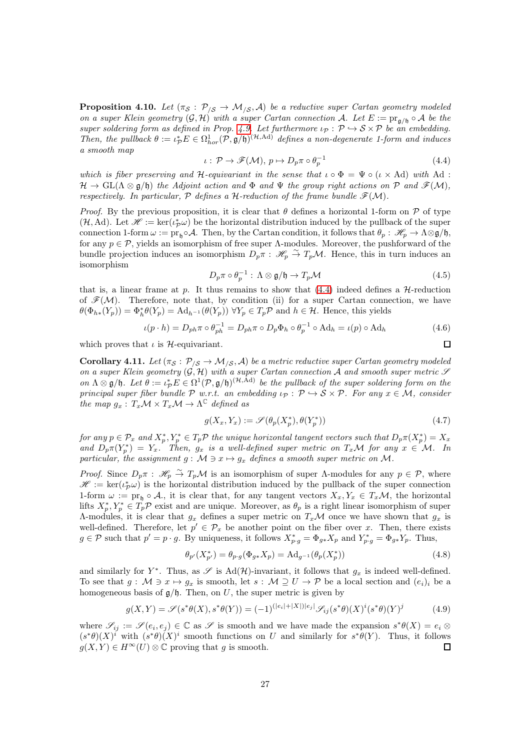**Proposition 4.10.** *Let $(\pi_{\mathcal{S}}: \mathcal{P}_{/\mathcal{S}} \to \mathcal{M}_{/\mathcal{S}}, \mathcal{A})$ be a reductive super Cartan geometry modeled on a super Klein geometry $(\mathcal{G},\mathcal{H})$ with a super Cartan connection $\mathcal{A}$. Let $E := \mathrm{pr}_{\mathfrak{g}/\mathfrak{h}} \circ \mathcal{A}$ be the super soldering form as defined in Prop. 4.9. Let furthermore $\iota_{\mathcal{P}}: \mathcal{P} \hookrightarrow \mathcal{S} \times \mathcal{P}$ be an embedding. Then, the pullback $\theta := \iota_{\mathcal{P}}^* E \in \Omega^1_{hor}(\mathcal{P}, \mathfrak{g}/\mathfrak{h})^{(\mathcal{H},\mathrm{Ad})}$ defines a non-degenerate 1-form and induces a smooth map*

$$\iota: \mathcal{P} \to \mathscr{F}(\mathcal{M}),\ p \mapsto D_p\pi \circ \theta_p^{-1} \tag{4.4}$$

*which is fiber preserving and $\mathcal{H}$-equivariant in the sense that $\iota \circ \Phi = \Psi \circ (\iota \times \mathrm{Ad})$ with $\mathrm{Ad}: \mathcal{H} \to \mathrm{GL}(\Lambda \otimes \mathfrak{g}/\mathfrak{h})$ the Adjoint action and $\Phi$ and $\Psi$ the group right actions on $\mathcal{P}$ and $\mathscr{F}(\mathcal{M})$, respectively. In particular, $\mathcal{P}$ defines a $\mathcal{H}$-reduction of the frame bundle $\mathscr{F}(\mathcal{M})$.*

*Proof.* By the previous proposition, it is clear that $\theta$ defines a horizontal 1-form on $\mathcal{P}$ of type $(\mathcal{H},\mathrm{Ad})$. Let $\mathscr{H} := \ker(\iota_{\mathcal{P}}^*\omega)$ be the horizontal distribution induced by the pullback of the super connection 1-form $\omega := \mathrm{pr}_{\mathfrak{h}} \circ \mathcal{A}$. Then, by the Cartan condition, it follows that $\theta_p: \mathscr{H}_p \to \Lambda \otimes \mathfrak{g}/\mathfrak{h}$, for any $p \in \mathcal{P}$, yields an isomorphism of free super $\Lambda$-modules. Moreover, the pushforward of the bundle projection induces an isomorphism $D_p\pi: \mathscr{H}_p \xrightarrow{\sim} T_p\mathcal{M}$. Hence, this in turn induces an isomorphism

$$D_p\pi \circ \theta_p^{-1}: \Lambda \otimes \mathfrak{g}/\mathfrak{h} \to T_p\mathcal{M} \tag{4.5}$$

that is, a linear frame at $p$. It thus remains to show that (4.4) indeed defines a $\mathcal{H}$-reduction of $\mathscr{F}(\mathcal{M})$. Therefore, note that, by condition (ii) for a super Cartan connection, we have $\theta(\Phi_{h*}(Y_p)) = \Phi_h^*\theta(Y_p) = \mathrm{Ad}_{h^{-1}}(\theta(Y_p))\ \forall Y_p \in T_p\mathcal{P}$ and $h \in \mathcal{H}$. Hence, this yields

$$\iota(p \cdot h) = D_{ph}\pi \circ \theta_{ph}^{-1} = D_{ph}\pi \circ D_p\Phi_h \circ \theta_p^{-1} \circ \mathrm{Ad}_h = \iota(p) \circ \mathrm{Ad}_h \tag{4.6}$$

which proves that $\iota$ is $\mathcal{H}$-equivariant. ∎

**Corollary 4.11.** *Let $(\pi_{\mathcal{S}}: \mathcal{P}_{/\mathcal{S}} \to \mathcal{M}_{/\mathcal{S}}, \mathcal{A})$ be a metric reductive super Cartan geometry modeled on a super Klein geometry $(\mathcal{G},\mathcal{H})$ with a super Cartan connection $\mathcal{A}$ and smooth super metric $\mathscr{S}$ on $\Lambda \otimes \mathfrak{g}/\mathfrak{h}$. Let $\theta := \iota_{\mathcal{P}}^* E \in \Omega^1(\mathcal{P}, \mathfrak{g}/\mathfrak{h})^{(\mathcal{H},\mathrm{Ad})}$ be the pullback of the super soldering form on the principal super fiber bundle $\mathcal{P}$ w.r.t. an embedding $\iota_{\mathcal{P}}: \mathcal{P} \hookrightarrow \mathcal{S} \times \mathcal{P}$. For any $x \in \mathcal{M}$, consider the map $g_x: T_x\mathcal{M} \times T_x\mathcal{M} \to \Lambda^{\mathbb{C}}$ defined as*

$$g(X_x, Y_x) := \mathscr{S}(\theta_p(X_p^*), \theta(Y_p^*)) \tag{4.7}$$

*for any $p \in \mathcal{P}_x$ and $X_p^*, Y_p^* \in T_p\mathcal{P}$ the unique horizontal tangent vectors such that $D_p\pi(X_p^*) = X_x$ and $D_p\pi(Y_p^*) = Y_x$. Then, $g_x$ is a well-defined super metric on $T_x\mathcal{M}$ for any $x \in \mathcal{M}$. In particular, the assignment $g: \mathcal{M} \ni x \mapsto g_x$ defines a smooth super metric on $\mathcal{M}$.*

*Proof.* Since $D_p\pi: \mathscr{H}_p \xrightarrow{\sim} T_p\mathcal{M}$ is an isomorphism of super $\Lambda$-modules for any $p \in \mathcal{P}$, where $\mathscr{H} := \ker(\iota_{\mathcal{P}}^*\omega)$ is the horizontal distribution induced by the pullback of the super connection 1-form $\omega := \mathrm{pr}_{\mathfrak{h}} \circ \mathcal{A}$., it is clear that, for any tangent vectors $X_x, Y_x \in T_x\mathcal{M}$, the horizontal lifts $X_p^*, Y_p^* \in T_p\mathcal{P}$ exist and are unique. Moreover, as $\theta_p$ is a right linear isomorphism of super $\Lambda$-modules, it is clear that $g_x$ defines a super metric on $T_x\mathcal{M}$ once we have shown that $g_x$ is well-defined. Therefore, let $p' \in \mathcal{P}_x$ be another point on the fiber over $x$. Then, there exists $g \in \mathcal{P}$ such that $p' = p \cdot g$. By uniqueness, it follows $X_{p\cdot g}^* = \Phi_{g*}X_p$ and $Y_{p\cdot g}^* = \Phi_{g*}Y_p$. Thus,

$$\theta_{p'}(X_{p'}^*) = \theta_{p\cdot g}(\Phi_{g*}X_p) = \mathrm{Ad}_{g^{-1}}(\theta_p(X_p^*)) \tag{4.8}$$

and similarly for $Y^*$. Thus, as $\mathscr{S}$ is $\mathrm{Ad}(\mathcal{H})$-invariant, it follows that $g_x$ is indeed well-defined. To see that $g: \mathcal{M} \ni x \mapsto g_x$ is smooth, let $s: \mathcal{M} \supseteq U \to \mathcal{P}$ be a local section and $(e_i)_i$ be a homogeneous basis of $\mathfrak{g}/\mathfrak{h}$. Then, on $U$, the super metric is given by

$$g(X,Y) = \mathscr{S}(s^*\theta(X), s^*\theta(Y)) = (-1)^{(|e_i|+|X|)|e_j|}\mathscr{S}_{ij}(s^*\theta)(X)^i(s^*\theta)(Y)^j \tag{4.9}$$

where $\mathscr{S}_{ij} := \mathscr{S}(e_i, e_j) \in \mathbb{C}$ as $\mathscr{S}$ is smooth and we have made the expansion $s^*\theta(X) = e_i \otimes (s^*\theta)(X)^i$ with $(s^*\theta)(X)^i$ smooth functions on $U$ and similarly for $s^*\theta(Y)$. Thus, it follows $g(X,Y) \in H^\infty(U) \otimes \mathbb{C}$ proving that $g$ is smooth. ∎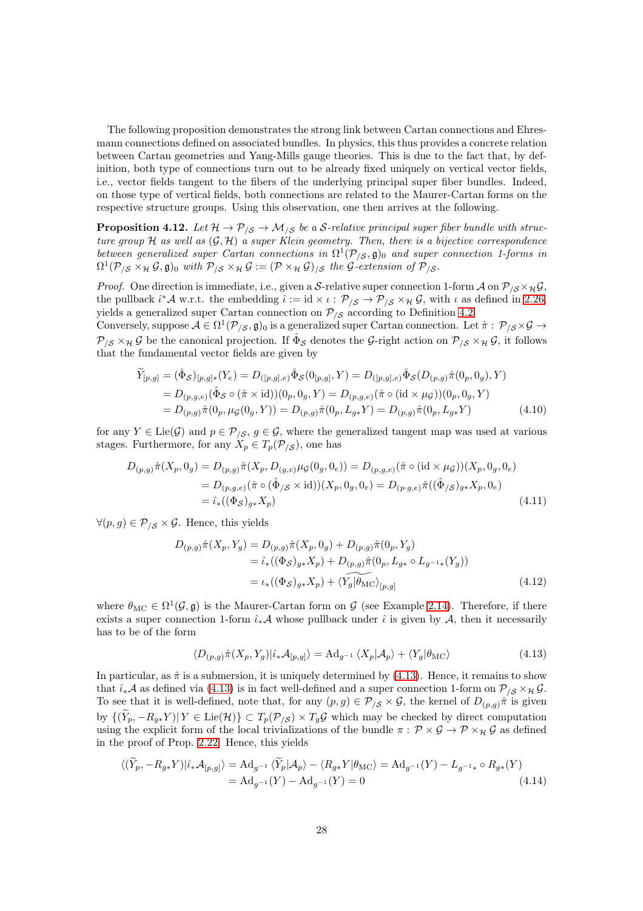The following proposition demonstrates the strong link between Cartan connections and Ehresmann connections defined on associated bundles. In physics, this thus provides a concrete relation between Cartan geometries and Yang-Mills gauge theories. This is due to the fact that, by definition, both type of connections turn out to be already fixed uniquely on vertical vector fields, i.e., vector fields tangent to the fibers of the underlying principal super fiber bundles. Indeed, on those type of vertical fields, both connections are related to the Maurer-Cartan forms on the respective structure groups. Using this observation, one then arrives at the following.

**Proposition 4.12.** *Let $\mathcal{H}\to\mathcal{P}_{/\mathcal{S}}\to\mathcal{M}_{/\mathcal{S}}$ be a $\mathcal{S}$-relative principal super fiber bundle with structure group $\mathcal{H}$ as well as $(\mathcal{G},\mathcal{H})$ a super Klein geometry. Then, there is a bijective correspondence between generalized super Cartan connections in $\Omega^1(\mathcal{P}_{/\mathcal{S}},\mathfrak{g})_0$ and super connection 1-forms in $\Omega^1(\mathcal{P}_{/\mathcal{S}}\times_{\mathcal{H}}\mathcal{G},\mathfrak{g})_0$ with $\mathcal{P}_{/\mathcal{S}}\times_{\mathcal{H}}\mathcal{G}:=(\mathcal{P}\times_{\mathcal{H}}\mathcal{G})_{/\mathcal{S}}$ the $\mathcal{G}$-extension of $\mathcal{P}_{/\mathcal{S}}$.*

*Proof.* One direction is immediate, i.e., given a $\mathcal{S}$-relative super connection 1-form $\mathcal{A}$ on $\mathcal{P}_{/\mathcal{S}}\times_{\mathcal{H}}\mathcal{G}$, the pullback $\hat{\iota}^*\mathcal{A}$ w.r.t. the embedding $\hat{\iota}:=\mathrm{id}\times\iota:\,\mathcal{P}_{/\mathcal{S}}\to\mathcal{P}_{/\mathcal{S}}\times_{\mathcal{H}}\mathcal{G}$, with $\iota$ as defined in 2.26, yields a generalized super Cartan connection on $\mathcal{P}_{/\mathcal{S}}$ according to Definition 4.2.
Conversely, suppose $\mathcal{A}\in\Omega^1(\mathcal{P}_{/\mathcal{S}},\mathfrak{g})_0$ is a generalized super Cartan connection. Let $\hat{\pi}:\,\mathcal{P}_{/\mathcal{S}}\times\mathcal{G}\to\mathcal{P}_{/\mathcal{S}}\times_{\mathcal{H}}\mathcal{G}$ be the canonical projection. If $\hat{\Phi}_{\mathcal{S}}$ denotes the $\mathcal{G}$-right action on $\mathcal{P}_{/\mathcal{S}}\times_{\mathcal{H}}\mathcal{G}$, it follows that the fundamental vector fields are given by

$$
\begin{aligned}
\widetilde{Y}_{[p,g]}&=(\hat{\Phi}_{\mathcal{S}})_{[p,g]*}(Y_e)=D_{([p,g],e)}\hat{\Phi}_{\mathcal{S}}(0_{[p,g]},Y)=D_{([p,g],e)}\hat{\Phi}_{\mathcal{S}}(D_{(p,g)}\hat{\pi}(0_p,0_g),Y)\\
&=D_{(p,g,e)}(\hat{\Phi}_{\mathcal{S}}\circ(\hat{\pi}\times\mathrm{id}))(0_p,0_g,Y)=D_{(p,g,e)}(\hat{\pi}\circ(\mathrm{id}\times\mu_{\mathcal{G}}))(0_p,0_g,Y)\\
&=D_{(p,g)}\hat{\pi}(0_p,\mu_{\mathcal{G}}(0_g,Y))=D_{(p,g)}\hat{\pi}(0_p,L_{g*}Y)=D_{(p,g)}\hat{\pi}(0_p,L_{g*}Y)
\end{aligned}
\tag{4.10}
$$

for any $Y\in\mathrm{Lie}(\mathcal{G})$ and $p\in\mathcal{P}_{/\mathcal{S}}$, $g\in\mathcal{G}$, where the generalized tangent map was used at various stages. Furthermore, for any $X_p\in T_p(\mathcal{P}_{/\mathcal{S}})$, one has

$$
\begin{aligned}
D_{(p,g)}\hat{\pi}(X_p,0_g)&=D_{(p,g)}\hat{\pi}(X_p,D_{(g,e)}\mu_{\mathcal{G}}(0_g,0_e))=D_{(p,g,e)}(\hat{\pi}\circ(\mathrm{id}\times\mu_{\mathcal{G}}))(X_p,0_g,0_e)\\
&=D_{(p,g,e)}(\hat{\pi}\circ(\hat{\Phi}_{/\mathcal{S}}\times\mathrm{id}))(X_p,0_g,0_e)=D_{(p\cdot g,e)}\hat{\pi}((\hat{\Phi}_{/\mathcal{S}})_{g*}X_p,0_e)\\
&=\hat{\iota}_*((\Phi_{\mathcal{S}})_{g*}X_p)
\end{aligned}
\tag{4.11}
$$

$\forall(p,g)\in\mathcal{P}_{/\mathcal{S}}\times\mathcal{G}$. Hence, this yields

$$
\begin{aligned}
D_{(p,g)}\hat{\pi}(X_p,Y_g)&=D_{(p,g)}\hat{\pi}(X_p,0_g)+D_{(p,g)}\hat{\pi}(0_p,Y_g)\\
&=\hat{\iota}_*((\Phi_{\mathcal{S}})_{g*}X_p)+D_{(p,g)}\hat{\pi}(0_p,L_{g*}\circ L_{g^{-1}*}(Y_g))\\
&=\iota_*((\Phi_{\mathcal{S}})_{g*}X_p)+\widetilde{\langle Y_g|\theta_{\mathrm{MC}}\rangle}_{[p,g]}
\end{aligned}
\tag{4.12}
$$

where $\theta_{\mathrm{MC}}\in\Omega^1(\mathcal{G},\mathfrak{g})$ is the Maurer-Cartan form on $\mathcal{G}$ (see Example 2.14). Therefore, if there exists a super connection 1-form $\hat{\iota}_*\mathcal{A}$ whose pullback under $\hat{\iota}$ is given by $\mathcal{A}$, then it necessarily has to be of the form

$$
\langle D_{(p,g)}\hat{\pi}(X_p,Y_g)|\hat{\iota}_*\mathcal{A}_{[p,g]}\rangle=\mathrm{Ad}_{g^{-1}}\langle X_p|\mathcal{A}_p\rangle+\langle Y_g|\theta_{\mathrm{MC}}\rangle
\tag{4.13}
$$

In particular, as $\hat{\pi}$ is a submersion, it is uniquely determined by (4.13). Hence, it remains to show that $\hat{\iota}_*\mathcal{A}$ as defined via (4.13) is in fact well-defined and a super connection 1-form on $\mathcal{P}_{/\mathcal{S}}\times_{\mathcal{H}}\mathcal{G}$. To see that it is well-defined, note that, for any $(p,g)\in\mathcal{P}_{/\mathcal{S}}\times\mathcal{G}$, the kernel of $D_{(p,g)}\hat{\pi}$ is given by $\{(\widetilde{Y}_p,-R_{g*}Y)|\,Y\in\mathrm{Lie}(\mathcal{H})\}\subset T_p(\mathcal{P}_{/\mathcal{S}})\times T_g\mathcal{G}$ which may be checked by direct computation using the explicit form of the local trivializations of the bundle $\pi:\,\mathcal{P}\times\mathcal{G}\to\mathcal{P}\times_{\mathcal{H}}\mathcal{G}$ as defined in the proof of Prop. 2.22. Hence, this yields

$$
\begin{aligned}
\langle(\widetilde{Y}_p,-R_{g*}Y)|\hat{\iota}_*\mathcal{A}_{[p,g]}\rangle&=\mathrm{Ad}_{g^{-1}}\langle\widetilde{Y}_p|\mathcal{A}_p\rangle-\langle R_{g*}Y|\theta_{\mathrm{MC}}\rangle=\mathrm{Ad}_{g^{-1}}(Y)-L_{g^{-1}*}\circ R_{g*}(Y)\\
&=\mathrm{Ad}_{g^{-1}}(Y)-\mathrm{Ad}_{g^{-1}}(Y)=0
\end{aligned}
\tag{4.14}
$$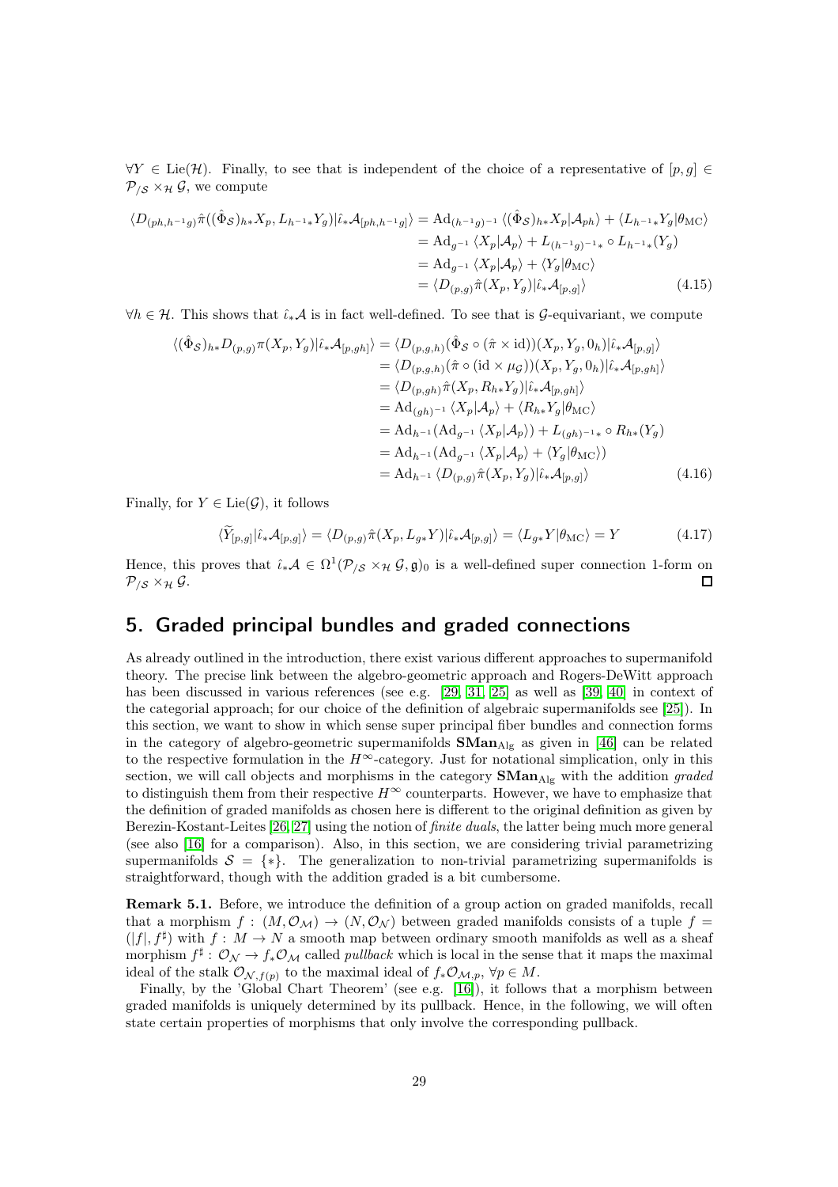$\forall Y \in \mathrm{Lie}(\mathcal{H})$. Finally, to see that is independent of the choice of a representative of $[p,g] \in \mathcal{P}_{/\mathcal{S}} \times_{\mathcal{H}} \mathcal{G}$, we compute

$$
\begin{aligned}
\langle D_{(ph,h^{-1}g)}\hat{\pi}((\hat{\Phi}_{\mathcal{S}})_{h*}X_p, L_{h^{-1}*}Y_g)|\hat{\iota}_*\mathcal{A}_{[ph,h^{-1}g]}\rangle &= \mathrm{Ad}_{(h^{-1}g)^{-1}}\langle(\hat{\Phi}_{\mathcal{S}})_{h*}X_p|\mathcal{A}_{ph}\rangle + \langle L_{h^{-1}*}Y_g|\theta_{\mathrm{MC}}\rangle \\
&= \mathrm{Ad}_{g^{-1}}\langle X_p|\mathcal{A}_p\rangle + L_{(h^{-1}g)^{-1}*}\circ L_{h^{-1}*}(Y_g) \\
&= \mathrm{Ad}_{g^{-1}}\langle X_p|\mathcal{A}_p\rangle + \langle Y_g|\theta_{\mathrm{MC}}\rangle \\
&= \langle D_{(p,g)}\hat{\pi}(X_p,Y_g)|\hat{\iota}_*\mathcal{A}_{[p,g]}\rangle \qquad (4.15)
\end{aligned}
$$

$\forall h \in \mathcal{H}$. This shows that $\hat{\iota}_*\mathcal{A}$ is in fact well-defined. To see that is $\mathcal{G}$-equivariant, we compute

$$
\begin{aligned}
\langle(\hat{\Phi}_{\mathcal{S}})_{h*}D_{(p,g)}\pi(X_p,Y_g)|\hat{\iota}_*\mathcal{A}_{[p,gh]}\rangle &= \langle D_{(p,g,h)}(\hat{\Phi}_{\mathcal{S}}\circ(\hat{\pi}\times\mathrm{id}))(X_p,Y_g,0_h)|\hat{\iota}_*\mathcal{A}_{[p,g]}\rangle \\
&= \langle D_{(p,g,h)}(\hat{\pi}\circ(\mathrm{id}\times\mu_{\mathcal{G}}))(X_p,Y_g,0_h)|\hat{\iota}_*\mathcal{A}_{[p,gh]}\rangle \\
&= \langle D_{(p,gh)}\hat{\pi}(X_p,R_{h*}Y_g)|\hat{\iota}_*\mathcal{A}_{[p,gh]}\rangle \\
&= \mathrm{Ad}_{(gh)^{-1}}\langle X_p|\mathcal{A}_p\rangle + \langle R_{h*}Y_g|\theta_{\mathrm{MC}}\rangle \\
&= \mathrm{Ad}_{h^{-1}}(\mathrm{Ad}_{g^{-1}}\langle X_p|\mathcal{A}_p\rangle) + L_{(gh)^{-1}*}\circ R_{h*}(Y_g) \\
&= \mathrm{Ad}_{h^{-1}}(\mathrm{Ad}_{g^{-1}}\langle X_p|\mathcal{A}_p\rangle + \langle Y_g|\theta_{\mathrm{MC}}\rangle) \\
&= \mathrm{Ad}_{h^{-1}}\langle D_{(p,g)}\hat{\pi}(X_p,Y_g)|\hat{\iota}_*\mathcal{A}_{[p,g]}\rangle \qquad (4.16)
\end{aligned}
$$

Finally, for $Y \in \mathrm{Lie}(\mathcal{G})$, it follows

$$
\langle\widetilde{Y}_{[p,g]}|\hat{\iota}_*\mathcal{A}_{[p,g]}\rangle = \langle D_{(p,g)}\hat{\pi}(X_p, L_{g*}Y)|\hat{\iota}_*\mathcal{A}_{[p,g]}\rangle = \langle L_{g*}Y|\theta_{\mathrm{MC}}\rangle = Y \qquad (4.17)
$$

Hence, this proves that $\hat{\iota}_*\mathcal{A} \in \Omega^1(\mathcal{P}_{/\mathcal{S}} \times_{\mathcal{H}} \mathcal{G}, \mathfrak{g})_0$ is a well-defined super connection 1-form on $\mathcal{P}_{/\mathcal{S}} \times_{\mathcal{H}} \mathcal{G}$. □

## 5. Graded principal bundles and graded connections

As already outlined in the introduction, there exist various different approaches to supermanifold theory. The precise link between the algebro-geometric approach and Rogers-DeWitt approach has been discussed in various references (see e.g. [29, 31, 25] as well as [39, 40] in context of the categorial approach; for our choice of the definition of algebraic supermanifolds see [25]). In this section, we want to show in which sense super principal fiber bundles and connection forms in the category of algebro-geometric supermanifolds $\mathbf{SMan}_{\mathrm{Alg}}$ as given in [46] can be related to the respective formulation in the $H^\infty$-category. Just for notational simplication, only in this section, we will call objects and morphisms in the category $\mathbf{SMan}_{\mathrm{Alg}}$ with the addition *graded* to distinguish them from their respective $H^\infty$ counterparts. However, we have to emphasize that the definition of graded manifolds as chosen here is different to the original definition as given by Berezin-Kostant-Leites [26, 27] using the notion of *finite duals*, the latter being much more general (see also [16] for a comparison). Also, in this section, we are considering trivial parametrizing supermanifolds $\mathcal{S} = \{*\}$. The generalization to non-trivial parametrizing supermanifolds is straightforward, though with the addition graded is a bit cumbersome.

**Remark 5.1.** Before, we introduce the definition of a group action on graded manifolds, recall that a morphism $f : (M, \mathcal{O}_{\mathcal{M}}) \to (N, \mathcal{O}_{\mathcal{N}})$ between graded manifolds consists of a tuple $f = (|f|, f^\sharp)$ with $f : M \to N$ a smooth map between ordinary smooth manifolds as well as a sheaf morphism $f^\sharp : \mathcal{O}_{\mathcal{N}} \to f_*\mathcal{O}_{\mathcal{M}}$ called *pullback* which is local in the sense that it maps the maximal ideal of the stalk $\mathcal{O}_{\mathcal{N},f(p)}$ to the maximal ideal of $f_*\mathcal{O}_{\mathcal{M},p}$, $\forall p \in M$.

Finally, by the 'Global Chart Theorem' (see e.g. [16]), it follows that a morphism between graded manifolds is uniquely determined by its pullback. Hence, in the following, we will often state certain properties of morphisms that only involve the corresponding pullback.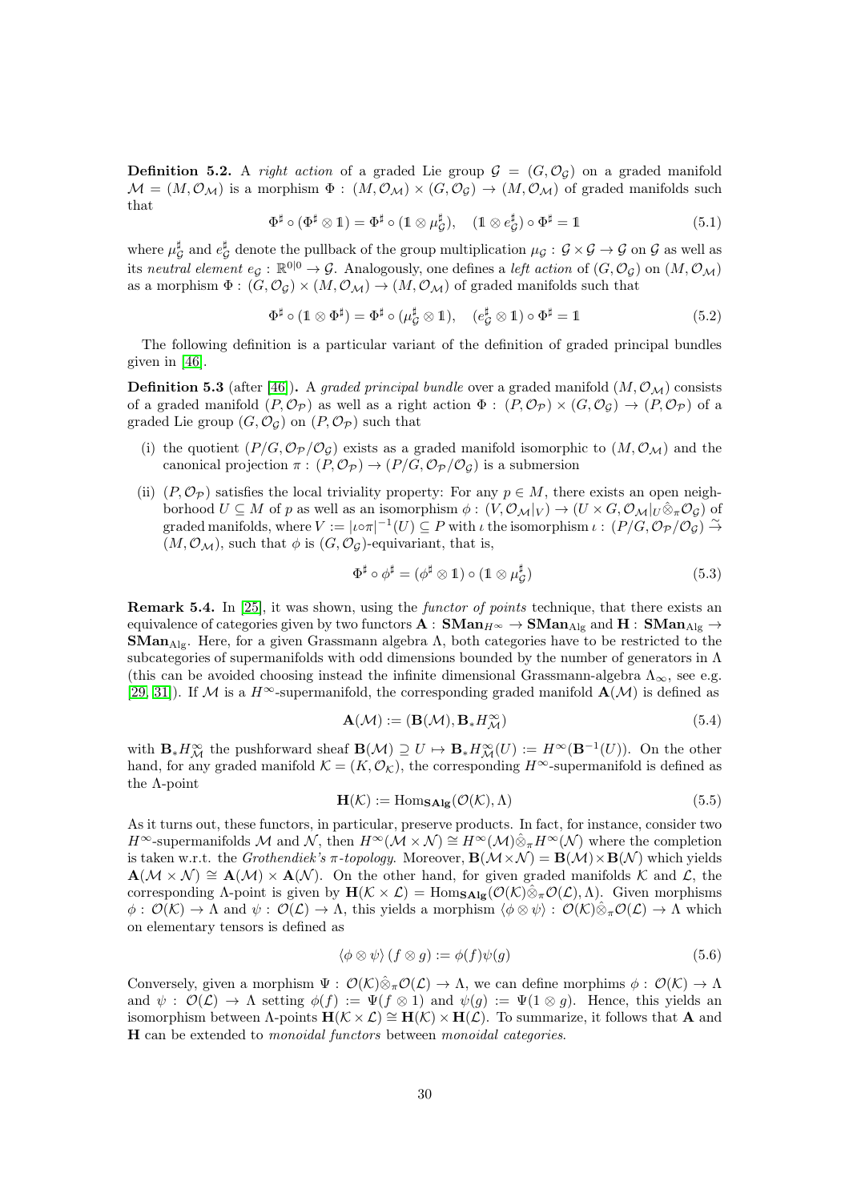**Definition 5.2.** A *right action* of a graded Lie group $\mathcal{G} = (G, \mathcal{O}_{\mathcal{G}})$ on a graded manifold $\mathcal{M} = (M, \mathcal{O}_{\mathcal{M}})$ is a morphism $\Phi : (M, \mathcal{O}_{\mathcal{M}}) \times (G, \mathcal{O}_{\mathcal{G}}) \to (M, \mathcal{O}_{\mathcal{M}})$ of graded manifolds such that

$$\Phi^\sharp \circ (\Phi^\sharp \otimes \mathbb{1}) = \Phi^\sharp \circ (\mathbb{1} \otimes \mu_{\mathcal{G}}^\sharp), \quad (\mathbb{1} \otimes e_{\mathcal{G}}^\sharp) \circ \Phi^\sharp = \mathbb{1} \tag{5.1}$$

where $\mu_{\mathcal{G}}^\sharp$ and $e_{\mathcal{G}}^\sharp$ denote the pullback of the group multiplication $\mu_{\mathcal{G}} : \mathcal{G} \times \mathcal{G} \to \mathcal{G}$ on $\mathcal{G}$ as well as its *neutral element* $e_{\mathcal{G}} : \mathbb{R}^{0|0} \to \mathcal{G}$. Analogously, one defines a *left action* of $(G, \mathcal{O}_{\mathcal{G}})$ on $(M, \mathcal{O}_{\mathcal{M}})$ as a morphism $\Phi : (G, \mathcal{O}_{\mathcal{G}}) \times (M, \mathcal{O}_{\mathcal{M}}) \to (M, \mathcal{O}_{\mathcal{M}})$ of graded manifolds such that

$$\Phi^\sharp \circ (\mathbb{1} \otimes \Phi^\sharp) = \Phi^\sharp \circ (\mu_{\mathcal{G}}^\sharp \otimes \mathbb{1}), \quad (e_{\mathcal{G}}^\sharp \otimes \mathbb{1}) \circ \Phi^\sharp = \mathbb{1} \tag{5.2}$$

The following definition is a particular variant of the definition of graded principal bundles given in [46].

**Definition 5.3** (after [46])**.** A *graded principal bundle* over a graded manifold $(M, \mathcal{O}_{\mathcal{M}})$ consists of a graded manifold $(P, \mathcal{O}_{\mathcal{P}})$ as well as a right action $\Phi : (P, \mathcal{O}_{\mathcal{P}}) \times (G, \mathcal{O}_{\mathcal{G}}) \to (P, \mathcal{O}_{\mathcal{P}})$ of a graded Lie group $(G, \mathcal{O}_{\mathcal{G}})$ on $(P, \mathcal{O}_{\mathcal{P}})$ such that

(i) the quotient $(P/G, \mathcal{O}_{\mathcal{P}}/\mathcal{O}_{\mathcal{G}})$ exists as a graded manifold isomorphic to $(M, \mathcal{O}_{\mathcal{M}})$ and the canonical projection $\pi : (P, \mathcal{O}_{\mathcal{P}}) \to (P/G, \mathcal{O}_{\mathcal{P}}/\mathcal{O}_{\mathcal{G}})$ is a submersion

(ii) $(P, \mathcal{O}_{\mathcal{P}})$ satisfies the local triviality property: For any $p \in M$, there exists an open neighborhood $U \subseteq M$ of $p$ as well as an isomorphism $\phi : (V, \mathcal{O}_{\mathcal{M}}|_V) \to (U \times G, \mathcal{O}_{\mathcal{M}}|_U \hat{\otimes}_\pi \mathcal{O}_{\mathcal{G}})$ of graded manifolds, where $V := |\iota \circ \pi|^{-1}(U) \subseteq P$ with $\iota$ the isomorphism $\iota : (P/G, \mathcal{O}_{\mathcal{P}}/\mathcal{O}_{\mathcal{G}}) \xrightarrow{\sim} (M, \mathcal{O}_{\mathcal{M}})$, such that $\phi$ is $(G, \mathcal{O}_{\mathcal{G}})$-equivariant, that is,

$$\Phi^\sharp \circ \phi^\sharp = (\phi^\sharp \otimes \mathbb{1}) \circ (\mathbb{1} \otimes \mu_{\mathcal{G}}^\sharp) \tag{5.3}$$

**Remark 5.4.** In [25], it was shown, using the *functor of points* technique, that there exists an equivalence of categories given by two functors $\mathbf{A} : \mathbf{SMan}_{H^\infty} \to \mathbf{SMan}_{\mathrm{Alg}}$ and $\mathbf{H} : \mathbf{SMan}_{\mathrm{Alg}} \to \mathbf{SMan}_{\mathrm{Alg}}$. Here, for a given Grassmann algebra $\Lambda$, both categories have to be restricted to the subcategories of supermanifolds with odd dimensions bounded by the number of generators in $\Lambda$ (this can be avoided choosing instead the infinite dimensional Grassmann-algebra $\Lambda_\infty$, see e.g. [29, 31]). If $\mathcal{M}$ is a $H^\infty$-supermanifold, the corresponding graded manifold $\mathbf{A}(\mathcal{M})$ is defined as

$$\mathbf{A}(\mathcal{M}) := (\mathbf{B}(\mathcal{M}), \mathbf{B}_* H^\infty_{\mathcal{M}}) \tag{5.4}$$

with $\mathbf{B}_* H^\infty_{\mathcal{M}}$ the pushforward sheaf $\mathbf{B}(\mathcal{M}) \supseteq U \mapsto \mathbf{B}_* H^\infty_{\mathcal{M}}(U) := H^\infty(\mathbf{B}^{-1}(U))$. On the other hand, for any graded manifold $\mathcal{K} = (K, \mathcal{O}_{\mathcal{K}})$, the corresponding $H^\infty$-supermanifold is defined as the $\Lambda$-point

$$\mathbf{H}(\mathcal{K}) := \mathrm{Hom}_{\mathbf{SAlg}}(\mathcal{O}(\mathcal{K}), \Lambda) \tag{5.5}$$

As it turns out, these functors, in particular, preserve products. In fact, for instance, consider two $H^\infty$-supermanifolds $\mathcal{M}$ and $\mathcal{N}$, then $H^\infty(\mathcal{M} \times \mathcal{N}) \cong H^\infty(\mathcal{M}) \hat{\otimes}_\pi H^\infty(\mathcal{N})$ where the completion is taken w.r.t. the *Grothendiek's* $\pi$*-topology*. Moreover, $\mathbf{B}(\mathcal{M} \times \mathcal{N}) = \mathbf{B}(\mathcal{M}) \times \mathbf{B}(\mathcal{N})$ which yields $\mathbf{A}(\mathcal{M} \times \mathcal{N}) \cong \mathbf{A}(\mathcal{M}) \times \mathbf{A}(\mathcal{N})$. On the other hand, for given graded manifolds $\mathcal{K}$ and $\mathcal{L}$, the corresponding $\Lambda$-point is given by $\mathbf{H}(\mathcal{K} \times \mathcal{L}) = \mathrm{Hom}_{\mathbf{SAlg}}(\mathcal{O}(\mathcal{K}) \hat{\otimes}_\pi \mathcal{O}(\mathcal{L}), \Lambda)$. Given morphisms $\phi : \mathcal{O}(\mathcal{K}) \to \Lambda$ and $\psi : \mathcal{O}(\mathcal{L}) \to \Lambda$, this yields a morphism $\langle \phi \otimes \psi \rangle : \mathcal{O}(\mathcal{K}) \hat{\otimes}_\pi \mathcal{O}(\mathcal{L}) \to \Lambda$ which on elementary tensors is defined as

$$\langle \phi \otimes \psi \rangle (f \otimes g) := \phi(f) \psi(g) \tag{5.6}$$

Conversely, given a morphism $\Psi : \mathcal{O}(\mathcal{K}) \hat{\otimes}_\pi \mathcal{O}(\mathcal{L}) \to \Lambda$, we can define morphims $\phi : \mathcal{O}(\mathcal{K}) \to \Lambda$ and $\psi : \mathcal{O}(\mathcal{L}) \to \Lambda$ setting $\phi(f) := \Psi(f \otimes 1)$ and $\psi(g) := \Psi(1 \otimes g)$. Hence, this yields an isomorphism between $\Lambda$-points $\mathbf{H}(\mathcal{K} \times \mathcal{L}) \cong \mathbf{H}(\mathcal{K}) \times \mathbf{H}(\mathcal{L})$. To summarize, it follows that $\mathbf{A}$ and $\mathbf{H}$ can be extended to *monoidal functors* between *monoidal categories*.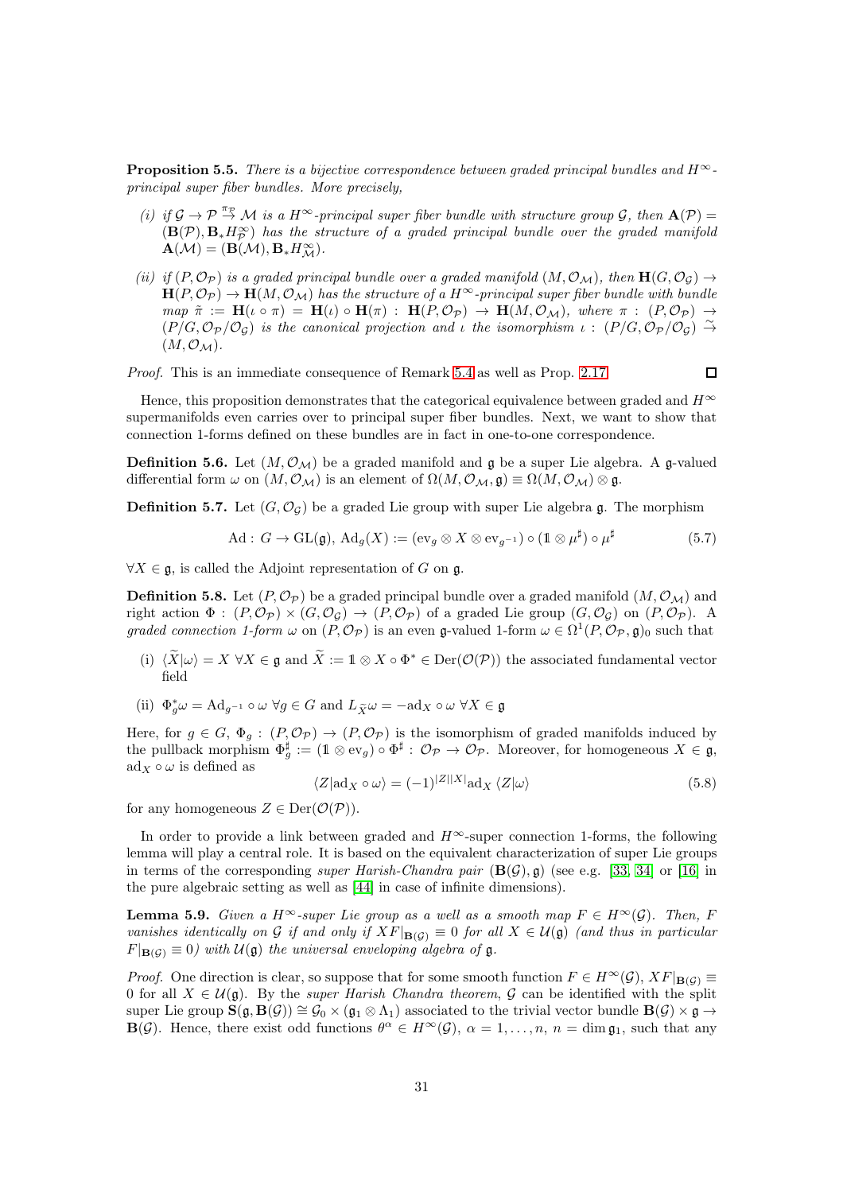**Proposition 5.5.** *There is a bijective correspondence between graded principal bundles and $H^\infty$-principal super fiber bundles. More precisely,*

*(i) if $\mathcal{G} \to \mathcal{P} \overset{\pi_{\mathcal{P}}}{\to} \mathcal{M}$ is a $H^\infty$-principal super fiber bundle with structure group $\mathcal{G}$, then $\mathbf{A}(\mathcal{P}) = (\mathbf{B}(\mathcal{P}), \mathbf{B}_* H^\infty_{\mathcal{P}})$ has the structure of a graded principal bundle over the graded manifold $\mathbf{A}(\mathcal{M}) = (\mathbf{B}(\mathcal{M}), \mathbf{B}_* H^\infty_{\mathcal{M}})$.*

*(ii) if $(P, \mathcal{O}_{\mathcal{P}})$ is a graded principal bundle over a graded manifold $(M, \mathcal{O}_{\mathcal{M}})$, then $\mathbf{H}(G, \mathcal{O}_{\mathcal{G}}) \to \mathbf{H}(P, \mathcal{O}_{\mathcal{P}}) \to \mathbf{H}(M, \mathcal{O}_{\mathcal{M}})$ has the structure of a $H^\infty$-principal super fiber bundle with bundle map $\tilde{\pi} := \mathbf{H}(\iota \circ \pi) = \mathbf{H}(\iota) \circ \mathbf{H}(\pi) : \mathbf{H}(P, \mathcal{O}_{\mathcal{P}}) \to \mathbf{H}(M, \mathcal{O}_{\mathcal{M}})$, where $\pi : (P, \mathcal{O}_{\mathcal{P}}) \to (P/G, \mathcal{O}_{\mathcal{P}}/\mathcal{O}_{\mathcal{G}})$ is the canonical projection and $\iota$ the isomorphism $\iota : (P/G, \mathcal{O}_{\mathcal{P}}/\mathcal{O}_{\mathcal{G}}) \overset{\sim}{\to} (M, \mathcal{O}_{\mathcal{M}})$.*

*Proof.* This is an immediate consequence of Remark 5.4 as well as Prop. 2.17. □

Hence, this proposition demonstrates that the categorical equivalence between graded and $H^\infty$ supermanifolds even carries over to principal super fiber bundles. Next, we want to show that connection 1-forms defined on these bundles are in fact in one-to-one correspondence.

**Definition 5.6.** Let $(M, \mathcal{O}_{\mathcal{M}})$ be a graded manifold and $\mathfrak{g}$ be a super Lie algebra. A $\mathfrak{g}$-valued differential form $\omega$ on $(M, \mathcal{O}_{\mathcal{M}})$ is an element of $\Omega(M, \mathcal{O}_{\mathcal{M}}, \mathfrak{g}) \equiv \Omega(M, \mathcal{O}_{\mathcal{M}}) \otimes \mathfrak{g}$.

**Definition 5.7.** Let $(G, \mathcal{O}_{\mathcal{G}})$ be a graded Lie group with super Lie algebra $\mathfrak{g}$. The morphism

$$\mathrm{Ad} : G \to \mathrm{GL}(\mathfrak{g}),\ \mathrm{Ad}_g(X) := (\mathrm{ev}_g \otimes X \otimes \mathrm{ev}_{g^{-1}}) \circ (\mathbb{1} \otimes \mu^\sharp) \circ \mu^\sharp \tag{5.7}$$

$\forall X \in \mathfrak{g}$, is called the Adjoint representation of $G$ on $\mathfrak{g}$.

**Definition 5.8.** Let $(P, \mathcal{O}_{\mathcal{P}})$ be a graded principal bundle over a graded manifold $(M, \mathcal{O}_{\mathcal{M}})$ and right action $\Phi : (P, \mathcal{O}_{\mathcal{P}}) \times (G, \mathcal{O}_{\mathcal{G}}) \to (P, \mathcal{O}_{\mathcal{P}})$ of a graded Lie group $(G, \mathcal{O}_{\mathcal{G}})$ on $(P, \mathcal{O}_{\mathcal{P}})$. A *graded connection 1-form* $\omega$ on $(P, \mathcal{O}_{\mathcal{P}})$ is an even $\mathfrak{g}$-valued 1-form $\omega \in \Omega^1(P, \mathcal{O}_{\mathcal{P}}, \mathfrak{g})_0$ such that

(i) $\langle \widetilde{X} | \omega \rangle = X$ $\forall X \in \mathfrak{g}$ and $\widetilde{X} := \mathbb{1} \otimes X \circ \Phi^* \in \mathrm{Der}(\mathcal{O}(\mathcal{P}))$ the associated fundamental vector field

(ii) $\Phi_g^* \omega = \mathrm{Ad}_{g^{-1}} \circ \omega$ $\forall g \in G$ and $L_{\widetilde{X}} \omega = -\mathrm{ad}_X \circ \omega$ $\forall X \in \mathfrak{g}$

Here, for $g \in G$, $\Phi_g : (P, \mathcal{O}_{\mathcal{P}}) \to (P, \mathcal{O}_{\mathcal{P}})$ is the isomorphism of graded manifolds induced by the pullback morphism $\Phi_g^\sharp := (\mathbb{1} \otimes \mathrm{ev}_g) \circ \Phi^\sharp : \mathcal{O}_{\mathcal{P}} \to \mathcal{O}_{\mathcal{P}}$. Moreover, for homogeneous $X \in \mathfrak{g}$, $\mathrm{ad}_X \circ \omega$ is defined as

$$\langle Z | \mathrm{ad}_X \circ \omega \rangle = (-1)^{|Z||X|} \mathrm{ad}_X \langle Z | \omega \rangle \tag{5.8}$$

for any homogeneous $Z \in \mathrm{Der}(\mathcal{O}(\mathcal{P}))$.

In order to provide a link between graded and $H^\infty$-super connection 1-forms, the following lemma will play a central role. It is based on the equivalent characterization of super Lie groups in terms of the corresponding *super Harish-Chandra pair* $(\mathbf{B}(\mathcal{G}), \mathfrak{g})$ (see e.g. [33, 34] or [16] in the pure algebraic setting as well as [44] in case of infinite dimensions).

**Lemma 5.9.** *Given a $H^\infty$-super Lie group as a well as a smooth map $F \in H^\infty(\mathcal{G})$. Then, $F$ vanishes identically on $\mathcal{G}$ if and only if $XF|_{\mathbf{B}(\mathcal{G})} \equiv 0$ for all $X \in \mathcal{U}(\mathfrak{g})$ (and thus in particular $F|_{\mathbf{B}(\mathcal{G})} \equiv 0$) with $\mathcal{U}(\mathfrak{g})$ the universal enveloping algebra of $\mathfrak{g}$.*

*Proof.* One direction is clear, so suppose that for some smooth function $F \in H^\infty(\mathcal{G})$, $XF|_{\mathbf{B}(\mathcal{G})} \equiv 0$ for all $X \in \mathcal{U}(\mathfrak{g})$. By the *super Harish Chandra theorem*, $\mathcal{G}$ can be identified with the split super Lie group $\mathbf{S}(\mathfrak{g}, \mathbf{B}(\mathcal{G})) \cong \mathcal{G}_0 \times (\mathfrak{g}_1 \otimes \Lambda_1)$ associated to the trivial vector bundle $\mathbf{B}(\mathcal{G}) \times \mathfrak{g} \to \mathbf{B}(\mathcal{G})$. Hence, there exist odd functions $\theta^\alpha \in H^\infty(\mathcal{G})$, $\alpha = 1, \ldots, n$, $n = \dim \mathfrak{g}_1$, such that any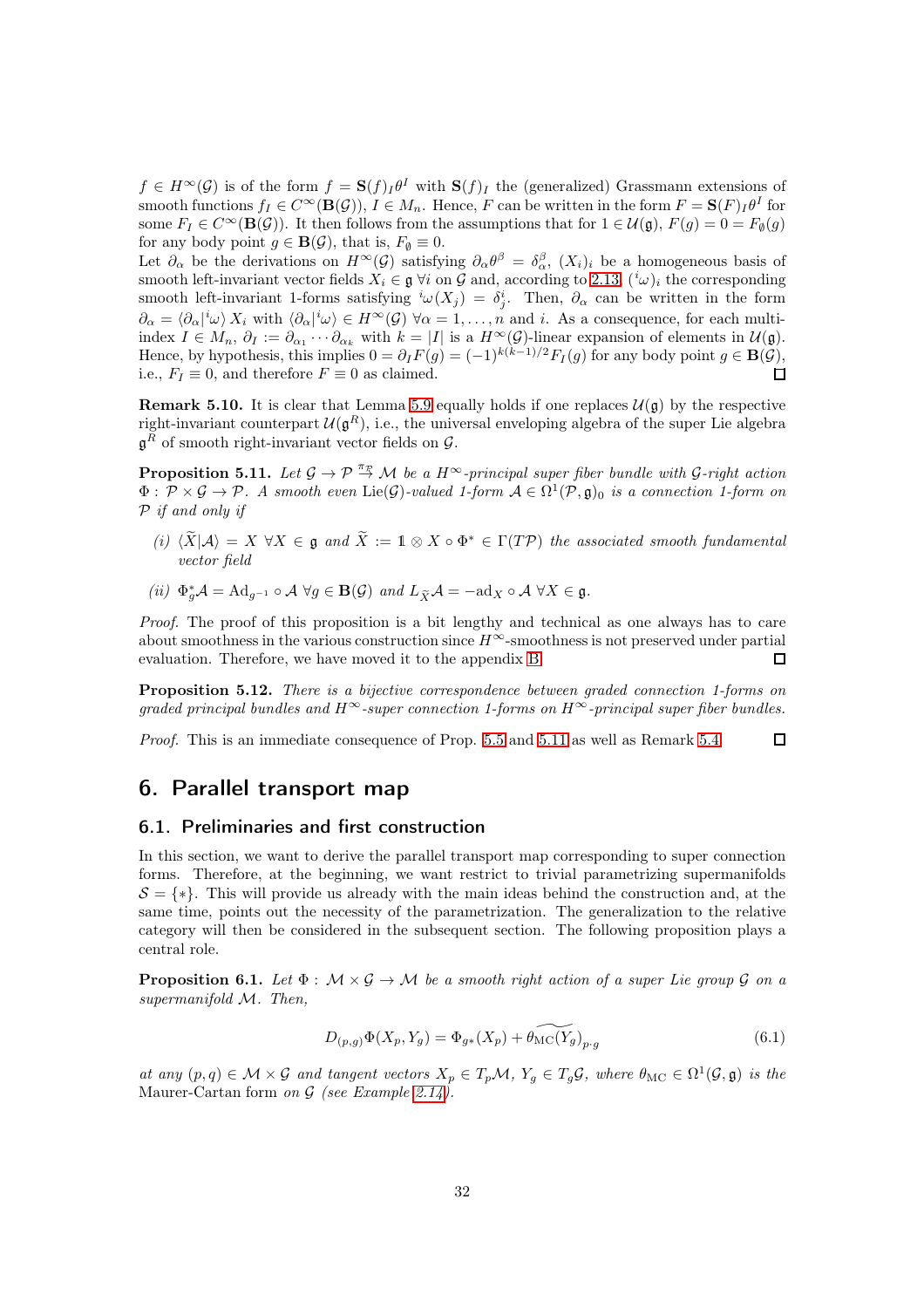$f \in H^\infty(\mathcal{G})$ is of the form $f = \mathbf{S}(f)_I\theta^I$ with $\mathbf{S}(f)_I$ the (generalized) Grassmann extensions of smooth functions $f_I \in C^\infty(\mathbf{B}(\mathcal{G}))$, $I \in M_n$. Hence, $F$ can be written in the form $F = \mathbf{S}(F)_I\theta^I$ for some $F_I \in C^\infty(\mathbf{B}(\mathcal{G}))$. It then follows from the assumptions that for $1 \in \mathcal{U}(\mathfrak{g})$, $F(g) = 0 = F_\emptyset(g)$ for any body point $g \in \mathbf{B}(\mathcal{G})$, that is, $F_\emptyset \equiv 0$.

Let $\partial_\alpha$ be the derivations on $H^\infty(\mathcal{G})$ satisfying $\partial_\alpha\theta^\beta = \delta^\beta_\alpha$, $(X_i)_i$ be a homogeneous basis of smooth left-invariant vector fields $X_i \in \mathfrak{g}$ $\forall i$ on $\mathcal{G}$ and, according to 2.13, $({}^i\omega)_i$ the corresponding smooth left-invariant 1-forms satisfying ${}^i\omega(X_j) = \delta^i_j$. Then, $\partial_\alpha$ can be written in the form $\partial_\alpha = \langle\partial_\alpha|{}^i\omega\rangle\, X_i$ with $\langle\partial_\alpha|{}^i\omega\rangle \in H^\infty(\mathcal{G})$ $\forall\alpha = 1,\ldots,n$ and $i$. As a consequence, for each multi-index $I \in M_n$, $\partial_I := \partial_{\alpha_1}\cdots\partial_{\alpha_k}$ with $k = |I|$ is a $H^\infty(\mathcal{G})$-linear expansion of elements in $\mathcal{U}(\mathfrak{g})$. Hence, by hypothesis, this implies $0 = \partial_I F(g) = (-1)^{k(k-1)/2}F_I(g)$ for any body point $g \in \mathbf{B}(\mathcal{G})$, i.e., $F_I \equiv 0$, and therefore $F = 0$ as claimed. □

**Remark 5.10.** It is clear that Lemma 5.9 equally holds if one replaces $\mathcal{U}(\mathfrak{g})$ by the respective right-invariant counterpart $\mathcal{U}(\mathfrak{g}^R)$, i.e., the universal enveloping algebra of the super Lie algebra $\mathfrak{g}^R$ of smooth right-invariant vector fields on $\mathcal{G}$.

**Proposition 5.11.** *Let $\mathcal{G} \to \mathcal{P} \stackrel{\pi_{\mathcal{P}}}{\to} \mathcal{M}$ be a $H^\infty$-principal super fiber bundle with $\mathcal{G}$-right action $\Phi : \mathcal{P} \times \mathcal{G} \to \mathcal{P}$. A smooth even $\mathrm{Lie}(\mathcal{G})$-valued 1-form $\mathcal{A} \in \Omega^1(\mathcal{P},\mathfrak{g})_0$ is a connection 1-form on $\mathcal{P}$ if and only if*

*(i) $\langle\widetilde{X}|\mathcal{A}\rangle = X$ $\forall X \in \mathfrak{g}$ and $\widetilde{X} := \mathbb{1} \otimes X \circ \Phi^* \in \Gamma(T\mathcal{P})$ the associated smooth fundamental vector field*

*(ii) $\Phi_g^*\mathcal{A} = \mathrm{Ad}_{g^{-1}} \circ \mathcal{A}$ $\forall g \in \mathbf{B}(\mathcal{G})$ and $L_{\widetilde{X}}\mathcal{A} = -\mathrm{ad}_X \circ \mathcal{A}$ $\forall X \in \mathfrak{g}$.*

*Proof.* The proof of this proposition is a bit lengthy and technical as one always has to care about smoothness in the various construction since $H^\infty$-smoothness is not preserved under partial evaluation. Therefore, we have moved it to the appendix B. □

**Proposition 5.12.** *There is a bijective correspondence between graded connection 1-forms on graded principal bundles and $H^\infty$-super connection 1-forms on $H^\infty$-principal super fiber bundles.*

*Proof.* This is an immediate consequence of Prop. 5.5 and 5.11 as well as Remark 5.4. □

# 6. Parallel transport map

## 6.1. Preliminaries and first construction

In this section, we want to derive the parallel transport map corresponding to super connection forms. Therefore, at the beginning, we want restrict to trivial parametrizing supermanifolds $\mathcal{S} = \{*\}$. This will provide us already with the main ideas behind the construction and, at the same time, points out the necessity of the parametrization. The generalization to the relative category will then be considered in the subsequent section. The following proposition plays a central role.

**Proposition 6.1.** *Let $\Phi : \mathcal{M} \times \mathcal{G} \to \mathcal{M}$ be a smooth right action of a super Lie group $\mathcal{G}$ on a supermanifold $\mathcal{M}$. Then,*

$$D_{(p,g)}\Phi(X_p, Y_g) = \Phi_{g*}(X_p) + \widetilde{\theta_{\mathrm{MC}}(Y_g)}_{p\cdot g} \tag{6.1}$$

*at any $(p,q) \in \mathcal{M} \times \mathcal{G}$ and tangent vectors $X_p \in T_p\mathcal{M}$, $Y_g \in T_g\mathcal{G}$, where $\theta_{\mathrm{MC}} \in \Omega^1(\mathcal{G},\mathfrak{g})$ is the* Maurer-Cartan form *on $\mathcal{G}$ (see Example 2.14).*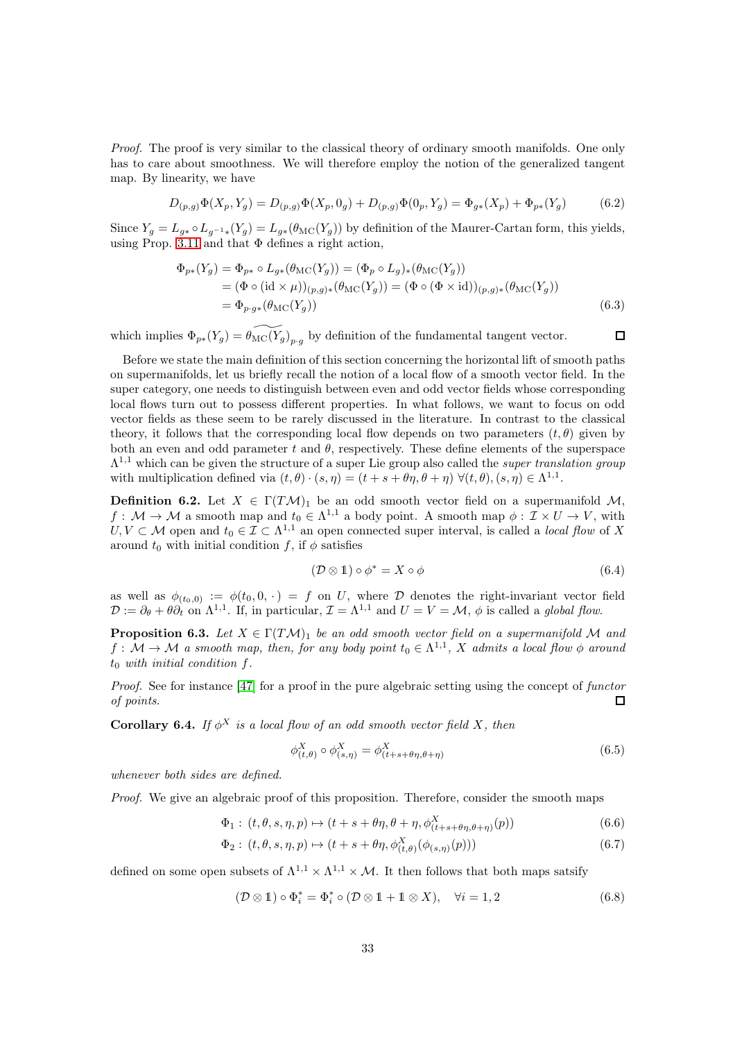*Proof.* The proof is very similar to the classical theory of ordinary smooth manifolds. One only has to care about smoothness. We will therefore employ the notion of the generalized tangent map. By linearity, we have

$$D_{(p,g)}\Phi(X_p, Y_g) = D_{(p,g)}\Phi(X_p, 0_g) + D_{(p,g)}\Phi(0_p, Y_g) = \Phi_{g*}(X_p) + \Phi_{p*}(Y_g) \tag{6.2}$$

Since $Y_g = L_{g*} \circ L_{g^{-1}*}(Y_g) = L_{g*}(\theta_{\mathrm{MC}}(Y_g))$ by definition of the Maurer-Cartan form, this yields, using Prop. 3.11 and that $\Phi$ defines a right action,

$$\begin{aligned}
\Phi_{p*}(Y_g) &= \Phi_{p*} \circ L_{g*}(\theta_{\mathrm{MC}}(Y_g)) = (\Phi_p \circ L_g)_*(\theta_{\mathrm{MC}}(Y_g)) \\
&= (\Phi \circ (\mathrm{id} \times \mu))_{(p,g)*}(\theta_{\mathrm{MC}}(Y_g)) = (\Phi \circ (\Phi \times \mathrm{id}))_{(p,g)*}(\theta_{\mathrm{MC}}(Y_g)) \\
&= \Phi_{p \cdot g*}(\theta_{\mathrm{MC}}(Y_g))
\end{aligned} \tag{6.3}$$

which implies $\Phi_{p*}(Y_g) = \widetilde{\theta_{\mathrm{MC}}(Y_g)}_{p \cdot g}$ by definition of the fundamental tangent vector. □

Before we state the main definition of this section concerning the horizontal lift of smooth paths on supermanifolds, let us briefly recall the notion of a local flow of a smooth vector field. In the super category, one needs to distinguish between even and odd vector fields whose corresponding local flows turn out to possess different properties. In what follows, we want to focus on odd vector fields as these seem to be rarely discussed in the literature. In contrast to the classical theory, it follows that the corresponding local flow depends on two parameters $(t, \theta)$ given by both an even and odd parameter $t$ and $\theta$, respectively. These define elements of the superspace $\Lambda^{1,1}$ which can be given the structure of a super Lie group also called the *super translation group* with multiplication defined via $(t, \theta) \cdot (s, \eta) = (t + s + \theta\eta, \theta + \eta)$ $\forall (t, \theta), (s, \eta) \in \Lambda^{1,1}$.

**Definition 6.2.** Let $X \in \Gamma(T\mathcal{M})_1$ be an odd smooth vector field on a supermanifold $\mathcal{M}$, $f : \mathcal{M} \to \mathcal{M}$ a smooth map and $t_0 \in \Lambda^{1,1}$ a body point. A smooth map $\phi : \mathcal{I} \times U \to V$, with $U, V \subset \mathcal{M}$ open and $t_0 \in \mathcal{I} \subset \Lambda^{1,1}$ an open connected super interval, is called a *local flow* of $X$ around $t_0$ with initial condition $f$, if $\phi$ satisfies

$$(\mathcal{D} \otimes \mathbb{1}) \circ \phi^* = X \circ \phi \tag{6.4}$$

as well as $\phi_{(t_0,0)} := \phi(t_0, 0, \cdot) = f$ on $U$, where $\mathcal{D}$ denotes the right-invariant vector field $\mathcal{D} := \partial_\theta + \theta\partial_t$ on $\Lambda^{1,1}$. If, in particular, $\mathcal{I} = \Lambda^{1,1}$ and $U = V = \mathcal{M}$, $\phi$ is called a *global flow*.

**Proposition 6.3.** *Let $X \in \Gamma(T\mathcal{M})_1$ be an odd smooth vector field on a supermanifold $\mathcal{M}$ and $f : \mathcal{M} \to \mathcal{M}$ a smooth map, then, for any body point $t_0 \in \Lambda^{1,1}$, $X$ admits a local flow $\phi$ around $t_0$ with initial condition $f$.*

*Proof.* See for instance [47] for a proof in the pure algebraic setting using the concept of *functor of points*. □

**Corollary 6.4.** *If $\phi^X$ is a local flow of an odd smooth vector field $X$, then*

$$\phi^X_{(t,\theta)} \circ \phi^X_{(s,\eta)} = \phi^X_{(t+s+\theta\eta, \theta+\eta)} \tag{6.5}$$

*whenever both sides are defined.*

*Proof.* We give an algebraic proof of this proposition. Therefore, consider the smooth maps

$$\Phi_1 : (t, \theta, s, \eta, p) \mapsto (t + s + \theta\eta, \theta + \eta, \phi^X_{(t+s+\theta\eta, \theta+\eta)}(p)) \tag{6.6}$$

$$\Phi_2 : (t, \theta, s, \eta, p) \mapsto (t + s + \theta\eta, \phi^X_{(t,\theta)}(\phi_{(s,\eta)}(p))) \tag{6.7}$$

defined on some open subsets of $\Lambda^{1,1} \times \Lambda^{1,1} \times \mathcal{M}$. It then follows that both maps satsify

$$(\mathcal{D} \otimes \mathbb{1}) \circ \Phi_i^* = \Phi_i^* \circ (\mathcal{D} \otimes \mathbb{1} + \mathbb{1} \otimes X), \quad \forall i = 1, 2 \tag{6.8}$$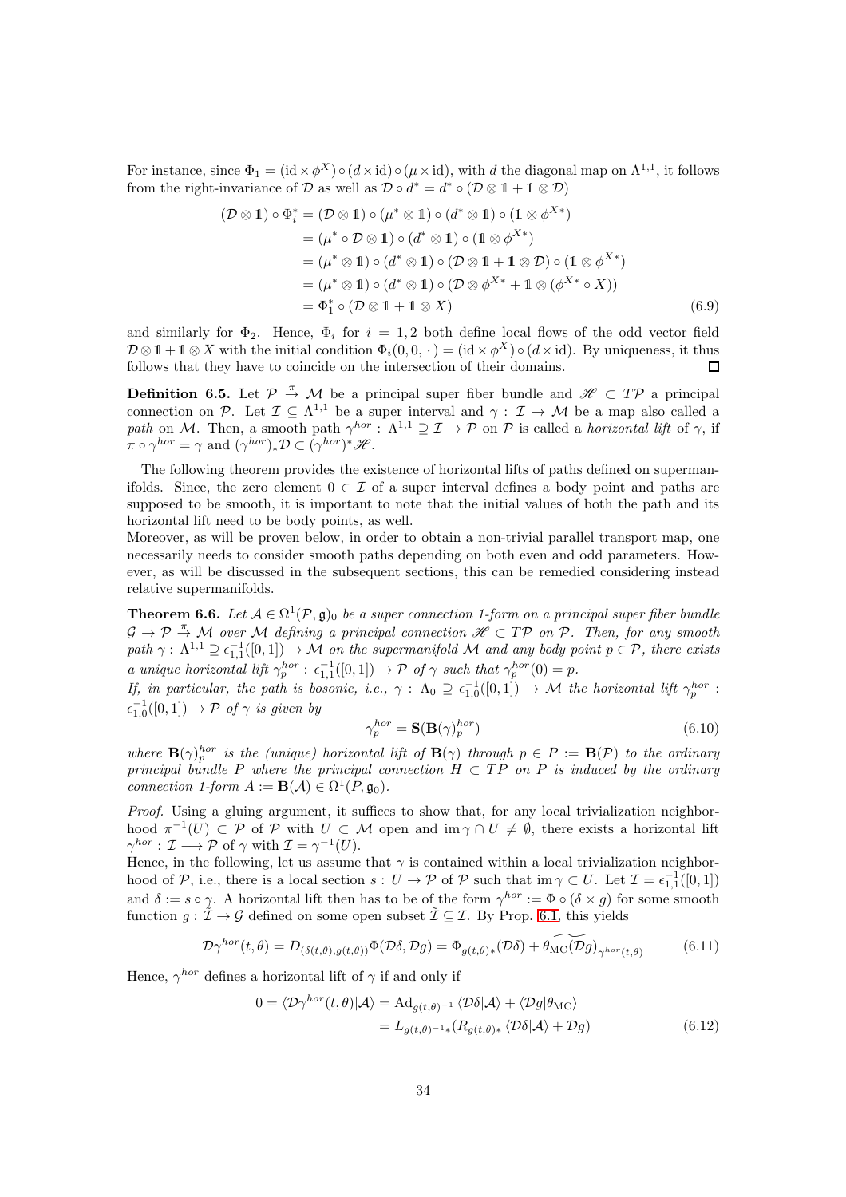For instance, since $\Phi_1 = (\mathrm{id}\times\phi^X)\circ(d\times\mathrm{id})\circ(\mu\times\mathrm{id})$, with $d$ the diagonal map on $\Lambda^{1,1}$, it follows from the right-invariance of $\mathcal{D}$ as well as $\mathcal{D}\circ d^* = d^*\circ(\mathcal{D}\otimes\mathbb{1}+\mathbb{1}\otimes\mathcal{D})$

$$
\begin{aligned}
(\mathcal{D}\otimes\mathbb{1})\circ\Phi_i^* &= (\mathcal{D}\otimes\mathbb{1})\circ(\mu^*\otimes\mathbb{1})\circ(d^*\otimes\mathbb{1})\circ(\mathbb{1}\otimes\phi^{X*})\\
&= (\mu^*\circ\mathcal{D}\otimes\mathbb{1})\circ(d^*\otimes\mathbb{1})\circ(\mathbb{1}\otimes\phi^{X*})\\
&= (\mu^*\otimes\mathbb{1})\circ(d^*\otimes\mathbb{1})\circ(\mathcal{D}\otimes\mathbb{1}+\mathbb{1}\otimes\mathcal{D})\circ(\mathbb{1}\otimes\phi^{X*})\\
&= (\mu^*\otimes\mathbb{1})\circ(d^*\otimes\mathbb{1})\circ(\mathcal{D}\otimes\phi^{X*}+\mathbb{1}\otimes(\phi^{X*}\circ X))\\
&= \Phi_1^*\circ(\mathcal{D}\otimes\mathbb{1}+\mathbb{1}\otimes X)
\end{aligned}
\tag{6.9}
$$

and similarly for $\Phi_2$. Hence, $\Phi_i$ for $i=1,2$ both define local flows of the odd vector field $\mathcal{D}\otimes\mathbb{1}+\mathbb{1}\otimes X$ with the initial condition $\Phi_i(0,0,\cdot\,)=(\mathrm{id}\times\phi^X)\circ(d\times\mathrm{id})$. By uniqueness, it thus follows that they have to coincide on the intersection of their domains. ☐

**Definition 6.5.** Let $\mathcal{P}\xrightarrow{\pi}\mathcal{M}$ be a principal super fiber bundle and $\mathscr{H}\subset T\mathcal{P}$ a principal connection on $\mathcal{P}$. Let $\mathcal{I}\subseteq\Lambda^{1,1}$ be a super interval and $\gamma:\mathcal{I}\to\mathcal{M}$ be a map also called a *path* on $\mathcal{M}$. Then, a smooth path $\gamma^{hor}:\Lambda^{1,1}\supseteq\mathcal{I}\to\mathcal{P}$ on $\mathcal{P}$ is called a *horizontal lift* of $\gamma$, if $\pi\circ\gamma^{hor}=\gamma$ and $(\gamma^{hor})_*\mathcal{D}\subset(\gamma^{hor})^*\mathscr{H}$.

The following theorem provides the existence of horizontal lifts of paths defined on supermanifolds. Since, the zero element $0\in\mathcal{I}$ of a super interval defines a body point and paths are supposed to be smooth, it is important to note that the initial values of both the path and its horizontal lift need to be body points, as well.
Moreover, as will be proven below, in order to obtain a non-trivial parallel transport map, one necessarily needs to consider smooth paths depending on both even and odd parameters. However, as will be discussed in the subsequent sections, this can be remedied considering instead relative supermanifolds.

**Theorem 6.6.** *Let $\mathcal{A}\in\Omega^1(\mathcal{P},\mathfrak{g})_0$ be a super connection 1-form on a principal super fiber bundle $\mathcal{G}\to\mathcal{P}\xrightarrow{\pi}\mathcal{M}$ over $\mathcal{M}$ defining a principal connection $\mathscr{H}\subset T\mathcal{P}$ on $\mathcal{P}$. Then, for any smooth path $\gamma:\Lambda^{1,1}\supseteq\epsilon_{1,1}^{-1}([0,1])\to\mathcal{M}$ on the supermanifold $\mathcal{M}$ and any body point $p\in\mathcal{P}$, there exists a unique horizontal lift $\gamma_p^{hor}:\epsilon_{1,1}^{-1}([0,1])\to\mathcal{P}$ of $\gamma$ such that $\gamma_p^{hor}(0)=p$.*
*If, in particular, the path is bosonic, i.e., $\gamma:\Lambda_0\supseteq\epsilon_{1,0}^{-1}([0,1])\to\mathcal{M}$ the horizontal lift $\gamma_p^{hor}:\epsilon_{1,0}^{-1}([0,1])\to\mathcal{P}$ of $\gamma$ is given by*

$$
\gamma_p^{hor}=\mathbf{S}(\mathbf{B}(\gamma)_p^{hor})
\tag{6.10}
$$

*where $\mathbf{B}(\gamma)_p^{hor}$ is the (unique) horizontal lift of $\mathbf{B}(\gamma)$ through $p\in P:=\mathbf{B}(\mathcal{P})$ to the ordinary principal bundle $P$ where the principal connection $H\subset TP$ on $P$ is induced by the ordinary connection 1-form $A:=\mathbf{B}(\mathcal{A})\in\Omega^1(P,\mathfrak{g}_0)$.*

*Proof.* Using a gluing argument, it suffices to show that, for any local trivialization neighborhood $\pi^{-1}(U)\subset\mathcal{P}$ of $\mathcal{P}$ with $U\subset\mathcal{M}$ open and $\operatorname{im}\gamma\cap U\neq\emptyset$, there exists a horizontal lift $\gamma^{hor}:\mathcal{I}\longrightarrow\mathcal{P}$ of $\gamma$ with $\mathcal{I}=\gamma^{-1}(U)$.
Hence, in the following, let us assume that $\gamma$ is contained within a local trivialization neighborhood of $\mathcal{P}$, i.e., there is a local section $s:U\to\mathcal{P}$ of $\mathcal{P}$ such that $\operatorname{im}\gamma\subset U$. Let $\mathcal{I}=\epsilon_{1,1}^{-1}([0,1])$ and $\delta:=s\circ\gamma$. A horizontal lift then has to be of the form $\gamma^{hor}:=\Phi\circ(\delta\times g)$ for some smooth function $g:\tilde{\mathcal{I}}\to\mathcal{G}$ defined on some open subset $\tilde{\mathcal{I}}\subseteq\mathcal{I}$. By Prop. 6.1, this yields

$$
\mathcal{D}\gamma^{hor}(t,\theta)=D_{(\delta(t,\theta),g(t,\theta))}\Phi(\mathcal{D}\delta,\mathcal{D}g)=\Phi_{g(t,\theta)*}(\mathcal{D}\delta)+\widetilde{\theta_{\mathrm{MC}}(\mathcal{D}g)}_{\gamma^{hor}(t,\theta)}
\tag{6.11}
$$

Hence, $\gamma^{hor}$ defines a horizontal lift of $\gamma$ if and only if

$$
\begin{aligned}
0=\langle\mathcal{D}\gamma^{hor}(t,\theta)|\mathcal{A}\rangle &= \mathrm{Ad}_{g(t,\theta)^{-1}}\langle\mathcal{D}\delta|\mathcal{A}\rangle+\langle\mathcal{D}g|\theta_{\mathrm{MC}}\rangle\\
&= L_{g(t,\theta)^{-1}*}(R_{g(t,\theta)*}\langle\mathcal{D}\delta|\mathcal{A}\rangle+\mathcal{D}g)
\end{aligned}
\tag{6.12}
$$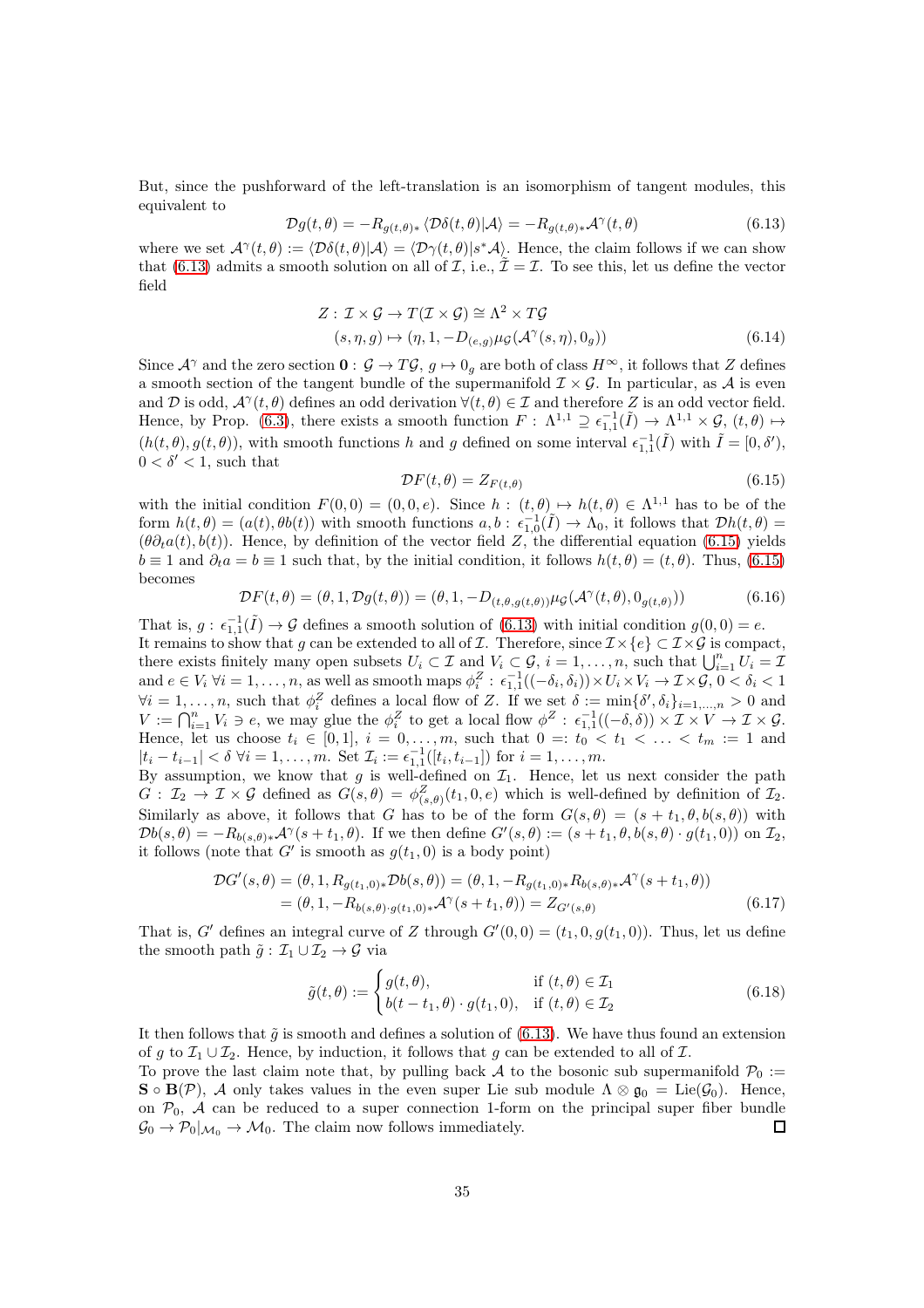But, since the pushforward of the left-translation is an isomorphism of tangent modules, this equivalent to

$$\mathcal{D}g(t,\theta) = -R_{g(t,\theta)*}\langle \mathcal{D}\delta(t,\theta)|\mathcal{A}\rangle = -R_{g(t,\theta)*}\mathcal{A}^{\gamma}(t,\theta) \tag{6.13}$$

where we set $\mathcal{A}^{\gamma}(t,\theta) := \langle \mathcal{D}\delta(t,\theta)|\mathcal{A}\rangle = \langle \mathcal{D}\gamma(t,\theta)|s^*\mathcal{A}\rangle$. Hence, the claim follows if we can show that (6.13) admits a smooth solution on all of $\mathcal{I}$, i.e., $\tilde{\mathcal{I}} = \mathcal{I}$. To see this, let us define the vector field

$$\begin{aligned} Z: \mathcal{I}\times\mathcal{G} &\to T(\mathcal{I}\times\mathcal{G}) \cong \Lambda^2\times T\mathcal{G} \\ (s,\eta,g) &\mapsto (\eta, 1, -D_{(e,g)}\mu_{\mathcal{G}}(\mathcal{A}^{\gamma}(s,\eta), 0_g)) \end{aligned} \tag{6.14}$$

Since $\mathcal{A}^{\gamma}$ and the zero section $\mathbf{0}: \mathcal{G}\to T\mathcal{G}$, $g\mapsto 0_g$ are both of class $H^{\infty}$, it follows that $Z$ defines a smooth section of the tangent bundle of the supermanifold $\mathcal{I}\times\mathcal{G}$. In particular, as $\mathcal{A}$ is even and $\mathcal{D}$ is odd, $\mathcal{A}^{\gamma}(t,\theta)$ defines an odd derivation $\forall (t,\theta)\in\mathcal{I}$ and therefore $Z$ is an odd vector field. Hence, by Prop. (6.3), there exists a smooth function $F: \Lambda^{1,1}\supseteq \epsilon_{1,1}^{-1}(\tilde{I})\to\Lambda^{1,1}\times\mathcal{G}$, $(t,\theta)\mapsto (h(t,\theta), g(t,\theta))$, with smooth functions $h$ and $g$ defined on some interval $\epsilon_{1,1}^{-1}(\tilde{I})$ with $\tilde{I} = [0,\delta')$, $0<\delta'<1$, such that

$$\mathcal{D}F(t,\theta) = Z_{F(t,\theta)} \tag{6.15}$$

with the initial condition $F(0,0) = (0,0,e)$. Since $h: (t,\theta)\mapsto h(t,\theta)\in\Lambda^{1,1}$ has to be of the form $h(t,\theta) = (a(t), \theta b(t))$ with smooth functions $a,b: \epsilon_{1,0}^{-1}(\tilde{I})\to\Lambda_0$, it follows that $\mathcal{D}h(t,\theta) = (\theta\partial_t a(t), b(t))$. Hence, by definition of the vector field $Z$, the differential equation (6.15) yields $b\equiv 1$ and $\partial_t a = b\equiv 1$ such that, by the initial condition, it follows $h(t,\theta) = (t,\theta)$. Thus, (6.15) becomes

$$\mathcal{D}F(t,\theta) = (\theta, 1, \mathcal{D}g(t,\theta)) = (\theta, 1, -D_{(t,\theta,g(t,\theta))}\mu_{\mathcal{G}}(\mathcal{A}^{\gamma}(t,\theta), 0_{g(t,\theta)})) \tag{6.16}$$

That is, $g: \epsilon_{1,1}^{-1}(\tilde{I})\to\mathcal{G}$ defines a smooth solution of (6.13) with initial condition $g(0,0) = e$.
It remains to show that $g$ can be extended to all of $\mathcal{I}$. Therefore, since $\mathcal{I}\times\{e\}\subset\mathcal{I}\times\mathcal{G}$ is compact, there exists finitely many open subsets $U_i\subset\mathcal{I}$ and $V_i\subset\mathcal{G}$, $i=1,\ldots,n$, such that $\bigcup_{i=1}^n U_i = \mathcal{I}$ and $e\in V_i$ $\forall i=1,\ldots,n$, as well as smooth maps $\phi_i^Z: \epsilon_{1,1}^{-1}((-\delta_i,\delta_i))\times U_i\times V_i\to\mathcal{I}\times\mathcal{G}$, $0<\delta_i<1$ $\forall i=1,\ldots,n$, such that $\phi_i^Z$ defines a local flow of $Z$. If we set $\delta := \min\{\delta',\delta_i\}_{i=1,\ldots,n} > 0$ and $V := \bigcap_{i=1}^n V_i \ni e$, we may glue the $\phi_i^Z$ to get a local flow $\phi^Z: \epsilon_{1,1}^{-1}((-\delta,\delta))\times\mathcal{I}\times V\to\mathcal{I}\times\mathcal{G}$. Hence, let us choose $t_i\in[0,1]$, $i=0,\ldots,m$, such that $0=:t_0<t_1<\ldots<t_m:=1$ and $|t_i - t_{i-1}|<\delta$ $\forall i=1,\ldots,m$. Set $\mathcal{I}_i := \epsilon_{1,1}^{-1}([t_i,t_{i-1}])$ for $i=1,\ldots,m$.
By assumption, we know that $g$ is well-defined on $\mathcal{I}_1$. Hence, let us next consider the path $G: \mathcal{I}_2\to\mathcal{I}\times\mathcal{G}$ defined as $G(s,\theta) = \phi_{(s,\theta)}^Z(t_1,0,e)$ which is well-defined by definition of $\mathcal{I}_2$. Similarly as above, it follows that $G$ has to be of the form $G(s,\theta) = (s+t_1,\theta,b(s,\theta))$ with $\mathcal{D}b(s,\theta) = -R_{b(s,\theta)*}\mathcal{A}^{\gamma}(s+t_1,\theta)$. If we then define $G'(s,\theta) := (s+t_1,\theta,b(s,\theta)\cdot g(t_1,0))$ on $\mathcal{I}_2$, it follows (note that $G'$ is smooth as $g(t_1,0)$ is a body point)

$$\begin{aligned} \mathcal{D}G'(s,\theta) &= (\theta, 1, R_{g(t_1,0)*}\mathcal{D}b(s,\theta)) = (\theta, 1, -R_{g(t_1,0)*}R_{b(s,\theta)*}\mathcal{A}^{\gamma}(s+t_1,\theta)) \\ &= (\theta, 1, -R_{b(s,\theta)\cdot g(t_1,0)*}\mathcal{A}^{\gamma}(s+t_1,\theta)) = Z_{G'(s,\theta)} \end{aligned} \tag{6.17}$$

That is, $G'$ defines an integral curve of $Z$ through $G'(0,0) = (t_1,0,g(t_1,0))$. Thus, let us define the smooth path $\tilde{g}: \mathcal{I}_1\cup\mathcal{I}_2\to\mathcal{G}$ via

$$\tilde{g}(t,\theta) := \begin{cases} g(t,\theta), & \text{if } (t,\theta)\in\mathcal{I}_1 \\ b(t-t_1,\theta)\cdot g(t_1,0), & \text{if } (t,\theta)\in\mathcal{I}_2 \end{cases} \tag{6.18}$$

It then follows that $\tilde{g}$ is smooth and defines a solution of (6.13). We have thus found an extension of $g$ to $\mathcal{I}_1\cup\mathcal{I}_2$. Hence, by induction, it follows that $g$ can be extended to all of $\mathcal{I}$.
To prove the last claim note that, by pulling back $\mathcal{A}$ to the bosonic sub supermanifold $\mathcal{P}_0 := \mathbf{S}\circ\mathbf{B}(\mathcal{P})$, $\mathcal{A}$ only takes values in the even super Lie sub module $\Lambda\otimes\mathfrak{g}_0 = \mathrm{Lie}(\mathcal{G}_0)$. Hence, on $\mathcal{P}_0$, $\mathcal{A}$ can be reduced to a super connection 1-form on the principal super fiber bundle $\mathcal{G}_0\to\mathcal{P}_0|_{\mathcal{M}_0}\to\mathcal{M}_0$. The claim now follows immediately. ∎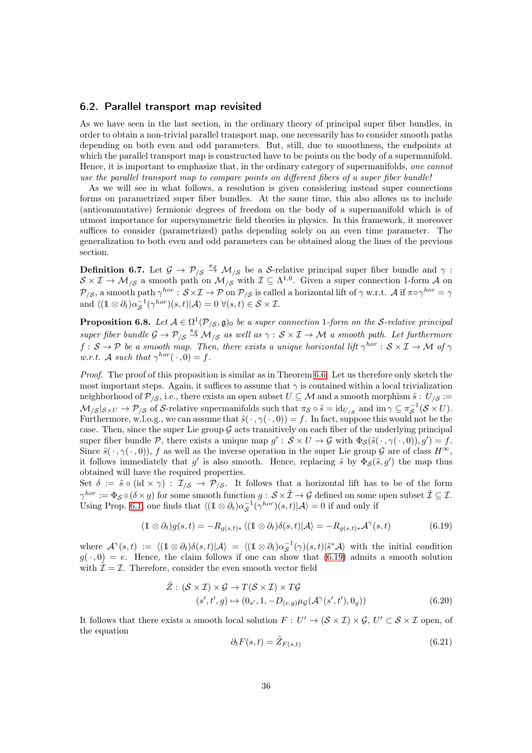## 6.2. Parallel transport map revisited

As we have seen in the last section, in the ordinary theory of principal super fiber bundles, in order to obtain a non-trivial parallel transport map, one necessarily has to consider smooth paths depending on both even and odd parameters. But, still, due to smoothness, the endpoints at which the parallel transport map is constructed have to be points on the body of a supermanifold. Hence, it is important to emphasize that, in the ordinary category of supermanifolds, *one cannot use the parallel transport map to compare points on different fibers of a super fiber bundle!*

As we will see in what follows, a resolution is given considering instead super connections forms on parametrized super fiber bundles. At the same time, this also allows us to include (anticommutative) fermionic degrees of freedom on the body of a supermanifold which is of utmost importance for supersymmetric field theories in physics. In this framework, it moreover suffices to consider (parametrized) paths depending solely on an even time parameter. The generalization to both even and odd parameters can be obtained along the lines of the previous section.

**Definition 6.7.** Let $\mathcal{G}\to\mathcal{P}_{/\mathcal{S}}\stackrel{\pi_{\mathcal{S}}}{\to}\mathcal{M}_{/\mathcal{S}}$ be a $\mathcal{S}$-relative principal super fiber bundle and $\gamma:\mathcal{S}\times\mathcal{I}\to\mathcal{M}_{/\mathcal{S}}$ a smooth path on $\mathcal{M}_{/\mathcal{S}}$ with $\mathcal{I}\subseteq\Lambda^{1,0}$. Given a super connection 1-form $\mathcal{A}$ on $\mathcal{P}_{/\mathcal{S}}$, a smooth path $\gamma^{hor}:\mathcal{S}\times\mathcal{I}\to\mathcal{P}$ on $\mathcal{P}_{/\mathcal{S}}$ is called a horizontal lift of $\gamma$ w.r.t. $\mathcal{A}$ if $\pi\circ\gamma^{hor}=\gamma$ and $\langle(\mathbb{1}\otimes\partial_t)\alpha_{\mathcal{S}}^{-1}(\gamma^{hor})(s,t)|\mathcal{A}\rangle=0\;\forall(s,t)\in\mathcal{S}\times\mathcal{I}$.

**Proposition 6.8.** *Let $\mathcal{A}\in\Omega^1(\mathcal{P}_{/\mathcal{S}},\mathfrak{g})_0$ be a super connection 1-form on the $\mathcal{S}$-relative principal super fiber bundle $\mathcal{G}\to\mathcal{P}_{/\mathcal{S}}\stackrel{\pi_{\mathcal{S}}}{\to}\mathcal{M}_{/\mathcal{S}}$ as well as $\gamma:\mathcal{S}\times\mathcal{I}\to\mathcal{M}$ a smooth path. Let furthermore $f:\mathcal{S}\to\mathcal{P}$ be a smooth map. Then, there exists a unique horizontal lift $\gamma^{hor}:\mathcal{S}\times\mathcal{I}\to\mathcal{M}$ of $\gamma$ w.r.t. $\mathcal{A}$ such that $\gamma^{hor}(\,\cdot\,,0)=f$.*

*Proof.* The proof of this proposition is similar as in Theorem 6.6. Let us therefore only sketch the most important steps. Again, it suffices to assume that $\gamma$ is contained within a local trivialization neighborhood of $\mathcal{P}_{/\mathcal{S}}$, i.e., there exists an open subset $U\subseteq\mathcal{M}$ and a smooth morphism $\tilde{s}:U_{/\mathcal{S}}:=\mathcal{M}_{/\mathcal{S}}|_{\mathcal{S}\times U}\to\mathcal{P}_{/\mathcal{S}}$ of $\mathcal{S}$-relative supermanifolds such that $\pi_{\mathcal{S}}\circ\tilde{s}=\mathrm{id}_{U_{/\mathcal{S}}}$ and $\mathrm{im}\,\gamma\subseteq\pi_{\mathcal{S}}^{-1}(\mathcal{S}\times U)$. Furthermore, w.l.o.g., we can assume that $\tilde{s}(\,\cdot\,,\gamma(\,\cdot\,,0))=f$. In fact, suppose this would not be the case. Then, since the super Lie group $\mathcal{G}$ acts transitively on each fiber of the underlying principal super fiber bundle $\mathcal{P}$, there exists a unique map $g':\mathcal{S}\times U\to\mathcal{G}$ with $\Phi_{\mathcal{S}}(\tilde{s}(\,\cdot\,,\gamma(\,\cdot\,,0)),g')=f$. Since $\tilde{s}(\,\cdot\,,\gamma(\,\cdot\,,0))$, $f$ as well as the inverse operation in the super Lie group $\mathcal{G}$ are of class $H^\infty$, it follows immediately that $g'$ is also smooth. Hence, replacing $\tilde{s}$ by $\Phi_{\mathcal{S}}(\tilde{s},g')$ the map thus obtained will have the required properties.

Set $\delta:=\tilde{s}\circ(\mathrm{id}\times\gamma):\mathcal{I}_{/\mathcal{S}}\to\mathcal{P}_{/\mathcal{S}}$. It follows that a horizontal lift has to be of the form $\gamma^{hor}:=\Phi_{\mathcal{S}}\circ(\delta\times g)$ for some smooth function $g:\mathcal{S}\times\tilde{\mathcal{I}}\to\mathcal{G}$ defined on some open subset $\tilde{\mathcal{I}}\subseteq\mathcal{I}$. Using Prop. 6.1, one finds that $\langle(\mathbb{1}\otimes\partial_t)\alpha_{\mathcal{S}}^{-1}(\gamma^{hor})(s,t)|\mathcal{A}\rangle=0$ if and only if

$$(\mathbb{1}\otimes\partial_t)g(s,t)=-R_{g(s,t)*}\langle(\mathbb{1}\otimes\partial_t)\delta(s,t)|\mathcal{A}\rangle=-R_{g(s,t)*}\mathcal{A}^\gamma(s,t)\tag{6.19}$$

where $\mathcal{A}^\gamma(s,t):=\langle(\mathbb{1}\otimes\partial_t)\delta(s,t)|\mathcal{A}\rangle=\langle(\mathbb{1}\otimes\partial_t)\alpha_{\mathcal{S}}^{-1}(\gamma)(s,t)|\tilde{s}^*\mathcal{A}\rangle$ with the initial condition $g(\,\cdot\,,0)=e$. Hence, the claim follows if one can show that (6.19) admits a smooth solution with $\tilde{\mathcal{I}}=\mathcal{I}$. Therefore, consider the even smooth vector field

$$\begin{aligned}\tilde{Z}:\,(\mathcal{S}\times\mathcal{I})\times\mathcal{G}&\to T(\mathcal{S}\times\mathcal{I})\times T\mathcal{G}\\ (s',t',g)&\mapsto(0_{s'},1,-D_{(e,g)}\mu_{\mathcal{G}}(\mathcal{A}^\gamma(s',t'),0_g))\end{aligned}\tag{6.20}$$

It follows that there exists a smooth local solution $F:U'\to(\mathcal{S}\times\mathcal{I})\times\mathcal{G}$, $U'\subset\mathcal{S}\times\mathcal{I}$ open, of the equation

$$\partial_tF(s,t)=\tilde{Z}_{F(s,t)}\tag{6.21}$$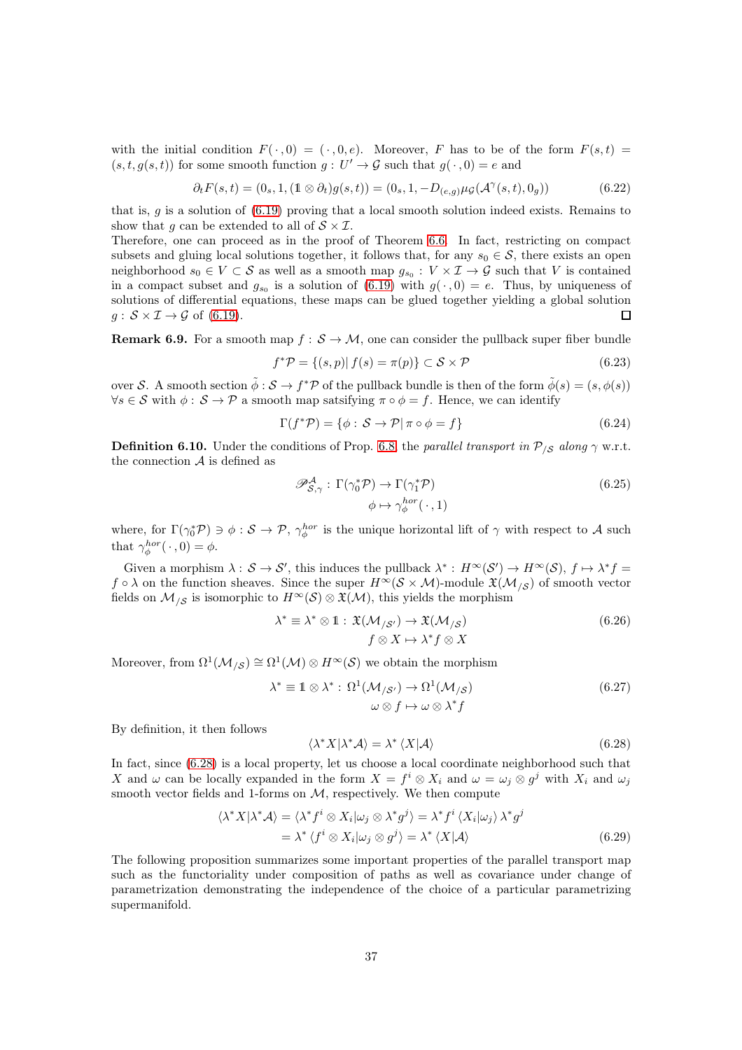with the initial condition $F(\,\cdot\,,0)=(\,\cdot\,,0,e)$. Moreover, $F$ has to be of the form $F(s,t)=(s,t,g(s,t))$ for some smooth function $g:U'\to\mathcal{G}$ such that $g(\,\cdot\,,0)=e$ and

$$\partial_t F(s,t)=(0_s,1,(\mathbb{1}\otimes\partial_t)g(s,t))=(0_s,1,-D_{(e,g)}\mu_{\mathcal{G}}(\mathcal{A}^{\gamma}(s,t),0_g)) \tag{6.22}$$

that is, $g$ is a solution of (6.19) proving that a local smooth solution indeed exists. Remains to show that $g$ can be extended to all of $\mathcal{S}\times\mathcal{I}$.

Therefore, one can proceed as in the proof of Theorem 6.6. In fact, restricting on compact subsets and gluing local solutions together, it follows that, for any $s_0\in\mathcal{S}$, there exists an open neighborhood $s_0\in V\subset\mathcal{S}$ as well as a smooth map $g_{s_0}:V\times\mathcal{I}\to\mathcal{G}$ such that $V$ is contained in a compact subset and $g_{s_0}$ is a solution of (6.19) with $g(\,\cdot\,,0)=e$. Thus, by uniqueness of solutions of differential equations, these maps can be glued together yielding a global solution $g:\mathcal{S}\times\mathcal{I}\to\mathcal{G}$ of (6.19). ∎

**Remark 6.9.** For a smooth map $f:\mathcal{S}\to\mathcal{M}$, one can consider the pullback super fiber bundle

$$f^*\mathcal{P}=\{(s,p)|\,f(s)=\pi(p)\}\subset\mathcal{S}\times\mathcal{P} \tag{6.23}$$

over $\mathcal{S}$. A smooth section $\tilde{\phi}:\mathcal{S}\to f^*\mathcal{P}$ of the pullback bundle is then of the form $\tilde{\phi}(s)=(s,\phi(s))$ $\forall s\in\mathcal{S}$ with $\phi:\mathcal{S}\to\mathcal{P}$ a smooth map satsifying $\pi\circ\phi=f$. Hence, we can identify

$$\Gamma(f^*\mathcal{P})=\{\phi:\,\mathcal{S}\to\mathcal{P}|\,\pi\circ\phi=f\} \tag{6.24}$$

**Definition 6.10.** Under the conditions of Prop. 6.8, the *parallel transport in* $\mathcal{P}_{/\mathcal{S}}$ *along* $\gamma$ w.r.t. the connection $\mathcal{A}$ is defined as

$$\begin{aligned}\mathscr{P}^{\mathcal{A}}_{\mathcal{S},\gamma}:\,\Gamma(\gamma_0^*\mathcal{P})&\to\Gamma(\gamma_1^*\mathcal{P})\\ \phi&\mapsto\gamma^{hor}_{\phi}(\,\cdot\,,1)\end{aligned} \tag{6.25}$$

where, for $\Gamma(\gamma_0^*\mathcal{P})\ni\phi:\mathcal{S}\to\mathcal{P}$, $\gamma^{hor}_{\phi}$ is the unique horizontal lift of $\gamma$ with respect to $\mathcal{A}$ such that $\gamma^{hor}_{\phi}(\,\cdot\,,0)=\phi$.

Given a morphism $\lambda:\mathcal{S}\to\mathcal{S}'$, this induces the pullback $\lambda^*:H^\infty(\mathcal{S}')\to H^\infty(\mathcal{S})$, $f\mapsto\lambda^*f=f\circ\lambda$ on the function sheaves. Since the super $H^\infty(\mathcal{S}\times\mathcal{M})$-module $\mathfrak{X}(\mathcal{M}_{/\mathcal{S}})$ of smooth vector fields on $\mathcal{M}_{/\mathcal{S}}$ is isomorphic to $H^\infty(\mathcal{S})\otimes\mathfrak{X}(\mathcal{M})$, this yields the morphism

$$\begin{aligned}\lambda^*\equiv\lambda^*\otimes\mathbb{1}:\,\mathfrak{X}(\mathcal{M}_{/\mathcal{S}'})&\to\mathfrak{X}(\mathcal{M}_{/\mathcal{S}})\\ f\otimes X&\mapsto\lambda^*f\otimes X\end{aligned} \tag{6.26}$$

Moreover, from $\Omega^1(\mathcal{M}_{/\mathcal{S}})\cong\Omega^1(\mathcal{M})\otimes H^\infty(\mathcal{S})$ we obtain the morphism

$$\begin{aligned}\lambda^*\equiv\mathbb{1}\otimes\lambda^*:\,\Omega^1(\mathcal{M}_{/\mathcal{S}'})&\to\Omega^1(\mathcal{M}_{/\mathcal{S}})\\ \omega\otimes f&\mapsto\omega\otimes\lambda^*f\end{aligned} \tag{6.27}$$

By definition, it then follows

$$\langle\lambda^*X|\lambda^*\mathcal{A}\rangle=\lambda^*\langle X|\mathcal{A}\rangle \tag{6.28}$$

In fact, since (6.28) is a local property, let us choose a local coordinate neighborhood such that $X$ and $\omega$ can be locally expanded in the form $X=f^i\otimes X_i$ and $\omega=\omega_j\otimes g^j$ with $X_i$ and $\omega_j$ smooth vector fields and 1-forms on $\mathcal{M}$, respectively. We then compute

$$\begin{aligned}\langle\lambda^*X|\lambda^*\mathcal{A}\rangle&=\langle\lambda^*f^i\otimes X_i|\omega_j\otimes\lambda^*g^j\rangle=\lambda^*f^i\,\langle X_i|\omega_j\rangle\,\lambda^*g^j\\ &=\lambda^*\langle f^i\otimes X_i|\omega_j\otimes g^j\rangle=\lambda^*\langle X|\mathcal{A}\rangle\end{aligned} \tag{6.29}$$

The following proposition summarizes some important properties of the parallel transport map such as the functoriality under composition of paths as well as covariance under change of parametrization demonstrating the independence of the choice of a particular parametrizing supermanifold.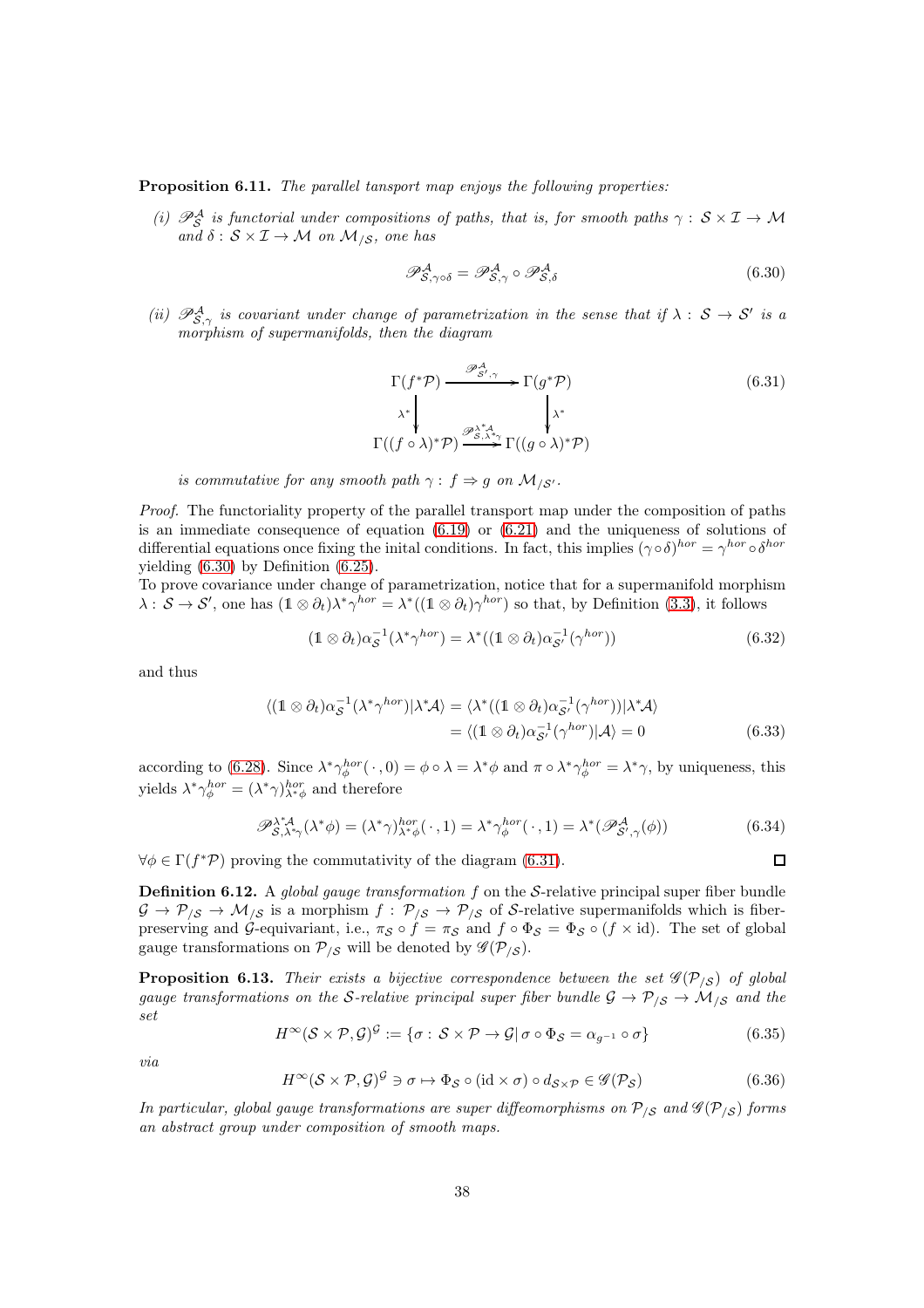**Proposition 6.11.** *The parallel tansport map enjoys the following properties:*

*(i)* $\mathscr{P}^{\mathcal{A}}_{\mathcal{S}}$ *is functorial under compositions of paths, that is, for smooth paths* $\gamma:\,\mathcal{S}\times\mathcal{I}\to\mathcal{M}$ *and* $\delta:\,\mathcal{S}\times\mathcal{I}\to\mathcal{M}$ *on* $\mathcal{M}_{/\mathcal{S}}$*, one has*

$$\mathscr{P}^{\mathcal{A}}_{\mathcal{S},\gamma\circ\delta}=\mathscr{P}^{\mathcal{A}}_{\mathcal{S},\gamma}\circ\mathscr{P}^{\mathcal{A}}_{\mathcal{S},\delta}\tag{6.30}$$

*(ii)* $\mathscr{P}^{\mathcal{A}}_{\mathcal{S},\gamma}$ *is covariant under change of parametrization in the sense that if* $\lambda:\,\mathcal{S}\to\mathcal{S}'$ *is a morphism of supermanifolds, then the diagram*

$$\begin{array}{ccc}\Gamma(f^*\mathcal{P}) & \xrightarrow{\mathscr{P}^{\mathcal{A}}_{\mathcal{S}',\gamma}} & \Gamma(g^*\mathcal{P})\\ \downarrow{\scriptstyle\lambda^*} & & \downarrow{\scriptstyle\lambda^*}\\ \Gamma((f\circ\lambda)^*\mathcal{P}) & \xrightarrow{\mathscr{P}^{\lambda^*\mathcal{A}}_{\mathcal{S},\lambda^*\gamma}} & \Gamma((g\circ\lambda)^*\mathcal{P})\end{array}\tag{6.31}$$

*is commutative for any smooth path* $\gamma:\,f\Rightarrow g$ *on* $\mathcal{M}_{/\mathcal{S}'}$*.*

*Proof.* The functoriality property of the parallel transport map under the composition of paths is an immediate consequence of equation (6.19) or (6.21) and the uniqueness of solutions of differential equations once fixing the inital conditions. In fact, this implies $(\gamma\circ\delta)^{hor}=\gamma^{hor}\circ\delta^{hor}$ yielding (6.30) by Definition (6.25).
To prove covariance under change of parametrization, notice that for a supermanifold morphism $\lambda:\,\mathcal{S}\to\mathcal{S}'$, one has $(\mathbb{1}\otimes\partial_t)\lambda^*\gamma^{hor}=\lambda^*((\mathbb{1}\otimes\partial_t)\gamma^{hor})$ so that, by Definition (3.3), it follows

$$(\mathbb{1}\otimes\partial_t)\alpha_{\mathcal{S}}^{-1}(\lambda^*\gamma^{hor})=\lambda^*((\mathbb{1}\otimes\partial_t)\alpha_{\mathcal{S}'}^{-1}(\gamma^{hor}))\tag{6.32}$$

and thus

$$\begin{aligned}\langle(\mathbb{1}\otimes\partial_t)\alpha_{\mathcal{S}}^{-1}(\lambda^*\gamma^{hor})|\lambda^*\mathcal{A}\rangle&=\langle\lambda^*((\mathbb{1}\otimes\partial_t)\alpha_{\mathcal{S}'}^{-1}(\gamma^{hor}))|\lambda^*\mathcal{A}\rangle\\&=\langle(\mathbb{1}\otimes\partial_t)\alpha_{\mathcal{S}'}^{-1}(\gamma^{hor})|\mathcal{A}\rangle=0\end{aligned}\tag{6.33}$$

according to (6.28). Since $\lambda^*\gamma^{hor}_{\phi}(\,\cdot\,,0)=\phi\circ\lambda=\lambda^*\phi$ and $\pi\circ\lambda^*\gamma_\phi^{hor}=\lambda^*\gamma$, by uniqueness, this yields $\lambda^*\gamma^{hor}_\phi=(\lambda^*\gamma)^{hor}_{\lambda^*\phi}$ and therefore

$$\mathscr{P}^{\lambda^*\mathcal{A}}_{\mathcal{S},\lambda^*\gamma}(\lambda^*\phi)=(\lambda^*\gamma)^{hor}_{\lambda^*\phi}(\,\cdot\,,1)=\lambda^*\gamma^{hor}_\phi(\,\cdot\,,1)=\lambda^*(\mathscr{P}^{\mathcal{A}}_{\mathcal{S}',\gamma}(\phi))\tag{6.34}$$

$\forall\phi\in\Gamma(f^*\mathcal{P})$ proving the commutativity of the diagram (6.31). $\square$

**Definition 6.12.** A *global gauge transformation* $f$ on the $\mathcal{S}$-relative principal super fiber bundle $\mathcal{G}\to\mathcal{P}_{/\mathcal{S}}\to\mathcal{M}_{/\mathcal{S}}$ is a morphism $f:\,\mathcal{P}_{/\mathcal{S}}\to\mathcal{P}_{/\mathcal{S}}$ of $\mathcal{S}$-relative supermanifolds which is fiber-preserving and $\mathcal{G}$-equivariant, i.e., $\pi_{\mathcal{S}}\circ f=\pi_{\mathcal{S}}$ and $f\circ\Phi_{\mathcal{S}}=\Phi_{\mathcal{S}}\circ(f\times\mathrm{id})$. The set of global gauge transformations on $\mathcal{P}_{/\mathcal{S}}$ will be denoted by $\mathscr{G}(\mathcal{P}_{/\mathcal{S}})$.

**Proposition 6.13.** *Their exists a bijective correspondence between the set* $\mathscr{G}(\mathcal{P}_{/\mathcal{S}})$ *of global gauge transformations on the* $\mathcal{S}$*-relative principal super fiber bundle* $\mathcal{G}\to\mathcal{P}_{/\mathcal{S}}\to\mathcal{M}_{/\mathcal{S}}$ *and the set*

$$H^\infty(\mathcal{S}\times\mathcal{P},\mathcal{G})^{\mathcal{G}}:=\{\sigma:\,\mathcal{S}\times\mathcal{P}\to\mathcal{G}|\,\sigma\circ\Phi_{\mathcal{S}}=\alpha_{g^{-1}}\circ\sigma\}\tag{6.35}$$

*via*

$$H^\infty(\mathcal{S}\times\mathcal{P},\mathcal{G})^{\mathcal{G}}\ni\sigma\mapsto\Phi_{\mathcal{S}}\circ(\mathrm{id}\times\sigma)\circ d_{\mathcal{S}\times\mathcal{P}}\in\mathscr{G}(\mathcal{P}_{\mathcal{S}})\tag{6.36}$$

*In particular, global gauge transformations are super diffeomorphisms on* $\mathcal{P}_{/\mathcal{S}}$ *and* $\mathscr{G}(\mathcal{P}_{/\mathcal{S}})$ *forms an abstract group under composition of smooth maps.*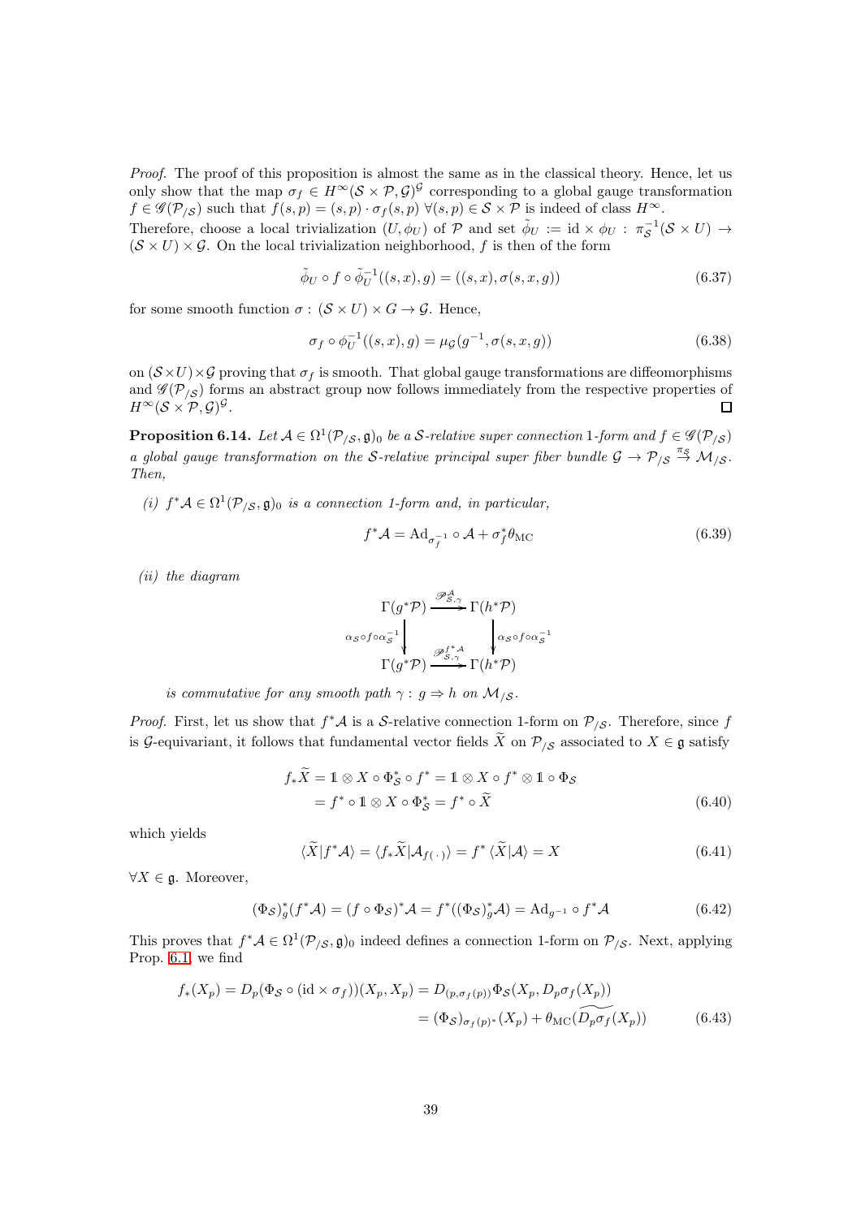*Proof.* The proof of this proposition is almost the same as in the classical theory. Hence, let us only show that the map $\sigma_f \in H^\infty(\mathcal{S}\times\mathcal{P},\mathcal{G})^{\mathcal{G}}$ corresponding to a global gauge transformation $f\in\mathscr{G}(\mathcal{P}_{/\mathcal{S}})$ such that $f(s,p)=(s,p)\cdot\sigma_f(s,p)\ \forall(s,p)\in\mathcal{S}\times\mathcal{P}$ is indeed of class $H^\infty$.
Therefore, choose a local trivialization $(U,\phi_U)$ of $\mathcal{P}$ and set $\tilde{\phi}_U := \mathrm{id}\times\phi_U:\ \pi_{\mathcal{S}}^{-1}(\mathcal{S}\times U)\to(\mathcal{S}\times U)\times\mathcal{G}$. On the local trivialization neighborhood, $f$ is then of the form

$$\tilde{\phi}_U\circ f\circ\tilde{\phi}_U^{-1}((s,x),g)=((s,x),\sigma(s,x,g)) \tag{6.37}$$

for some smooth function $\sigma:\ (\mathcal{S}\times U)\times G\to\mathcal{G}$. Hence,

$$\sigma_f\circ\phi_U^{-1}((s,x),g)=\mu_{\mathcal{G}}(g^{-1},\sigma(s,x,g)) \tag{6.38}$$

on $(\mathcal{S}\times U)\times\mathcal{G}$ proving that $\sigma_f$ is smooth. That global gauge transformations are diffeomorphisms and $\mathscr{G}(\mathcal{P}_{/\mathcal{S}})$ forms an abstract group now follows immediately from the respective properties of $H^\infty(\mathcal{S}\times\mathcal{P},\mathcal{G})^{\mathcal{G}}$. □

**Proposition 6.14.** *Let $\mathcal{A}\in\Omega^1(\mathcal{P}_{/\mathcal{S}},\mathfrak{g})_0$ be a $\mathcal{S}$-relative super connection 1-form and $f\in\mathscr{G}(\mathcal{P}_{/\mathcal{S}})$ a global gauge transformation on the $\mathcal{S}$-relative principal super fiber bundle $\mathcal{G}\to\mathcal{P}_{/\mathcal{S}}\stackrel{\pi_{\mathcal{S}}}{\to}\mathcal{M}_{/\mathcal{S}}$. Then,*

*(i) $f^*\mathcal{A}\in\Omega^1(\mathcal{P}_{/\mathcal{S}},\mathfrak{g})_0$ is a connection 1-form and, in particular,*

$$f^*\mathcal{A}=\mathrm{Ad}_{\sigma_f^{-1}}\circ\mathcal{A}+\sigma_f^*\theta_{\mathrm{MC}} \tag{6.39}$$

*(ii) the diagram*

$$\begin{array}{ccc}\Gamma(g^*\mathcal{P}) & \xrightarrow{\mathscr{P}^{\mathcal{A}}_{\mathcal{S},\gamma}} & \Gamma(h^*\mathcal{P})\\ \Big\downarrow{\scriptstyle \alpha_{\mathcal{S}}\circ f\circ\alpha_{\mathcal{S}}^{-1}} & & \Big\downarrow{\scriptstyle \alpha_{\mathcal{S}}\circ f\circ\alpha_{\mathcal{S}}^{-1}}\\ \Gamma(g^*\mathcal{P}) & \xrightarrow{\mathscr{P}^{f^*\mathcal{A}}_{\mathcal{S},\gamma}} & \Gamma(h^*\mathcal{P})\end{array}$$

*is commutative for any smooth path $\gamma:\ g\Rightarrow h$ on $\mathcal{M}_{/\mathcal{S}}$.*

*Proof.* First, let us show that $f^*\mathcal{A}$ is a $\mathcal{S}$-relative connection 1-form on $\mathcal{P}_{/\mathcal{S}}$. Therefore, since $f$ is $\mathcal{G}$-equivariant, it follows that fundamental vector fields $\widetilde{X}$ on $\mathcal{P}_{/\mathcal{S}}$ associated to $X\in\mathfrak{g}$ satisfy

$$\begin{aligned}f_*\widetilde{X}&=\mathbb{1}\otimes X\circ\Phi_{\mathcal{S}}^*\circ f^*=\mathbb{1}\otimes X\circ f^*\otimes\mathbb{1}\circ\Phi_{\mathcal{S}}\\&=f^*\circ\mathbb{1}\otimes X\circ\Phi_{\mathcal{S}}^*=f^*\circ\widetilde{X}\end{aligned} \tag{6.40}$$

which yields

$$\langle\widetilde{X}|f^*\mathcal{A}\rangle=\langle f_*\widetilde{X}|\mathcal{A}_{f(\,\cdot\,)}\rangle=f^*\langle\widetilde{X}|\mathcal{A}\rangle=X \tag{6.41}$$

$\forall X\in\mathfrak{g}$. Moreover,

$$(\Phi_{\mathcal{S}})_g^*(f^*\mathcal{A})=(f\circ\Phi_{\mathcal{S}})^*\mathcal{A}=f^*((\Phi_{\mathcal{S}})_g^*\mathcal{A})=\mathrm{Ad}_{g^{-1}}\circ f^*\mathcal{A} \tag{6.42}$$

This proves that $f^*\mathcal{A}\in\Omega^1(\mathcal{P}_{/\mathcal{S}},\mathfrak{g})_0$ indeed defines a connection 1-form on $\mathcal{P}_{/\mathcal{S}}$. Next, applying Prop. 6.1, we find

$$\begin{aligned}f_*(X_p)=D_p(\Phi_{\mathcal{S}}\circ(\mathrm{id}\times\sigma_f))(X_p,X_p)&=D_{(p,\sigma_f(p))}\Phi_{\mathcal{S}}(X_p,D_p\sigma_f(X_p))\\&=(\Phi_{\mathcal{S}})_{\sigma_f(p)*}(X_p)+\theta_{\mathrm{MC}}(\widetilde{D_p\sigma_f(X_p)})\end{aligned} \tag{6.43}$$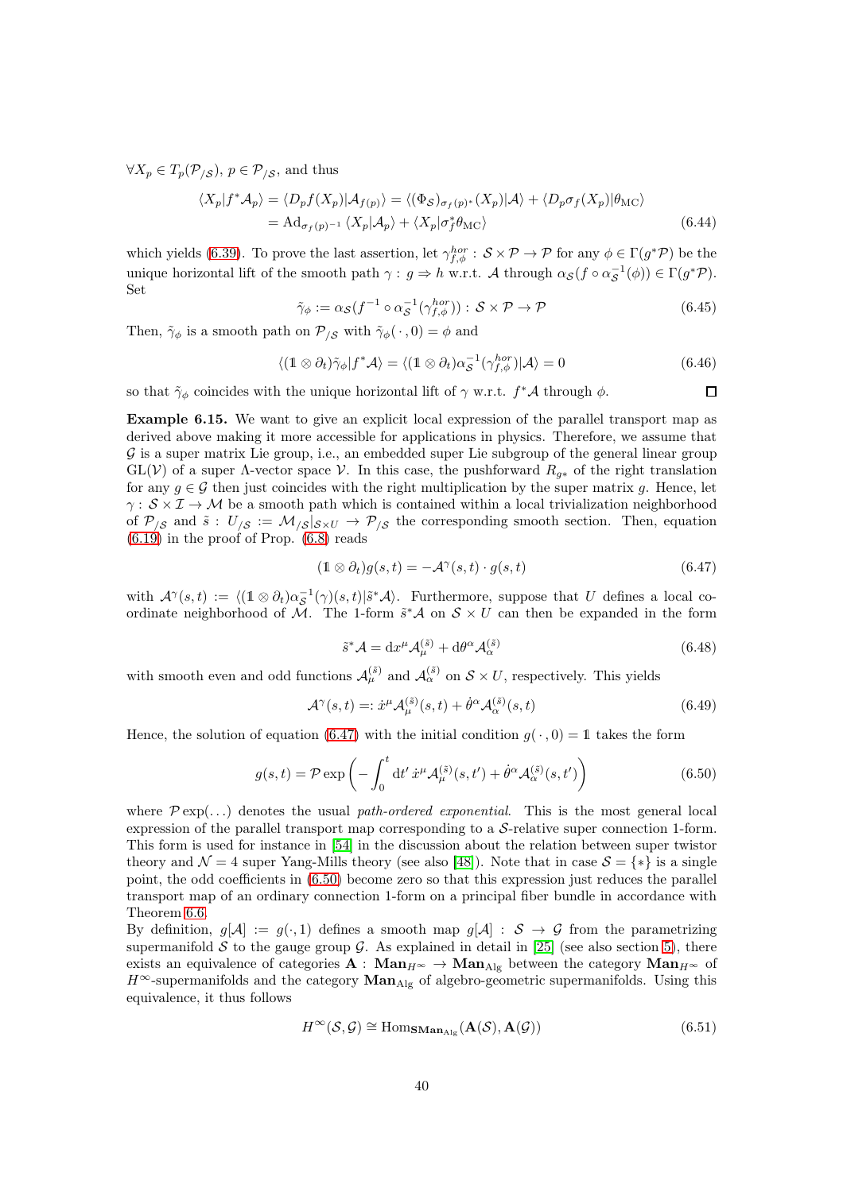$\forall X_p \in T_p(\mathcal{P}_{/\mathcal{S}})$, $p \in \mathcal{P}_{/\mathcal{S}}$, and thus

$$
\begin{aligned}
\langle X_p | f^*\mathcal{A}_p\rangle &= \langle D_p f(X_p) | \mathcal{A}_{f(p)}\rangle = \langle (\Phi_{\mathcal{S}})_{\sigma_f(p)*}(X_p) | \mathcal{A}\rangle + \langle D_p\sigma_f(X_p) | \theta_{\mathrm{MC}}\rangle \\
&= \mathrm{Ad}_{\sigma_f(p)^{-1}} \langle X_p | \mathcal{A}_p\rangle + \langle X_p | \sigma_f^*\theta_{\mathrm{MC}}\rangle
\end{aligned} \tag{6.44}
$$

which yields (6.39). To prove the last assertion, let $\gamma_{f,\phi}^{hor} : \mathcal{S}\times\mathcal{P}\to\mathcal{P}$ for any $\phi\in\Gamma(g^*\mathcal{P})$ be the unique horizontal lift of the smooth path $\gamma : g \Rightarrow h$ w.r.t. $\mathcal{A}$ through $\alpha_{\mathcal{S}}(f\circ\alpha_{\mathcal{S}}^{-1}(\phi))\in\Gamma(g^*\mathcal{P})$. Set

$$
\tilde{\gamma}_\phi := \alpha_{\mathcal{S}}(f^{-1}\circ\alpha_{\mathcal{S}}^{-1}(\gamma_{f,\phi}^{hor})) : \mathcal{S}\times\mathcal{P}\to\mathcal{P} \tag{6.45}
$$

Then, $\tilde{\gamma}_\phi$ is a smooth path on $\mathcal{P}_{/\mathcal{S}}$ with $\tilde{\gamma}_\phi(\,\cdot\,,0)=\phi$ and

$$
\langle (\mathbb{1}\otimes\partial_t)\tilde{\gamma}_\phi | f^*\mathcal{A}\rangle = \langle (\mathbb{1}\otimes\partial_t)\alpha_{\mathcal{S}}^{-1}(\gamma_{f,\phi}^{hor}) | \mathcal{A}\rangle = 0 \tag{6.46}
$$

so that $\tilde{\gamma}_\phi$ coincides with the unique horizontal lift of $\gamma$ w.r.t. $f^*\mathcal{A}$ through $\phi$. □

**Example 6.15.** We want to give an explicit local expression of the parallel transport map as derived above making it more accessible for applications in physics. Therefore, we assume that $\mathcal{G}$ is a super matrix Lie group, i.e., an embedded super Lie subgroup of the general linear group $\mathrm{GL}(\mathcal{V})$ of a super $\Lambda$-vector space $\mathcal{V}$. In this case, the pushforward $R_{g*}$ of the right translation for any $g\in\mathcal{G}$ then just coincides with the right multiplication by the super matrix $g$. Hence, let $\gamma : \mathcal{S}\times\mathcal{I}\to\mathcal{M}$ be a smooth path which is contained within a local trivialization neighborhood of $\mathcal{P}_{/\mathcal{S}}$ and $\tilde{s} : U_{/\mathcal{S}} := \mathcal{M}_{/\mathcal{S}}|_{\mathcal{S}\times U}\to\mathcal{P}_{/\mathcal{S}}$ the corresponding smooth section. Then, equation (6.19) in the proof of Prop. (6.8) reads

$$
(\mathbb{1}\otimes\partial_t)g(s,t) = -\mathcal{A}^\gamma(s,t)\cdot g(s,t) \tag{6.47}
$$

with $\mathcal{A}^\gamma(s,t) := \langle (\mathbb{1}\otimes\partial_t)\alpha_{\mathcal{S}}^{-1}(\gamma)(s,t) | \tilde{s}^*\mathcal{A}\rangle$. Furthermore, suppose that $U$ defines a local coordinate neighborhood of $\mathcal{M}$. The 1-form $\tilde{s}^*\mathcal{A}$ on $\mathcal{S}\times U$ can then be expanded in the form

$$
\tilde{s}^*\mathcal{A} = \mathrm{d}x^\mu\mathcal{A}_\mu^{(\tilde{s})} + \mathrm{d}\theta^\alpha\mathcal{A}_\alpha^{(\tilde{s})} \tag{6.48}
$$

with smooth even and odd functions $\mathcal{A}_\mu^{(\tilde{s})}$ and $\mathcal{A}_\alpha^{(\tilde{s})}$ on $\mathcal{S}\times U$, respectively. This yields

$$
\mathcal{A}^\gamma(s,t) =: \dot{x}^\mu\mathcal{A}_\mu^{(\tilde{s})}(s,t) + \dot{\theta}^\alpha\mathcal{A}_\alpha^{(\tilde{s})}(s,t) \tag{6.49}
$$

Hence, the solution of equation (6.47) with the initial condition $g(\,\cdot\,,0)=\mathbb{1}$ takes the form

$$
g(s,t) = \mathcal{P}\exp\left(-\int_0^t \mathrm{d}t'\,\dot{x}^\mu\mathcal{A}_\mu^{(\tilde{s})}(s,t') + \dot{\theta}^\alpha\mathcal{A}_\alpha^{(\tilde{s})}(s,t')\right) \tag{6.50}
$$

where $\mathcal{P}\exp(\dots)$ denotes the usual *path-ordered exponential*. This is the most general local expression of the parallel transport map corresponding to a $\mathcal{S}$-relative super connection 1-form. This form is used for instance in [54] in the discussion about the relation between super twistor theory and $\mathcal{N}=4$ super Yang-Mills theory (see also [48]). Note that in case $\mathcal{S}=\{*\}$ is a single point, the odd coefficients in (6.50) become zero so that this expression just reduces the parallel transport map of an ordinary connection 1-form on a principal fiber bundle in accordance with Theorem 6.6.

By definition, $g[\mathcal{A}] := g(\cdot,1)$ defines a smooth map $g[\mathcal{A}] : \mathcal{S}\to\mathcal{G}$ from the parametrizing supermanifold $\mathcal{S}$ to the gauge group $\mathcal{G}$. As explained in detail in [25] (see also section 5), there exists an equivalence of categories $\mathbf{A} : \mathbf{Man}_{H^\infty}\to\mathbf{Man}_{\mathrm{Alg}}$ between the category $\mathbf{Man}_{H^\infty}$ of $H^\infty$-supermanifolds and the category $\mathbf{Man}_{\mathrm{Alg}}$ of algebro-geometric supermanifolds. Using this equivalence, it thus follows

$$
H^\infty(\mathcal{S},\mathcal{G}) \cong \mathrm{Hom}_{\mathbf{SMan}_{\mathrm{Alg}}}(\mathbf{A}(\mathcal{S}),\mathbf{A}(\mathcal{G})) \tag{6.51}
$$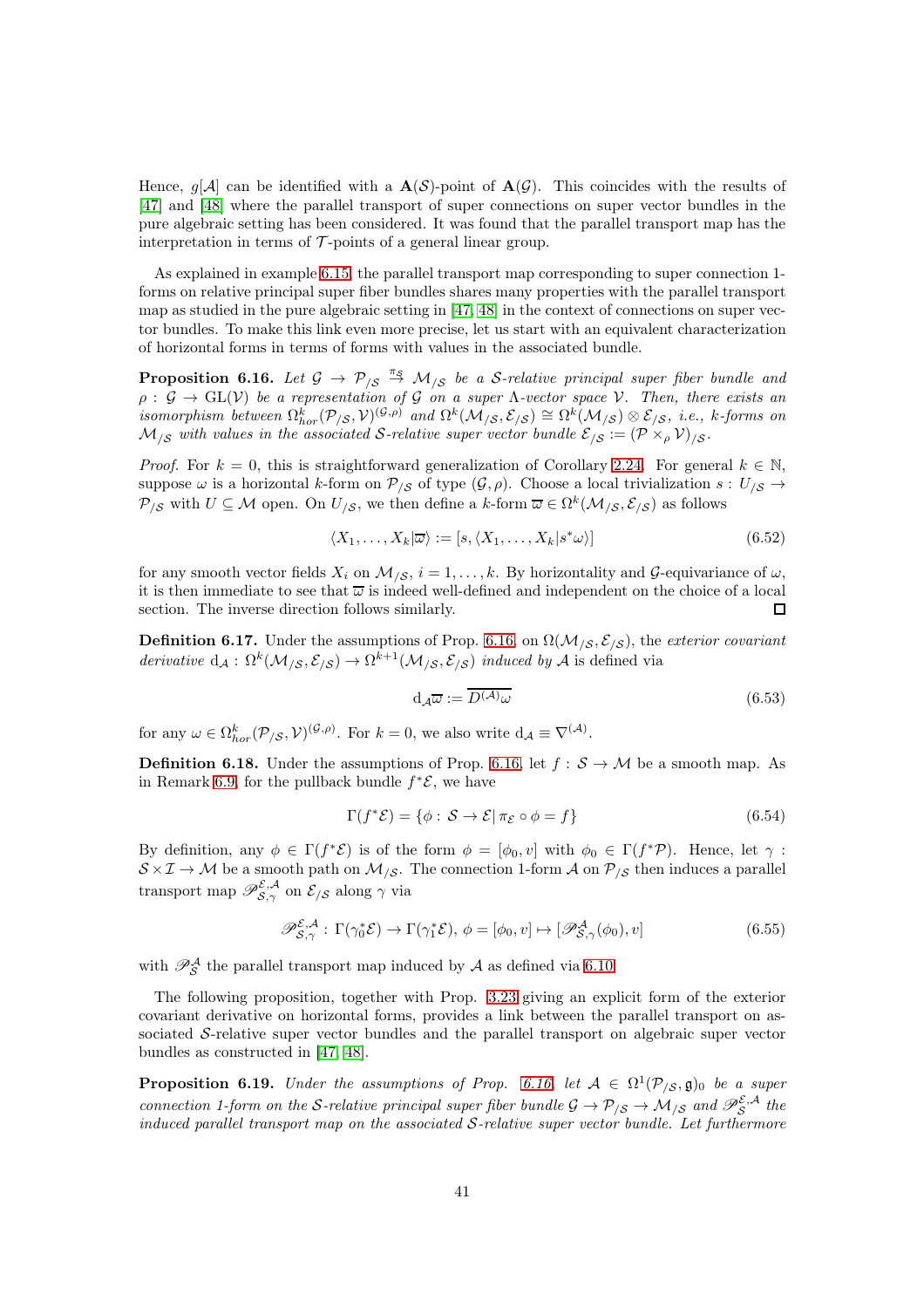Hence, $g[\mathcal{A}]$ can be identified with a $\mathbf{A}(\mathcal{S})$-point of $\mathbf{A}(\mathcal{G})$. This coincides with the results of [47] and [48] where the parallel transport of super connections on super vector bundles in the pure algebraic setting has been considered. It was found that the parallel transport map has the interpretation in terms of $\mathcal{T}$-points of a general linear group.

As explained in example 6.15, the parallel transport map corresponding to super connection 1-forms on relative principal super fiber bundles shares many properties with the parallel transport map as studied in the pure algebraic setting in [47, 48] in the context of connections on super vector bundles. To make this link even more precise, let us start with an equivalent characterization of horizontal forms in terms of forms with values in the associated bundle.

**Proposition 6.16.** *Let $\mathcal{G} \to \mathcal{P}_{/\mathcal{S}} \stackrel{\pi_{\mathcal{S}}}{\to} \mathcal{M}_{/\mathcal{S}}$ be a $\mathcal{S}$-relative principal super fiber bundle and $\rho: \mathcal{G} \to \mathrm{GL}(\mathcal{V})$ be a representation of $\mathcal{G}$ on a super $\Lambda$-vector space $\mathcal{V}$. Then, there exists an isomorphism between $\Omega^k_{hor}(\mathcal{P}_{/\mathcal{S}}, \mathcal{V})^{(\mathcal{G},\rho)}$ and $\Omega^k(\mathcal{M}_{/\mathcal{S}}, \mathcal{E}_{/\mathcal{S}}) \cong \Omega^k(\mathcal{M}_{/\mathcal{S}}) \otimes \mathcal{E}_{/\mathcal{S}}$, i.e., $k$-forms on $\mathcal{M}_{/\mathcal{S}}$ with values in the associated $\mathcal{S}$-relative super vector bundle $\mathcal{E}_{/\mathcal{S}} := (\mathcal{P} \times_\rho \mathcal{V})_{/\mathcal{S}}$.*

*Proof.* For $k = 0$, this is straightforward generalization of Corollary 2.24. For general $k \in \mathbb{N}$, suppose $\omega$ is a horizontal $k$-form on $\mathcal{P}_{/\mathcal{S}}$ of type $(\mathcal{G}, \rho)$. Choose a local trivialization $s : U_{/\mathcal{S}} \to \mathcal{P}_{/\mathcal{S}}$ with $U \subseteq \mathcal{M}$ open. On $U_{/\mathcal{S}}$, we then define a $k$-form $\overline{\omega} \in \Omega^k(\mathcal{M}_{/\mathcal{S}}, \mathcal{E}_{/\mathcal{S}})$ as follows

$$\langle X_1, \ldots, X_k | \overline{\omega} \rangle := [s, \langle X_1, \ldots, X_k | s^*\omega \rangle] \tag{6.52}$$

for any smooth vector fields $X_i$ on $\mathcal{M}_{/\mathcal{S}}$, $i = 1, \ldots, k$. By horizontality and $\mathcal{G}$-equivariance of $\omega$, it is then immediate to see that $\overline{\omega}$ is indeed well-defined and independent on the choice of a local section. The inverse direction follows similarly. $\square$

**Definition 6.17.** Under the assumptions of Prop. 6.16, on $\Omega(\mathcal{M}_{/\mathcal{S}}, \mathcal{E}_{/\mathcal{S}})$, the *exterior covariant derivative* $\mathrm{d}_{\mathcal{A}} : \Omega^k(\mathcal{M}_{/\mathcal{S}}, \mathcal{E}_{/\mathcal{S}}) \to \Omega^{k+1}(\mathcal{M}_{/\mathcal{S}}, \mathcal{E}_{/\mathcal{S}})$ *induced by* $\mathcal{A}$ is defined via

$$\mathrm{d}_{\mathcal{A}}\overline{\omega} := \overline{D^{(\mathcal{A})}\omega} \tag{6.53}$$

for any $\omega \in \Omega^k_{hor}(\mathcal{P}_{/\mathcal{S}}, \mathcal{V})^{(\mathcal{G},\rho)}$. For $k = 0$, we also write $\mathrm{d}_{\mathcal{A}} \equiv \nabla^{(\mathcal{A})}$.

**Definition 6.18.** Under the assumptions of Prop. 6.16, let $f : \mathcal{S} \to \mathcal{M}$ be a smooth map. As in Remark 6.9, for the pullback bundle $f^*\mathcal{E}$, we have

$$\Gamma(f^*\mathcal{E}) = \{\phi : \mathcal{S} \to \mathcal{E} |\, \pi_{\mathcal{E}} \circ \phi = f\} \tag{6.54}$$

By definition, any $\phi \in \Gamma(f^*\mathcal{E})$ is of the form $\phi = [\phi_0, v]$ with $\phi_0 \in \Gamma(f^*\mathcal{P})$. Hence, let $\gamma : \mathcal{S} \times \mathcal{I} \to \mathcal{M}$ be a smooth path on $\mathcal{M}_{/\mathcal{S}}$. The connection 1-form $\mathcal{A}$ on $\mathcal{P}_{/\mathcal{S}}$ then induces a parallel transport map $\mathscr{P}^{\mathcal{E},\mathcal{A}}_{\mathcal{S},\gamma}$ on $\mathcal{E}_{/\mathcal{S}}$ along $\gamma$ via

$$\mathscr{P}^{\mathcal{E},\mathcal{A}}_{\mathcal{S},\gamma} : \Gamma(\gamma_0^*\mathcal{E}) \to \Gamma(\gamma_1^*\mathcal{E}),\, \phi = [\phi_0, v] \mapsto [\mathscr{P}^{\mathcal{A}}_{\mathcal{S},\gamma}(\phi_0), v] \tag{6.55}$$

with $\mathscr{P}^{\mathcal{A}}_{\mathcal{S}}$ the parallel transport map induced by $\mathcal{A}$ as defined via 6.10.

The following proposition, together with Prop. 3.23 giving an explicit form of the exterior covariant derivative on horizontal forms, provides a link between the parallel transport on associated $\mathcal{S}$-relative super vector bundles and the parallel transport on algebraic super vector bundles as constructed in [47, 48].

**Proposition 6.19.** *Under the assumptions of Prop. 6.16, let $\mathcal{A} \in \Omega^1(\mathcal{P}_{/\mathcal{S}}, \mathfrak{g})_0$ be a super connection 1-form on the $\mathcal{S}$-relative principal super fiber bundle $\mathcal{G} \to \mathcal{P}_{/\mathcal{S}} \to \mathcal{M}_{/\mathcal{S}}$ and $\mathscr{P}^{\mathcal{E},\mathcal{A}}_{\mathcal{S}}$ the induced parallel transport map on the associated $\mathcal{S}$-relative super vector bundle. Let furthermore*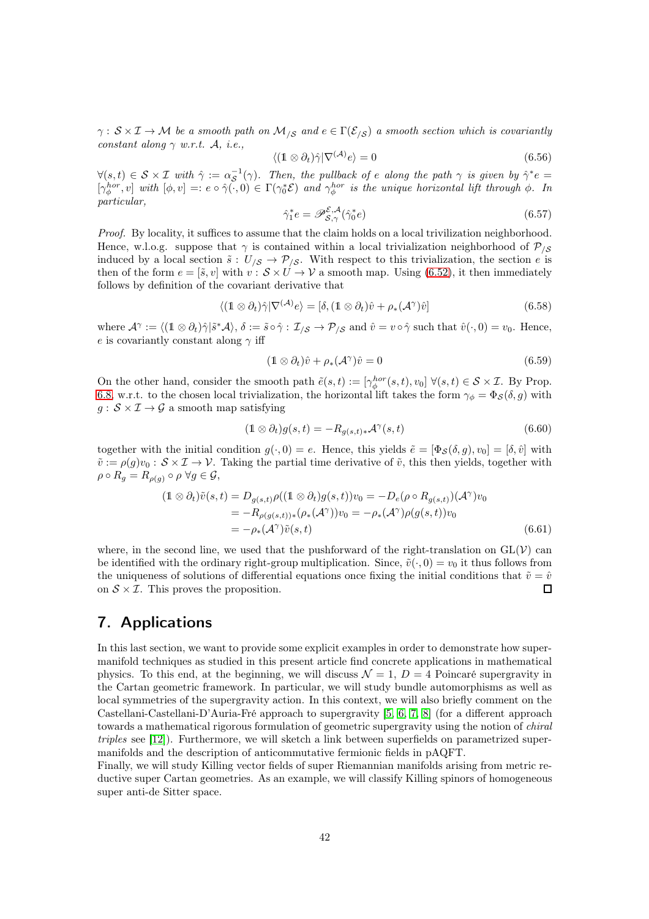*$\gamma : \mathcal{S}\times\mathcal{I}\to\mathcal{M}$ be a smooth path on $\mathcal{M}_{/\mathcal{S}}$ and $e\in\Gamma(\mathcal{E}_{/\mathcal{S}})$ a smooth section which is covariantly constant along $\gamma$ w.r.t. $\mathcal{A}$, i.e.,*

$$\langle(\mathbb{1}\otimes\partial_t)\hat{\gamma}|\nabla^{(\mathcal{A})}e\rangle = 0 \tag{6.56}$$

*$\forall(s,t)\in\mathcal{S}\times\mathcal{I}$ with $\hat{\gamma}:=\alpha_{\mathcal{S}}^{-1}(\gamma)$. Then, the pullback of $e$ along the path $\gamma$ is given by $\hat{\gamma}^*e=[\gamma_\phi^{hor},v]$ with $[\phi,v]=:e\circ\hat{\gamma}(\cdot,0)\in\Gamma(\gamma_0^*\mathcal{E})$ and $\gamma_\phi^{hor}$ is the unique horizontal lift through $\phi$. In particular,*

$$\hat{\gamma}_1^*e=\mathscr{P}^{\mathcal{E},\mathcal{A}}_{\mathcal{S},\gamma}(\hat{\gamma}_0^*e) \tag{6.57}$$

*Proof.* By locality, it suffices to assume that the claim holds on a local trivilization neighborhood. Hence, w.l.o.g. suppose that $\gamma$ is contained within a local trivialization neighborhood of $\mathcal{P}_{/\mathcal{S}}$ induced by a local section $\tilde{s}:U_{/\mathcal{S}}\to\mathcal{P}_{/\mathcal{S}}$. With respect to this trivialization, the section $e$ is then of the form $e=[\tilde{s},v]$ with $v:\mathcal{S}\times U\to\mathcal{V}$ a smooth map. Using (6.52), it then immediately follows by definition of the covariant derivative that

$$\langle(\mathbb{1}\otimes\partial_t)\hat{\gamma}|\nabla^{(\mathcal{A})}e\rangle=[\delta,(\mathbb{1}\otimes\partial_t)\hat{v}+\rho_*(\mathcal{A}^\gamma)\hat{v}] \tag{6.58}$$

where $\mathcal{A}^\gamma:=\langle(\mathbb{1}\otimes\partial_t)\hat{\gamma}|\tilde{s}^*\mathcal{A}\rangle$, $\delta:=\tilde{s}\circ\hat{\gamma}:\mathcal{I}_{/\mathcal{S}}\to\mathcal{P}_{/\mathcal{S}}$ and $\hat{v}=v\circ\hat{\gamma}$ such that $\hat{v}(\cdot,0)=v_0$. Hence, $e$ is covariantly constant along $\gamma$ iff

$$(\mathbb{1}\otimes\partial_t)\hat{v}+\rho_*(\mathcal{A}^\gamma)\hat{v}=0 \tag{6.59}$$

On the other hand, consider the smooth path $\tilde{e}(s,t):=[\gamma_\phi^{hor}(s,t),v_0]$ $\forall(s,t)\in\mathcal{S}\times\mathcal{I}$. By Prop. 6.8, w.r.t. to the chosen local trivialization, the horizontal lift takes the form $\gamma_\phi=\Phi_{\mathcal{S}}(\delta,g)$ with $g:\mathcal{S}\times\mathcal{I}\to\mathcal{G}$ a smooth map satisfying

$$(\mathbb{1}\otimes\partial_t)g(s,t)=-R_{g(s,t)*}\mathcal{A}^\gamma(s,t) \tag{6.60}$$

together with the initial condition $g(\cdot,0)=e$. Hence, this yields $\tilde{e}=[\Phi_{\mathcal{S}}(\delta,g),v_0]=[\delta,\tilde{v}]$ with $\tilde{v}:=\rho(g)v_0:\mathcal{S}\times\mathcal{I}\to\mathcal{V}$. Taking the partial time derivative of $\tilde{v}$, this then yields, together with $\rho\circ R_g=R_{\rho(g)}\circ\rho$ $\forall g\in\mathcal{G}$,

$$\begin{aligned}
(\mathbb{1}\otimes\partial_t)\tilde{v}(s,t)&=D_{g(s,t)}\rho((\mathbb{1}\otimes\partial_t)g(s,t))v_0=-D_e(\rho\circ R_{g(s,t)})(\mathcal{A}^\gamma)v_0\\
&=-R_{\rho(g(s,t))*}(\rho_*(\mathcal{A}^\gamma))v_0=-\rho_*(\mathcal{A}^\gamma)\rho(g(s,t))v_0\\
&=-\rho_*(\mathcal{A}^\gamma)\tilde{v}(s,t)
\end{aligned} \tag{6.61}$$

where, in the second line, we used that the pushforward of the right-translation on $\mathrm{GL}(\mathcal{V})$ can be identified with the ordinary right-group multiplication. Since, $\tilde{v}(\cdot,0)=v_0$ it thus follows from the uniqueness of solutions of differential equations once fixing the initial conditions that $\tilde{v}=\hat{v}$ on $\mathcal{S}\times\mathcal{I}$. This proves the proposition. □

## 7. Applications

In this last section, we want to provide some explicit examples in order to demonstrate how supermanifold techniques as studied in this present article find concrete applications in mathematical physics. To this end, at the beginning, we will discuss $\mathcal{N}=1$, $D=4$ Poincaré supergravity in the Cartan geometric framework. In particular, we will study bundle automorphisms as well as local symmetries of the supergravity action. In this context, we will also briefly comment on the Castellani-Castellani-D'Auria-Fré approach to supergravity [5, 6, 7, 8] (for a different approach towards a mathematical rigorous formulation of geometric supergravity using the notion of *chiral triples* see [12]). Furthermore, we will sketch a link between superfields on parametrized supermanifolds and the description of anticommutative fermionic fields in pAQFT.

Finally, we will study Killing vector fields of super Riemannian manifolds arising from metric reductive super Cartan geometries. As an example, we will classify Killing spinors of homogeneous super anti-de Sitter space.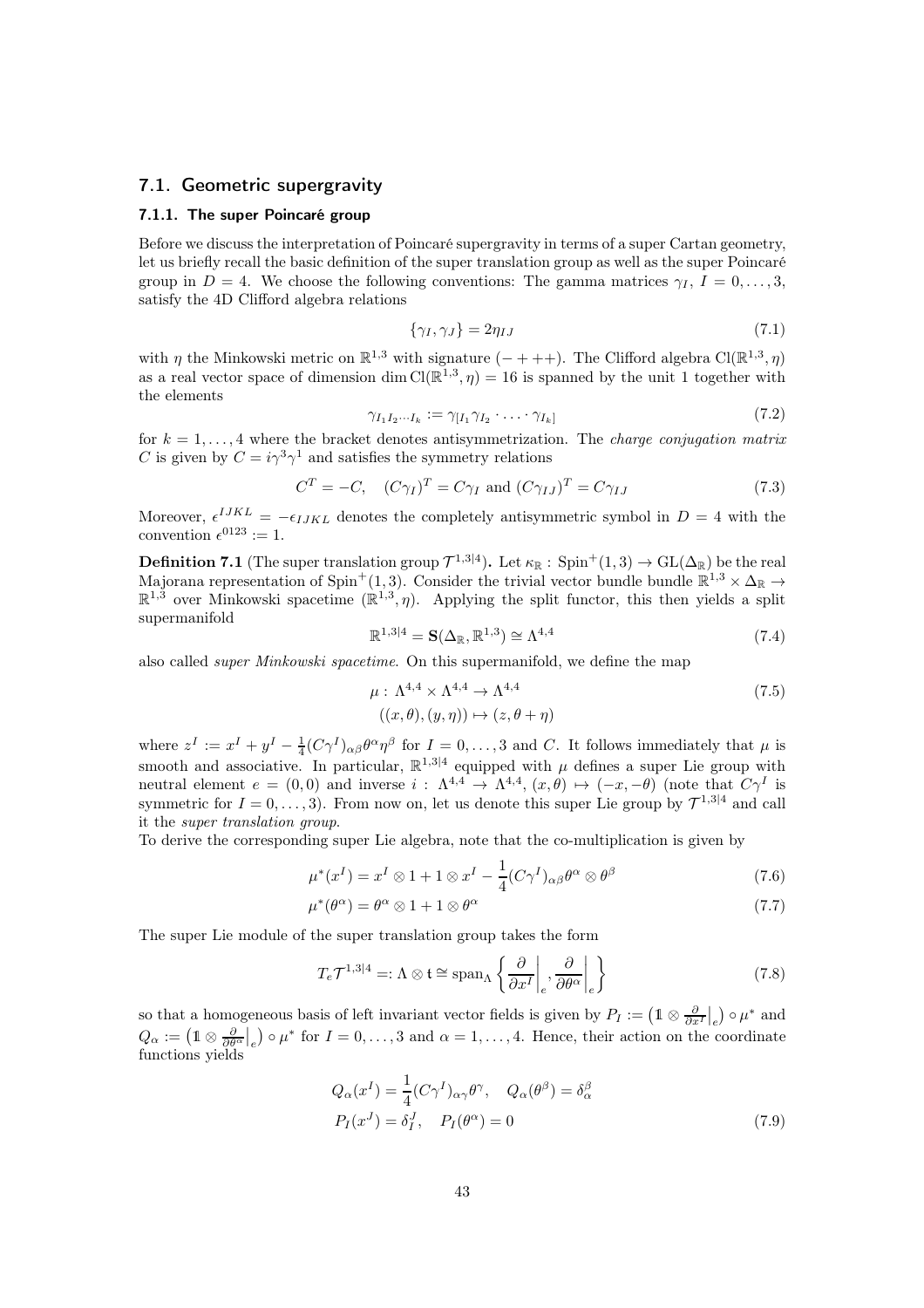## 7.1. Geometric supergravity

### 7.1.1. The super Poincaré group

Before we discuss the interpretation of Poincaré supergravity in terms of a super Cartan geometry, let us briefly recall the basic definition of the super translation group as well as the super Poincaré group in $D = 4$. We choose the following conventions: The gamma matrices $\gamma_I$, $I = 0, \ldots, 3$, satisfy the 4D Clifford algebra relations

$$\{\gamma_I, \gamma_J\} = 2\eta_{IJ} \tag{7.1}$$

with $\eta$ the Minkowski metric on $\mathbb{R}^{1,3}$ with signature $(-+++)$. The Clifford algebra $\mathrm{Cl}(\mathbb{R}^{1,3}, \eta)$ as a real vector space of dimension $\dim \mathrm{Cl}(\mathbb{R}^{1,3}, \eta) = 16$ is spanned by the unit 1 together with the elements

$$\gamma_{I_1 I_2 \cdots I_k} := \gamma_{[I_1}\gamma_{I_2} \cdot \ldots \cdot \gamma_{I_k]} \tag{7.2}$$

for $k = 1, \ldots, 4$ where the bracket denotes antisymmetrization. The *charge conjugation matrix* $C$ is given by $C = i\gamma^3\gamma^1$ and satisfies the symmetry relations

$$C^T = -C, \quad (C\gamma_I)^T = C\gamma_I \text{ and } (C\gamma_{IJ})^T = C\gamma_{IJ} \tag{7.3}$$

Moreover, $\epsilon^{IJKL} = -\epsilon_{IJKL}$ denotes the completely antisymmetric symbol in $D = 4$ with the convention $\epsilon^{0123} := 1$.

**Definition 7.1** (The super translation group $\mathcal{T}^{1,3|4}$)**.** Let $\kappa_{\mathbb{R}} : \mathrm{Spin}^+(1,3) \to \mathrm{GL}(\Delta_{\mathbb{R}})$ be the real Majorana representation of $\mathrm{Spin}^+(1,3)$. Consider the trivial vector bundle bundle $\mathbb{R}^{1,3} \times \Delta_{\mathbb{R}} \to \mathbb{R}^{1,3}$ over Minkowski spacetime $(\mathbb{R}^{1,3}, \eta)$. Applying the split functor, this then yields a split supermanifold

$$\mathbb{R}^{1,3|4} = \mathbf{S}(\Delta_{\mathbb{R}}, \mathbb{R}^{1,3}) \cong \Lambda^{4,4} \tag{7.4}$$

also called *super Minkowski spacetime*. On this supermanifold, we define the map

$$\begin{aligned} \mu :\, & \Lambda^{4,4} \times \Lambda^{4,4} \to \Lambda^{4,4} \\ & ((x,\theta),(y,\eta)) \mapsto (z, \theta + \eta) \end{aligned} \tag{7.5}$$

where $z^I := x^I + y^I - \frac{1}{4}(C\gamma^I)_{\alpha\beta}\theta^\alpha\eta^\beta$ for $I = 0, \ldots, 3$ and $C$. It follows immediately that $\mu$ is smooth and associative. In particular, $\mathbb{R}^{1,3|4}$ equipped with $\mu$ defines a super Lie group with neutral element $e = (0,0)$ and inverse $i : \Lambda^{4,4} \to \Lambda^{4,4}$, $(x,\theta) \mapsto (-x, -\theta)$ (note that $C\gamma^I$ is symmetric for $I = 0, \ldots, 3$). From now on, let us denote this super Lie group by $\mathcal{T}^{1,3|4}$ and call it the *super translation group*.

To derive the corresponding super Lie algebra, note that the co-multiplication is given by

$$\mu^*(x^I) = x^I \otimes 1 + 1 \otimes x^I - \frac{1}{4}(C\gamma^I)_{\alpha\beta}\theta^\alpha \otimes \theta^\beta \tag{7.6}$$

$$\mu^*(\theta^\alpha) = \theta^\alpha \otimes 1 + 1 \otimes \theta^\alpha \tag{7.7}$$

The super Lie module of the super translation group takes the form

$$T_e\mathcal{T}^{1,3|4} =: \Lambda \otimes \mathfrak{t} \cong \mathrm{span}_\Lambda \left\{ \left.\frac{\partial}{\partial x^I}\right|_e, \left.\frac{\partial}{\partial \theta^\alpha}\right|_e \right\} \tag{7.8}$$

so that a homogeneous basis of left invariant vector fields is given by $P_I := \left(\mathbb{1} \otimes \left.\frac{\partial}{\partial x^I}\right|_e\right) \circ \mu^*$ and $Q_\alpha := \left(\mathbb{1} \otimes \left.\frac{\partial}{\partial \theta^\alpha}\right|_e\right) \circ \mu^*$ for $I = 0, \ldots, 3$ and $\alpha = 1, \ldots, 4$. Hence, their action on the coordinate functions yields

$$\begin{aligned} Q_\alpha(x^I) &= \frac{1}{4}(C\gamma^I)_{\alpha\gamma}\theta^\gamma, \quad Q_\alpha(\theta^\beta) = \delta^\beta_\alpha \\ P_I(x^J) &= \delta^J_I, \quad P_I(\theta^\alpha) = 0 \end{aligned} \tag{7.9}$$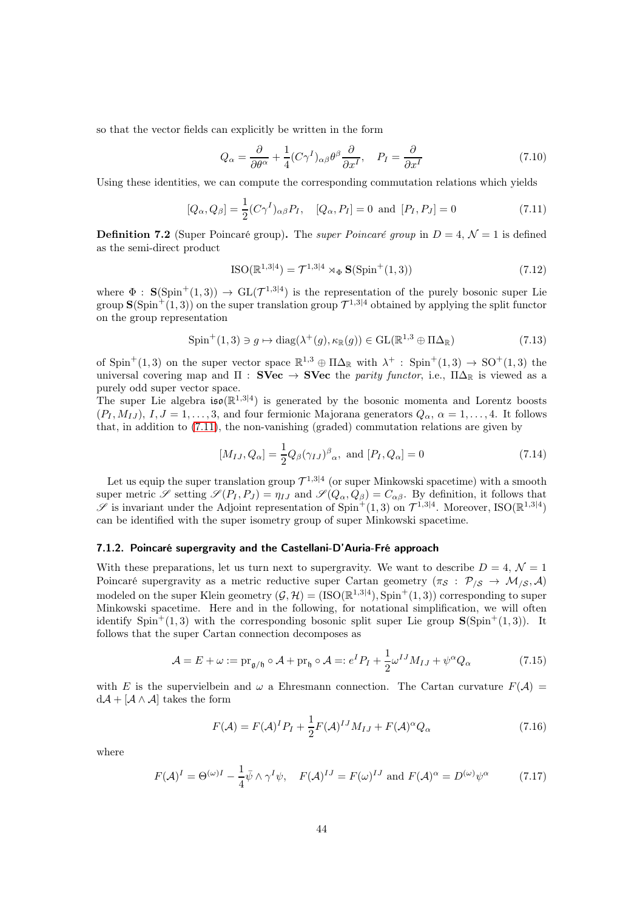so that the vector fields can explicitly be written in the form

$$Q_\alpha = \frac{\partial}{\partial \theta^\alpha} + \frac{1}{4}(C\gamma^I)_{\alpha\beta}\theta^\beta \frac{\partial}{\partial x^I}, \quad P_I = \frac{\partial}{\partial x^I} \tag{7.10}$$

Using these identities, we can compute the corresponding commutation relations which yields

$$[Q_\alpha, Q_\beta] = \frac{1}{2}(C\gamma^I)_{\alpha\beta}P_I, \quad [Q_\alpha, P_I] = 0 \text{ and } [P_I, P_J] = 0 \tag{7.11}$$

**Definition 7.2** (Super Poincaré group)**.** The *super Poincaré group* in $D = 4$, $\mathcal{N} = 1$ is defined as the semi-direct product

$$\mathrm{ISO}(\mathbb{R}^{1,3|4}) = \mathcal{T}^{1,3|4} \rtimes_\Phi \mathbf{S}(\mathrm{Spin}^+(1,3)) \tag{7.12}$$

where $\Phi : \mathbf{S}(\mathrm{Spin}^+(1,3)) \to \mathrm{GL}(\mathcal{T}^{1,3|4})$ is the representation of the purely bosonic super Lie group $\mathbf{S}(\mathrm{Spin}^+(1,3))$ on the super translation group $\mathcal{T}^{1,3|4}$ obtained by applying the split functor on the group representation

$$\mathrm{Spin}^+(1,3) \ni g \mapsto \mathrm{diag}(\lambda^+(g), \kappa_\mathbb{R}(g)) \in \mathrm{GL}(\mathbb{R}^{1,3} \oplus \Pi\Delta_\mathbb{R}) \tag{7.13}$$

of $\mathrm{Spin}^+(1,3)$ on the super vector space $\mathbb{R}^{1,3} \oplus \Pi\Delta_\mathbb{R}$ with $\lambda^+ : \mathrm{Spin}^+(1,3) \to \mathrm{SO}^+(1,3)$ the universal covering map and $\Pi : \mathbf{SVec} \to \mathbf{SVec}$ the *parity functor*, i.e., $\Pi\Delta_\mathbb{R}$ is viewed as a purely odd super vector space.
The super Lie algebra $\mathfrak{iso}(\mathbb{R}^{1,3|4})$ is generated by the bosonic momenta and Lorentz boosts $(P_I, M_{IJ})$, $I, J = 1, \ldots, 3$, and four fermionic Majorana generators $Q_\alpha$, $\alpha = 1, \ldots, 4$. It follows that, in addition to (7.11), the non-vanishing (graded) commutation relations are given by

$$[M_{IJ}, Q_\alpha] = \frac{1}{2}Q_\beta(\gamma_{IJ})^\beta{}_\alpha, \text{ and } [P_I, Q_\alpha] = 0 \tag{7.14}$$

Let us equip the super translation group $\mathcal{T}^{1,3|4}$ (or super Minkowski spacetime) with a smooth super metric $\mathscr{S}$ setting $\mathscr{S}(P_I, P_J) = \eta_{IJ}$ and $\mathscr{S}(Q_\alpha, Q_\beta) = C_{\alpha\beta}$. By definition, it follows that $\mathscr{S}$ is invariant under the Adjoint representation of $\mathrm{Spin}^+(1,3)$ on $\mathcal{T}^{1,3|4}$. Moreover, $\mathrm{ISO}(\mathbb{R}^{1,3|4})$ can be identified with the super isometry group of super Minkowski spacetime.

### 7.1.2. Poincaré supergravity and the Castellani-D'Auria-Fré approach

With these preparations, let us turn next to supergravity. We want to describe $D = 4$, $\mathcal{N} = 1$ Poincaré supergravity as a metric reductive super Cartan geometry $(\pi_\mathcal{S} : \mathcal{P}_{/\mathcal{S}} \to \mathcal{M}_{/\mathcal{S}}, \mathcal{A})$ modeled on the super Klein geometry $(\mathcal{G}, \mathcal{H}) = (\mathrm{ISO}(\mathbb{R}^{1,3|4}), \mathrm{Spin}^+(1,3))$ corresponding to super Minkowski spacetime. Here and in the following, for notational simplification, we will often identify $\mathrm{Spin}^+(1,3)$ with the corresponding bosonic split super Lie group $\mathbf{S}(\mathrm{Spin}^+(1,3))$. It follows that the super Cartan connection decomposes as

$$\mathcal{A} = E + \omega := \mathrm{pr}_{\mathfrak{g}/\mathfrak{h}} \circ \mathcal{A} + \mathrm{pr}_\mathfrak{h} \circ \mathcal{A} =: e^I P_I + \frac{1}{2}\omega^{IJ}M_{IJ} + \psi^\alpha Q_\alpha \tag{7.15}$$

with $E$ is the supervielbein and $\omega$ a Ehresmann connection. The Cartan curvature $F(\mathcal{A}) = \mathrm{d}\mathcal{A} + [\mathcal{A} \wedge \mathcal{A}]$ takes the form

$$F(\mathcal{A}) = F(\mathcal{A})^I P_I + \frac{1}{2}F(\mathcal{A})^{IJ}M_{IJ} + F(\mathcal{A})^\alpha Q_\alpha \tag{7.16}$$

where

$$F(\mathcal{A})^I = \Theta^{(\omega)I} - \frac{1}{4}\bar{\psi} \wedge \gamma^I \psi, \quad F(\mathcal{A})^{IJ} = F(\omega)^{IJ} \text{ and } F(\mathcal{A})^\alpha = D^{(\omega)}\psi^\alpha \tag{7.17}$$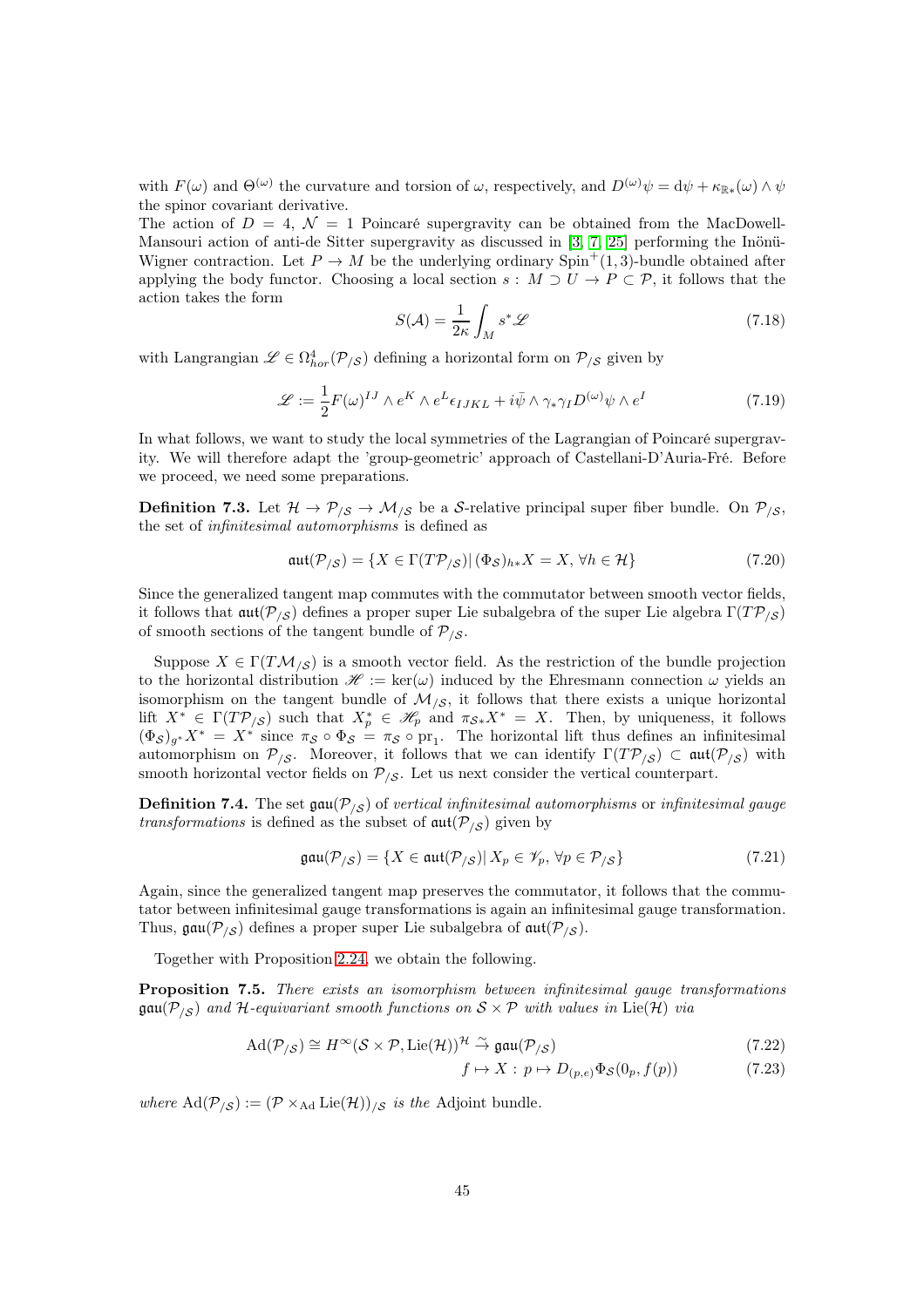with $F(\omega)$ and $\Theta^{(\omega)}$ the curvature and torsion of $\omega$, respectively, and $D^{(\omega)}\psi = \mathrm{d}\psi + \kappa_{\mathbb{R}*}(\omega)\wedge\psi$ the spinor covariant derivative.
The action of $D=4$, $\mathcal{N}=1$ Poincaré supergravity can be obtained from the MacDowell-Mansouri action of anti-de Sitter supergravity as discussed in [3, 7, 25] performing the Inönü-Wigner contraction. Let $P\to M$ be the underlying ordinary $\mathrm{Spin}^+(1,3)$-bundle obtained after applying the body functor. Choosing a local section $s: M\supset U\to P\subset\mathcal{P}$, it follows that the action takes the form

$$S(\mathcal{A}) = \frac{1}{2\kappa}\int_M s^*\mathscr{L} \tag{7.18}$$

with Langrangian $\mathscr{L}\in\Omega^4_{hor}(\mathcal{P}_{/\mathcal{S}})$ defining a horizontal form on $\mathcal{P}_{/\mathcal{S}}$ given by

$$\mathscr{L} := \frac{1}{2}F(\omega)^{IJ}\wedge e^K\wedge e^L\epsilon_{IJKL} + i\bar{\psi}\wedge\gamma_*\gamma_I D^{(\omega)}\psi\wedge e^I \tag{7.19}$$

In what follows, we want to study the local symmetries of the Lagrangian of Poincaré supergravity. We will therefore adapt the 'group-geometric' approach of Castellani-D'Auria-Fré. Before we proceed, we need some preparations.

**Definition 7.3.** Let $\mathcal{H}\to\mathcal{P}_{/\mathcal{S}}\to\mathcal{M}_{/\mathcal{S}}$ be a $\mathcal{S}$-relative principal super fiber bundle. On $\mathcal{P}_{/\mathcal{S}}$, the set of *infinitesimal automorphisms* is defined as

$$\mathfrak{aut}(\mathcal{P}_{/\mathcal{S}}) = \{X\in\Gamma(T\mathcal{P}_{/\mathcal{S}})|\,(\Phi_{\mathcal{S}})_{h*}X = X,\,\forall h\in\mathcal{H}\} \tag{7.20}$$

Since the generalized tangent map commutes with the commutator between smooth vector fields, it follows that $\mathfrak{aut}(\mathcal{P}_{/\mathcal{S}})$ defines a proper super Lie subalgebra of the super Lie algebra $\Gamma(T\mathcal{P}_{/\mathcal{S}})$ of smooth sections of the tangent bundle of $\mathcal{P}_{/\mathcal{S}}$.

Suppose $X\in\Gamma(T\mathcal{M}_{/\mathcal{S}})$ is a smooth vector field. As the restriction of the bundle projection to the horizontal distribution $\mathscr{H}:=\ker(\omega)$ induced by the Ehresmann connection $\omega$ yields an isomorphism on the tangent bundle of $\mathcal{M}_{/\mathcal{S}}$, it follows that there exists a unique horizontal lift $X^*\in\Gamma(T\mathcal{P}_{/\mathcal{S}})$ such that $X^*_p\in\mathscr{H}_p$ and $\pi_{\mathcal{S}*}X^* = X$. Then, by uniqueness, it follows $(\Phi_{\mathcal{S}})_{g^*}X^* = X^*$ since $\pi_{\mathcal{S}}\circ\Phi_{\mathcal{S}} = \pi_{\mathcal{S}}\circ\mathrm{pr}_1$. The horizontal lift thus defines an infinitesimal automorphism on $\mathcal{P}_{/\mathcal{S}}$. Moreover, it follows that we can identify $\Gamma(T\mathcal{P}_{/\mathcal{S}})\subset\mathfrak{aut}(\mathcal{P}_{/\mathcal{S}})$ with smooth horizontal vector fields on $\mathcal{P}_{/\mathcal{S}}$. Let us next consider the vertical counterpart.

**Definition 7.4.** The set $\mathfrak{gau}(\mathcal{P}_{/\mathcal{S}})$ of *vertical infinitesimal automorphisms* or *infinitesimal gauge transformations* is defined as the subset of $\mathfrak{aut}(\mathcal{P}_{/\mathcal{S}})$ given by

$$\mathfrak{gau}(\mathcal{P}_{/\mathcal{S}}) = \{X\in\mathfrak{aut}(\mathcal{P}_{/\mathcal{S}})|\,X_p\in\mathscr{V}_p,\,\forall p\in\mathcal{P}_{/\mathcal{S}}\} \tag{7.21}$$

Again, since the generalized tangent map preserves the commutator, it follows that the commutator between infinitesimal gauge transformations is again an infinitesimal gauge transformation. Thus, $\mathfrak{gau}(\mathcal{P}_{/\mathcal{S}})$ defines a proper super Lie subalgebra of $\mathfrak{aut}(\mathcal{P}_{/\mathcal{S}})$.

Together with Proposition 2.24, we obtain the following.

**Proposition 7.5.** *There exists an isomorphism between infinitesimal gauge transformations $\mathfrak{gau}(\mathcal{P}_{/\mathcal{S}})$ and $\mathcal{H}$-equivariant smooth functions on $\mathcal{S}\times\mathcal{P}$ with values in $\mathrm{Lie}(\mathcal{H})$ via*

$$\mathrm{Ad}(\mathcal{P}_{/\mathcal{S}})\cong H^\infty(\mathcal{S}\times\mathcal{P},\mathrm{Lie}(\mathcal{H}))^{\mathcal{H}}\xrightarrow{\sim}\mathfrak{gau}(\mathcal{P}_{/\mathcal{S}}) \tag{7.22}$$

$$f\mapsto X: p\mapsto D_{(p,e)}\Phi_{\mathcal{S}}(0_p,f(p)) \tag{7.23}$$

*where* $\mathrm{Ad}(\mathcal{P}_{/\mathcal{S}}) := (\mathcal{P}\times_{\mathrm{Ad}}\mathrm{Lie}(\mathcal{H}))_{/\mathcal{S}}$ *is the* Adjoint bundle.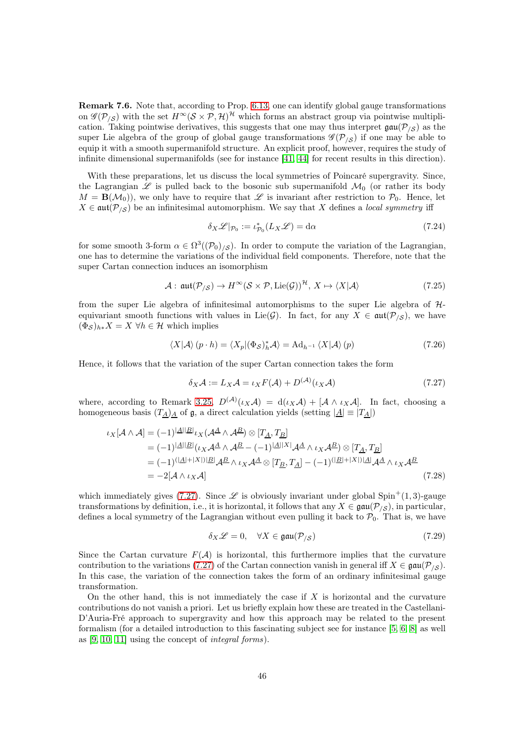**Remark 7.6.** Note that, according to Prop. 6.13, one can identify global gauge transformations on $\mathscr{G}(\mathcal{P}_{/\mathcal{S}})$ with the set $H^\infty(\mathcal{S}\times\mathcal{P},\mathcal{H})^{\mathcal{H}}$ which forms an abstract group via pointwise multiplication. Taking pointwise derivatives, this suggests that one may thus interpret $\mathfrak{gau}(\mathcal{P}_{/\mathcal{S}})$ as the super Lie algebra of the group of global gauge transformations $\mathscr{G}(\mathcal{P}_{/\mathcal{S}})$ if one may be able to equip it with a smooth supermanifold structure. An explicit proof, however, requires the study of infinite dimensional supermanifolds (see for instance [41, 44] for recent results in this direction).

With these preparations, let us discuss the local symmetries of Poincaré supergravity. Since, the Lagrangian $\mathscr{L}$ is pulled back to the bosonic sub supermanifold $\mathcal{M}_0$ (or rather its body $M=\mathbf{B}(\mathcal{M}_0)$), we only have to require that $\mathscr{L}$ is invariant after restriction to $\mathcal{P}_0$. Hence, let $X\in\mathfrak{aut}(\mathcal{P}_{/\mathcal{S}})$ be an infinitesimal automorphism. We say that $X$ defines a *local symmetry* iff

$$\delta_X\mathscr{L}|_{\mathcal{P}_0}:=\iota^*_{\mathcal{P}_0}(L_X\mathscr{L})=\mathrm{d}\alpha \tag{7.24}$$

for some smooth 3-form $\alpha\in\Omega^3((\mathcal{P}_0)_{/\mathcal{S}})$. In order to compute the variation of the Lagrangian, one has to determine the variations of the individual field components. Therefore, note that the super Cartan connection induces an isomorphism

$$\mathcal{A}:\ \mathfrak{aut}(\mathcal{P}_{/\mathcal{S}})\to H^\infty(\mathcal{S}\times\mathcal{P},\mathrm{Lie}(\mathcal{G}))^{\mathcal{H}},\ X\mapsto\langle X|\mathcal{A}\rangle \tag{7.25}$$

from the super Lie algebra of infinitesimal automorphisms to the super Lie algebra of $\mathcal{H}$-equivariant smooth functions with values in $\mathrm{Lie}(\mathcal{G})$. In fact, for any $X\in\mathfrak{aut}(\mathcal{P}_{/\mathcal{S}})$, we have $(\Phi_{\mathcal{S}})_{h*}X=X\ \forall h\in\mathcal{H}$ which implies

$$\langle X|\mathcal{A}\rangle(p\cdot h)=\langle X_p|(\Phi_{\mathcal{S}})^*_h\mathcal{A}\rangle=\mathrm{Ad}_{h^{-1}}\langle X|\mathcal{A}\rangle(p) \tag{7.26}$$

Hence, it follows that the variation of the super Cartan connection takes the form

$$\delta_X\mathcal{A}:=L_X\mathcal{A}=\iota_XF(\mathcal{A})+D^{(\mathcal{A})}(\iota_X\mathcal{A}) \tag{7.27}$$

where, according to Remark 3.25, $D^{(\mathcal{A})}(\iota_X\mathcal{A})=\mathrm{d}(\iota_X\mathcal{A})+[\mathcal{A}\wedge\iota_X\mathcal{A}]$. In fact, choosing a homogeneous basis $(T_{\underline{A}})_{\underline{A}}$ of $\mathfrak{g}$, a direct calculation yields (setting $|\underline{A}|\equiv|T_{\underline{A}}|$)

$$\begin{aligned}\iota_X[\mathcal{A}\wedge\mathcal{A}]&=(-1)^{|\underline{A}||\underline{B}|}\iota_X(\mathcal{A}^{\underline{A}}\wedge\mathcal{A}^{\underline{B}})\otimes[T_{\underline{A}},T_{\underline{B}}]\\&=(-1)^{|\underline{A}||\underline{B}|}(\iota_X\mathcal{A}^{\underline{A}}\wedge\mathcal{A}^{\underline{B}}-(-1)^{|\underline{A}||X|}\mathcal{A}^{\underline{A}}\wedge\iota_X\mathcal{A}^{\underline{B}})\otimes[T_{\underline{A}},T_{\underline{B}}]\\&=(-1)^{(|\underline{A}|+|X|)|\underline{B}|}\mathcal{A}^{\underline{B}}\wedge\iota_X\mathcal{A}^{\underline{A}}\otimes[T_{\underline{B}},T_{\underline{A}}]-(-1)^{(|\underline{B}|+|X|)|\underline{A}|}\mathcal{A}^{\underline{A}}\wedge\iota_X\mathcal{A}^{\underline{B}}\\&=-2[\mathcal{A}\wedge\iota_X\mathcal{A}]\end{aligned} \tag{7.28}$$

which immediately gives (7.27). Since $\mathscr{L}$ is obviously invariant under global $\mathrm{Spin}^+(1,3)$-gauge transformations by definition, i.e., it is horizontal, it follows that any $X\in\mathfrak{gau}(\mathcal{P}_{/\mathcal{S}})$, in particular, defines a local symmetry of the Lagrangian without even pulling it back to $\mathcal{P}_0$. That is, we have

$$\delta_X\mathscr{L}=0,\quad\forall X\in\mathfrak{gau}(\mathcal{P}_{/\mathcal{S}}) \tag{7.29}$$

Since the Cartan curvature $F(\mathcal{A})$ is horizontal, this furthermore implies that the curvature contribution to the variations (7.27) of the Cartan connection vanish in general iff $X\in\mathfrak{gau}(\mathcal{P}_{/\mathcal{S}})$. In this case, the variation of the connection takes the form of an ordinary infinitesimal gauge transformation.

On the other hand, this is not immediately the case if $X$ is horizontal and the curvature contributions do not vanish a priori. Let us briefly explain how these are treated in the Castellani-D'Auria-Fré approach to supergravity and how this approach may be related to the present formalism (for a detailed introduction to this fascinating subject see for instance [5, 6, 8] as well as [9, 10, 11] using the concept of *integral forms*).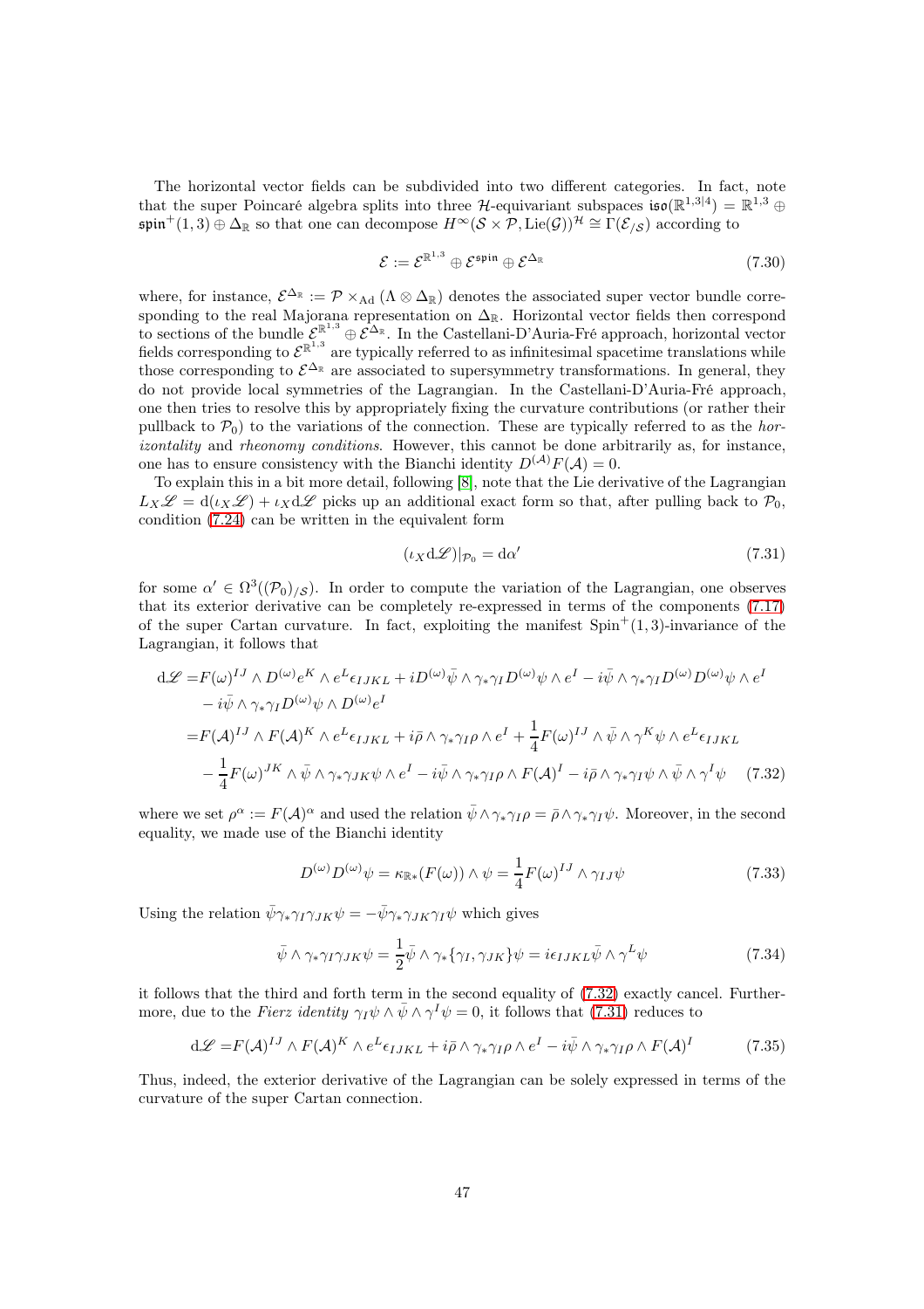The horizontal vector fields can be subdivided into two different categories. In fact, note that the super Poincaré algebra splits into three $\mathcal{H}$-equivariant subspaces $\mathfrak{iso}(\mathbb{R}^{1,3|4}) = \mathbb{R}^{1,3} \oplus \mathfrak{spin}^+(1,3) \oplus \Delta_{\mathbb{R}}$ so that one can decompose $H^\infty(\mathcal{S}\times\mathcal{P},\mathrm{Lie}(\mathcal{G}))^{\mathcal{H}} \cong \Gamma(\mathcal{E}_{/\mathcal{S}})$ according to

$$
\mathcal{E} := \mathcal{E}^{\mathbb{R}^{1,3}} \oplus \mathcal{E}^{\mathfrak{spin}} \oplus \mathcal{E}^{\Delta_{\mathbb{R}}} \tag{7.30}
$$

where, for instance, $\mathcal{E}^{\Delta_{\mathbb{R}}} := \mathcal{P}\times_{\mathrm{Ad}}(\Lambda\otimes\Delta_{\mathbb{R}})$ denotes the associated super vector bundle corresponding to the real Majorana representation on $\Delta_{\mathbb{R}}$. Horizontal vector fields then correspond to sections of the bundle $\mathcal{E}^{\mathbb{R}^{1,3}} \oplus \mathcal{E}^{\Delta_{\mathbb{R}}}$. In the Castellani-D'Auria-Fré approach, horizontal vector fields corresponding to $\mathcal{E}^{\mathbb{R}^{1,3}}$ are typically referred to as infinitesimal spacetime translations while those corresponding to $\mathcal{E}^{\Delta_{\mathbb{R}}}$ are associated to supersymmetry transformations. In general, they do not provide local symmetries of the Lagrangian. In the Castellani-D'Auria-Fré approach, one then tries to resolve this by appropriately fixing the curvature contributions (or rather their pullback to $\mathcal{P}_0$) to the variations of the connection. These are typically referred to as the *horizontality* and *rheonomy conditions*. However, this cannot be done arbitrarily as, for instance, one has to ensure consistency with the Bianchi identity $D^{(\mathcal{A})}F(\mathcal{A})=0$.

To explain this in a bit more detail, following [8], note that the Lie derivative of the Lagrangian $L_X\mathscr{L} = \mathrm{d}(\iota_X\mathscr{L}) + \iota_X\mathrm{d}\mathscr{L}$ picks up an additional exact form so that, after pulling back to $\mathcal{P}_0$, condition (7.24) can be written in the equivalent form

$$
(\iota_X\mathrm{d}\mathscr{L})|_{\mathcal{P}_0} = \mathrm{d}\alpha' \tag{7.31}
$$

for some $\alpha' \in \Omega^3((\mathcal{P}_0)_{/\mathcal{S}})$. In order to compute the variation of the Lagrangian, one observes that its exterior derivative can be completely re-expressed in terms of the components (7.17) of the super Cartan curvature. In fact, exploiting the manifest $\mathrm{Spin}^+(1,3)$-invariance of the Lagrangian, it follows that

$$
\begin{aligned}
\mathrm{d}\mathscr{L} =& F(\omega)^{IJ}\wedge D^{(\omega)}e^K\wedge e^L\epsilon_{IJKL} + iD^{(\omega)}\bar{\psi}\wedge\gamma_*\gamma_I D^{(\omega)}\psi\wedge e^I - i\bar{\psi}\wedge\gamma_*\gamma_I D^{(\omega)}D^{(\omega)}\psi\wedge e^I \\
&- i\bar{\psi}\wedge\gamma_*\gamma_I D^{(\omega)}\psi\wedge D^{(\omega)}e^I \\
=& F(\mathcal{A})^{IJ}\wedge F(\mathcal{A})^K\wedge e^L\epsilon_{IJKL} + i\bar{\rho}\wedge\gamma_*\gamma_I\rho\wedge e^I + \frac{1}{4}F(\omega)^{IJ}\wedge\bar{\psi}\wedge\gamma^K\psi\wedge e^L\epsilon_{IJKL} \\
&- \frac{1}{4}F(\omega)^{JK}\wedge\bar{\psi}\wedge\gamma_*\gamma_{JK}\psi\wedge e^I - i\bar{\psi}\wedge\gamma_*\gamma_I\rho\wedge F(\mathcal{A})^I - i\bar{\rho}\wedge\gamma_*\gamma_I\psi\wedge\bar{\psi}\wedge\gamma^I\psi
\end{aligned} \tag{7.32}
$$

where we set $\rho^\alpha := F(\mathcal{A})^\alpha$ and used the relation $\bar{\psi}\wedge\gamma_*\gamma_I\rho = \bar{\rho}\wedge\gamma_*\gamma_I\psi$. Moreover, in the second equality, we made use of the Bianchi identity

$$
D^{(\omega)}D^{(\omega)}\psi = \kappa_{\mathbb{R}*}(F(\omega))\wedge\psi = \frac{1}{4}F(\omega)^{IJ}\wedge\gamma_{IJ}\psi \tag{7.33}
$$

Using the relation $\bar{\psi}\gamma_*\gamma_I\gamma_{JK}\psi = -\bar{\psi}\gamma_*\gamma_{JK}\gamma_I\psi$ which gives

$$
\bar{\psi}\wedge\gamma_*\gamma_I\gamma_{JK}\psi = \frac{1}{2}\bar{\psi}\wedge\gamma_*\{\gamma_I,\gamma_{JK}\}\psi = i\epsilon_{IJKL}\bar{\psi}\wedge\gamma^L\psi \tag{7.34}
$$

it follows that the third and forth term in the second equality of (7.32) exactly cancel. Furthermore, due to the *Fierz identity* $\gamma_I\psi\wedge\bar{\psi}\wedge\gamma^I\psi = 0$, it follows that (7.31) reduces to

$$
\mathrm{d}\mathscr{L} = F(\mathcal{A})^{IJ}\wedge F(\mathcal{A})^K\wedge e^L\epsilon_{IJKL} + i\bar{\rho}\wedge\gamma_*\gamma_I\rho\wedge e^I - i\bar{\psi}\wedge\gamma_*\gamma_I\rho\wedge F(\mathcal{A})^I \tag{7.35}
$$

Thus, indeed, the exterior derivative of the Lagrangian can be solely expressed in terms of the curvature of the super Cartan connection.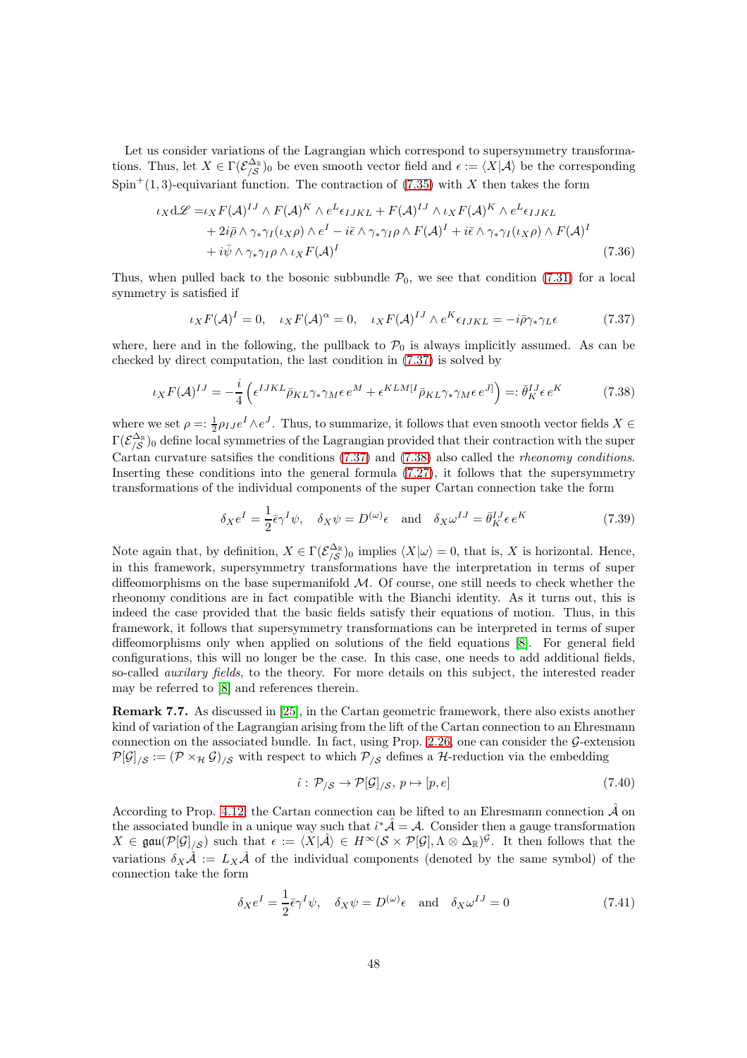Let us consider variations of the Lagrangian which correspond to supersymmetry transformations. Thus, let $X \in \Gamma(\mathcal{E}^{\Delta_{\mathbb{R}}}_{/\mathcal{S}})_0$ be even smooth vector field and $\epsilon := \langle X|\mathcal{A}\rangle$ be the corresponding $\mathrm{Spin}^+(1,3)$-equivariant function. The contraction of (7.35) with $X$ then takes the form

$$
\begin{aligned}
\iota_X \mathrm{d}\mathscr{L} =& \iota_X F(\mathcal{A})^{IJ} \wedge F(\mathcal{A})^K \wedge e^L \epsilon_{IJKL} + F(\mathcal{A})^{IJ} \wedge \iota_X F(\mathcal{A})^K \wedge e^L \epsilon_{IJKL} \\
&+ 2i\bar{\rho} \wedge \gamma_* \gamma_I (\iota_X \rho) \wedge e^I - i\bar{\epsilon} \wedge \gamma_* \gamma_I \rho \wedge F(\mathcal{A})^I + i\bar{\epsilon} \wedge \gamma_* \gamma_I (\iota_X \rho) \wedge F(\mathcal{A})^I \\
&+ i\bar{\psi} \wedge \gamma_* \gamma_I \rho \wedge \iota_X F(\mathcal{A})^I
\end{aligned} \tag{7.36}
$$

Thus, when pulled back to the bosonic subbundle $\mathcal{P}_0$, we see that condition (7.31) for a local symmetry is satisfied if

$$
\iota_X F(\mathcal{A})^I = 0, \quad \iota_X F(\mathcal{A})^\alpha = 0, \quad \iota_X F(\mathcal{A})^{IJ} \wedge e^K \epsilon_{IJKL} = -i\bar{\rho}\gamma_* \gamma_L \epsilon \tag{7.37}
$$

where, here and in the following, the pullback to $\mathcal{P}_0$ is always implicitly assumed. As can be checked by direct computation, the last condition in (7.37) is solved by

$$
\iota_X F(\mathcal{A})^{IJ} = -\frac{i}{4}\left(\epsilon^{IJKL} \bar{\rho}_{KL} \gamma_* \gamma_M \epsilon \, e^M + \epsilon^{KLM[I} \bar{\rho}_{KL} \gamma_* \gamma_M \epsilon \, e^{J]}\right) =: \bar{\theta}^{IJ}_K \epsilon \, e^K \tag{7.38}
$$

where we set $\rho =: \frac{1}{2}\rho_{IJ} e^I \wedge e^J$. Thus, to summarize, it follows that even smooth vector fields $X \in \Gamma(\mathcal{E}^{\Delta_{\mathbb{R}}}_{/\mathcal{S}})_0$ define local symmetries of the Lagrangian provided that their contraction with the super Cartan curvature satsifies the conditions (7.37) and (7.38) also called the *rheonomy conditions*. Inserting these conditions into the general formula (7.27), it follows that the supersymmetry transformations of the individual components of the super Cartan connection take the form

$$
\delta_X e^I = \frac{1}{2}\bar{\epsilon}\gamma^I \psi, \quad \delta_X \psi = D^{(\omega)}\epsilon \quad \text{and} \quad \delta_X \omega^{IJ} = \bar{\theta}^{IJ}_K \epsilon \, e^K \tag{7.39}
$$

Note again that, by definition, $X \in \Gamma(\mathcal{E}^{\Delta_{\mathbb{R}}}_{/\mathcal{S}})_0$ implies $\langle X|\omega\rangle = 0$, that is, $X$ is horizontal. Hence, in this framework, supersymmetry transformations have the interpretation in terms of super diffeomorphisms on the base supermanifold $\mathcal{M}$. Of course, one still needs to check whether the rheonomy conditions are in fact compatible with the Bianchi identity. As it turns out, this is indeed the case provided that the basic fields satisfy their equations of motion. Thus, in this framework, it follows that supersymmetry transformations can be interpreted in terms of super diffeomorphisms only when applied on solutions of the field equations [8]. For general field configurations, this will no longer be the case. In this case, one needs to add additional fields, so-called *auxilary fields*, to the theory. For more details on this subject, the interested reader may be referred to [8] and references therein.

**Remark 7.7.** As discussed in [25], in the Cartan geometric framework, there also exists another kind of variation of the Lagrangian arising from the lift of the Cartan connection to an Ehresmann connection on the associated bundle. In fact, using Prop. 2.26, one can consider the $\mathcal{G}$-extension $\mathcal{P}[\mathcal{G}]_{/\mathcal{S}} := (\mathcal{P} \times_{\mathcal{H}} \mathcal{G})_{/\mathcal{S}}$ with respect to which $\mathcal{P}_{/\mathcal{S}}$ defines a $\mathcal{H}$-reduction via the embedding

$$
\hat{\iota} : \mathcal{P}_{/\mathcal{S}} \to \mathcal{P}[\mathcal{G}]_{/\mathcal{S}}, \, p \mapsto [p, e] \tag{7.40}
$$

According to Prop. 4.12, the Cartan connection can be lifted to an Ehresmann connection $\hat{\mathcal{A}}$ on the associated bundle in a unique way such that $\hat{\iota}^*\hat{\mathcal{A}} = \mathcal{A}$. Consider then a gauge transformation $X \in \mathfrak{gau}(\mathcal{P}[\mathcal{G}]_{/\mathcal{S}})$ such that $\epsilon := \langle X|\hat{\mathcal{A}}\rangle \in H^\infty(\mathcal{S} \times \mathcal{P}[\mathcal{G}], \Lambda \otimes \Delta_{\mathbb{R}})^{\mathcal{G}}$. It then follows that the variations $\delta_X \hat{\mathcal{A}} := L_X \hat{\mathcal{A}}$ of the individual components (denoted by the same symbol) of the connection take the form

$$
\delta_X e^I = \frac{1}{2}\bar{\epsilon}\gamma^I \psi, \quad \delta_X \psi = D^{(\omega)}\epsilon \quad \text{and} \quad \delta_X \omega^{IJ} = 0 \tag{7.41}
$$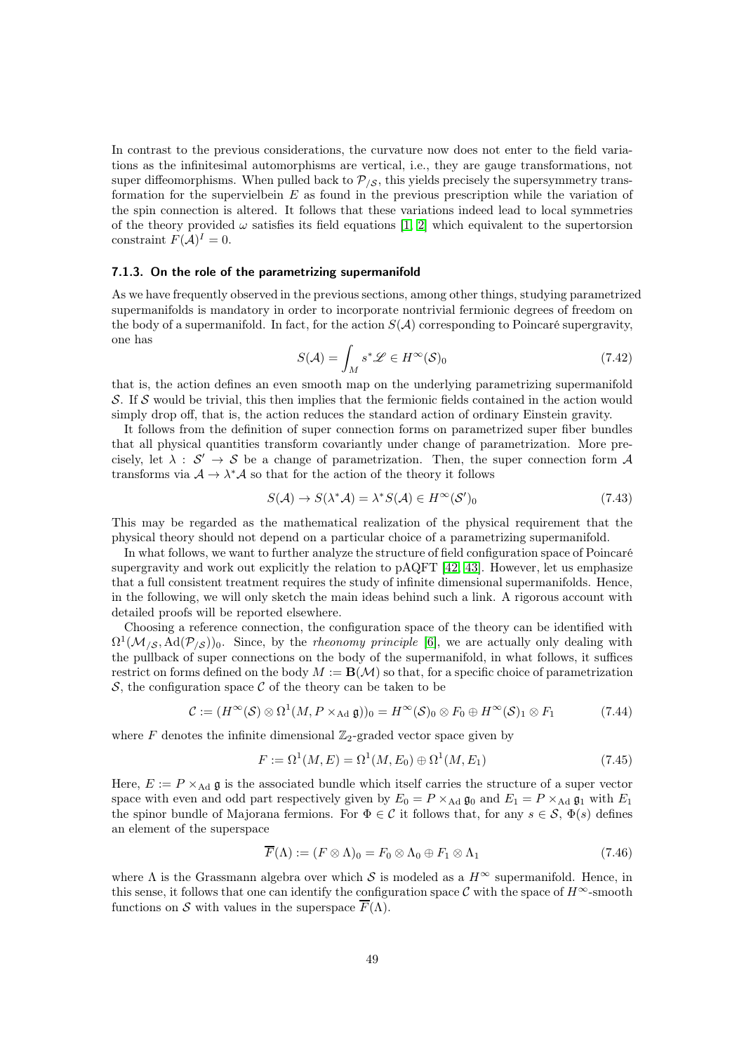In contrast to the previous considerations, the curvature now does not enter to the field variations as the infinitesimal automorphisms are vertical, i.e., they are gauge transformations, not super diffeomorphisms. When pulled back to $\mathcal{P}_{/\mathcal{S}}$, this yields precisely the supersymmetry transformation for the supervielbein $E$ as found in the previous prescription while the variation of the spin connection is altered. It follows that these variations indeed lead to local symmetries of the theory provided $\omega$ satisfies its field equations [1, 2] which equivalent to the supertorsion constraint $F(\mathcal{A})^I = 0$.

### 7.1.3. On the role of the parametrizing supermanifold

As we have frequently observed in the previous sections, among other things, studying parametrized supermanifolds is mandatory in order to incorporate nontrivial fermionic degrees of freedom on the body of a supermanifold. In fact, for the action $S(\mathcal{A})$ corresponding to Poincaré supergravity, one has

$$S(\mathcal{A}) = \int_M s^*\mathscr{L} \in H^\infty(\mathcal{S})_0 \tag{7.42}$$

that is, the action defines an even smooth map on the underlying parametrizing supermanifold $\mathcal{S}$. If $\mathcal{S}$ would be trivial, this then implies that the fermionic fields contained in the action would simply drop off, that is, the action reduces the standard action of ordinary Einstein gravity.

It follows from the definition of super connection forms on parametrized super fiber bundles that all physical quantities transform covariantly under change of parametrization. More precisely, let $\lambda : \mathcal{S}' \to \mathcal{S}$ be a change of parametrization. Then, the super connection form $\mathcal{A}$ transforms via $\mathcal{A} \to \lambda^*\mathcal{A}$ so that for the action of the theory it follows

$$S(\mathcal{A}) \to S(\lambda^*\mathcal{A}) = \lambda^* S(\mathcal{A}) \in H^\infty(\mathcal{S}')_0 \tag{7.43}$$

This may be regarded as the mathematical realization of the physical requirement that the physical theory should not depend on a particular choice of a parametrizing supermanifold.

In what follows, we want to further analyze the structure of field configuration space of Poincaré supergravity and work out explicitly the relation to pAQFT [42, 43]. However, let us emphasize that a full consistent treatment requires the study of infinite dimensional supermanifolds. Hence, in the following, we will only sketch the main ideas behind such a link. A rigorous account with detailed proofs will be reported elsewhere.

Choosing a reference connection, the configuration space of the theory can be identified with $\Omega^1(\mathcal{M}_{/\mathcal{S}}, \mathrm{Ad}(\mathcal{P}_{/\mathcal{S}}))_0$. Since, by the *rheonomy principle* [6], we are actually only dealing with the pullback of super connections on the body of the supermanifold, in what follows, it suffices restrict on forms defined on the body $M := \mathbf{B}(\mathcal{M})$ so that, for a specific choice of parametrization $\mathcal{S}$, the configuration space $\mathcal{C}$ of the theory can be taken to be

$$\mathcal{C} := (H^\infty(\mathcal{S}) \otimes \Omega^1(M, P \times_{\mathrm{Ad}} \mathfrak{g}))_0 = H^\infty(\mathcal{S})_0 \otimes F_0 \oplus H^\infty(\mathcal{S})_1 \otimes F_1 \tag{7.44}$$

where $F$ denotes the infinite dimensional $\mathbb{Z}_2$-graded vector space given by

$$F := \Omega^1(M, E) = \Omega^1(M, E_0) \oplus \Omega^1(M, E_1) \tag{7.45}$$

Here, $E := P \times_{\mathrm{Ad}} \mathfrak{g}$ is the associated bundle which itself carries the structure of a super vector space with even and odd part respectively given by $E_0 = P \times_{\mathrm{Ad}} \mathfrak{g}_0$ and $E_1 = P \times_{\mathrm{Ad}} \mathfrak{g}_1$ with $E_1$ the spinor bundle of Majorana fermions. For $\Phi \in \mathcal{C}$ it follows that, for any $s \in \mathcal{S}$, $\Phi(s)$ defines an element of the superspace

$$\overline{F}(\Lambda) := (F \otimes \Lambda)_0 = F_0 \otimes \Lambda_0 \oplus F_1 \otimes \Lambda_1 \tag{7.46}$$

where $\Lambda$ is the Grassmann algebra over which $\mathcal{S}$ is modeled as a $H^\infty$ supermanifold. Hence, in this sense, it follows that one can identify the configuration space $\mathcal{C}$ with the space of $H^\infty$-smooth functions on $\mathcal{S}$ with values in the superspace $\overline{F}(\Lambda)$.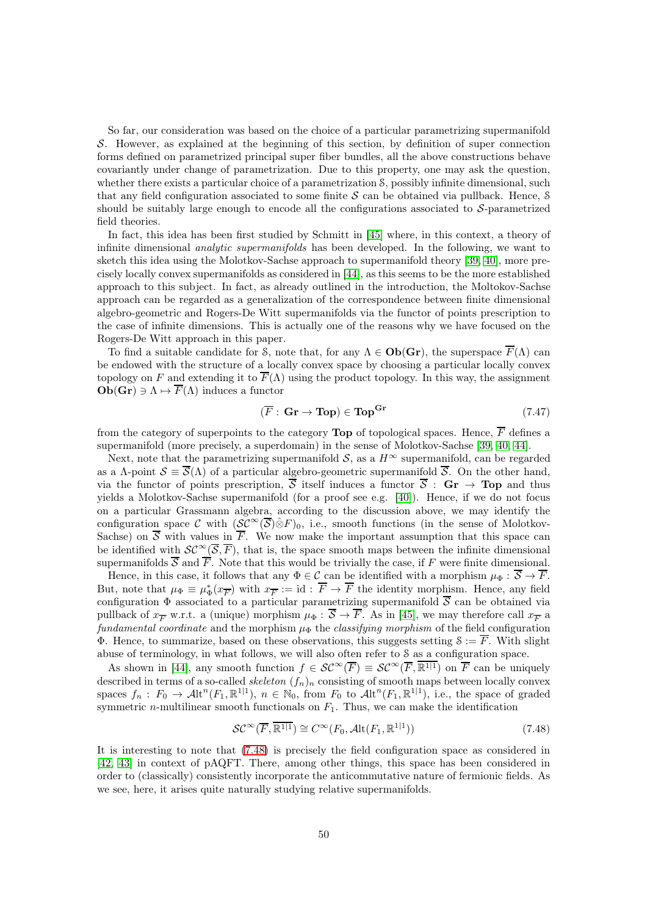So far, our consideration was based on the choice of a particular parametrizing supermanifold $\mathcal{S}$. However, as explained at the beginning of this section, by definition of super connection forms defined on parametrized principal super fiber bundles, all the above constructions behave covariantly under change of parametrization. Due to this property, one may ask the question, whether there exists a particular choice of a parametrization $\mathbb{S}$, possibly infinite dimensional, such that any field configuration associated to some finite $\mathcal{S}$ can be obtained via pullback. Hence, $\mathbb{S}$ should be suitably large enough to encode all the configurations associated to $\mathcal{S}$-parametrized field theories.

In fact, this idea has been first studied by Schmitt in [45] where, in this context, a theory of infinite dimensional *analytic supermanifolds* has been developed. In the following, we want to sketch this idea using the Molotkov-Sachse approach to supermanifold theory [39, 40], more precisely locally convex supermanifolds as considered in [44], as this seems to be the more established approach to this subject. In fact, as already outlined in the introduction, the Moltokov-Sachse approach can be regarded as a generalization of the correspondence between finite dimensional algebro-geometric and Rogers-De Witt supermanifolds via the functor of points prescription to the case of infinite dimensions. This is actually one of the reasons why we have focused on the Rogers-De Witt approach in this paper.

To find a suitable candidate for $\mathbb{S}$, note that, for any $\Lambda\in\mathbf{Ob}(\mathbf{Gr})$, the superspace $\overline{F}(\Lambda)$ can be endowed with the structure of a locally convex space by choosing a particular locally convex topology on $F$ and extending it to $\overline{F}(\Lambda)$ using the product topology. In this way, the assignment $\mathbf{Ob}(\mathbf{Gr})\ni\Lambda\mapsto\overline{F}(\Lambda)$ induces a functor

$$(\overline{F}:\,\mathbf{Gr}\rightarrow\mathbf{Top})\in\mathbf{Top}^{\mathbf{Gr}} \tag{7.47}$$

from the category of superpoints to the category $\mathbf{Top}$ of topological spaces. Hence, $\overline{F}$ defines a supermanifold (more precisely, a superdomain) in the sense of Molotkov-Sachse [39, 40, 44].

Next, note that the parametrizing supermanifold $\mathcal{S}$, as a $H^\infty$ supermanifold, can be regarded as a $\Lambda$-point $\mathcal{S}\equiv\overline{\mathcal{S}}(\Lambda)$ of a particular algebro-geometric supermanifold $\overline{\mathcal{S}}$. On the other hand, via the functor of points prescription, $\overline{\mathcal{S}}$ itself induces a functor $\overline{\mathcal{S}}:\,\mathbf{Gr}\rightarrow\mathbf{Top}$ and thus yields a Molotkov-Sachse supermanifold (for a proof see e.g. [40]). Hence, if we do not focus on a particular Grassmann algebra, according to the discussion above, we may identify the configuration space $\mathcal{C}$ with $(\mathcal{SC}^\infty(\overline{\mathcal{S}})\hat{\otimes}F)_0$, i.e., smooth functions (in the sense of Molotkov-Sachse) on $\overline{\mathcal{S}}$ with values in $\overline{F}$. We now make the important assumption that this space can be identified with $\mathcal{SC}^\infty(\overline{\mathcal{S}},\overline{F})$, that is, the space smooth maps between the infinite dimensional supermanifolds $\overline{\mathcal{S}}$ and $\overline{F}$. Note that this would be trivially the case, if $F$ were finite dimensional.

Hence, in this case, it follows that any $\Phi\in\mathcal{C}$ can be identified with a morphism $\mu_\Phi:\overline{\mathcal{S}}\rightarrow\overline{F}$. But, note that $\mu_\Phi\equiv\mu_\Phi^*(x_{\overline{F}})$ with $x_{\overline{F}}:=\mathrm{id}:\,\overline{F}\rightarrow\overline{F}$ the identity morphism. Hence, any field configuration $\Phi$ associated to a particular parametrizing supermanifold $\overline{\mathcal{S}}$ can be obtained via pullback of $x_{\overline{F}}$ w.r.t. a (unique) morphism $\mu_\Phi:\overline{\mathcal{S}}\rightarrow\overline{F}$. As in [45], we may therefore call $x_{\overline{F}}$ a *fundamental coordinate* and the morphism $\mu_\Phi$ the *classifying morphism* of the field configuration $\Phi$. Hence, to summarize, based on these observations, this suggests setting $\mathbb{S}:=\overline{F}$. With slight abuse of terminology, in what follows, we will also often refer to $\mathbb{S}$ as a configuration space.

As shown in [44], any smooth function $f\in\mathcal{SC}^\infty(\overline{F})\equiv\mathcal{SC}^\infty(\overline{F},\overline{\mathbb{R}^{1|1}})$ on $\overline{F}$ can be uniquely described in terms of a so-called *skeleton* $(f_n)_n$ consisting of smooth maps between locally convex spaces $f_n:\,F_0\rightarrow\mathcal{A}\mathrm{lt}^n(F_1,\mathbb{R}^{1|1})$, $n\in\mathbb{N}_0$, from $F_0$ to $\mathcal{A}\mathrm{lt}^n(F_1,\mathbb{R}^{1|1})$, i.e., the space of graded symmetric $n$-multilinear smooth functionals on $F_1$. Thus, we can make the identification

$$\mathcal{SC}^\infty(\overline{F},\overline{\mathbb{R}^{1|1}})\cong C^\infty(F_0,\mathcal{A}\mathrm{lt}(F_1,\mathbb{R}^{1|1})) \tag{7.48}$$

It is interesting to note that (7.48) is precisely the field configuration space as considered in [42, 43] in context of pAQFT. There, among other things, this space has been considered in order to (classically) consistently incorporate the anticommutative nature of fermionic fields. As we see, here, it arises quite naturally studying relative supermanifolds.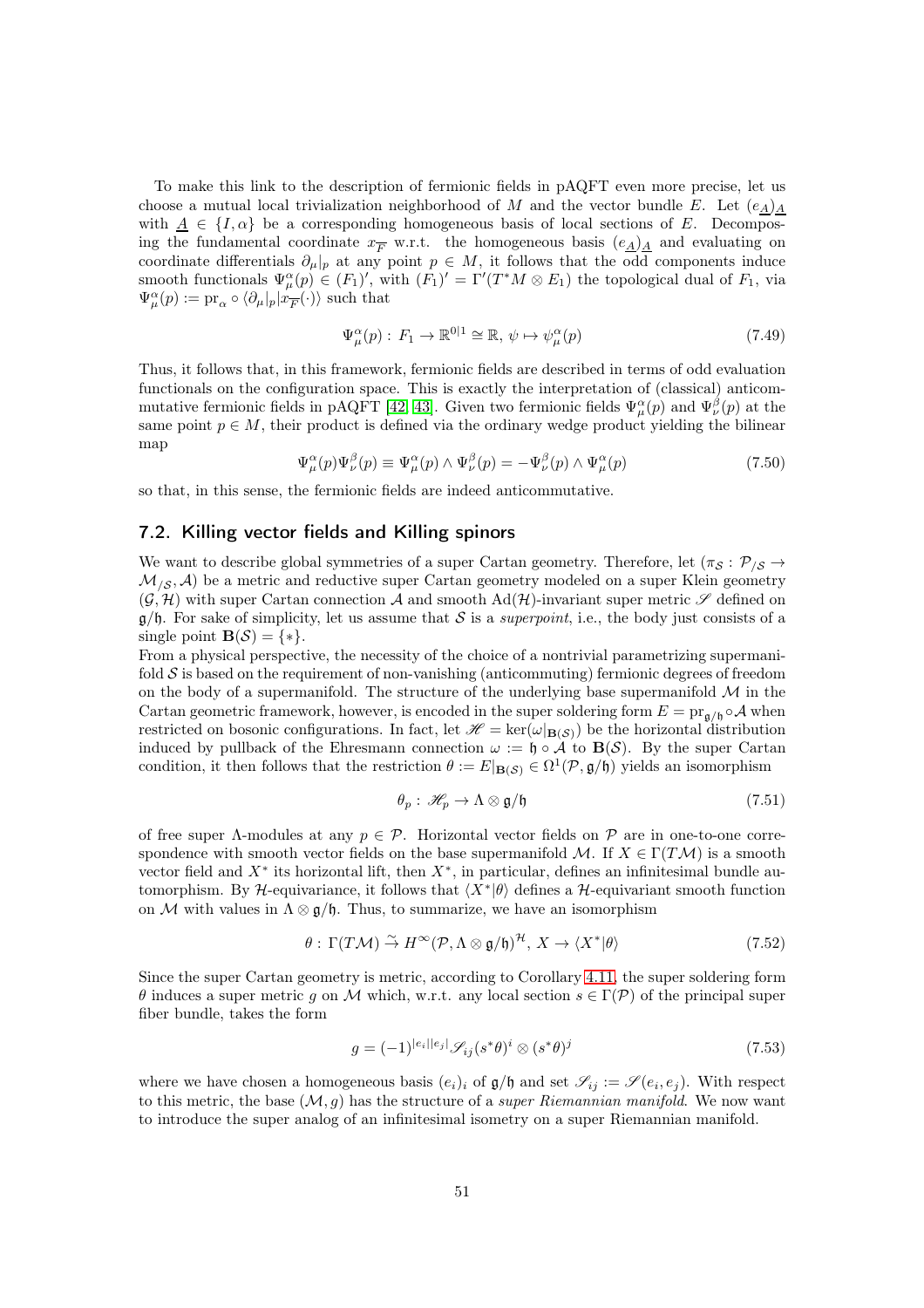To make this link to the description of fermionic fields in pAQFT even more precise, let us choose a mutual local trivialization neighborhood of $M$ and the vector bundle $E$. Let $(e_{\underline{A}})_{\underline{A}}$ with $\underline{A} \in \{I, \alpha\}$ be a corresponding homogeneous basis of local sections of $E$. Decomposing the fundamental coordinate $x_{\overline{F}}$ w.r.t. the homogeneous basis $(e_{\underline{A}})_{\underline{A}}$ and evaluating on coordinate differentials $\partial_\mu|_p$ at any point $p \in M$, it follows that the odd components induce smooth functionals $\Psi^\alpha_\mu(p) \in (F_1)'$, with $(F_1)' = \Gamma'(T^*M \otimes E_1)$ the topological dual of $F_1$, via $\Psi^\alpha_\mu(p) := \mathrm{pr}_\alpha \circ \langle \partial_\mu|_p | x_{\overline{F}}(\cdot)\rangle$ such that

$$\Psi^\alpha_\mu(p) : \, F_1 \to \mathbb{R}^{0|1} \cong \mathbb{R}, \, \psi \mapsto \psi^\alpha_\mu(p) \tag{7.49}$$

Thus, it follows that, in this framework, fermionic fields are described in terms of odd evaluation functionals on the configuration space. This is exactly the interpretation of (classical) anticommutative fermionic fields in pAQFT [42, 43]. Given two fermionic fields $\Psi^\alpha_\mu(p)$ and $\Psi^\beta_\nu(p)$ at the same point $p \in M$, their product is defined via the ordinary wedge product yielding the bilinear map

$$\Psi^\alpha_\mu(p)\Psi^\beta_\nu(p) \equiv \Psi^\alpha_\mu(p) \wedge \Psi^\beta_\nu(p) = -\Psi^\beta_\nu(p) \wedge \Psi^\alpha_\mu(p) \tag{7.50}$$

so that, in this sense, the fermionic fields are indeed anticommutative.

## 7.2. Killing vector fields and Killing spinors

We want to describe global symmetries of a super Cartan geometry. Therefore, let $(\pi_{\mathcal{S}} : \mathcal{P}_{/\mathcal{S}} \to \mathcal{M}_{/\mathcal{S}}, \mathcal{A})$ be a metric and reductive super Cartan geometry modeled on a super Klein geometry $(\mathcal{G}, \mathcal{H})$ with super Cartan connection $\mathcal{A}$ and smooth $\mathrm{Ad}(\mathcal{H})$-invariant super metric $\mathscr{S}$ defined on $\mathfrak{g}/\mathfrak{h}$. For sake of simplicity, let us assume that $\mathcal{S}$ is a *superpoint*, i.e., the body just consists of a single point $\mathbf{B}(\mathcal{S}) = \{*\}$.

From a physical perspective, the necessity of the choice of a nontrivial parametrizing supermanifold $\mathcal{S}$ is based on the requirement of non-vanishing (anticommuting) fermionic degrees of freedom on the body of a supermanifold. The structure of the underlying base supermanifold $\mathcal{M}$ in the Cartan geometric framework, however, is encoded in the super soldering form $E = \mathrm{pr}_{\mathfrak{g}/\mathfrak{h}} \circ \mathcal{A}$ when restricted on bosonic configurations. In fact, let $\mathscr{H} = \ker(\omega|_{\mathbf{B}(\mathcal{S})})$ be the horizontal distribution induced by pullback of the Ehresmann connection $\omega := \mathfrak{h} \circ \mathcal{A}$ to $\mathbf{B}(\mathcal{S})$. By the super Cartan condition, it then follows that the restriction $\theta := E|_{\mathbf{B}(\mathcal{S})} \in \Omega^1(\mathcal{P}, \mathfrak{g}/\mathfrak{h})$ yields an isomorphism

$$\theta_p : \, \mathscr{H}_p \to \Lambda \otimes \mathfrak{g}/\mathfrak{h} \tag{7.51}$$

of free super $\Lambda$-modules at any $p \in \mathcal{P}$. Horizontal vector fields on $\mathcal{P}$ are in one-to-one correspondence with smooth vector fields on the base supermanifold $\mathcal{M}$. If $X \in \Gamma(T\mathcal{M})$ is a smooth vector field and $X^*$ its horizontal lift, then $X^*$, in particular, defines an infinitesimal bundle automorphism. By $\mathcal{H}$-equivariance, it follows that $\langle X^* | \theta\rangle$ defines a $\mathcal{H}$-equivariant smooth function on $\mathcal{M}$ with values in $\Lambda \otimes \mathfrak{g}/\mathfrak{h}$. Thus, to summarize, we have an isomorphism

$$\theta : \, \Gamma(T\mathcal{M}) \xrightarrow{\sim} H^\infty(\mathcal{P}, \Lambda \otimes \mathfrak{g}/\mathfrak{h})^{\mathcal{H}}, \, X \to \langle X^* | \theta\rangle \tag{7.52}$$

Since the super Cartan geometry is metric, according to Corollary 4.11, the super soldering form $\theta$ induces a super metric $g$ on $\mathcal{M}$ which, w.r.t. any local section $s \in \Gamma(\mathcal{P})$ of the principal super fiber bundle, takes the form

$$g = (-1)^{|e_i||e_j|} \mathscr{S}_{ij} (s^*\theta)^i \otimes (s^*\theta)^j \tag{7.53}$$

where we have chosen a homogeneous basis $(e_i)_i$ of $\mathfrak{g}/\mathfrak{h}$ and set $\mathscr{S}_{ij} := \mathscr{S}(e_i, e_j)$. With respect to this metric, the base $(\mathcal{M}, g)$ has the structure of a *super Riemannian manifold*. We now want to introduce the super analog of an infinitesimal isometry on a super Riemannian manifold.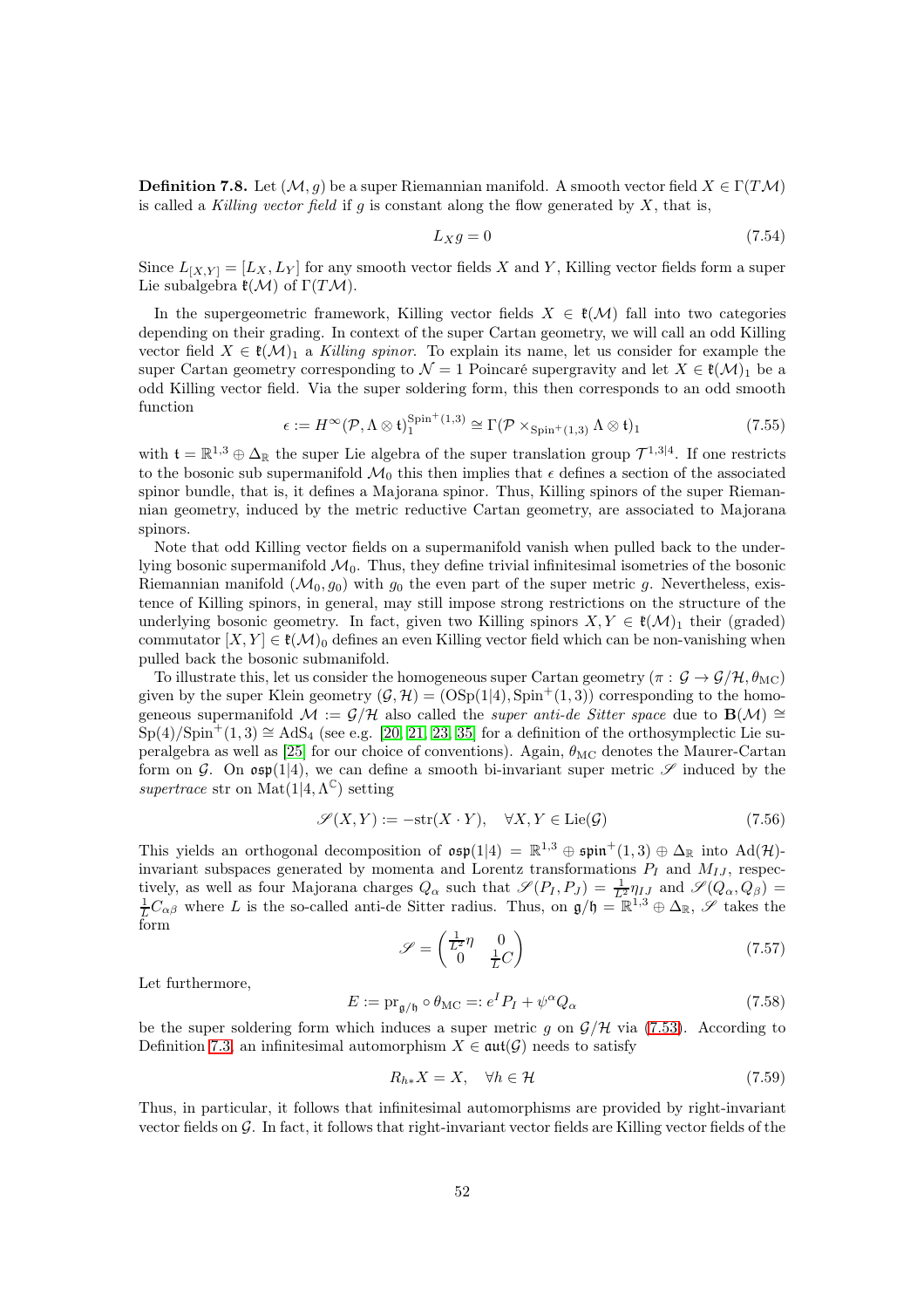**Definition 7.8.** Let $(\mathcal{M}, g)$ be a super Riemannian manifold. A smooth vector field $X \in \Gamma(T\mathcal{M})$ is called a *Killing vector field* if $g$ is constant along the flow generated by $X$, that is,

$$L_X g = 0 \tag{7.54}$$

Since $L_{[X,Y]} = [L_X, L_Y]$ for any smooth vector fields $X$ and $Y$, Killing vector fields form a super Lie subalgebra $\mathfrak{k}(\mathcal{M})$ of $\Gamma(T\mathcal{M})$.

In the supergeometric framework, Killing vector fields $X \in \mathfrak{k}(\mathcal{M})$ fall into two categories depending on their grading. In context of the super Cartan geometry, we will call an odd Killing vector field $X \in \mathfrak{k}(\mathcal{M})_1$ a *Killing spinor*. To explain its name, let us consider for example the super Cartan geometry corresponding to $\mathcal{N} = 1$ Poincaré supergravity and let $X \in \mathfrak{k}(\mathcal{M})_1$ be a odd Killing vector field. Via the super soldering form, this then corresponds to an odd smooth function

$$\epsilon := H^\infty(\mathcal{P}, \Lambda \otimes \mathfrak{t})_1^{\mathrm{Spin}^+(1,3)} \cong \Gamma(\mathcal{P} \times_{\mathrm{Spin}^+(1,3)} \Lambda \otimes \mathfrak{t})_1 \tag{7.55}$$

with $\mathfrak{t} = \mathbb{R}^{1,3} \oplus \Delta_{\mathbb{R}}$ the super Lie algebra of the super translation group $\mathcal{T}^{1,3|4}$. If one restricts to the bosonic sub supermanifold $\mathcal{M}_0$ this then implies that $\epsilon$ defines a section of the associated spinor bundle, that is, it defines a Majorana spinor. Thus, Killing spinors of the super Riemannian geometry, induced by the metric reductive Cartan geometry, are associated to Majorana spinors.

Note that odd Killing vector fields on a supermanifold vanish when pulled back to the underlying bosonic supermanifold $\mathcal{M}_0$. Thus, they define trivial infinitesimal isometries of the bosonic Riemannian manifold $(\mathcal{M}_0, g_0)$ with $g_0$ the even part of the super metric $g$. Nevertheless, existence of Killing spinors, in general, may still impose strong restrictions on the structure of the underlying bosonic geometry. In fact, given two Killing spinors $X, Y \in \mathfrak{k}(\mathcal{M})_1$ their (graded) commutator $[X, Y] \in \mathfrak{k}(\mathcal{M})_0$ defines an even Killing vector field which can be non-vanishing when pulled back the bosonic submanifold.

To illustrate this, let us consider the homogeneous super Cartan geometry $(\pi : \mathcal{G} \to \mathcal{G}/\mathcal{H}, \theta_{\mathrm{MC}})$ given by the super Klein geometry $(\mathcal{G}, \mathcal{H}) = (\mathrm{OSp}(1|4), \mathrm{Spin}^+(1,3))$ corresponding to the homogeneous supermanifold $\mathcal{M} := \mathcal{G}/\mathcal{H}$ also called the *super anti-de Sitter space* due to $\mathbf{B}(\mathcal{M}) \cong \mathrm{Sp}(4)/\mathrm{Spin}^+(1,3) \cong \mathrm{AdS}_4$ (see e.g. [20, 21, 23, 35] for a definition of the orthosymplectic Lie superalgebra as well as [25] for our choice of conventions). Again, $\theta_{\mathrm{MC}}$ denotes the Maurer-Cartan form on $\mathcal{G}$. On $\mathfrak{osp}(1|4)$, we can define a smooth bi-invariant super metric $\mathscr{S}$ induced by the *supertrace* str on $\mathrm{Mat}(1|4, \Lambda^{\mathbb{C}})$ setting

$$\mathscr{S}(X, Y) := -\mathrm{str}(X \cdot Y), \quad \forall X, Y \in \mathrm{Lie}(\mathcal{G}) \tag{7.56}$$

This yields an orthogonal decomposition of $\mathfrak{osp}(1|4) = \mathbb{R}^{1,3} \oplus \mathfrak{spin}^+(1,3) \oplus \Delta_{\mathbb{R}}$ into $\mathrm{Ad}(\mathcal{H})$-invariant subspaces generated by momenta and Lorentz transformations $P_I$ and $M_{IJ}$, respectively, as well as four Majorana charges $Q_\alpha$ such that $\mathscr{S}(P_I, P_J) = \frac{1}{L^2}\eta_{IJ}$ and $\mathscr{S}(Q_\alpha, Q_\beta) = \frac{1}{L}C_{\alpha\beta}$ where $L$ is the so-called anti-de Sitter radius. Thus, on $\mathfrak{g}/\mathfrak{h} = \mathbb{R}^{1,3} \oplus \Delta_{\mathbb{R}}$, $\mathscr{S}$ takes the form

$$\mathscr{S} = \begin{pmatrix} \frac{1}{L^2}\eta & 0 \\ 0 & \frac{1}{L}C \end{pmatrix} \tag{7.57}$$

Let furthermore,

$$E := \mathrm{pr}_{\mathfrak{g}/\mathfrak{h}} \circ \theta_{\mathrm{MC}} =: e^I P_I + \psi^\alpha Q_\alpha \tag{7.58}$$

be the super soldering form which induces a super metric $g$ on $\mathcal{G}/\mathcal{H}$ via (7.53). According to Definition 7.3, an infinitesimal automorphism $X \in \mathfrak{aut}(\mathcal{G})$ needs to satisfy

$$R_{h*}X = X, \quad \forall h \in \mathcal{H} \tag{7.59}$$

Thus, in particular, it follows that infinitesimal automorphisms are provided by right-invariant vector fields on $\mathcal{G}$. In fact, it follows that right-invariant vector fields are Killing vector fields of the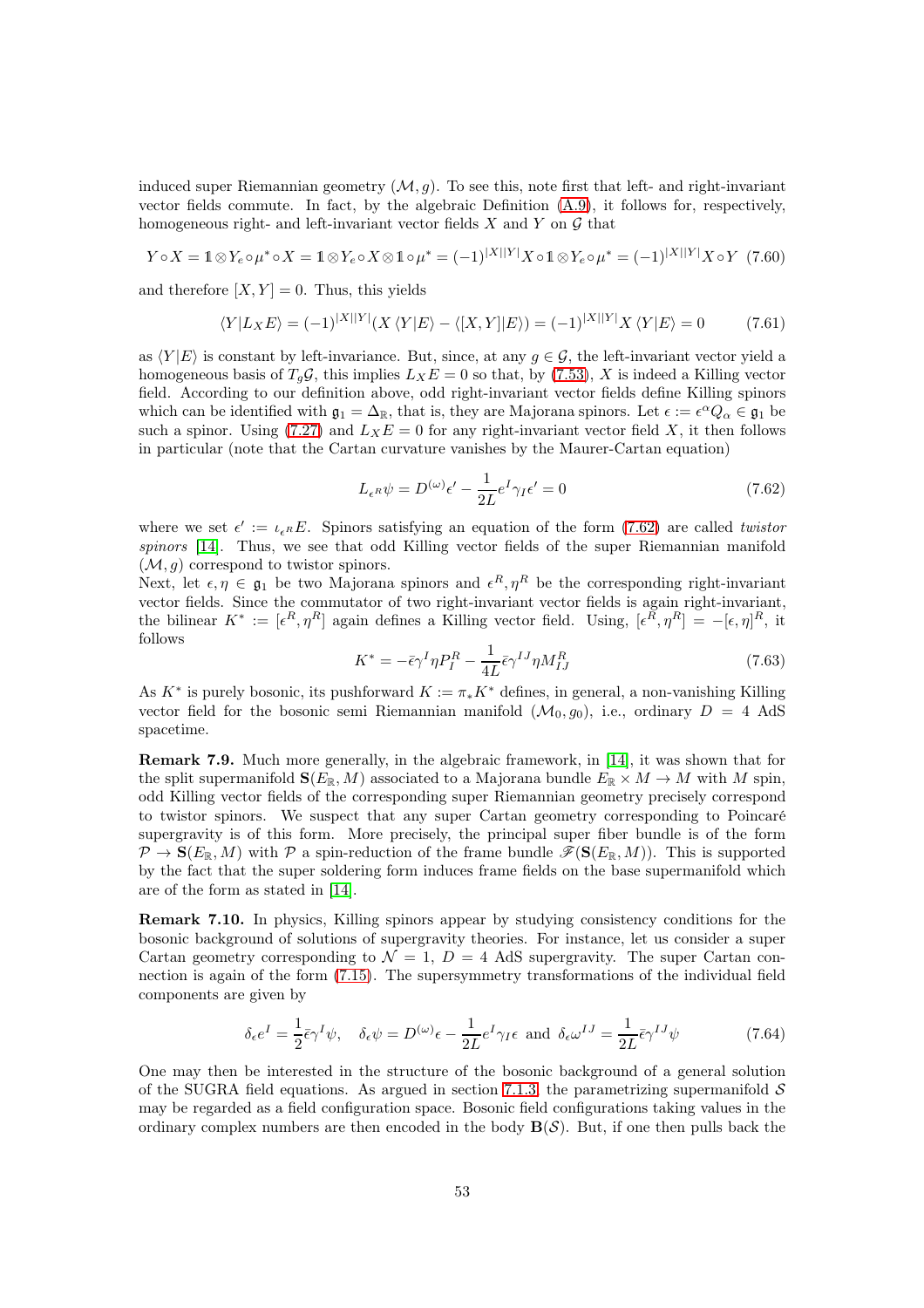induced super Riemannian geometry $(\mathcal{M}, g)$. To see this, note first that left- and right-invariant vector fields commute. In fact, by the algebraic Definition (A.9), it follows for, respectively, homogeneous right- and left-invariant vector fields $X$ and $Y$ on $\mathcal{G}$ that

$$Y \circ X = \mathbb{1} \otimes Y_e \circ \mu^* \circ X = \mathbb{1} \otimes Y_e \circ X \otimes \mathbb{1} \circ \mu^* = (-1)^{|X||Y|} X \circ \mathbb{1} \otimes Y_e \circ \mu^* = (-1)^{|X||Y|} X \circ Y \quad (7.60)$$

and therefore $[X, Y] = 0$. Thus, this yields

$$\langle Y | L_X E \rangle = (-1)^{|X||Y|} (X \langle Y | E \rangle - \langle [X, Y] | E \rangle) = (-1)^{|X||Y|} X \langle Y | E \rangle = 0 \quad (7.61)$$

as $\langle Y|E\rangle$ is constant by left-invariance. But, since, at any $g \in \mathcal{G}$, the left-invariant vector yield a homogeneous basis of $T_g\mathcal{G}$, this implies $L_X E = 0$ so that, by (7.53), $X$ is indeed a Killing vector field. According to our definition above, odd right-invariant vector fields define Killing spinors which can be identified with $\mathfrak{g}_1 = \Delta_{\mathbb{R}}$, that is, they are Majorana spinors. Let $\epsilon := \epsilon^\alpha Q_\alpha \in \mathfrak{g}_1$ be such a spinor. Using (7.27) and $L_X E = 0$ for any right-invariant vector field $X$, it then follows in particular (note that the Cartan curvature vanishes by the Maurer-Cartan equation)

$$L_{\epsilon^R} \psi = D^{(\omega)} \epsilon' - \frac{1}{2L} e^I \gamma_I \epsilon' = 0 \quad (7.62)$$

where we set $\epsilon' := \iota_{\epsilon^R} E$. Spinors satisfying an equation of the form (7.62) are called *twistor spinors* [14]. Thus, we see that odd Killing vector fields of the super Riemannian manifold $(\mathcal{M}, g)$ correspond to twistor spinors.
Next, let $\epsilon, \eta \in \mathfrak{g}_1$ be two Majorana spinors and $\epsilon^R, \eta^R$ be the corresponding right-invariant vector fields. Since the commutator of two right-invariant vector fields is again right-invariant, the bilinear $K^* := [\epsilon^R, \eta^R]$ again defines a Killing vector field. Using, $[\epsilon^R, \eta^R] = -[\epsilon, \eta]^R$, it follows

$$K^* = -\bar{\epsilon}\gamma^I \eta P_I^R - \frac{1}{4L} \bar{\epsilon}\gamma^{IJ} \eta M_{IJ}^R \quad (7.63)$$

As $K^*$ is purely bosonic, its pushforward $K := \pi_* K^*$ defines, in general, a non-vanishing Killing vector field for the bosonic semi Riemannian manifold $(\mathcal{M}_0, g_0)$, i.e., ordinary $D = 4$ AdS spacetime.

**Remark 7.9.** Much more generally, in the algebraic framework, in [14], it was shown that for the split supermanifold $\mathbf{S}(E_{\mathbb{R}}, M)$ associated to a Majorana bundle $E_{\mathbb{R}} \times M \to M$ with $M$ spin, odd Killing vector fields of the corresponding super Riemannian geometry precisely correspond to twistor spinors. We suspect that any super Cartan geometry corresponding to Poincaré supergravity is of this form. More precisely, the principal super fiber bundle is of the form $\mathcal{P} \to \mathbf{S}(E_{\mathbb{R}}, M)$ with $\mathcal{P}$ a spin-reduction of the frame bundle $\mathscr{F}(\mathbf{S}(E_{\mathbb{R}}, M))$. This is supported by the fact that the super soldering form induces frame fields on the base supermanifold which are of the form as stated in [14].

**Remark 7.10.** In physics, Killing spinors appear by studying consistency conditions for the bosonic background of solutions of supergravity theories. For instance, let us consider a super Cartan geometry corresponding to $\mathcal{N} = 1$, $D = 4$ AdS supergravity. The super Cartan connection is again of the form (7.15). The supersymmetry transformations of the individual field components are given by

$$\delta_\epsilon e^I = \frac{1}{2} \bar{\epsilon}\gamma^I \psi, \quad \delta_\epsilon \psi = D^{(\omega)} \epsilon - \frac{1}{2L} e^I \gamma_I \epsilon \text{ and } \delta_\epsilon \omega^{IJ} = \frac{1}{2L} \bar{\epsilon}\gamma^{IJ} \psi \quad (7.64)$$

One may then be interested in the structure of the bosonic background of a general solution of the SUGRA field equations. As argued in section 7.1.3, the parametrizing supermanifold $\mathcal{S}$ may be regarded as a field configuration space. Bosonic field configurations taking values in the ordinary complex numbers are then encoded in the body $\mathbf{B}(\mathcal{S})$. But, if one then pulls back the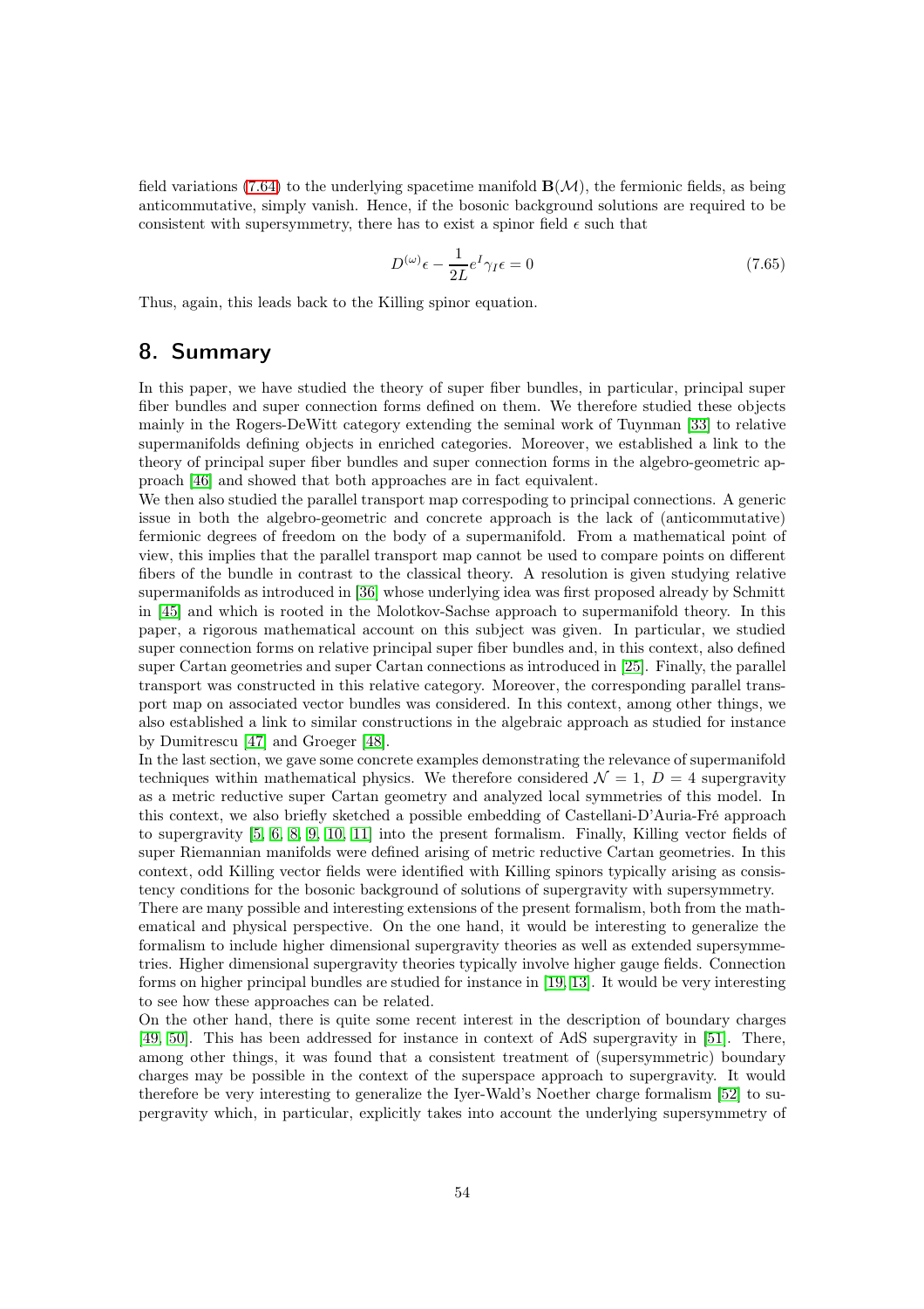field variations (7.64) to the underlying spacetime manifold $\mathbf{B}(\mathcal{M})$, the fermionic fields, as being anticommutative, simply vanish. Hence, if the bosonic background solutions are required to be consistent with supersymmetry, there has to exist a spinor field $\epsilon$ such that

$$D^{(\omega)}\epsilon - \frac{1}{2L}e^I\gamma_I\epsilon = 0 \tag{7.65}$$

Thus, again, this leads back to the Killing spinor equation.

# 8. Summary

In this paper, we have studied the theory of super fiber bundles, in particular, principal super fiber bundles and super connection forms defined on them. We therefore studied these objects mainly in the Rogers-DeWitt category extending the seminal work of Tuynman [33] to relative supermanifolds defining objects in enriched categories. Moreover, we established a link to the theory of principal super fiber bundles and super connection forms in the algebro-geometric approach [46] and showed that both approaches are in fact equivalent.

We then also studied the parallel transport map correspoding to principal connections. A generic issue in both the algebro-geometric and concrete approach is the lack of (anticommutative) fermionic degrees of freedom on the body of a supermanifold. From a mathematical point of view, this implies that the parallel transport map cannot be used to compare points on different fibers of the bundle in contrast to the classical theory. A resolution is given studying relative supermanifolds as introduced in [36] whose underlying idea was first proposed already by Schmitt in [45] and which is rooted in the Molotkov-Sachse approach to supermanifold theory. In this paper, a rigorous mathematical account on this subject was given. In particular, we studied super connection forms on relative principal super fiber bundles and, in this context, also defined super Cartan geometries and super Cartan connections as introduced in [25]. Finally, the parallel transport was constructed in this relative category. Moreover, the corresponding parallel transport map on associated vector bundles was considered. In this context, among other things, we also established a link to similar constructions in the algebraic approach as studied for instance by Dumitrescu [47] and Groeger [48].

In the last section, we gave some concrete examples demonstrating the relevance of supermanifold techniques within mathematical physics. We therefore considered $\mathcal{N} = 1$, $D = 4$ supergravity as a metric reductive super Cartan geometry and analyzed local symmetries of this model. In this context, we also briefly sketched a possible embedding of Castellani-D'Auria-Fré approach to supergravity [5, 6, 8, 9, 10, 11] into the present formalism. Finally, Killing vector fields of super Riemannian manifolds were defined arising of metric reductive Cartan geometries. In this context, odd Killing vector fields were identified with Killing spinors typically arising as consistency conditions for the bosonic background of solutions of supergravity with supersymmetry.

There are many possible and interesting extensions of the present formalism, both from the mathematical and physical perspective. On the one hand, it would be interesting to generalize the formalism to include higher dimensional supergravity theories as well as extended supersymmetries. Higher dimensional supergravity theories typically involve higher gauge fields. Connection forms on higher principal bundles are studied for instance in [19, 13]. It would be very interesting to see how these approaches can be related.

On the other hand, there is quite some recent interest in the description of boundary charges [49, 50]. This has been addressed for instance in context of AdS supergravity in [51]. There, among other things, it was found that a consistent treatment of (supersymmetric) boundary charges may be possible in the context of the superspace approach to supergravity. It would therefore be very interesting to generalize the Iyer-Wald's Noether charge formalism [52] to supergravity which, in particular, explicitly takes into account the underlying supersymmetry of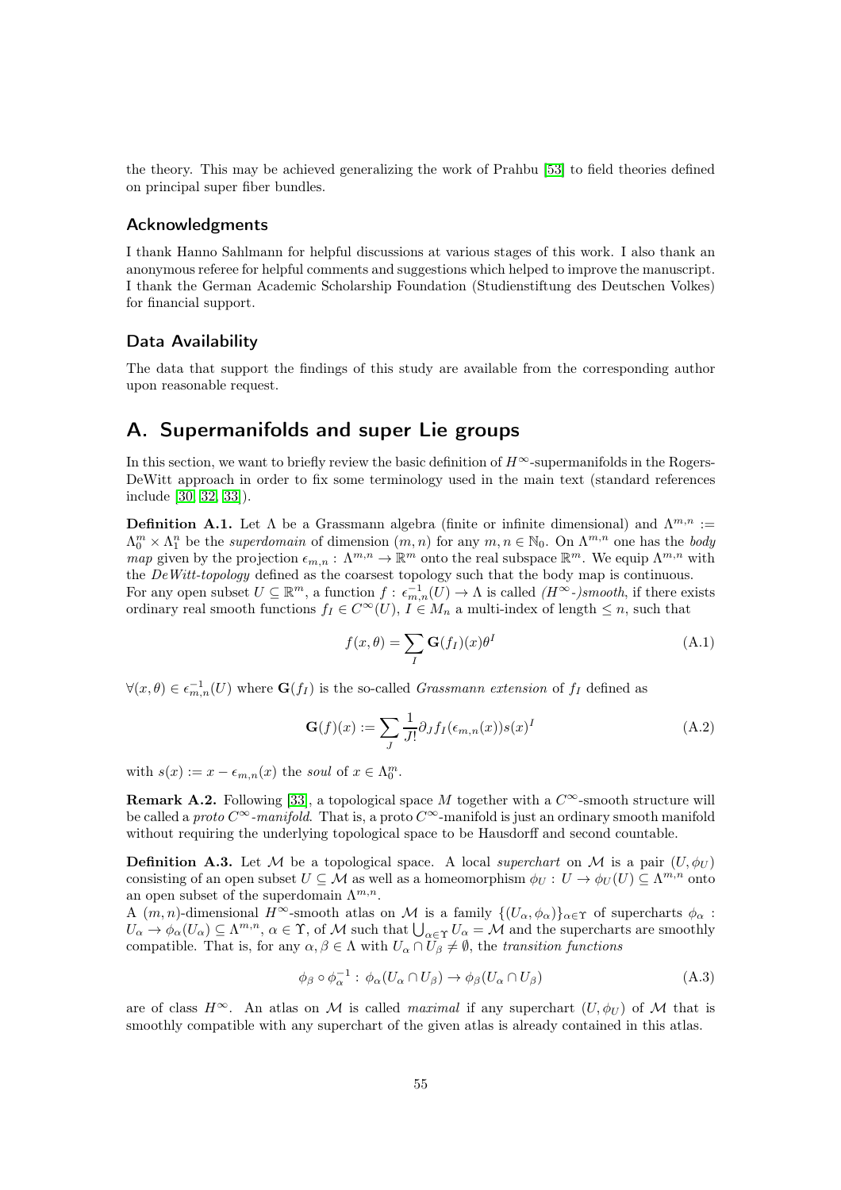the theory. This may be achieved generalizing the work of Prahbu [53] to field theories defined on principal super fiber bundles.

## Acknowledgments

I thank Hanno Sahlmann for helpful discussions at various stages of this work. I also thank an anonymous referee for helpful comments and suggestions which helped to improve the manuscript. I thank the German Academic Scholarship Foundation (Studienstiftung des Deutschen Volkes) for financial support.

## Data Availability

The data that support the findings of this study are available from the corresponding author upon reasonable request.

# A. Supermanifolds and super Lie groups

In this section, we want to briefly review the basic definition of $H^\infty$-supermanifolds in the Rogers-DeWitt approach in order to fix some terminology used in the main text (standard references include [30, 32, 33]).

**Definition A.1.** Let $\Lambda$ be a Grassmann algebra (finite or infinite dimensional) and $\Lambda^{m,n} := \Lambda_0^m \times \Lambda_1^n$ be the *superdomain* of dimension $(m,n)$ for any $m,n \in \mathbb{N}_0$. On $\Lambda^{m,n}$ one has the *body map* given by the projection $\epsilon_{m,n} : \Lambda^{m,n} \to \mathbb{R}^m$ onto the real subspace $\mathbb{R}^m$. We equip $\Lambda^{m,n}$ with the *DeWitt-topology* defined as the coarsest topology such that the body map is continuous.
For any open subset $U \subseteq \mathbb{R}^m$, a function $f : \epsilon_{m,n}^{-1}(U) \to \Lambda$ is called *($H^\infty$-)smooth*, if there exists ordinary real smooth functions $f_I \in C^\infty(U)$, $I \in M_n$ a multi-index of length $\leq n$, such that

$$f(x,\theta) = \sum_I \mathbf{G}(f_I)(x)\theta^I \tag{A.1}$$

$\forall (x,\theta) \in \epsilon_{m,n}^{-1}(U)$ where $\mathbf{G}(f_I)$ is the so-called *Grassmann extension* of $f_I$ defined as

$$\mathbf{G}(f)(x) := \sum_J \frac{1}{J!}\partial_J f_I(\epsilon_{m,n}(x))s(x)^I \tag{A.2}$$

with $s(x) := x - \epsilon_{m,n}(x)$ the *soul* of $x \in \Lambda_0^m$.

**Remark A.2.** Following [33], a topological space $M$ together with a $C^\infty$-smooth structure will be called a *proto $C^\infty$-manifold*. That is, a proto $C^\infty$-manifold is just an ordinary smooth manifold without requiring the underlying topological space to be Hausdorff and second countable.

**Definition A.3.** Let $\mathcal{M}$ be a topological space. A local *superchart* on $\mathcal{M}$ is a pair $(U, \phi_U)$ consisting of an open subset $U \subseteq \mathcal{M}$ as well as a homeomorphism $\phi_U : U \to \phi_U(U) \subseteq \Lambda^{m,n}$ onto an open subset of the superdomain $\Lambda^{m,n}$.
A $(m,n)$-dimensional $H^\infty$-smooth atlas on $\mathcal{M}$ is a family $\{(U_\alpha, \phi_\alpha)\}_{\alpha\in\Upsilon}$ of supercharts $\phi_\alpha : U_\alpha \to \phi_\alpha(U_\alpha) \subseteq \Lambda^{m,n}$, $\alpha \in \Upsilon$, of $\mathcal{M}$ such that $\bigcup_{\alpha\in\Upsilon} U_\alpha = \mathcal{M}$ and the supercharts are smoothly compatible. That is, for any $\alpha, \beta \in \Lambda$ with $U_\alpha \cap U_\beta \neq \emptyset$, the *transition functions*

$$\phi_\beta \circ \phi_\alpha^{-1} : \phi_\alpha(U_\alpha \cap U_\beta) \to \phi_\beta(U_\alpha \cap U_\beta) \tag{A.3}$$

are of class $H^\infty$. An atlas on $\mathcal{M}$ is called *maximal* if any superchart $(U, \phi_U)$ of $\mathcal{M}$ that is smoothly compatible with any superchart of the given atlas is already contained in this atlas.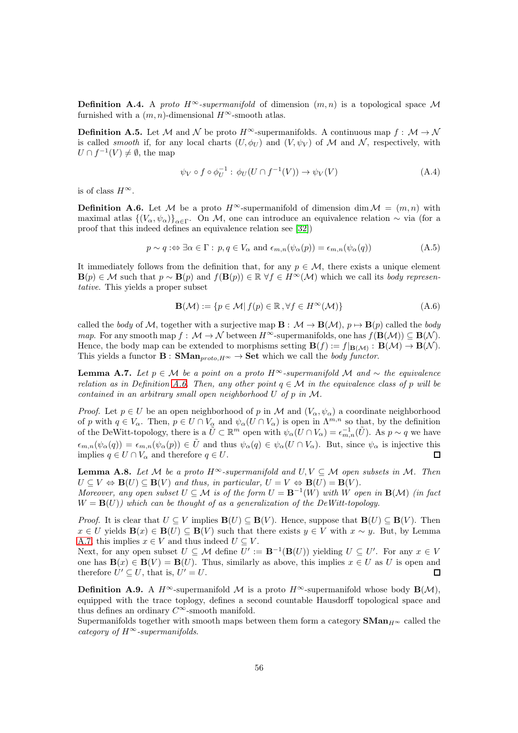**Definition A.4.** A *proto $H^\infty$-supermanifold* of dimension $(m,n)$ is a topological space $\mathcal{M}$ furnished with a $(m,n)$-dimensional $H^\infty$-smooth atlas.

**Definition A.5.** Let $\mathcal{M}$ and $\mathcal{N}$ be proto $H^\infty$-supermanifolds. A continuous map $f:\,\mathcal{M}\rightarrow\mathcal{N}$ is called *smooth* if, for any local charts $(U,\phi_U)$ and $(V,\psi_V)$ of $\mathcal{M}$ and $\mathcal{N}$, respectively, with $U\cap f^{-1}(V)\neq\emptyset$, the map

$$\psi_V\circ f\circ\phi_U^{-1}:\,\phi_U(U\cap f^{-1}(V))\rightarrow\psi_V(V)\tag{A.4}$$

is of class $H^\infty$.

**Definition A.6.** Let $\mathcal{M}$ be a proto $H^\infty$-supermanifold of dimension $\dim\mathcal{M}=(m,n)$ with maximal atlas $\{(V_\alpha,\psi_\alpha)\}_{\alpha\in\Gamma}$. On $\mathcal{M}$, one can introduce an equivalence relation $\sim$ via (for a proof that this indeed defines an equivalence relation see [32])

$$p\sim q:\Leftrightarrow\exists\alpha\in\Gamma:\,p,q\in V_\alpha\text{ and }\epsilon_{m,n}(\psi_\alpha(p))=\epsilon_{m,n}(\psi_\alpha(q))\tag{A.5}$$

It immediately follows from the definition that, for any $p\in\mathcal{M}$, there exists a unique element $\mathbf{B}(p)\in\mathcal{M}$ such that $p\sim\mathbf{B}(p)$ and $f(\mathbf{B}(p))\in\mathbb{R}\ \forall f\in H^\infty(\mathcal{M})$ which we call its *body representative*. This yields a proper subset

$$\mathbf{B}(\mathcal{M}):=\{p\in\mathcal{M}|\,f(p)\in\mathbb{R}\,,\forall f\in H^\infty(\mathcal{M})\}\tag{A.6}$$

called the *body* of $\mathcal{M}$, together with a surjective map $\mathbf{B}:\,\mathcal{M}\rightarrow\mathbf{B}(\mathcal{M})$, $p\mapsto\mathbf{B}(p)$ called the *body map*. For any smooth map $f:\,\mathcal{M}\rightarrow\mathcal{N}$ between $H^\infty$-supermanifolds, one has $f(\mathbf{B}(\mathcal{M}))\subseteq\mathbf{B}(\mathcal{N})$. Hence, the body map can be extended to morphisms setting $\mathbf{B}(f):=f|_{\mathbf{B}(\mathcal{M})}:\,\mathbf{B}(\mathcal{M})\rightarrow\mathbf{B}(\mathcal{N})$. This yields a functor $\mathbf{B}:\,\mathbf{SMan}_{proto,H^\infty}\rightarrow\mathbf{Set}$ which we call the *body functor*.

**Lemma A.7.** *Let $p\in\mathcal{M}$ be a point on a proto $H^\infty$-supermanifold $\mathcal{M}$ and $\sim$ the equivalence relation as in Definition A.6. Then, any other point $q\in\mathcal{M}$ in the equivalence class of $p$ will be contained in an arbitrary small open neighborhood $U$ of $p$ in $\mathcal{M}$.*

*Proof.* Let $p\in U$ be an open neighborhood of $p$ in $\mathcal{M}$ and $(V_\alpha,\psi_\alpha)$ a coordinate neighborhood of $p$ with $q\in V_\alpha$. Then, $p\in U\cap V_\alpha$ and $\psi_\alpha(U\cap V_\alpha)$ is open in $\Lambda^{m,n}$ so that, by the definition of the DeWitt-topology, there is a $\tilde{U}\subset\mathbb{R}^m$ open with $\psi_\alpha(U\cap V_\alpha)=\epsilon_{m,n}^{-1}(\tilde{U})$. As $p\sim q$ we have $\epsilon_{m,n}(\psi_\alpha(q))=\epsilon_{m,n}(\psi_\alpha(p))\in\tilde{U}$ and thus $\psi_\alpha(q)\in\psi_\alpha(U\cap V_\alpha)$. But, since $\psi_\alpha$ is injective this implies $q\in U\cap V_\alpha$ and therefore $q\in U$. ∎

**Lemma A.8.** *Let $\mathcal{M}$ be a proto $H^\infty$-supermanifold and $U,V\subseteq\mathcal{M}$ open subsets in $\mathcal{M}$. Then $U\subseteq V\Leftrightarrow\mathbf{B}(U)\subseteq\mathbf{B}(V)$ and thus, in particular, $U=V\Leftrightarrow\mathbf{B}(U)=\mathbf{B}(V)$.*
*Moreover, any open subset $U\subseteq\mathcal{M}$ is of the form $U=\mathbf{B}^{-1}(W)$ with $W$ open in $\mathbf{B}(\mathcal{M})$ (in fact $W=\mathbf{B}(U)$) which can be thought of as a generalization of the DeWitt-topology.*

*Proof.* It is clear that $U\subseteq V$ implies $\mathbf{B}(U)\subseteq\mathbf{B}(V)$. Hence, suppose that $\mathbf{B}(U)\subseteq\mathbf{B}(V)$. Then $x\in U$ yields $\mathbf{B}(x)\in\mathbf{B}(U)\subseteq\mathbf{B}(V)$ such that there exists $y\in V$ with $x\sim y$. But, by Lemma A.7, this implies $x\in V$ and thus indeed $U\subseteq V$.
Next, for any open subset $U\subseteq\mathcal{M}$ define $U':=\mathbf{B}^{-1}(\mathbf{B}(U))$ yielding $U\subseteq U'$. For any $x\in V$ one has $\mathbf{B}(x)\in\mathbf{B}(V)=\mathbf{B}(U)$. Thus, similarly as above, this implies $x\in U$ as $U$ is open and therefore $U'\subseteq U$, that is, $U'=U$. ∎

**Definition A.9.** A $H^\infty$-supermanifold $\mathcal{M}$ is a proto $H^\infty$-supermanifold whose body $\mathbf{B}(\mathcal{M})$, equipped with the trace toplogy, defines a second countable Hausdorff topological space and thus defines an ordinary $C^\infty$-smooth manifold.
Supermanifolds together with smooth maps between them form a category $\mathbf{SMan}_{H^\infty}$ called the *category of $H^\infty$-supermanifolds*.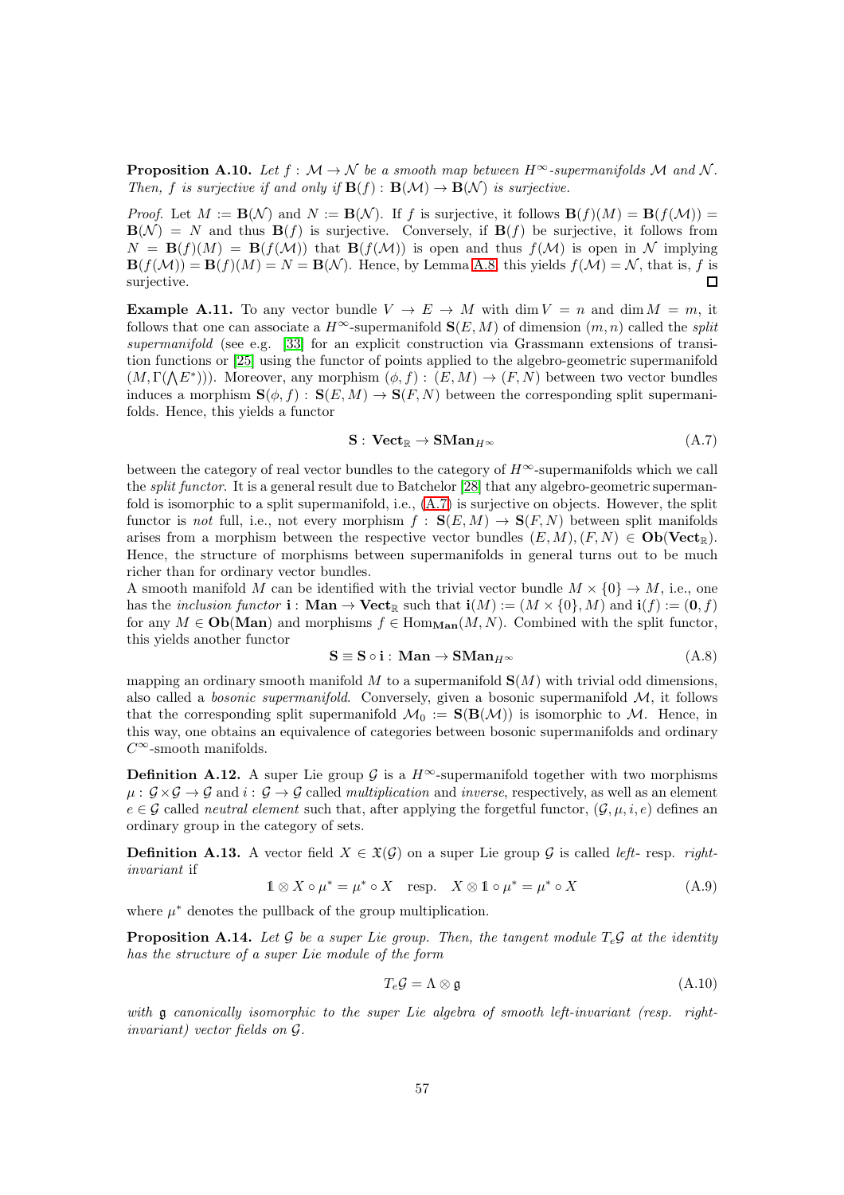**Proposition A.10.** *Let $f : \mathcal{M} \to \mathcal{N}$ be a smooth map between $H^\infty$-supermanifolds $\mathcal{M}$ and $\mathcal{N}$. Then, $f$ is surjective if and only if $\mathbf{B}(f) : \mathbf{B}(\mathcal{M}) \to \mathbf{B}(\mathcal{N})$ is surjective.*

*Proof.* Let $M := \mathbf{B}(\mathcal{N})$ and $N := \mathbf{B}(\mathcal{N})$. If $f$ is surjective, it follows $\mathbf{B}(f)(M) = \mathbf{B}(f(\mathcal{M})) = \mathbf{B}(\mathcal{N}) = N$ and thus $\mathbf{B}(f)$ is surjective. Conversely, if $\mathbf{B}(f)$ be surjective, it follows from $N = \mathbf{B}(f)(M) = \mathbf{B}(f(\mathcal{M}))$ that $\mathbf{B}(f(\mathcal{M}))$ is open and thus $f(\mathcal{M})$ is open in $\mathcal{N}$ implying $\mathbf{B}(f(\mathcal{M})) = \mathbf{B}(f)(M) = N = \mathbf{B}(\mathcal{N})$. Hence, by Lemma A.8, this yields $f(\mathcal{M}) = \mathcal{N}$, that is, $f$ is surjective. $\square$

**Example A.11.** To any vector bundle $V \to E \to M$ with $\dim V = n$ and $\dim M = m$, it follows that one can associate a $H^\infty$-supermanifold $\mathbf{S}(E, M)$ of dimension $(m, n)$ called the *split supermanifold* (see e.g. [33] for an explicit construction via Grassmann extensions of transition functions or [25] using the functor of points applied to the algebro-geometric supermanifold $(M, \Gamma(\bigwedge E^*)))$. Moreover, any morphism $(\phi, f) : (E, M) \to (F, N)$ between two vector bundles induces a morphism $\mathbf{S}(\phi, f) : \mathbf{S}(E, M) \to \mathbf{S}(F, N)$ between the corresponding split supermanifolds. Hence, this yields a functor

$$\mathbf{S} : \mathbf{Vect}_{\mathbb{R}} \to \mathbf{SMan}_{H^\infty} \tag{A.7}$$

between the category of real vector bundles to the category of $H^\infty$-supermanifolds which we call the *split functor*. It is a general result due to Batchelor [28] that any algebro-geometric supermanifold is isomorphic to a split supermanifold, i.e., (A.7) is surjective on objects. However, the split functor is *not* full, i.e., not every morphism $f : \mathbf{S}(E, M) \to \mathbf{S}(F, N)$ between split manifolds arises from a morphism between the respective vector bundles $(E, M), (F, N) \in \mathbf{Ob}(\mathbf{Vect}_{\mathbb{R}})$. Hence, the structure of morphisms between supermanifolds in general turns out to be much richer than for ordinary vector bundles.
A smooth manifold $M$ can be identified with the trivial vector bundle $M \times \{0\} \to M$, i.e., one has the *inclusion functor* $\mathbf{i} : \mathbf{Man} \to \mathbf{Vect}_{\mathbb{R}}$ such that $\mathbf{i}(M) := (M \times \{0\}, M)$ and $\mathbf{i}(f) := (\mathbf{0}, f)$ for any $M \in \mathbf{Ob}(\mathbf{Man})$ and morphisms $f \in \mathrm{Hom}_{\mathbf{Man}}(M, N)$. Combined with the split functor, this yields another functor

$$\mathbf{S} \equiv \mathbf{S} \circ \mathbf{i} : \mathbf{Man} \to \mathbf{SMan}_{H^\infty} \tag{A.8}$$

mapping an ordinary smooth manifold $M$ to a supermanifold $\mathbf{S}(M)$ with trivial odd dimensions, also called a *bosonic supermanifold*. Conversely, given a bosonic supermanifold $\mathcal{M}$, it follows that the corresponding split supermanifold $\mathcal{M}_0 := \mathbf{S}(\mathbf{B}(\mathcal{M}))$ is isomorphic to $\mathcal{M}$. Hence, in this way, one obtains an equivalence of categories between bosonic supermanifolds and ordinary $C^\infty$-smooth manifolds.

**Definition A.12.** A super Lie group $\mathcal{G}$ is a $H^\infty$-supermanifold together with two morphisms $\mu : \mathcal{G} \times \mathcal{G} \to \mathcal{G}$ and $i : \mathcal{G} \to \mathcal{G}$ called *multiplication* and *inverse*, respectively, as well as an element $e \in \mathcal{G}$ called *neutral element* such that, after applying the forgetful functor, $(\mathcal{G}, \mu, i, e)$ defines an ordinary group in the category of sets.

**Definition A.13.** A vector field $X \in \mathfrak{X}(\mathcal{G})$ on a super Lie group $\mathcal{G}$ is called *left-* resp. *right-invariant* if

$$\mathbb{1} \otimes X \circ \mu^* = \mu^* \circ X \quad \text{resp.} \quad X \otimes \mathbb{1} \circ \mu^* = \mu^* \circ X \tag{A.9}$$

where $\mu^*$ denotes the pullback of the group multiplication.

**Proposition A.14.** *Let $\mathcal{G}$ be a super Lie group. Then, the tangent module $T_e\mathcal{G}$ at the identity has the structure of a super Lie module of the form*

$$T_e\mathcal{G} = \Lambda \otimes \mathfrak{g} \tag{A.10}$$

*with $\mathfrak{g}$ canonically isomorphic to the super Lie algebra of smooth left-invariant (resp. right-invariant) vector fields on $\mathcal{G}$.*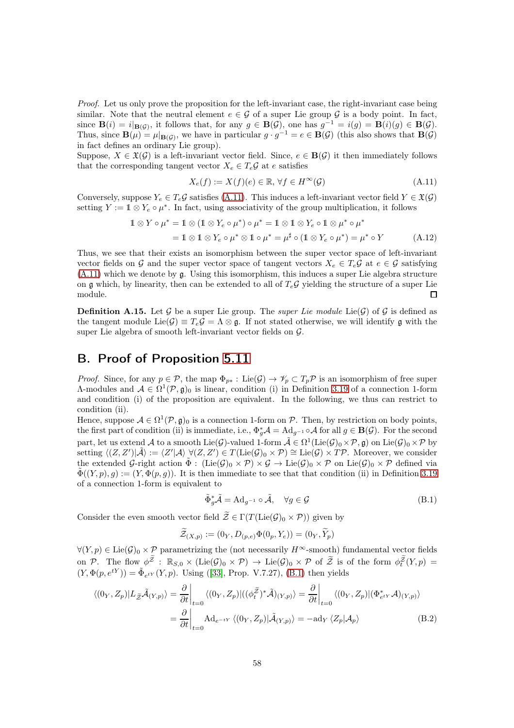*Proof.* Let us only prove the proposition for the left-invariant case, the right-invariant case being similar. Note that the neutral element $e \in \mathcal{G}$ of a super Lie group $\mathcal{G}$ is a body point. In fact, since $\mathbf{B}(i) = i|_{\mathbf{B}(\mathcal{G})}$, it follows that, for any $g \in \mathbf{B}(\mathcal{G})$, one has $g^{-1} = i(g) = \mathbf{B}(i)(g) \in \mathbf{B}(\mathcal{G})$. Thus, since $\mathbf{B}(\mu) = \mu|_{\mathbf{B}(\mathcal{G})}$, we have in particular $g \cdot g^{-1} = e \in \mathbf{B}(\mathcal{G})$ (this also shows that $\mathbf{B}(\mathcal{G})$ in fact defines an ordinary Lie group).
Suppose, $X \in \mathfrak{X}(\mathcal{G})$ is a left-invariant vector field. Since, $e \in \mathbf{B}(\mathcal{G})$ it then immediately follows that the corresponding tangent vector $X_e \in T_e\mathcal{G}$ at $e$ satisfies

$$X_e(f) := X(f)(e) \in \mathbb{R},\ \forall f \in H^\infty(\mathcal{G}) \tag{A.11}$$

Conversely, suppose $Y_e \in T_e\mathcal{G}$ satisfies (A.11). This induces a left-invariant vector field $Y \in \mathfrak{X}(\mathcal{G})$ setting $Y := \mathbb{1} \otimes Y_e \circ \mu^*$. In fact, using associativity of the group multiplication, it follows

$$\begin{aligned}\mathbb{1} \otimes Y \circ \mu^* &= \mathbb{1} \otimes (\mathbb{1} \otimes Y_e \circ \mu^*) \circ \mu^* = \mathbb{1} \otimes \mathbb{1} \otimes Y_e \circ \mathbb{1} \otimes \mu^* \circ \mu^* \\ &= \mathbb{1} \otimes \mathbb{1} \otimes Y_e \circ \mu^* \otimes \mathbb{1} \circ \mu^* = \mu^\sharp \circ (\mathbb{1} \otimes Y_e \circ \mu^*) = \mu^* \circ Y\end{aligned} \tag{A.12}$$

Thus, we see that their exists an isomorphism between the super vector space of left-invariant vector fields on $\mathcal{G}$ and the super vector space of tangent vectors $X_e \in T_e\mathcal{G}$ at $e \in \mathcal{G}$ satisfying (A.11) which we denote by $\mathfrak{g}$. Using this isomorphism, this induces a super Lie algebra structure on $\mathfrak{g}$ which, by linearity, then can be extended to all of $T_e\mathcal{G}$ yielding the structure of a super Lie module. □

**Definition A.15.** Let $\mathcal{G}$ be a super Lie group. The *super Lie module* $\mathrm{Lie}(\mathcal{G})$ of $\mathcal{G}$ is defined as the tangent module $\mathrm{Lie}(\mathcal{G}) \equiv T_e\mathcal{G} = \Lambda \otimes \mathfrak{g}$. If not stated otherwise, we will identify $\mathfrak{g}$ with the super Lie algebra of smooth left-invariant vector fields on $\mathcal{G}$.

# B. Proof of Proposition 5.11

*Proof.* Since, for any $p \in \mathcal{P}$, the map $\Phi_{p*} : \mathrm{Lie}(\mathcal{G}) \to \mathscr{V}_p \subset T_p\mathcal{P}$ is an isomorphism of free super $\Lambda$-modules and $\mathcal{A} \in \Omega^1(\mathcal{P}, \mathfrak{g})_0$ is linear, condition (i) in Definition 3.19 of a connection 1-form and condition (i) of the proposition are equivalent. In the following, we thus can restrict to condition (ii).
Hence, suppose $\mathcal{A} \in \Omega^1(\mathcal{P}, \mathfrak{g})_0$ is a connection 1-form on $\mathcal{P}$. Then, by restriction on body points, the first part of condition (ii) is immediate, i.e., $\Phi_g^*\mathcal{A} = \mathrm{Ad}_{g^{-1}} \circ \mathcal{A}$ for all $g \in \mathbf{B}(\mathcal{G})$. For the second part, let us extend $\mathcal{A}$ to a smooth $\mathrm{Lie}(\mathcal{G})$-valued 1-form $\tilde{\mathcal{A}} \in \Omega^1(\mathrm{Lie}(\mathcal{G})_0 \times \mathcal{P}, \mathfrak{g})$ on $\mathrm{Lie}(\mathcal{G})_0 \times \mathcal{P}$ by setting $\langle (Z, Z') | \tilde{\mathcal{A}} \rangle := \langle Z' | \mathcal{A} \rangle\ \forall (Z, Z') \in T(\mathrm{Lie}(\mathcal{G})_0 \times \mathcal{P}) \cong \mathrm{Lie}(\mathcal{G}) \times T\mathcal{P}$. Moreover, we consider the extended $\mathcal{G}$-right action $\tilde{\Phi} : (\mathrm{Lie}(\mathcal{G})_0 \times \mathcal{P}) \times \mathcal{G} \to \mathrm{Lie}(\mathcal{G})_0 \times \mathcal{P}$ on $\mathrm{Lie}(\mathcal{G})_0 \times \mathcal{P}$ defined via $\tilde{\Phi}((Y, p), g) := (Y, \Phi(p, g))$. It is then immediate to see that condition (ii) in Definition 3.19 of a connection 1-form is equivalent to

$$\tilde{\Phi}_g^*\tilde{\mathcal{A}} = \mathrm{Ad}_{g^{-1}} \circ \tilde{\mathcal{A}}, \quad \forall g \in \mathcal{G} \tag{B.1}$$

Consider the even smooth vector field $\widetilde{\mathcal{Z}} \in \Gamma(T(\mathrm{Lie}(\mathcal{G})_0 \times \mathcal{P}))$ given by

$$\widetilde{\mathcal{Z}}_{(X,p)} := (0_Y, D_{(p,e)}\Phi(0_p, Y_e)) = (0_Y, \widetilde{Y}_p)$$

$\forall (Y, p) \in \mathrm{Lie}(\mathcal{G})_0 \times \mathcal{P}$ parametrizing the (not necessarily $H^\infty$-smooth) fundamental vector fields on $\mathcal{P}$. The flow $\phi^{\widetilde{\mathcal{Z}}} : \mathbb{R}_{S,0} \times (\mathrm{Lie}(\mathcal{G})_0 \times \mathcal{P}) \to \mathrm{Lie}(\mathcal{G})_0 \times \mathcal{P}$ of $\widetilde{\mathcal{Z}}$ is of the form $\phi_t^{\widetilde{\mathcal{Z}}}(Y, p) = (Y, \Phi(p, e^{tY})) = \tilde{\Phi}_{e^{tY}}(Y, p)$. Using ([33], Prop. V.7.27), (B.1) then yields

$$\begin{aligned}\langle (0_Y, Z_p) | L_{\widetilde{\mathcal{Z}}}\tilde{\mathcal{A}}_{(Y,p)} \rangle &= \left.\frac{\partial}{\partial t}\right|_{t=0} \langle (0_Y, Z_p) | ((\phi_t^{\widetilde{\mathcal{Z}}})^*\tilde{\mathcal{A}})_{(Y,p)} \rangle = \left.\frac{\partial}{\partial t}\right|_{t=0} \langle (0_Y, Z_p) | (\Phi_{e^{tY}}^*\mathcal{A})_{(Y,p)} \rangle \\ &= \left.\frac{\partial}{\partial t}\right|_{t=0} \mathrm{Ad}_{e^{-tY}} \langle (0_Y, Z_p) | \tilde{\mathcal{A}}_{(Y,p)} \rangle = -\mathrm{ad}_Y \langle Z_p | \mathcal{A}_p \rangle\end{aligned} \tag{B.2}$$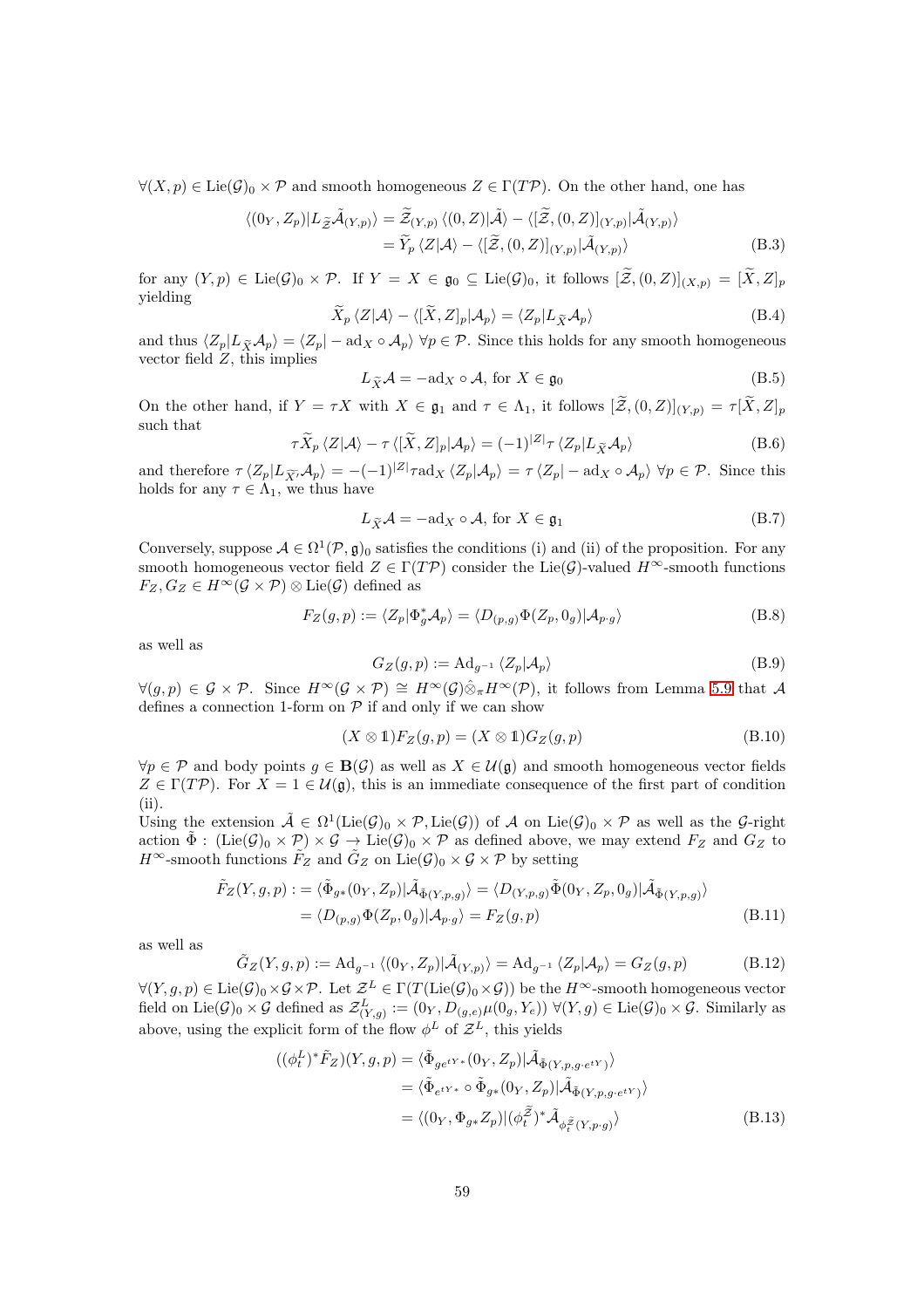$\forall(X,p)\in\mathrm{Lie}(\mathcal{G})_0\times\mathcal{P}$ and smooth homogeneous $Z\in\Gamma(T\mathcal{P})$. On the other hand, one has

$$\begin{aligned}\langle(0_Y,Z_p)|L_{\widetilde{\mathcal{Z}}}\tilde{\mathcal{A}}_{(Y,p)}\rangle&=\widetilde{\mathcal{Z}}_{(Y,p)}\langle(0,Z)|\tilde{\mathcal{A}}\rangle-\langle[\widetilde{\mathcal{Z}},(0,Z)]_{(Y,p)}|\tilde{\mathcal{A}}_{(Y,p)}\rangle\\&=\widetilde{Y}_p\langle Z|\mathcal{A}\rangle-\langle[\widetilde{\mathcal{Z}},(0,Z)]_{(Y,p)}|\tilde{\mathcal{A}}_{(Y,p)}\rangle\end{aligned}\tag{B.3}$$

for any $(Y,p)\in\mathrm{Lie}(\mathcal{G})_0\times\mathcal{P}$. If $Y=X\in\mathfrak{g}_0\subseteq\mathrm{Lie}(\mathcal{G})_0$, it follows $[\widetilde{\mathcal{Z}},(0,Z)]_{(X,p)}=[\widetilde{X},Z]_p$ yielding

$$\widetilde{X}_p\langle Z|\mathcal{A}\rangle-\langle[\widetilde{X},Z]_p|\mathcal{A}_p\rangle=\langle Z_p|L_{\widetilde{X}}\mathcal{A}_p\rangle\tag{B.4}$$

and thus $\langle Z_p|L_{\widetilde{X}}\mathcal{A}_p\rangle=\langle Z_p|-\mathrm{ad}_X\circ\mathcal{A}_p\rangle$ $\forall p\in\mathcal{P}$. Since this holds for any smooth homogeneous vector field $Z$, this implies

$$L_{\widetilde{X}}\mathcal{A}=-\mathrm{ad}_X\circ\mathcal{A},\text{ for }X\in\mathfrak{g}_0\tag{B.5}$$

On the other hand, if $Y=\tau X$ with $X\in\mathfrak{g}_1$ and $\tau\in\Lambda_1$, it follows $[\widetilde{\mathcal{Z}},(0,Z)]_{(Y,p)}=\tau[\widetilde{X},Z]_p$ such that

$$\tau\widetilde{X}_p\langle Z|\mathcal{A}\rangle-\tau\langle[\widetilde{X},Z]_p|\mathcal{A}_p\rangle=(-1)^{|Z|}\tau\langle Z_p|L_{\widetilde{X}}\mathcal{A}_p\rangle\tag{B.6}$$

and therefore $\tau\langle Z_p|L_{\widetilde{X}'}\mathcal{A}_p\rangle=-(-1)^{|Z|}\tau\mathrm{ad}_X\langle Z_p|\mathcal{A}_p\rangle=\tau\langle Z_p|-\mathrm{ad}_X\circ\mathcal{A}_p\rangle$ $\forall p\in\mathcal{P}$. Since this holds for any $\tau\in\Lambda_1$, we thus have

$$L_{\widetilde{X}}\mathcal{A}=-\mathrm{ad}_X\circ\mathcal{A},\text{ for }X\in\mathfrak{g}_1\tag{B.7}$$

Conversely, suppose $\mathcal{A}\in\Omega^1(\mathcal{P},\mathfrak{g})_0$ satisfies the conditions (i) and (ii) of the proposition. For any smooth homogeneous vector field $Z\in\Gamma(T\mathcal{P})$ consider the $\mathrm{Lie}(\mathcal{G})$-valued $H^\infty$-smooth functions $F_Z,G_Z\in H^\infty(\mathcal{G}\times\mathcal{P})\otimes\mathrm{Lie}(\mathcal{G})$ defined as

$$F_Z(g,p):=\langle Z_p|\Phi_g^*\mathcal{A}_p\rangle=\langle D_{(p,g)}\Phi(Z_p,0_g)|\mathcal{A}_{p\cdot g}\rangle\tag{B.8}$$

as well as

$$G_Z(g,p):=\mathrm{Ad}_{g^{-1}}\langle Z_p|\mathcal{A}_p\rangle\tag{B.9}$$

$\forall(g,p)\in\mathcal{G}\times\mathcal{P}$. Since $H^\infty(\mathcal{G}\times\mathcal{P})\cong H^\infty(\mathcal{G})\hat{\otimes}_\pi H^\infty(\mathcal{P})$, it follows from Lemma 5.9 that $\mathcal{A}$ defines a connection 1-form on $\mathcal{P}$ if and only if we can show

$$(X\otimes\mathbb{1})F_Z(g,p)=(X\otimes\mathbb{1})G_Z(g,p)\tag{B.10}$$

$\forall p\in\mathcal{P}$ and body points $g\in\mathbf{B}(\mathcal{G})$ as well as $X\in\mathcal{U}(\mathfrak{g})$ and smooth homogeneous vector fields $Z\in\Gamma(T\mathcal{P})$. For $X=1\in\mathcal{U}(\mathfrak{g})$, this is an immediate consequence of the first part of condition (ii).

Using the extension $\tilde{\mathcal{A}}\in\Omega^1(\mathrm{Lie}(\mathcal{G})_0\times\mathcal{P},\mathrm{Lie}(\mathcal{G}))$ of $\mathcal{A}$ on $\mathrm{Lie}(\mathcal{G})_0\times\mathcal{P}$ as well as the $\mathcal{G}$-right action $\tilde{\Phi}:(\mathrm{Lie}(\mathcal{G})_0\times\mathcal{P})\times\mathcal{G}\to\mathrm{Lie}(\mathcal{G})_0\times\mathcal{P}$ as defined above, we may extend $F_Z$ and $G_Z$ to $H^\infty$-smooth functions $\tilde{F}_Z$ and $\tilde{G}_Z$ on $\mathrm{Lie}(\mathcal{G})_0\times\mathcal{G}\times\mathcal{P}$ by setting

$$\begin{aligned}\tilde{F}_Z(Y,g,p):&=\langle\tilde{\Phi}_{g*}(0_Y,Z_p)|\tilde{\mathcal{A}}_{\tilde{\Phi}(Y,p,g)}\rangle=\langle D_{(Y,p,g)}\tilde{\Phi}(0_Y,Z_p,0_g)|\tilde{\mathcal{A}}_{\tilde{\Phi}(Y,p,g)}\rangle\\&=\langle D_{(p,g)}\Phi(Z_p,0_g)|\mathcal{A}_{p\cdot g}\rangle=F_Z(g,p)\end{aligned}\tag{B.11}$$

as well as

$$\tilde{G}_Z(Y,g,p):=\mathrm{Ad}_{g^{-1}}\langle(0_Y,Z_p)|\tilde{\mathcal{A}}_{(Y,p)}\rangle=\mathrm{Ad}_{g^{-1}}\langle Z_p|\mathcal{A}_p\rangle=G_Z(g,p)\tag{B.12}$$

$\forall(Y,g,p)\in\mathrm{Lie}(\mathcal{G})_0\times\mathcal{G}\times\mathcal{P}$. Let $\mathcal{Z}^L\in\Gamma(T(\mathrm{Lie}(\mathcal{G})_0\times\mathcal{G}))$ be the $H^\infty$-smooth homogeneous vector field on $\mathrm{Lie}(\mathcal{G})_0\times\mathcal{G}$ defined as $\mathcal{Z}^L_{(Y,g)}:=(0_Y,D_{(g,e)}\mu(0_g,Y_e))$ $\forall(Y,g)\in\mathrm{Lie}(\mathcal{G})_0\times\mathcal{G}$. Similarly as above, using the explicit form of the flow $\phi^L$ of $\mathcal{Z}^L$, this yields

$$\begin{aligned}((\phi_t^L)^*\tilde{F}_Z)(Y,g,p)&=\langle\tilde{\Phi}_{ge^{tY}*}(0_Y,Z_p)|\tilde{\mathcal{A}}_{\tilde{\Phi}(Y,p,g\cdot e^{tY})}\rangle\\&=\langle\tilde{\Phi}_{e^{tY}*}\circ\tilde{\Phi}_{g*}(0_Y,Z_p)|\tilde{\mathcal{A}}_{\tilde{\Phi}(Y,p,g\cdot e^{tY})}\rangle\\&=\langle(0_Y,\Phi_{g*}Z_p)|(\phi_t^{\widetilde{\mathcal{Z}}})^*\tilde{\mathcal{A}}_{\phi_t^{\widetilde{\mathcal{Z}}}(Y,p\cdot g)}\rangle\end{aligned}\tag{B.13}$$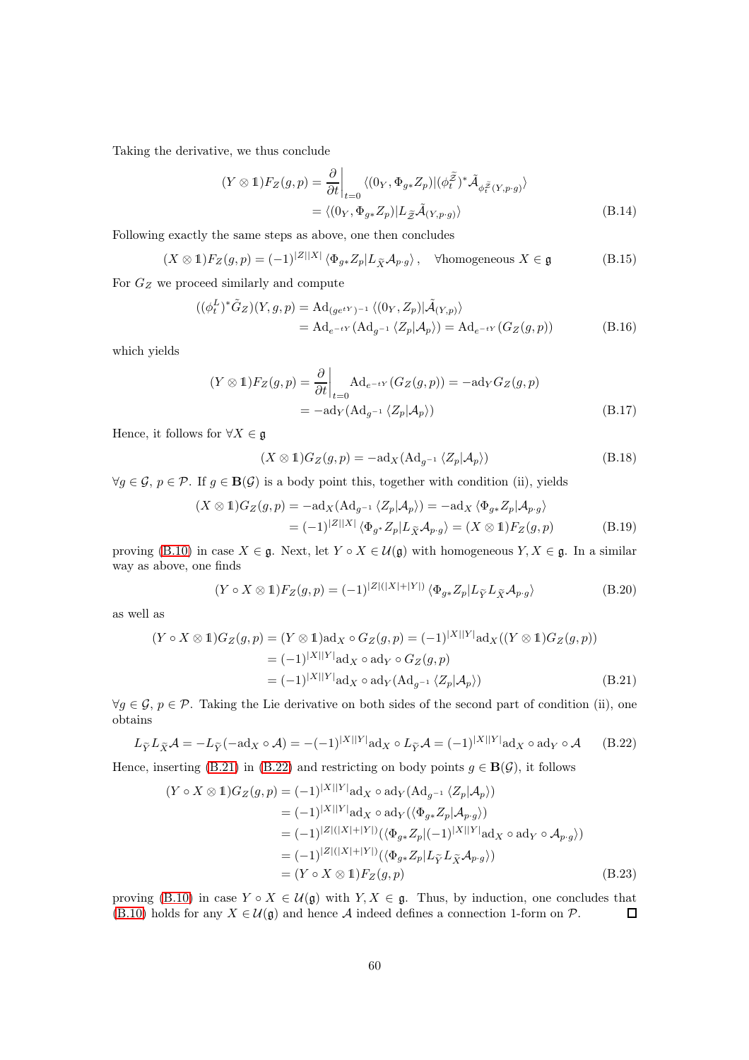Taking the derivative, we thus conclude

$$
\begin{aligned}
(Y \otimes \mathbb{1})F_Z(g,p) &= \frac{\partial}{\partial t}\bigg|_{t=0} \langle (0_Y, \Phi_{g*}Z_p)|(\phi_t^{\widetilde{\mathcal{Z}}})^*\tilde{\mathcal{A}}_{\phi_t^{\widetilde{\mathcal{Z}}}(Y,p\cdot g)}\rangle \\
&= \langle (0_Y, \Phi_{g*}Z_p)|L_{\widetilde{\mathcal{Z}}}\tilde{\mathcal{A}}_{(Y,p\cdot g)}\rangle
\end{aligned} \tag{B.14}
$$

Following exactly the same steps as above, one then concludes

$$
(X \otimes \mathbb{1})F_Z(g,p) = (-1)^{|Z||X|}\langle \Phi_{g*}Z_p|L_{\widetilde{X}}\mathcal{A}_{p\cdot g}\rangle\,, \quad \forall \text{homogeneous } X \in \mathfrak{g} \tag{B.15}
$$

For $G_Z$ we proceed similarly and compute

$$
\begin{aligned}
((\phi_t^L)^*\tilde{G}_Z)(Y,g,p) &= \mathrm{Ad}_{(ge^{tY})^{-1}}\langle (0_Y, Z_p)|\tilde{\mathcal{A}}_{(Y,p)}\rangle \\
&= \mathrm{Ad}_{e^{-tY}}(\mathrm{Ad}_{g^{-1}}\langle Z_p|\mathcal{A}_p\rangle) = \mathrm{Ad}_{e^{-tY}}(G_Z(g,p))
\end{aligned} \tag{B.16}
$$

which yields

$$
\begin{aligned}
(Y \otimes \mathbb{1})F_Z(g,p) &= \frac{\partial}{\partial t}\bigg|_{t=0} \mathrm{Ad}_{e^{-tY}}(G_Z(g,p)) = -\mathrm{ad}_Y G_Z(g,p) \\
&= -\mathrm{ad}_Y(\mathrm{Ad}_{g^{-1}}\langle Z_p|\mathcal{A}_p\rangle)
\end{aligned} \tag{B.17}
$$

Hence, it follows for $\forall X \in \mathfrak{g}$

$$
(X \otimes \mathbb{1})G_Z(g,p) = -\mathrm{ad}_X(\mathrm{Ad}_{g^{-1}}\langle Z_p|\mathcal{A}_p\rangle) \tag{B.18}
$$

$\forall g \in \mathcal{G},\ p \in \mathcal{P}$. If $g \in \mathbf{B}(\mathcal{G})$ is a body point this, together with condition (ii), yields

$$
\begin{aligned}
(X \otimes \mathbb{1})G_Z(g,p) &= -\mathrm{ad}_X(\mathrm{Ad}_{g^{-1}}\langle Z_p|\mathcal{A}_p\rangle) = -\mathrm{ad}_X\langle \Phi_{g*}Z_p|\mathcal{A}_{p\cdot g}\rangle \\
&= (-1)^{|Z||X|}\langle \Phi_{g^*}Z_p|L_{\widetilde{X}}\mathcal{A}_{p\cdot g}\rangle = (X \otimes \mathbb{1})F_Z(g,p)
\end{aligned} \tag{B.19}
$$

proving (B.10) in case $X \in \mathfrak{g}$. Next, let $Y \circ X \in \mathcal{U}(\mathfrak{g})$ with homogeneous $Y, X \in \mathfrak{g}$. In a similar way as above, one finds

$$
(Y \circ X \otimes \mathbb{1})F_Z(g,p) = (-1)^{|Z|(|X|+|Y|)}\langle \Phi_{g*}Z_p|L_{\widetilde{Y}}L_{\widetilde{X}}\mathcal{A}_{p\cdot g}\rangle \tag{B.20}
$$

as well as

$$
\begin{aligned}
(Y \circ X \otimes \mathbb{1})G_Z(g,p) &= (Y \otimes \mathbb{1})\mathrm{ad}_X \circ G_Z(g,p) = (-1)^{|X||Y|}\mathrm{ad}_X((Y \otimes \mathbb{1})G_Z(g,p)) \\
&= (-1)^{|X||Y|}\mathrm{ad}_X \circ \mathrm{ad}_Y \circ G_Z(g,p) \\
&= (-1)^{|X||Y|}\mathrm{ad}_X \circ \mathrm{ad}_Y(\mathrm{Ad}_{g^{-1}}\langle Z_p|\mathcal{A}_p\rangle)
\end{aligned} \tag{B.21}
$$

$\forall g \in \mathcal{G},\ p \in \mathcal{P}$. Taking the Lie derivative on both sides of the second part of condition (ii), one obtains

$$
L_{\widetilde{Y}}L_{\widetilde{X}}\mathcal{A} = -L_{\widetilde{Y}}(-\mathrm{ad}_X \circ \mathcal{A}) = -(-1)^{|X||Y|}\mathrm{ad}_X \circ L_{\widetilde{Y}}\mathcal{A} = (-1)^{|X||Y|}\mathrm{ad}_X \circ \mathrm{ad}_Y \circ \mathcal{A} \tag{B.22}
$$

Hence, inserting (B.21) in (B.22) and restricting on body points $g \in \mathbf{B}(\mathcal{G})$, it follows

$$
\begin{aligned}
(Y \circ X \otimes \mathbb{1})G_Z(g,p) &= (-1)^{|X||Y|}\mathrm{ad}_X \circ \mathrm{ad}_Y(\mathrm{Ad}_{g^{-1}}\langle Z_p|\mathcal{A}_p\rangle) \\
&= (-1)^{|X||Y|}\mathrm{ad}_X \circ \mathrm{ad}_Y(\langle \Phi_{g*}Z_p|\mathcal{A}_{p\cdot g}\rangle) \\
&= (-1)^{|Z|(|X|+|Y|)}(\langle \Phi_{g*}Z_p|(-1)^{|X||Y|}\mathrm{ad}_X \circ \mathrm{ad}_Y \circ \mathcal{A}_{p\cdot g}\rangle) \\
&= (-1)^{|Z|(|X|+|Y|)}(\langle \Phi_{g*}Z_p|L_{\widetilde{Y}}L_{\widetilde{X}}\mathcal{A}_{p\cdot g}\rangle) \\
&= (Y \circ X \otimes \mathbb{1})F_Z(g,p)
\end{aligned} \tag{B.23}
$$

proving (B.10) in case $Y \circ X \in \mathcal{U}(\mathfrak{g})$ with $Y, X \in \mathfrak{g}$. Thus, by induction, one concludes that (B.10) holds for any $X \in \mathcal{U}(\mathfrak{g})$ and hence $\mathcal{A}$ indeed defines a connection 1-form on $\mathcal{P}$. □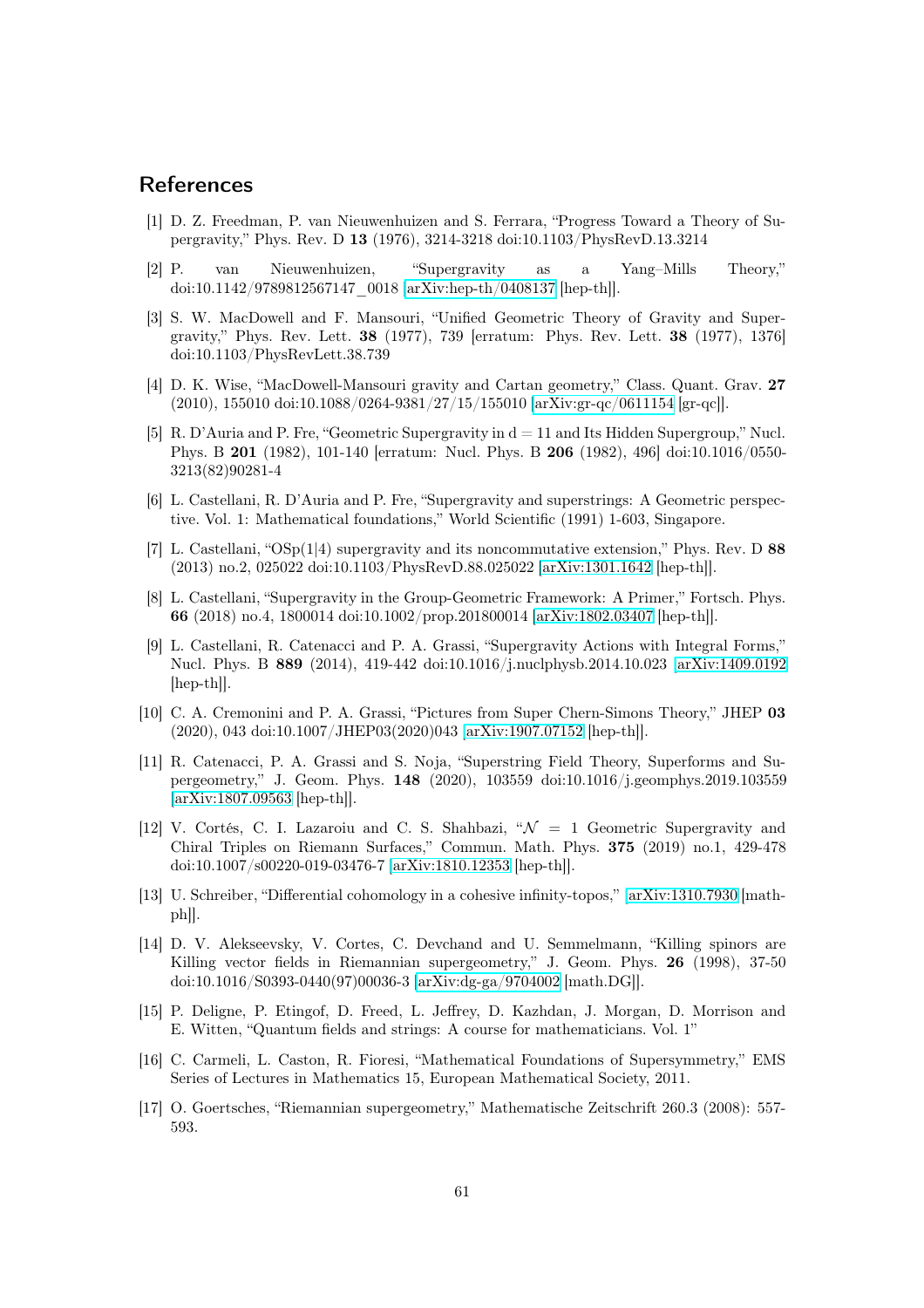## References

[1] D. Z. Freedman, P. van Nieuwenhuizen and S. Ferrara, "Progress Toward a Theory of Supergravity," Phys. Rev. D **13** (1976), 3214-3218 doi:10.1103/PhysRevD.13.3214

[2] P. van Nieuwenhuizen, "Supergravity as a Yang–Mills Theory," doi:10.1142/9789812567147_0018 [arXiv:hep-th/0408137 [hep-th]].

[3] S. W. MacDowell and F. Mansouri, "Unified Geometric Theory of Gravity and Supergravity," Phys. Rev. Lett. **38** (1977), 739 [erratum: Phys. Rev. Lett. **38** (1977), 1376] doi:10.1103/PhysRevLett.38.739

[4] D. K. Wise, "MacDowell-Mansouri gravity and Cartan geometry," Class. Quant. Grav. **27** (2010), 155010 doi:10.1088/0264-9381/27/15/155010 [arXiv:gr-qc/0611154 [gr-qc]].

[5] R. D'Auria and P. Fre, "Geometric Supergravity in d = 11 and Its Hidden Supergroup," Nucl. Phys. B **201** (1982), 101-140 [erratum: Nucl. Phys. B **206** (1982), 496] doi:10.1016/0550-3213(82)90281-4

[6] L. Castellani, R. D'Auria and P. Fre, "Supergravity and superstrings: A Geometric perspective. Vol. 1: Mathematical foundations," World Scientific (1991) 1-603, Singapore.

[7] L. Castellani, "OSp(1|4) supergravity and its noncommutative extension," Phys. Rev. D **88** (2013) no.2, 025022 doi:10.1103/PhysRevD.88.025022 [arXiv:1301.1642 [hep-th]].

[8] L. Castellani, "Supergravity in the Group-Geometric Framework: A Primer," Fortsch. Phys. **66** (2018) no.4, 1800014 doi:10.1002/prop.201800014 [arXiv:1802.03407 [hep-th]].

[9] L. Castellani, R. Catenacci and P. A. Grassi, "Supergravity Actions with Integral Forms," Nucl. Phys. B **889** (2014), 419-442 doi:10.1016/j.nuclphysb.2014.10.023 [arXiv:1409.0192 [hep-th]].

[10] C. A. Cremonini and P. A. Grassi, "Pictures from Super Chern-Simons Theory," JHEP **03** (2020), 043 doi:10.1007/JHEP03(2020)043 [arXiv:1907.07152 [hep-th]].

[11] R. Catenacci, P. A. Grassi and S. Noja, "Superstring Field Theory, Superforms and Supergeometry," J. Geom. Phys. **148** (2020), 103559 doi:10.1016/j.geomphys.2019.103559 [arXiv:1807.09563 [hep-th]].

[12] V. Cortés, C. I. Lazaroiu and C. S. Shahbazi, "$\mathcal{N} = 1$ Geometric Supergravity and Chiral Triples on Riemann Surfaces," Commun. Math. Phys. **375** (2019) no.1, 429-478 doi:10.1007/s00220-019-03476-7 [arXiv:1810.12353 [hep-th]].

[13] U. Schreiber, "Differential cohomology in a cohesive infinity-topos," [arXiv:1310.7930 [math-ph]].

[14] D. V. Alekseevsky, V. Cortes, C. Devchand and U. Semmelmann, "Killing spinors are Killing vector fields in Riemannian supergeometry," J. Geom. Phys. **26** (1998), 37-50 doi:10.1016/S0393-0440(97)00036-3 [arXiv:dg-ga/9704002 [math.DG]].

[15] P. Deligne, P. Etingof, D. Freed, L. Jeffrey, D. Kazhdan, J. Morgan, D. Morrison and E. Witten, "Quantum fields and strings: A course for mathematicians. Vol. 1"

[16] C. Carmeli, L. Caston, R. Fioresi, "Mathematical Foundations of Supersymmetry," EMS Series of Lectures in Mathematics 15, European Mathematical Society, 2011.

[17] O. Goertsches, "Riemannian supergeometry," Mathematische Zeitschrift 260.3 (2008): 557-593.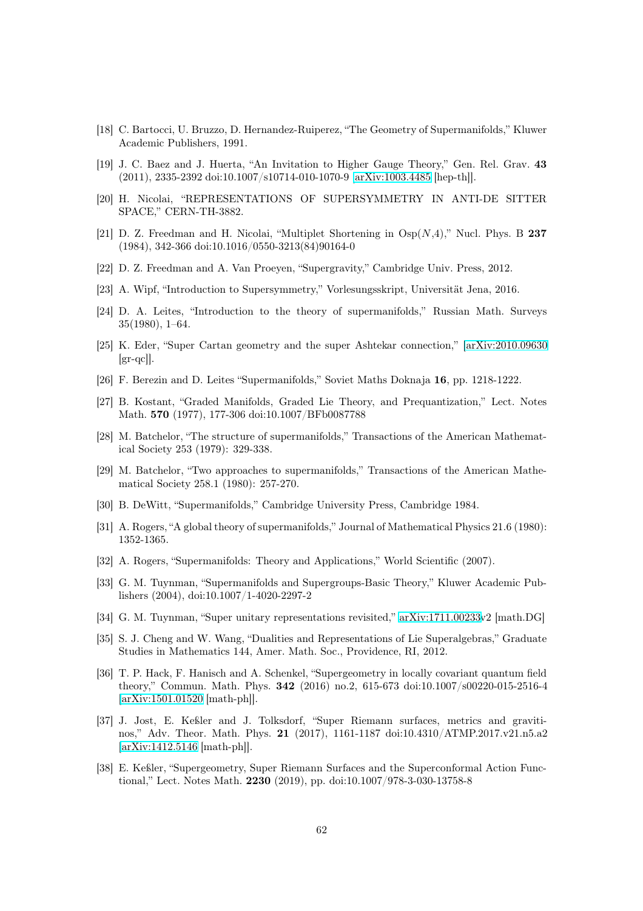[18] C. Bartocci, U. Bruzzo, D. Hernandez-Ruiperez, "The Geometry of Supermanifolds," Kluwer Academic Publishers, 1991.

[19] J. C. Baez and J. Huerta, "An Invitation to Higher Gauge Theory," Gen. Rel. Grav. **43** (2011), 2335-2392 doi:10.1007/s10714-010-1070-9 [arXiv:1003.4485 [hep-th]].

[20] H. Nicolai, "REPRESENTATIONS OF SUPERSYMMETRY IN ANTI-DE SITTER SPACE," CERN-TH-3882.

[21] D. Z. Freedman and H. Nicolai, "Multiplet Shortening in Osp($N$,4)," Nucl. Phys. B **237** (1984), 342-366 doi:10.1016/0550-3213(84)90164-0

[22] D. Z. Freedman and A. Van Proeyen, "Supergravity," Cambridge Univ. Press, 2012.

[23] A. Wipf, "Introduction to Supersymmetry," Vorlesungsskript, Universität Jena, 2016.

[24] D. A. Leites, "Introduction to the theory of supermanifolds," Russian Math. Surveys 35(1980), 1–64.

[25] K. Eder, "Super Cartan geometry and the super Ashtekar connection," [arXiv:2010.09630 [gr-qc]].

[26] F. Berezin and D. Leites "Supermanifolds," Soviet Maths Doknaja **16**, pp. 1218-1222.

[27] B. Kostant, "Graded Manifolds, Graded Lie Theory, and Prequantization," Lect. Notes Math. **570** (1977), 177-306 doi:10.1007/BFb0087788

[28] M. Batchelor, "The structure of supermanifolds," Transactions of the American Mathematical Society 253 (1979): 329-338.

[29] M. Batchelor, "Two approaches to supermanifolds," Transactions of the American Mathematical Society 258.1 (1980): 257-270.

[30] B. DeWitt, "Supermanifolds," Cambridge University Press, Cambridge 1984.

[31] A. Rogers, "A global theory of supermanifolds," Journal of Mathematical Physics 21.6 (1980): 1352-1365.

[32] A. Rogers, "Supermanifolds: Theory and Applications," World Scientific (2007).

[33] G. M. Tuynman, "Supermanifolds and Supergroups-Basic Theory," Kluwer Academic Publishers (2004), doi:10.1007/1-4020-2297-2

[34] G. M. Tuynman, "Super unitary representations revisited," arXiv:1711.00233v2 [math.DG]

[35] S. J. Cheng and W. Wang, "Dualities and Representations of Lie Superalgebras," Graduate Studies in Mathematics 144, Amer. Math. Soc., Providence, RI, 2012.

[36] T. P. Hack, F. Hanisch and A. Schenkel, "Supergeometry in locally covariant quantum field theory," Commun. Math. Phys. **342** (2016) no.2, 615-673 doi:10.1007/s00220-015-2516-4 [arXiv:1501.01520 [math-ph]].

[37] J. Jost, E. Keßler and J. Tolksdorf, "Super Riemann surfaces, metrics and gravitinos," Adv. Theor. Math. Phys. **21** (2017), 1161-1187 doi:10.4310/ATMP.2017.v21.n5.a2 [arXiv:1412.5146 [math-ph]].

[38] E. Keßler, "Supergeometry, Super Riemann Surfaces and the Superconformal Action Functional," Lect. Notes Math. **2230** (2019), pp. doi:10.1007/978-3-030-13758-8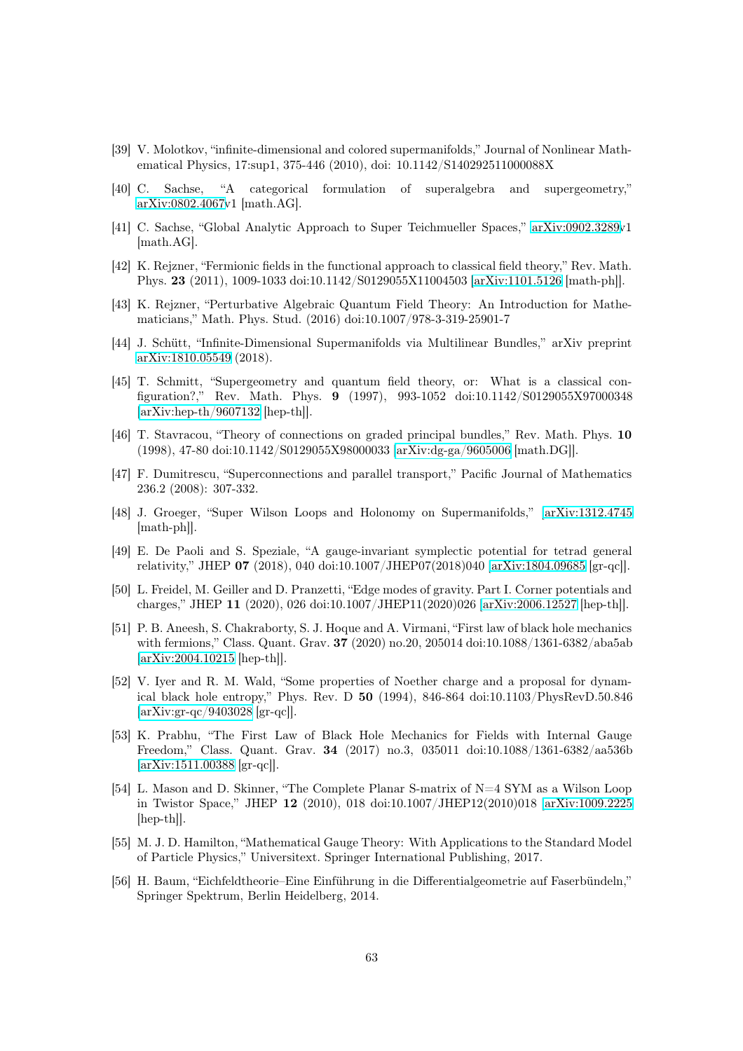[39] V. Molotkov, "infinite-dimensional and colored supermanifolds," Journal of Nonlinear Mathematical Physics, 17:sup1, 375-446 (2010), doi: 10.1142/S140292511000088X

[40] C. Sachse, "A categorical formulation of superalgebra and supergeometry," arXiv:0802.4067v1 [math.AG].

[41] C. Sachse, "Global Analytic Approach to Super Teichmueller Spaces," arXiv:0902.3289v1 [math.AG].

[42] K. Rejzner, "Fermionic fields in the functional approach to classical field theory," Rev. Math. Phys. **23** (2011), 1009-1033 doi:10.1142/S0129055X11004503 [arXiv:1101.5126 [math-ph]].

[43] K. Rejzner, "Perturbative Algebraic Quantum Field Theory: An Introduction for Mathematicians," Math. Phys. Stud. (2016) doi:10.1007/978-3-319-25901-7

[44] J. Schütt, "Infinite-Dimensional Supermanifolds via Multilinear Bundles," arXiv preprint arXiv:1810.05549 (2018).

[45] T. Schmitt, "Supergeometry and quantum field theory, or: What is a classical configuration?," Rev. Math. Phys. **9** (1997), 993-1052 doi:10.1142/S0129055X97000348 [arXiv:hep-th/9607132 [hep-th]].

[46] T. Stavracou, "Theory of connections on graded principal bundles," Rev. Math. Phys. **10** (1998), 47-80 doi:10.1142/S0129055X98000033 [arXiv:dg-ga/9605006 [math.DG]].

[47] F. Dumitrescu, "Superconnections and parallel transport," Pacific Journal of Mathematics 236.2 (2008): 307-332.

[48] J. Groeger, "Super Wilson Loops and Holonomy on Supermanifolds," [arXiv:1312.4745 [math-ph]].

[49] E. De Paoli and S. Speziale, "A gauge-invariant symplectic potential for tetrad general relativity," JHEP **07** (2018), 040 doi:10.1007/JHEP07(2018)040 [arXiv:1804.09685 [gr-qc]].

[50] L. Freidel, M. Geiller and D. Pranzetti, "Edge modes of gravity. Part I. Corner potentials and charges," JHEP **11** (2020), 026 doi:10.1007/JHEP11(2020)026 [arXiv:2006.12527 [hep-th]].

[51] P. B. Aneesh, S. Chakraborty, S. J. Hoque and A. Virmani, "First law of black hole mechanics with fermions," Class. Quant. Grav. **37** (2020) no.20, 205014 doi:10.1088/1361-6382/aba5ab [arXiv:2004.10215 [hep-th]].

[52] V. Iyer and R. M. Wald, "Some properties of Noether charge and a proposal for dynamical black hole entropy," Phys. Rev. D **50** (1994), 846-864 doi:10.1103/PhysRevD.50.846 [arXiv:gr-qc/9403028 [gr-qc]].

[53] K. Prabhu, "The First Law of Black Hole Mechanics for Fields with Internal Gauge Freedom," Class. Quant. Grav. **34** (2017) no.3, 035011 doi:10.1088/1361-6382/aa536b [arXiv:1511.00388 [gr-qc]].

[54] L. Mason and D. Skinner, "The Complete Planar S-matrix of N=4 SYM as a Wilson Loop in Twistor Space," JHEP **12** (2010), 018 doi:10.1007/JHEP12(2010)018 [arXiv:1009.2225 [hep-th]].

[55] M. J. D. Hamilton, "Mathematical Gauge Theory: With Applications to the Standard Model of Particle Physics," Universitext. Springer International Publishing, 2017.

[56] H. Baum, "Eichfeldtheorie–Eine Einführung in die Differentialgeometrie auf Faserbündeln," Springer Spektrum, Berlin Heidelberg, 2014.